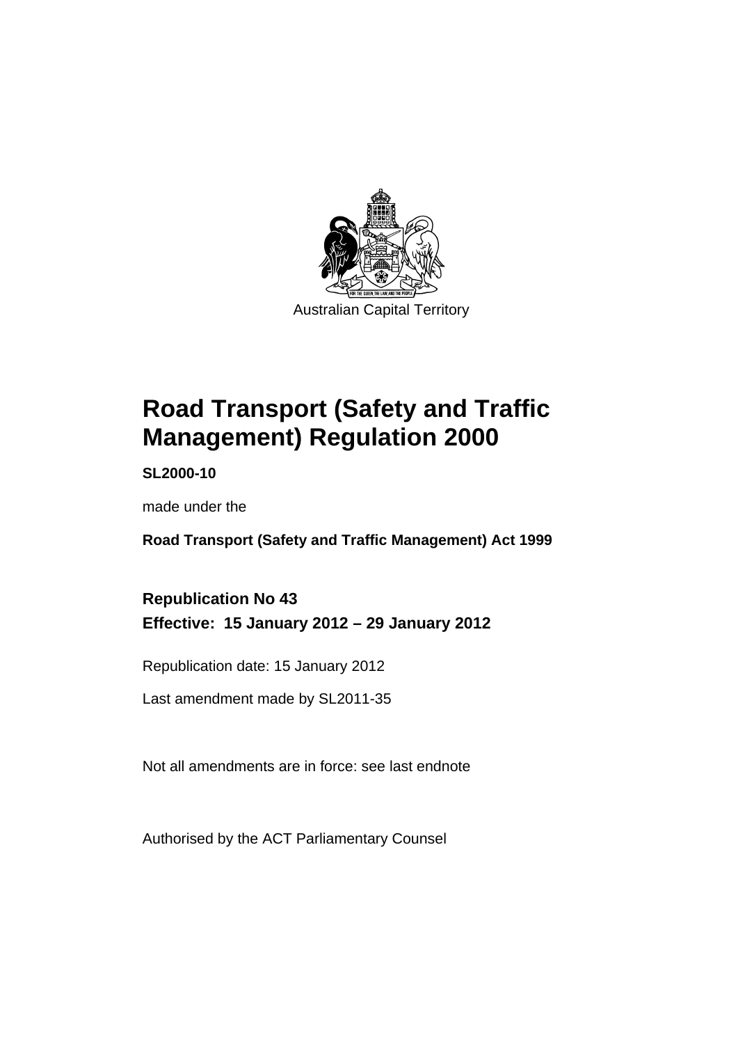Australian Capital Territory

# Road Transport (Safety and Traffic Management) Regulation 2000

**SL2000-10**

made under the

**Road Transport (Safety and Traffic Management) Act 1999**

## Republication No 43
## Effective: 15 January 2012 – 29 January 2012

Republication date: 15 January 2012

Last amendment made by SL2011-35

Not all amendments are in force: see last endnote

Authorised by the ACT Parliamentary Counsel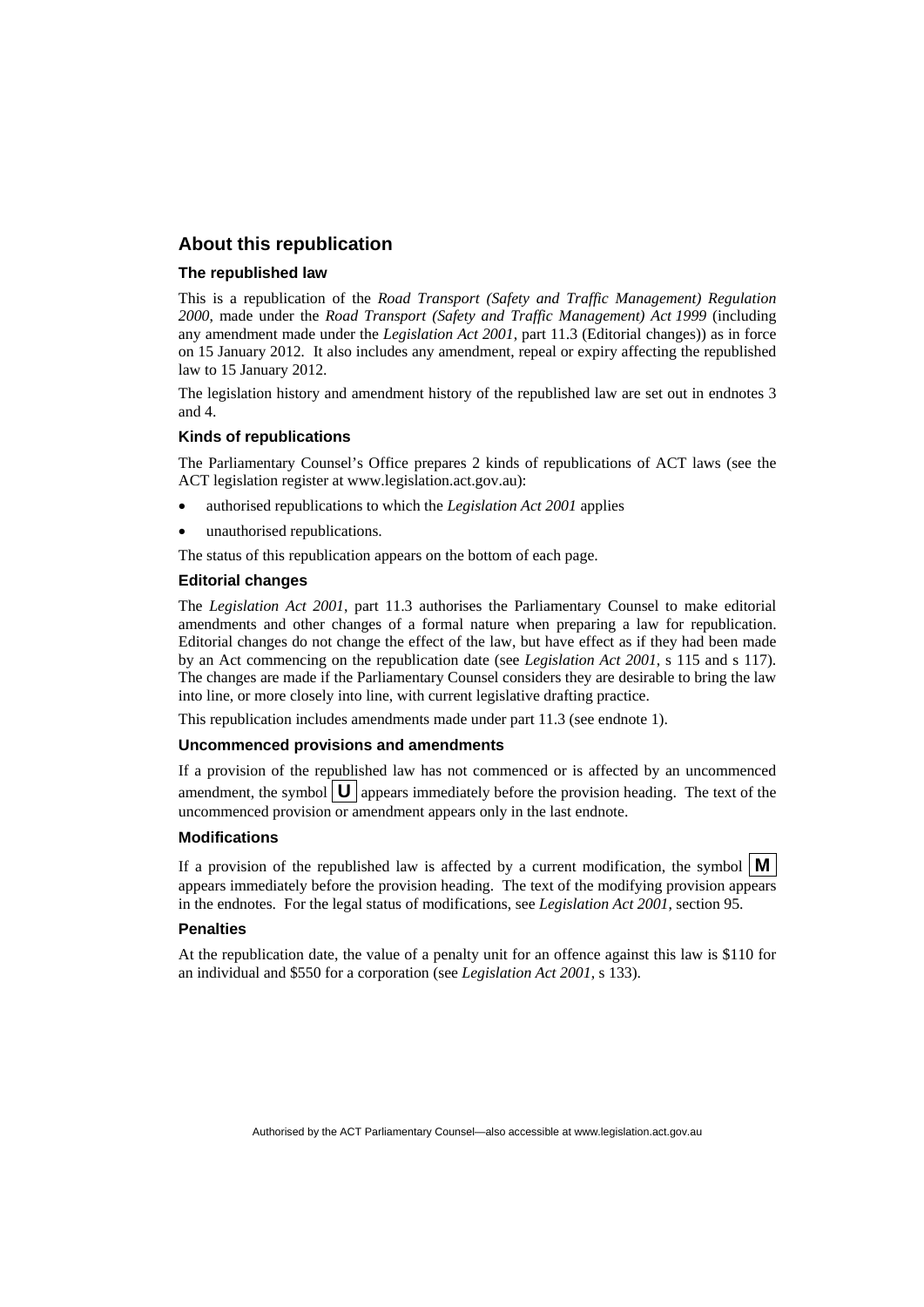## About this republication

### The republished law

This is a republication of the *Road Transport (Safety and Traffic Management) Regulation 2000*, made under the *Road Transport (Safety and Traffic Management) Act 1999* (including any amendment made under the *Legislation Act 2001*, part 11.3 (Editorial changes)) as in force on 15 January 2012. It also includes any amendment, repeal or expiry affecting the republished law to 15 January 2012.

The legislation history and amendment history of the republished law are set out in endnotes 3 and 4.

### Kinds of republications

The Parliamentary Counsel's Office prepares 2 kinds of republications of ACT laws (see the ACT legislation register at www.legislation.act.gov.au):

- authorised republications to which the *Legislation Act 2001* applies
- unauthorised republications.

The status of this republication appears on the bottom of each page.

### Editorial changes

The *Legislation Act 2001*, part 11.3 authorises the Parliamentary Counsel to make editorial amendments and other changes of a formal nature when preparing a law for republication. Editorial changes do not change the effect of the law, but have effect as if they had been made by an Act commencing on the republication date (see *Legislation Act 2001*, s 115 and s 117). The changes are made if the Parliamentary Counsel considers they are desirable to bring the law into line, or more closely into line, with current legislative drafting practice.

This republication includes amendments made under part 11.3 (see endnote 1).

### Uncommenced provisions and amendments

If a provision of the republished law has not commenced or is affected by an uncommenced amendment, the symbol **U** appears immediately before the provision heading. The text of the uncommenced provision or amendment appears only in the last endnote.

### Modifications

If a provision of the republished law is affected by a current modification, the symbol **M** appears immediately before the provision heading. The text of the modifying provision appears in the endnotes. For the legal status of modifications, see *Legislation Act 2001*, section 95.

### Penalties

At the republication date, the value of a penalty unit for an offence against this law is $110 for an individual and $550 for a corporation (see *Legislation Act 2001*, s 133).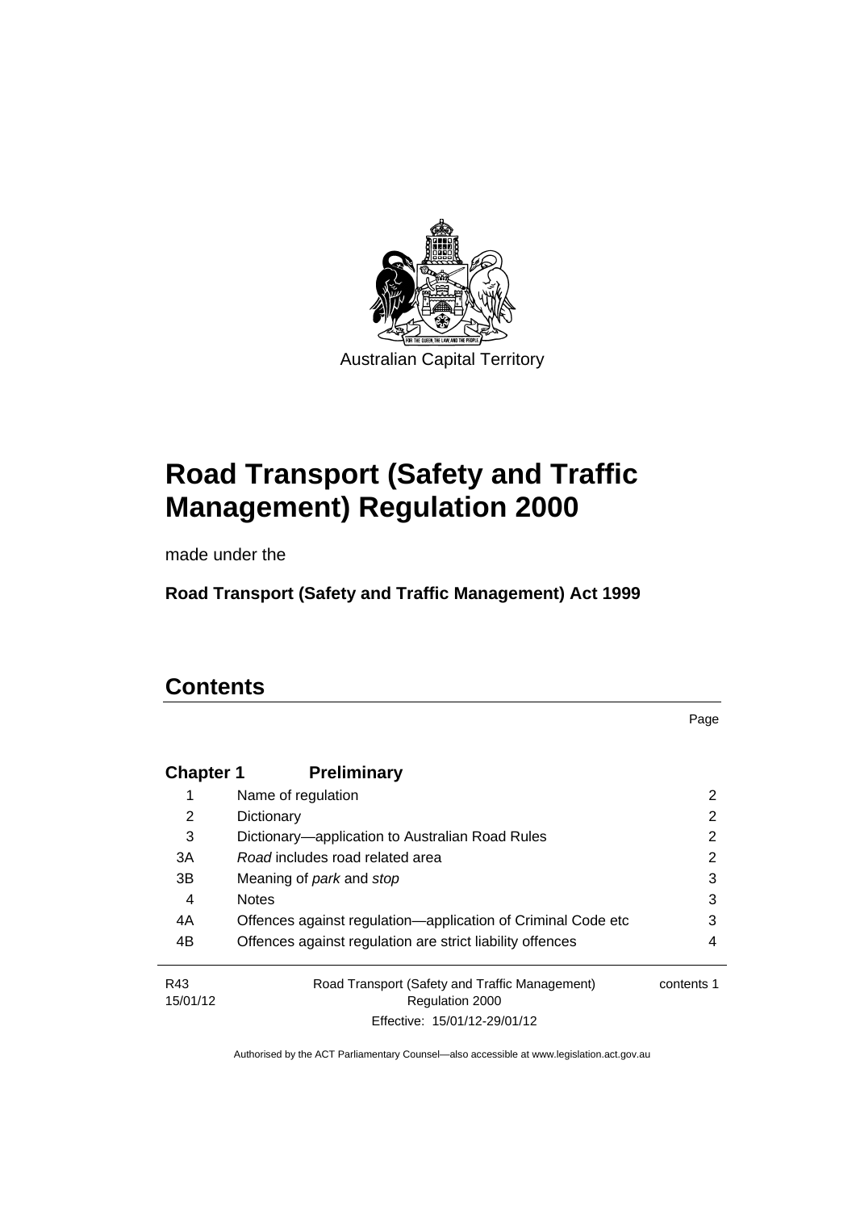Australian Capital Territory

# Road Transport (Safety and Traffic Management) Regulation 2000

made under the

**Road Transport (Safety and Traffic Management) Act 1999**

# Contents

Page

| | | |
|---|---|---|
| **Chapter 1** | **Preliminary** | |
| 1 | Name of regulation | 2 |
| 2 | Dictionary | 2 |
| 3 | Dictionary—application to Australian Road Rules | 2 |
| 3A | *Road* includes road related area | 2 |
| 3B | Meaning of *park* and *stop* | 3 |
| 4 | Notes | 3 |
| 4A | Offences against regulation—application of Criminal Code etc | 3 |
| 4B | Offences against regulation are strict liability offences | 4 |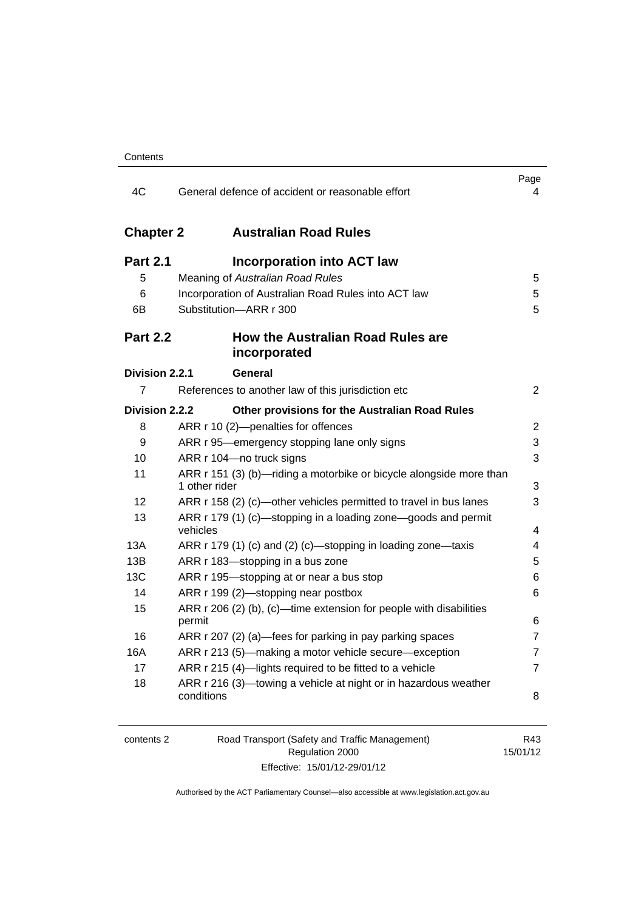| | | Page |
|---|---|---|
| 4C | General defence of accident or reasonable effort | 4 |

## Chapter 2 Australian Road Rules

### Part 2.1 Incorporation into ACT law

| | | |
|---|---|---|
| 5 | Meaning of *Australian Road Rules* | 5 |
| 6 | Incorporation of Australian Road Rules into ACT law | 5 |
| 6B | Substitution—ARR r 300 | 5 |

### Part 2.2 How the Australian Road Rules are incorporated

#### Division 2.2.1 General

| | | |
|---|---|---|
| 7 | References to another law of this jurisdiction etc | 2 |

#### Division 2.2.2 Other provisions for the Australian Road Rules

| | | |
|---|---|---|
| 8 | ARR r 10 (2)—penalties for offences | 2 |
| 9 | ARR r 95—emergency stopping lane only signs | 3 |
| 10 | ARR r 104—no truck signs | 3 |
| 11 | ARR r 151 (3) (b)—riding a motorbike or bicycle alongside more than 1 other rider | 3 |
| 12 | ARR r 158 (2) (c)—other vehicles permitted to travel in bus lanes | 3 |
| 13 | ARR r 179 (1) (c)—stopping in a loading zone—goods and permit vehicles | 4 |
| 13A | ARR r 179 (1) (c) and (2) (c)—stopping in loading zone—taxis | 4 |
| 13B | ARR r 183—stopping in a bus zone | 5 |
| 13C | ARR r 195—stopping at or near a bus stop | 6 |
| 14 | ARR r 199 (2)—stopping near postbox | 6 |
| 15 | ARR r 206 (2) (b), (c)—time extension for people with disabilities permit | 6 |
| 16 | ARR r 207 (2) (a)—fees for parking in pay parking spaces | 7 |
| 16A | ARR r 213 (5)—making a motor vehicle secure—exception | 7 |
| 17 | ARR r 215 (4)—lights required to be fitted to a vehicle | 7 |
| 18 | ARR r 216 (3)—towing a vehicle at night or in hazardous weather conditions | 8 |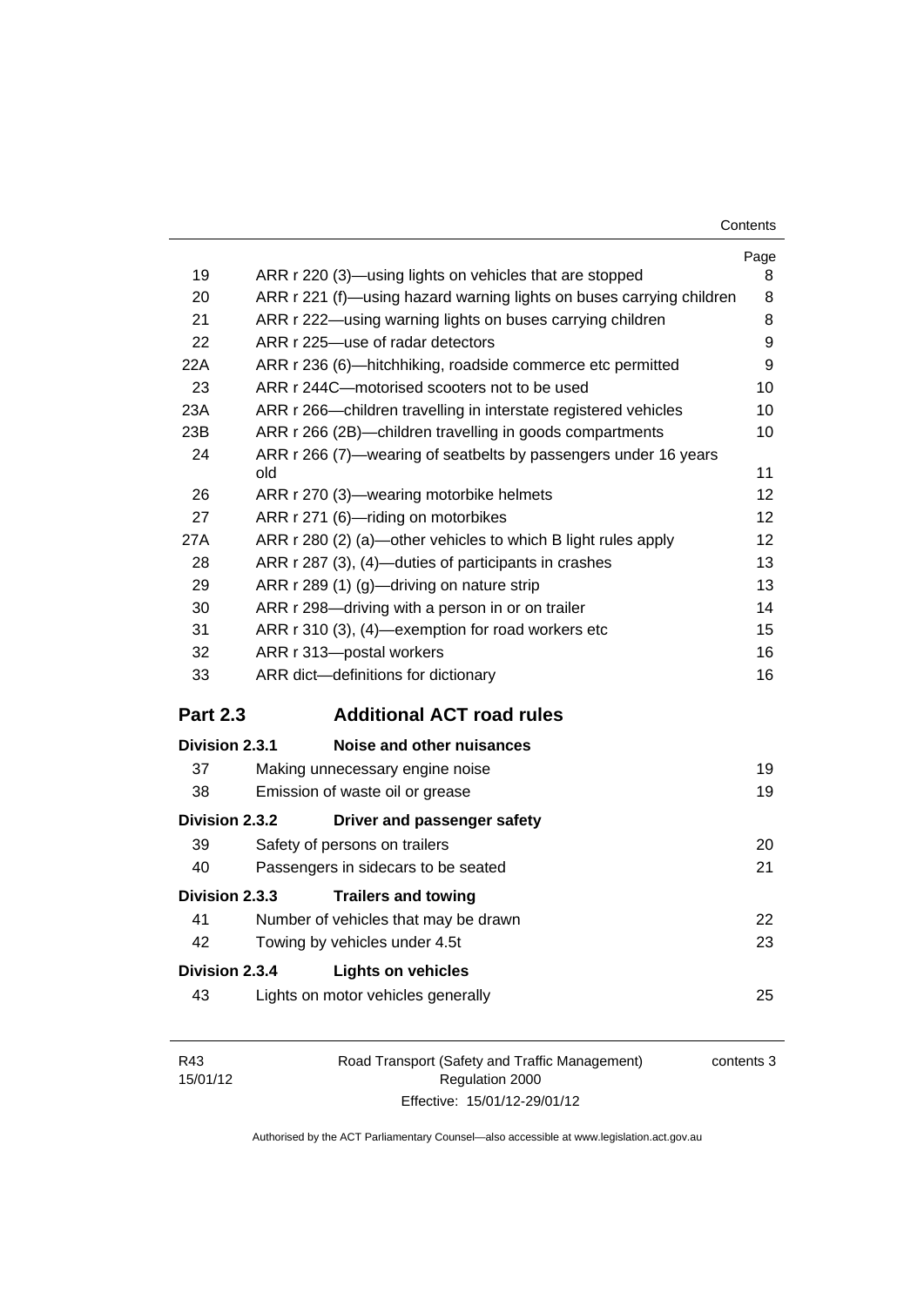| | | Page |
|---|---|---|
| 19 | ARR r 220 (3)—using lights on vehicles that are stopped | 8 |
| 20 | ARR r 221 (f)—using hazard warning lights on buses carrying children | 8 |
| 21 | ARR r 222—using warning lights on buses carrying children | 8 |
| 22 | ARR r 225—use of radar detectors | 9 |
| 22A | ARR r 236 (6)—hitchhiking, roadside commerce etc permitted | 9 |
| 23 | ARR r 244C—motorised scooters not to be used | 10 |
| 23A | ARR r 266—children travelling in interstate registered vehicles | 10 |
| 23B | ARR r 266 (2B)—children travelling in goods compartments | 10 |
| 24 | ARR r 266 (7)—wearing of seatbelts by passengers under 16 years old | 11 |
| 26 | ARR r 270 (3)—wearing motorbike helmets | 12 |
| 27 | ARR r 271 (6)—riding on motorbikes | 12 |
| 27A | ARR r 280 (2) (a)—other vehicles to which B light rules apply | 12 |
| 28 | ARR r 287 (3), (4)—duties of participants in crashes | 13 |
| 29 | ARR r 289 (1) (g)—driving on nature strip | 13 |
| 30 | ARR r 298—driving with a person in or on trailer | 14 |
| 31 | ARR r 310 (3), (4)—exemption for road workers etc | 15 |
| 32 | ARR r 313—postal workers | 16 |
| 33 | ARR dict—definitions for dictionary | 16 |

## Part 2.3 Additional ACT road rules

**Division 2.3.1 Noise and other nuisances**

| | | |
|---|---|---|
| 37 | Making unnecessary engine noise | 19 |
| 38 | Emission of waste oil or grease | 19 |

**Division 2.3.2 Driver and passenger safety**

| | | |
|---|---|---|
| 39 | Safety of persons on trailers | 20 |
| 40 | Passengers in sidecars to be seated | 21 |

**Division 2.3.3 Trailers and towing**

| | | |
|---|---|---|
| 41 | Number of vehicles that may be drawn | 22 |
| 42 | Towing by vehicles under 4.5t | 23 |

**Division 2.3.4 Lights on vehicles**

| | | |
|---|---|---|
| 43 | Lights on motor vehicles generally | 25 |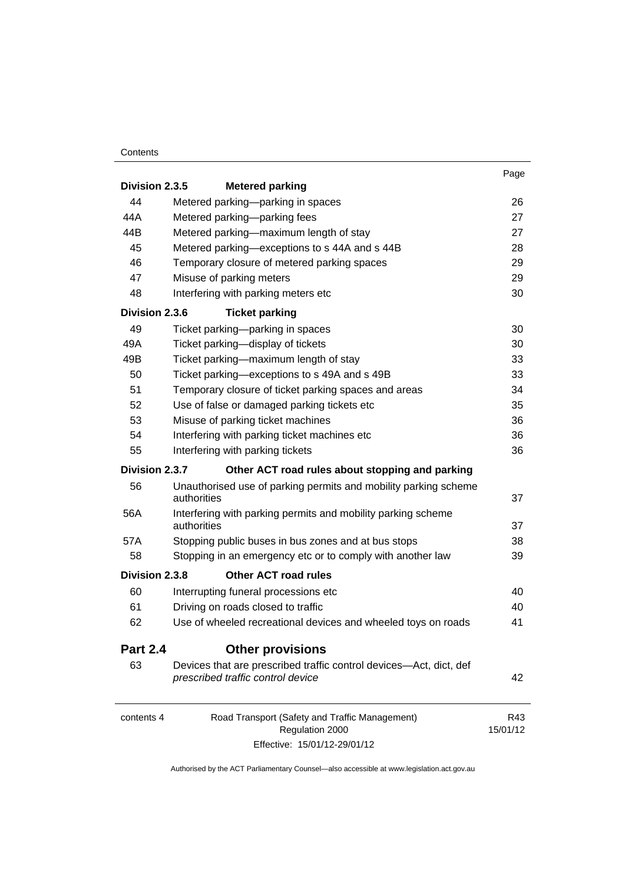| | | Page |
|---|---|---|
| **Division 2.3.5** | **Metered parking** | |
| 44 | Metered parking—parking in spaces | 26 |
| 44A | Metered parking—parking fees | 27 |
| 44B | Metered parking—maximum length of stay | 27 |
| 45 | Metered parking—exceptions to s 44A and s 44B | 28 |
| 46 | Temporary closure of metered parking spaces | 29 |
| 47 | Misuse of parking meters | 29 |
| 48 | Interfering with parking meters etc | 30 |
| **Division 2.3.6** | **Ticket parking** | |
| 49 | Ticket parking—parking in spaces | 30 |
| 49A | Ticket parking—display of tickets | 30 |
| 49B | Ticket parking—maximum length of stay | 33 |
| 50 | Ticket parking—exceptions to s 49A and s 49B | 33 |
| 51 | Temporary closure of ticket parking spaces and areas | 34 |
| 52 | Use of false or damaged parking tickets etc | 35 |
| 53 | Misuse of parking ticket machines | 36 |
| 54 | Interfering with parking ticket machines etc | 36 |
| 55 | Interfering with parking tickets | 36 |
| **Division 2.3.7** | **Other ACT road rules about stopping and parking** | |
| 56 | Unauthorised use of parking permits and mobility parking scheme authorities | 37 |
| 56A | Interfering with parking permits and mobility parking scheme authorities | 37 |
| 57A | Stopping public buses in bus zones and at bus stops | 38 |
| 58 | Stopping in an emergency etc or to comply with another law | 39 |
| **Division 2.3.8** | **Other ACT road rules** | |
| 60 | Interrupting funeral processions etc | 40 |
| 61 | Driving on roads closed to traffic | 40 |
| 62 | Use of wheeled recreational devices and wheeled toys on roads | 41 |
| **Part 2.4** | **Other provisions** | |
| 63 | Devices that are prescribed traffic control devices—Act, dict, def *prescribed traffic control device* | 42 |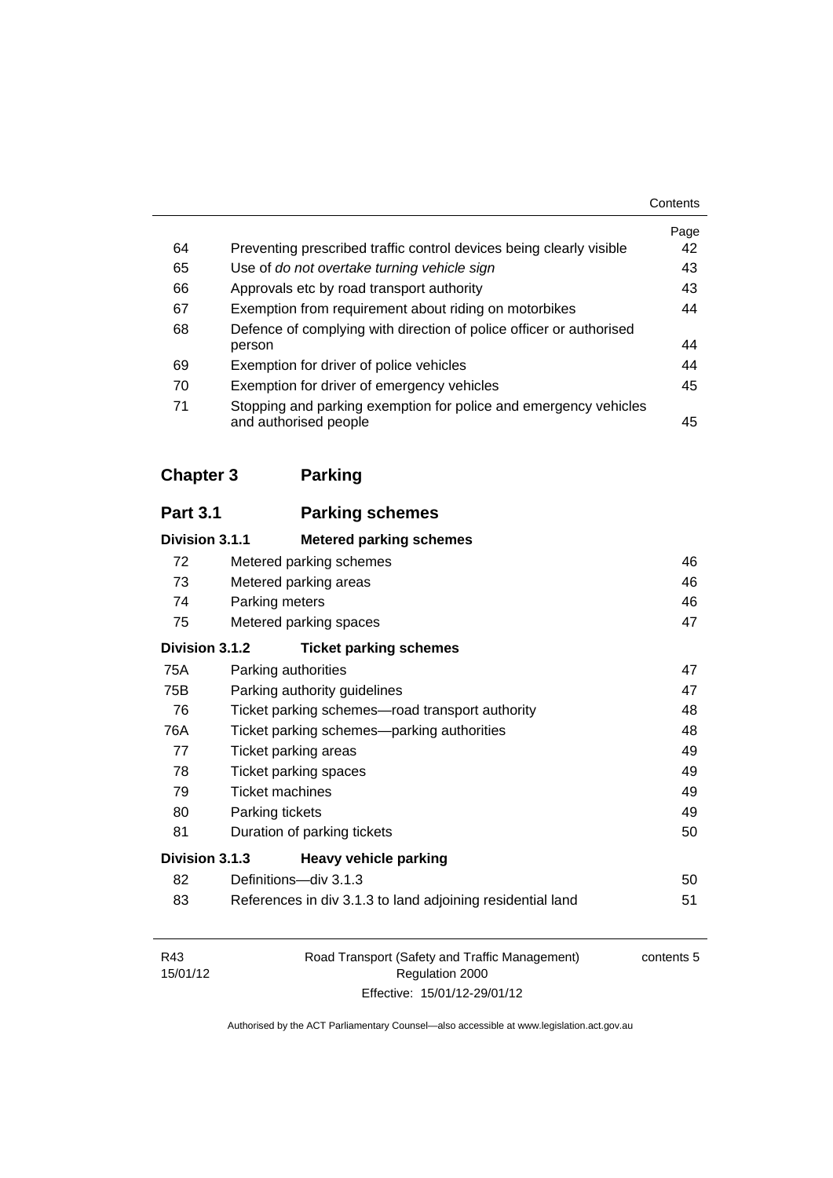| | | Page |
|---|---|---|
| 64 | Preventing prescribed traffic control devices being clearly visible | 42 |
| 65 | Use of *do not overtake turning vehicle sign* | 43 |
| 66 | Approvals etc by road transport authority | 43 |
| 67 | Exemption from requirement about riding on motorbikes | 44 |
| 68 | Defence of complying with direction of police officer or authorised person | 44 |
| 69 | Exemption for driver of police vehicles | 44 |
| 70 | Exemption for driver of emergency vehicles | 45 |
| 71 | Stopping and parking exemption for police and emergency vehicles and authorised people | 45 |

## Chapter 3 Parking

### Part 3.1 Parking schemes

#### Division 3.1.1 Metered parking schemes

| | | |
|---|---|---|
| 72 | Metered parking schemes | 46 |
| 73 | Metered parking areas | 46 |
| 74 | Parking meters | 46 |
| 75 | Metered parking spaces | 47 |

#### Division 3.1.2 Ticket parking schemes

| | | |
|---|---|---|
| 75A | Parking authorities | 47 |
| 75B | Parking authority guidelines | 47 |
| 76 | Ticket parking schemes—road transport authority | 48 |
| 76A | Ticket parking schemes—parking authorities | 48 |
| 77 | Ticket parking areas | 49 |
| 78 | Ticket parking spaces | 49 |
| 79 | Ticket machines | 49 |
| 80 | Parking tickets | 49 |
| 81 | Duration of parking tickets | 50 |

#### Division 3.1.3 Heavy vehicle parking

| | | |
|---|---|---|
| 82 | Definitions—div 3.1.3 | 50 |
| 83 | References in div 3.1.3 to land adjoining residential land | 51 |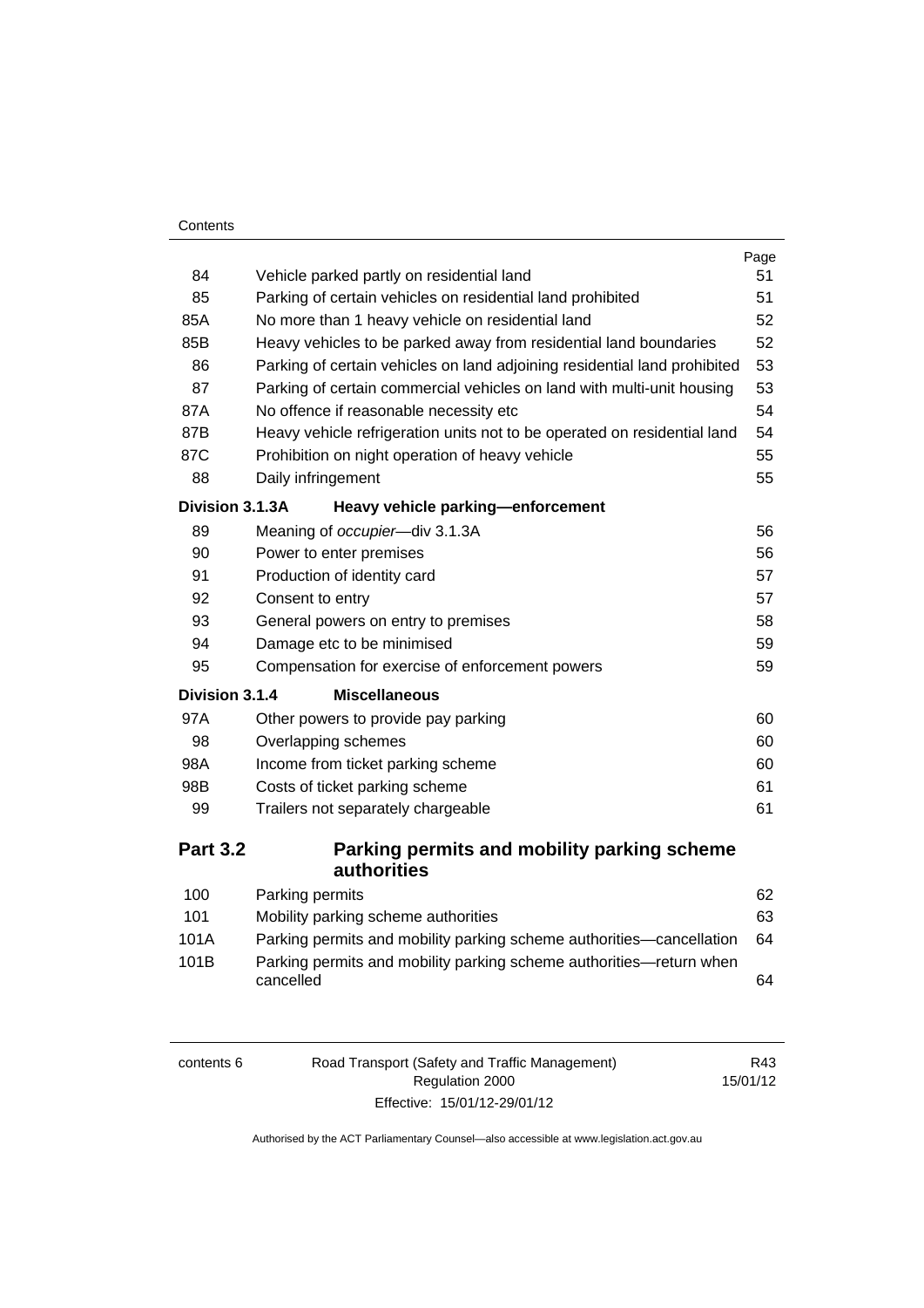| | | Page |
|---|---|---|
| 84 | Vehicle parked partly on residential land | 51 |
| 85 | Parking of certain vehicles on residential land prohibited | 51 |
| 85A | No more than 1 heavy vehicle on residential land | 52 |
| 85B | Heavy vehicles to be parked away from residential land boundaries | 52 |
| 86 | Parking of certain vehicles on land adjoining residential land prohibited | 53 |
| 87 | Parking of certain commercial vehicles on land with multi-unit housing | 53 |
| 87A | No offence if reasonable necessity etc | 54 |
| 87B | Heavy vehicle refrigeration units not to be operated on residential land | 54 |
| 87C | Prohibition on night operation of heavy vehicle | 55 |
| 88 | Daily infringement | 55 |
| **Division 3.1.3A** | **Heavy vehicle parking—enforcement** | |
| 89 | Meaning of *occupier*—div 3.1.3A | 56 |
| 90 | Power to enter premises | 56 |
| 91 | Production of identity card | 57 |
| 92 | Consent to entry | 57 |
| 93 | General powers on entry to premises | 58 |
| 94 | Damage etc to be minimised | 59 |
| 95 | Compensation for exercise of enforcement powers | 59 |
| **Division 3.1.4** | **Miscellaneous** | |
| 97A | Other powers to provide pay parking | 60 |
| 98 | Overlapping schemes | 60 |
| 98A | Income from ticket parking scheme | 60 |
| 98B | Costs of ticket parking scheme | 61 |
| 99 | Trailers not separately chargeable | 61 |
| **Part 3.2** | **Parking permits and mobility parking scheme authorities** | |
| 100 | Parking permits | 62 |
| 101 | Mobility parking scheme authorities | 63 |
| 101A | Parking permits and mobility parking scheme authorities—cancellation | 64 |
| 101B | Parking permits and mobility parking scheme authorities—return when cancelled | 64 |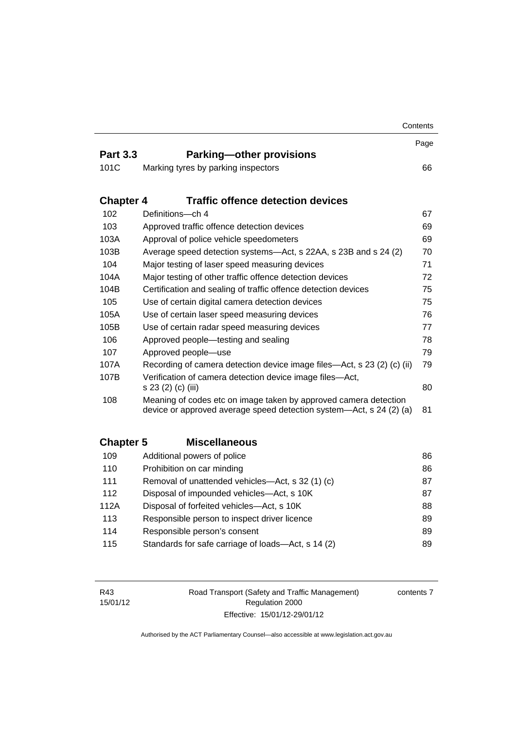| | | Page |
|---|---|---|
| **Part 3.3** | **Parking—other provisions** | |
| 101C | Marking tyres by parking inspectors | 66 |
| | | |
| **Chapter 4** | **Traffic offence detection devices** | |
| 102 | Definitions—ch 4 | 67 |
| 103 | Approved traffic offence detection devices | 69 |
| 103A | Approval of police vehicle speedometers | 69 |
| 103B | Average speed detection systems—Act, s 22AA, s 23B and s 24 (2) | 70 |
| 104 | Major testing of laser speed measuring devices | 71 |
| 104A | Major testing of other traffic offence detection devices | 72 |
| 104B | Certification and sealing of traffic offence detection devices | 75 |
| 105 | Use of certain digital camera detection devices | 75 |
| 105A | Use of certain laser speed measuring devices | 76 |
| 105B | Use of certain radar speed measuring devices | 77 |
| 106 | Approved people—testing and sealing | 78 |
| 107 | Approved people—use | 79 |
| 107A | Recording of camera detection device image files—Act, s 23 (2) (c) (ii) | 79 |
| 107B | Verification of camera detection device image files—Act, s 23 (2) (c) (iii) | 80 |
| 108 | Meaning of codes etc on image taken by approved camera detection device or approved average speed detection system—Act, s 24 (2) (a) | 81 |
| | | |
| **Chapter 5** | **Miscellaneous** | |
| 109 | Additional powers of police | 86 |
| 110 | Prohibition on car minding | 86 |
| 111 | Removal of unattended vehicles—Act, s 32 (1) (c) | 87 |
| 112 | Disposal of impounded vehicles—Act, s 10K | 87 |
| 112A | Disposal of forfeited vehicles—Act, s 10K | 88 |
| 113 | Responsible person to inspect driver licence | 89 |
| 114 | Responsible person's consent | 89 |
| 115 | Standards for safe carriage of loads—Act, s 14 (2) | 89 |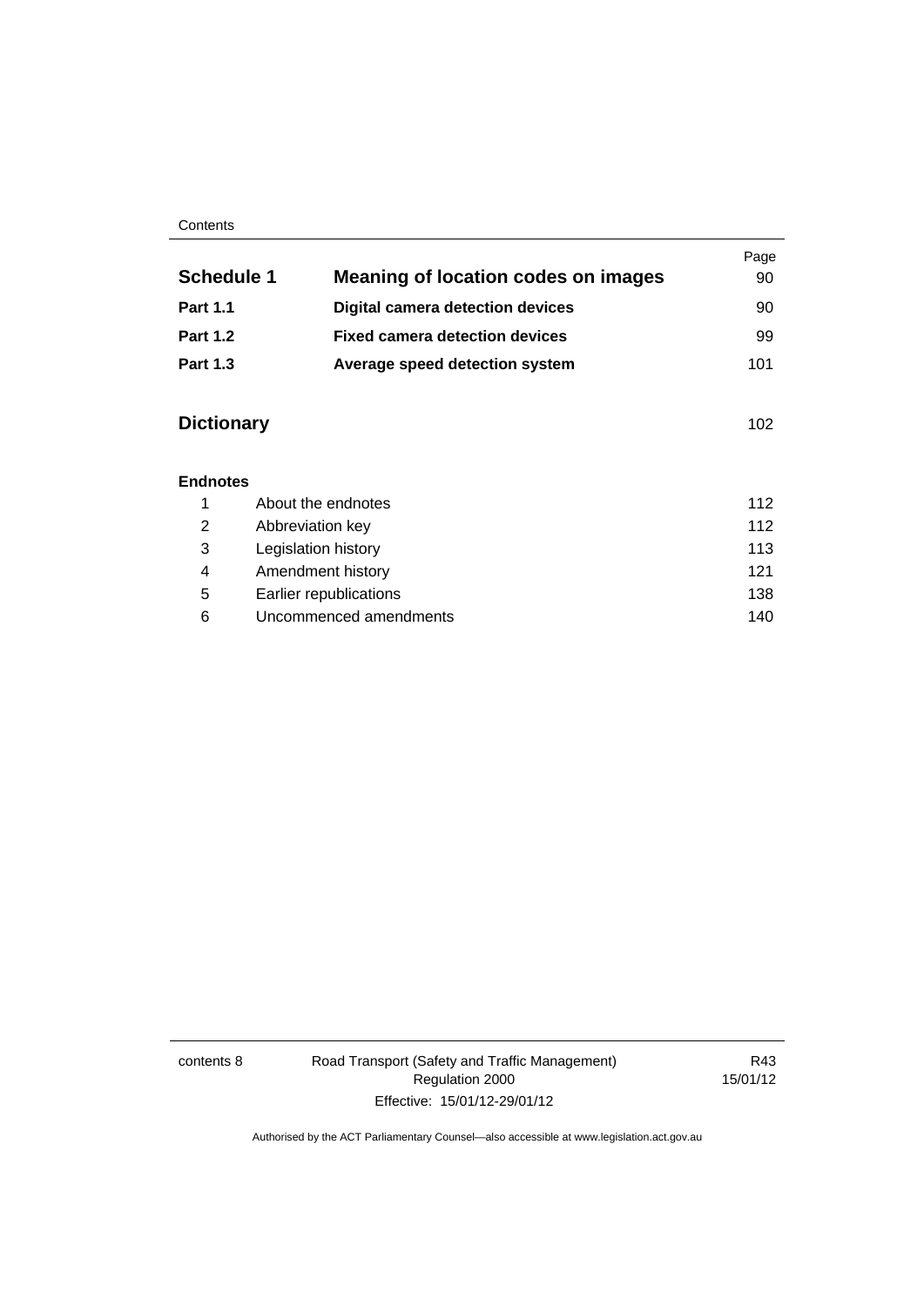| | | Page |
|---|---|---|
| **Schedule 1** | **Meaning of location codes on images** | 90 |
| **Part 1.1** | **Digital camera detection devices** | 90 |
| **Part 1.2** | **Fixed camera detection devices** | 99 |
| **Part 1.3** | **Average speed detection system** | 101 |

| | | |
|---|---|---|
| **Dictionary** | | 102 |

**Endnotes**

| | | |
|---|---|---|
| 1 | About the endnotes | 112 |
| 2 | Abbreviation key | 112 |
| 3 | Legislation history | 113 |
| 4 | Amendment history | 121 |
| 5 | Earlier republications | 138 |
| 6 | Uncommenced amendments | 140 |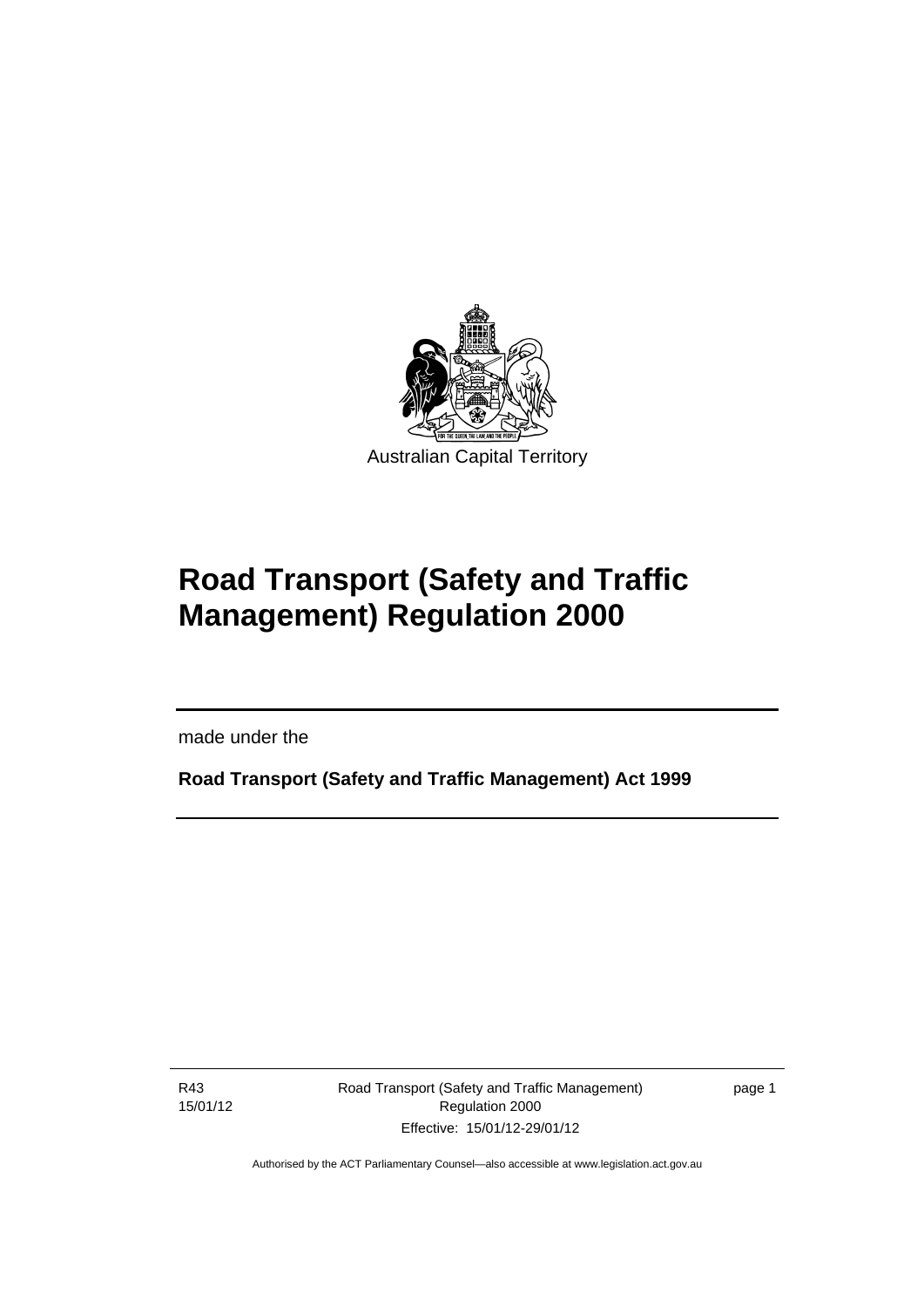Australian Capital Territory

# Road Transport (Safety and Traffic Management) Regulation 2000

made under the

**Road Transport (Safety and Traffic Management) Act 1999**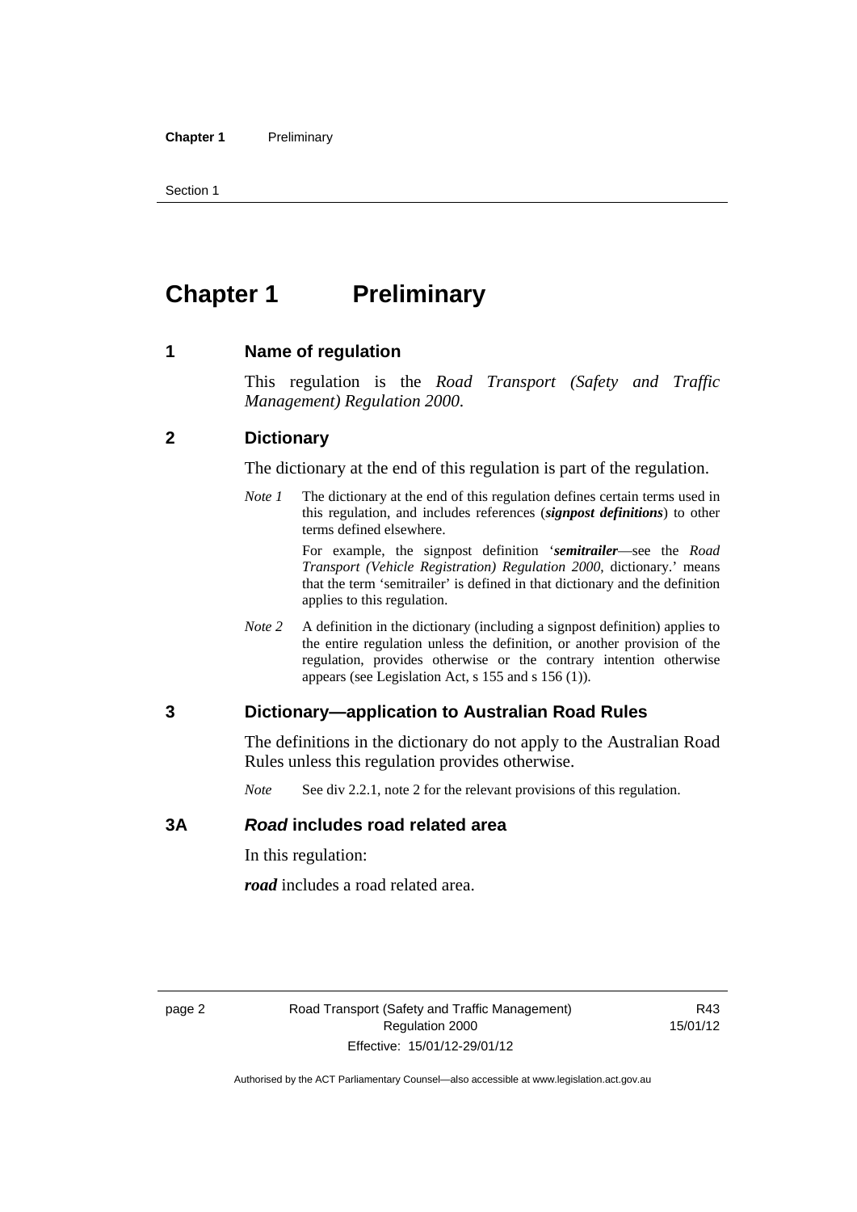# Chapter 1 Preliminary

## 1 Name of regulation

This regulation is the *Road Transport (Safety and Traffic Management) Regulation 2000*.

## 2 Dictionary

The dictionary at the end of this regulation is part of the regulation.

*Note 1* The dictionary at the end of this regulation defines certain terms used in this regulation, and includes references (***signpost definitions***) to other terms defined elsewhere.

For example, the signpost definition '***semitrailer***—see the *Road Transport (Vehicle Registration) Regulation 2000*, dictionary.' means that the term 'semitrailer' is defined in that dictionary and the definition applies to this regulation.

*Note 2* A definition in the dictionary (including a signpost definition) applies to the entire regulation unless the definition, or another provision of the regulation, provides otherwise or the contrary intention otherwise appears (see Legislation Act, s 155 and s 156 (1)).

## 3 Dictionary—application to Australian Road Rules

The definitions in the dictionary do not apply to the Australian Road Rules unless this regulation provides otherwise.

*Note* See div 2.2.1, note 2 for the relevant provisions of this regulation.

## 3A *Road* includes road related area

In this regulation:

***road*** includes a road related area.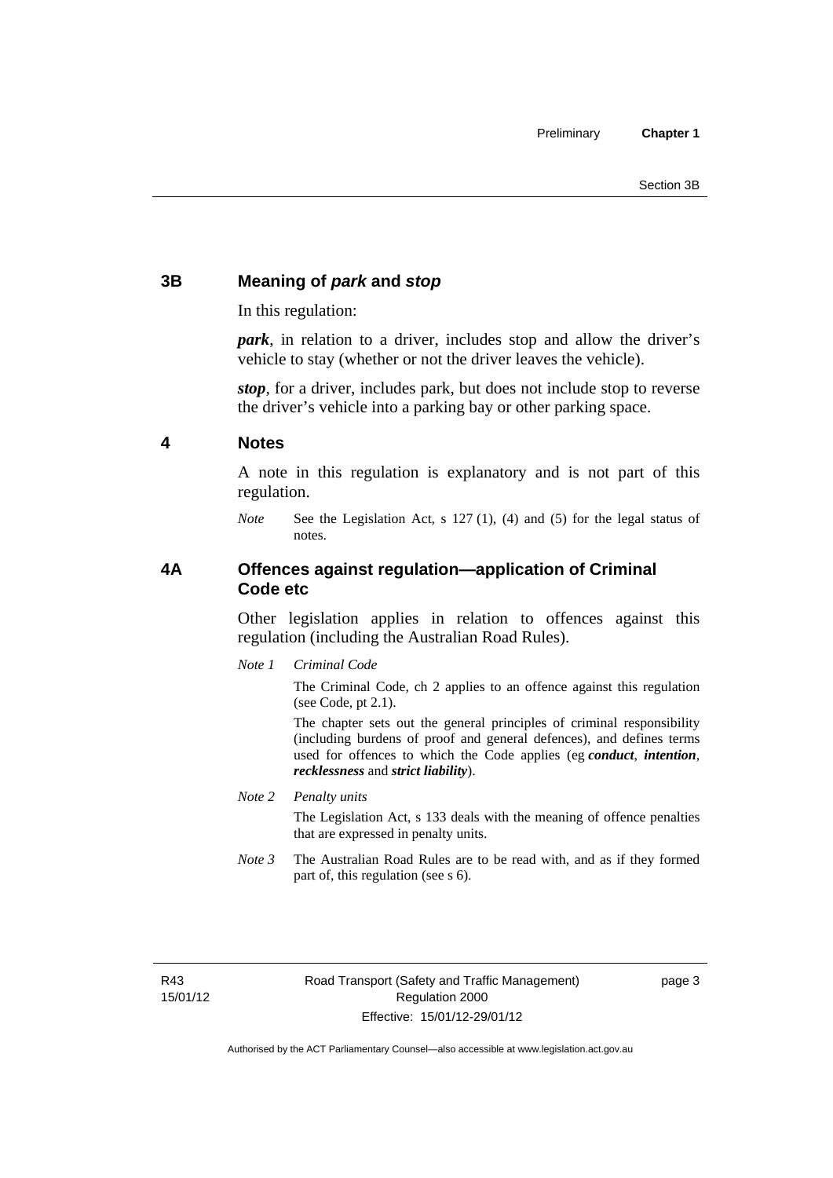## 3B Meaning of *park* and *stop*

In this regulation:

***park***, in relation to a driver, includes stop and allow the driver's vehicle to stay (whether or not the driver leaves the vehicle).

***stop***, for a driver, includes park, but does not include stop to reverse the driver's vehicle into a parking bay or other parking space.

## 4 Notes

A note in this regulation is explanatory and is not part of this regulation.

*Note* See the Legislation Act, s 127 (1), (4) and (5) for the legal status of notes.

## 4A Offences against regulation—application of Criminal Code etc

Other legislation applies in relation to offences against this regulation (including the Australian Road Rules).

*Note 1* *Criminal Code*

The Criminal Code, ch 2 applies to an offence against this regulation (see Code, pt 2.1).

The chapter sets out the general principles of criminal responsibility (including burdens of proof and general defences), and defines terms used for offences to which the Code applies (eg ***conduct***, ***intention***, ***recklessness*** and ***strict liability***).

*Note 2* *Penalty units*

The Legislation Act, s 133 deals with the meaning of offence penalties that are expressed in penalty units.

*Note 3* The Australian Road Rules are to be read with, and as if they formed part of, this regulation (see s 6).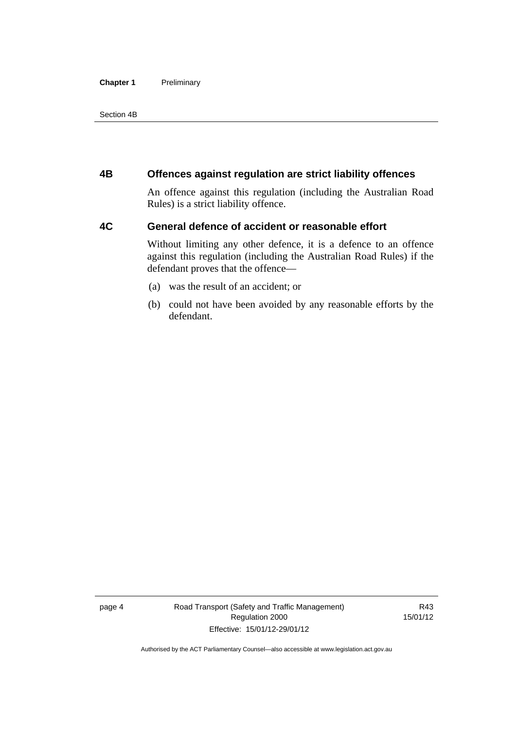### 4B Offences against regulation are strict liability offences

An offence against this regulation (including the Australian Road Rules) is a strict liability offence.

### 4C General defence of accident or reasonable effort

Without limiting any other defence, it is a defence to an offence against this regulation (including the Australian Road Rules) if the defendant proves that the offence—

(a) was the result of an accident; or

(b) could not have been avoided by any reasonable efforts by the defendant.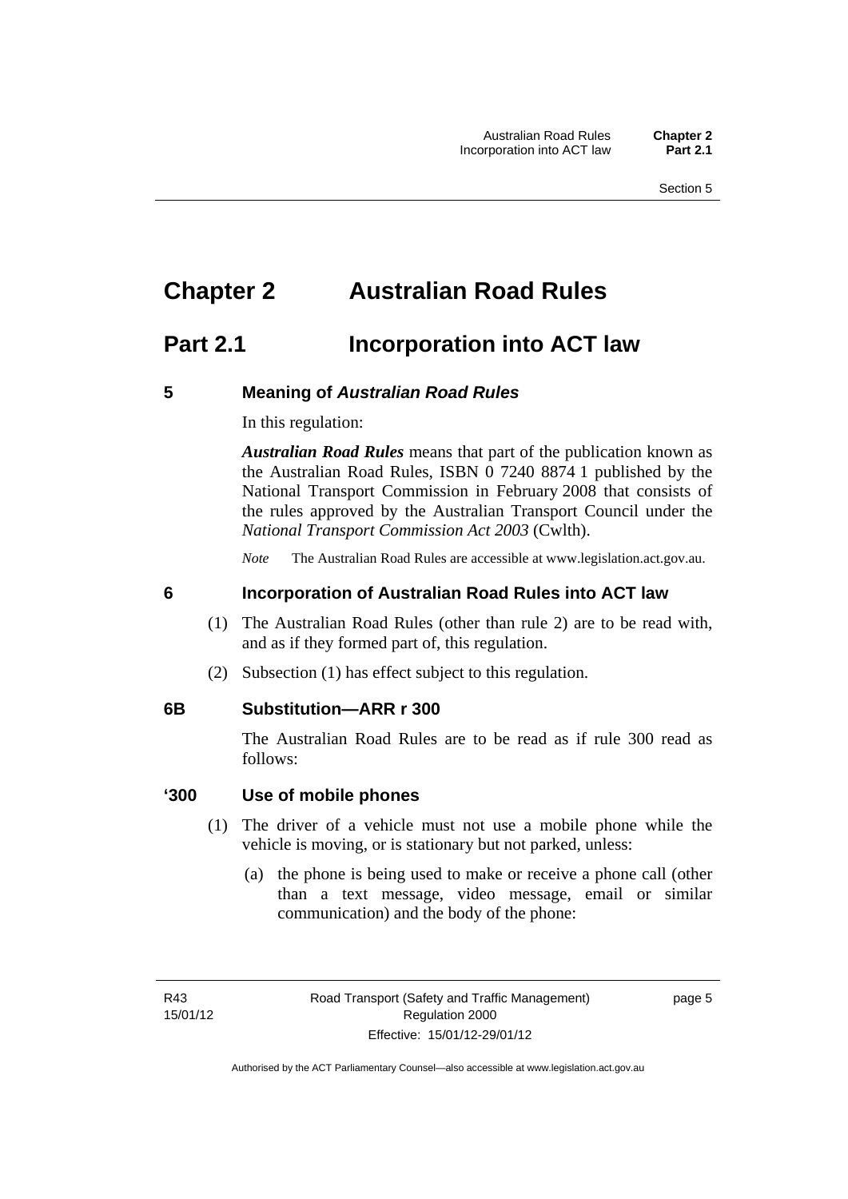# Chapter 2 Australian Road Rules

## Part 2.1 Incorporation into ACT law

### 5 Meaning of *Australian Road Rules*

In this regulation:

***Australian Road Rules*** means that part of the publication known as the Australian Road Rules, ISBN 0 7240 8874 1 published by the National Transport Commission in February 2008 that consists of the rules approved by the Australian Transport Council under the *National Transport Commission Act 2003* (Cwlth).

*Note* The Australian Road Rules are accessible at www.legislation.act.gov.au.

### 6 Incorporation of Australian Road Rules into ACT law

(1) The Australian Road Rules (other than rule 2) are to be read with, and as if they formed part of, this regulation.

(2) Subsection (1) has effect subject to this regulation.

### 6B Substitution—ARR r 300

The Australian Road Rules are to be read as if rule 300 read as follows:

### '300 Use of mobile phones

(1) The driver of a vehicle must not use a mobile phone while the vehicle is moving, or is stationary but not parked, unless:

(a) the phone is being used to make or receive a phone call (other than a text message, video message, email or similar communication) and the body of the phone: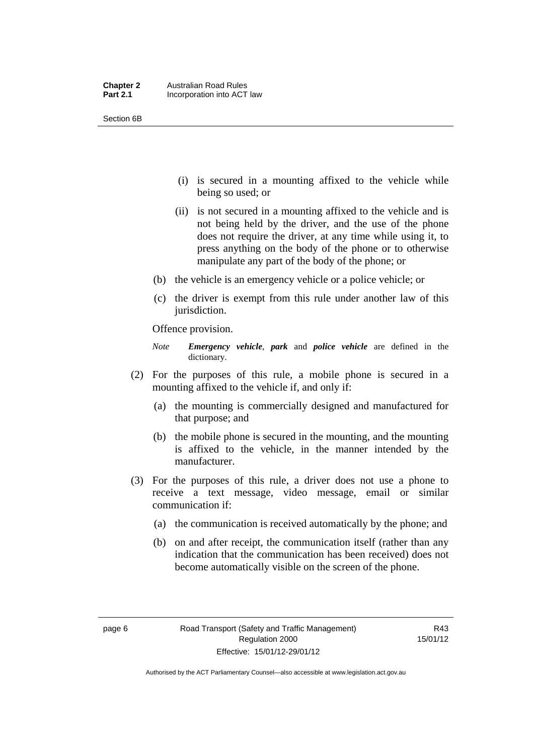(i) is secured in a mounting affixed to the vehicle while being so used; or

(ii) is not secured in a mounting affixed to the vehicle and is not being held by the driver, and the use of the phone does not require the driver, at any time while using it, to press anything on the body of the phone or to otherwise manipulate any part of the body of the phone; or

(b) the vehicle is an emergency vehicle or a police vehicle; or

(c) the driver is exempt from this rule under another law of this jurisdiction.

Offence provision.

*Note* ***Emergency vehicle***, ***park*** and ***police vehicle*** are defined in the dictionary.

(2) For the purposes of this rule, a mobile phone is secured in a mounting affixed to the vehicle if, and only if:

(a) the mounting is commercially designed and manufactured for that purpose; and

(b) the mobile phone is secured in the mounting, and the mounting is affixed to the vehicle, in the manner intended by the manufacturer.

(3) For the purposes of this rule, a driver does not use a phone to receive a text message, video message, email or similar communication if:

(a) the communication is received automatically by the phone; and

(b) on and after receipt, the communication itself (rather than any indication that the communication has been received) does not become automatically visible on the screen of the phone.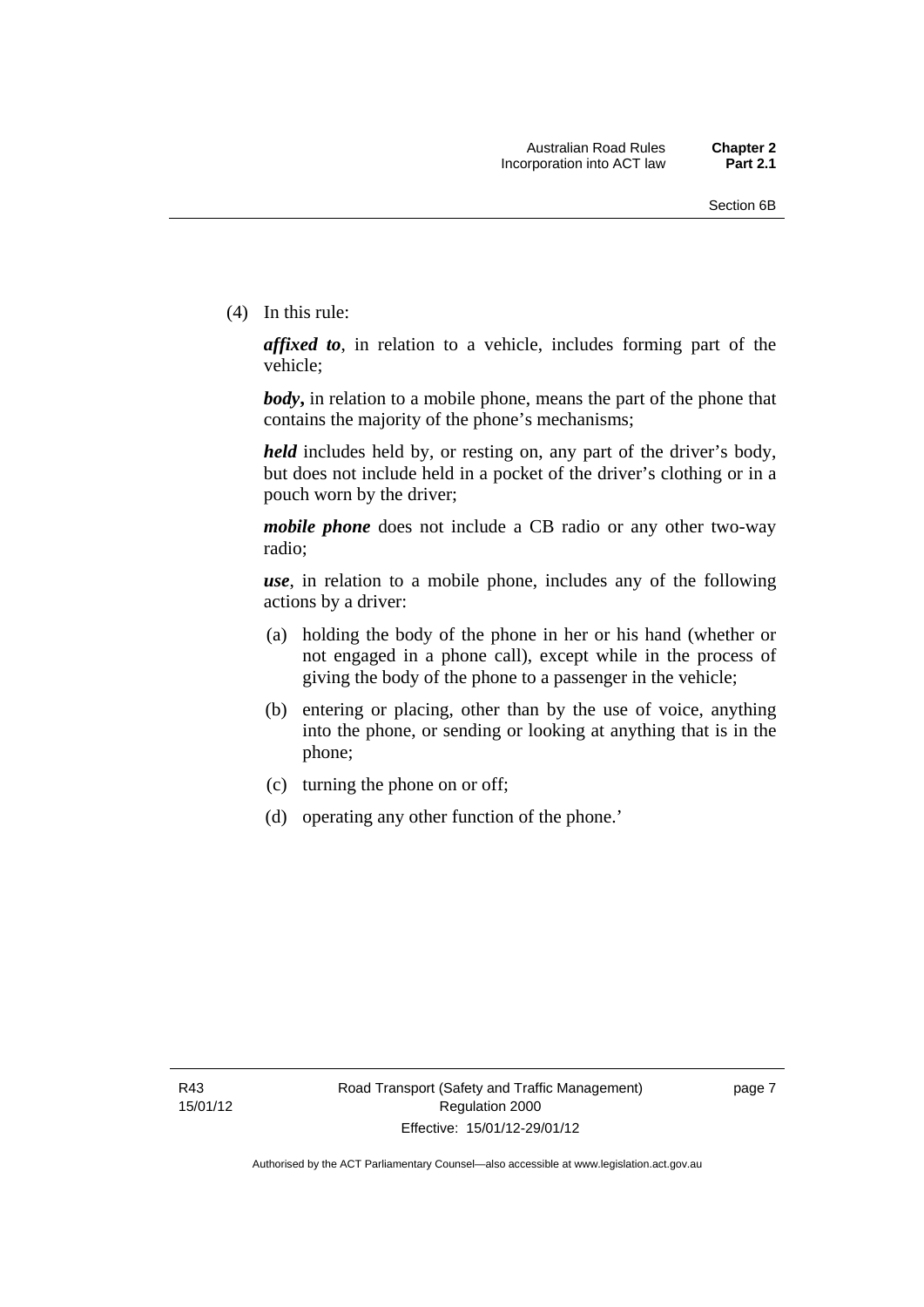(4) In this rule:

***affixed to***, in relation to a vehicle, includes forming part of the vehicle;

***body***, in relation to a mobile phone, means the part of the phone that contains the majority of the phone's mechanisms;

***held*** includes held by, or resting on, any part of the driver's body, but does not include held in a pocket of the driver's clothing or in a pouch worn by the driver;

***mobile phone*** does not include a CB radio or any other two-way radio;

***use***, in relation to a mobile phone, includes any of the following actions by a driver:

(a) holding the body of the phone in her or his hand (whether or not engaged in a phone call), except while in the process of giving the body of the phone to a passenger in the vehicle;

(b) entering or placing, other than by the use of voice, anything into the phone, or sending or looking at anything that is in the phone;

(c) turning the phone on or off;

(d) operating any other function of the phone.'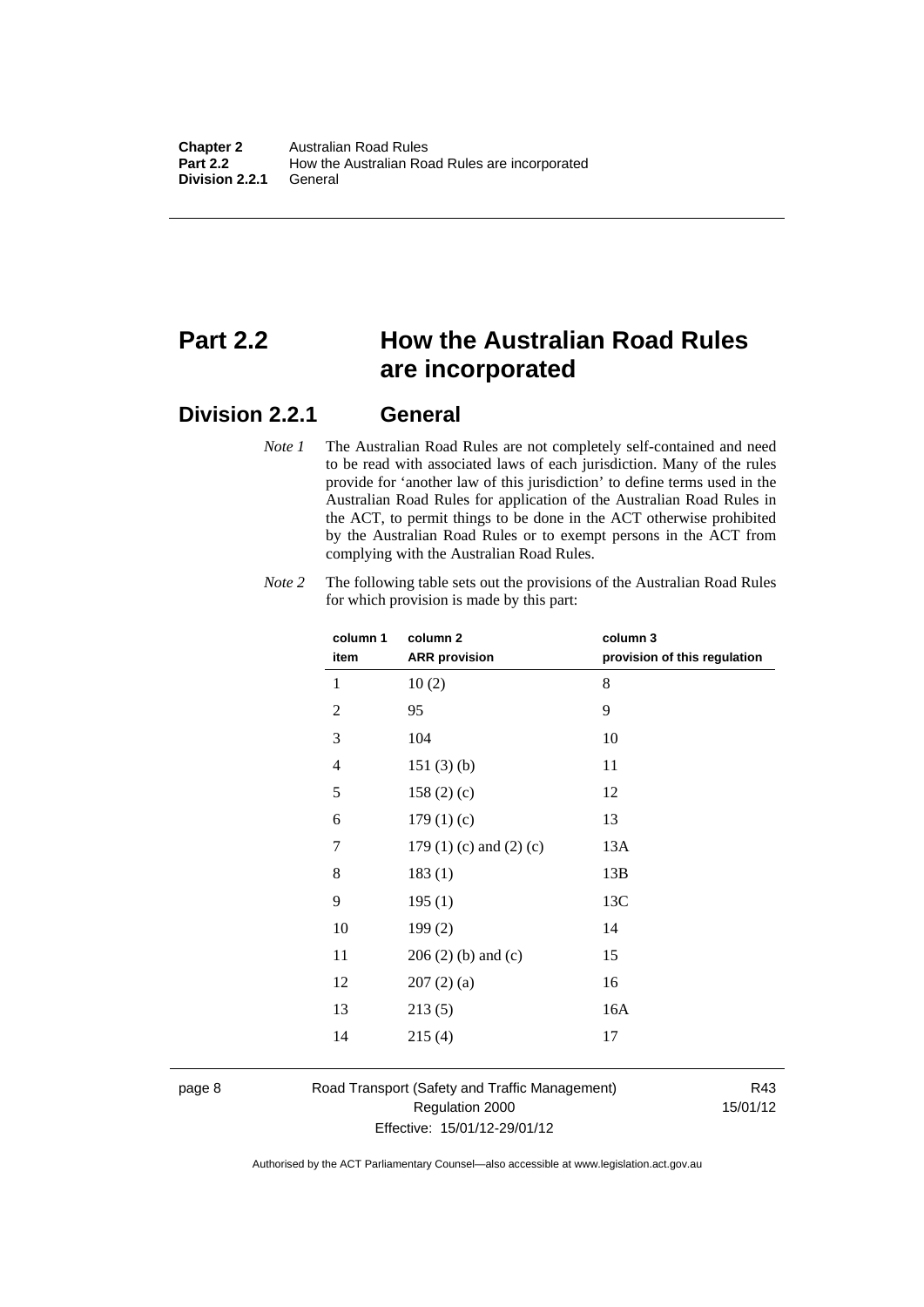# Part 2.2 How the Australian Road Rules are incorporated

## Division 2.2.1 General

*Note 1* The Australian Road Rules are not completely self-contained and need to be read with associated laws of each jurisdiction. Many of the rules provide for 'another law of this jurisdiction' to define terms used in the Australian Road Rules for application of the Australian Road Rules in the ACT, to permit things to be done in the ACT otherwise prohibited by the Australian Road Rules or to exempt persons in the ACT from complying with the Australian Road Rules.

*Note 2* The following table sets out the provisions of the Australian Road Rules for which provision is made by this part:

| column 1 item | column 2 ARR provision | column 3 provision of this regulation |
|---|---|---|
| 1 | 10 (2) | 8 |
| 2 | 95 | 9 |
| 3 | 104 | 10 |
| 4 | 151 (3) (b) | 11 |
| 5 | 158 (2) (c) | 12 |
| 6 | 179 (1) (c) | 13 |
| 7 | 179 (1) (c) and (2) (c) | 13A |
| 8 | 183 (1) | 13B |
| 9 | 195 (1) | 13C |
| 10 | 199 (2) | 14 |
| 11 | 206 (2) (b) and (c) | 15 |
| 12 | 207 (2) (a) | 16 |
| 13 | 213 (5) | 16A |
| 14 | 215 (4) | 17 |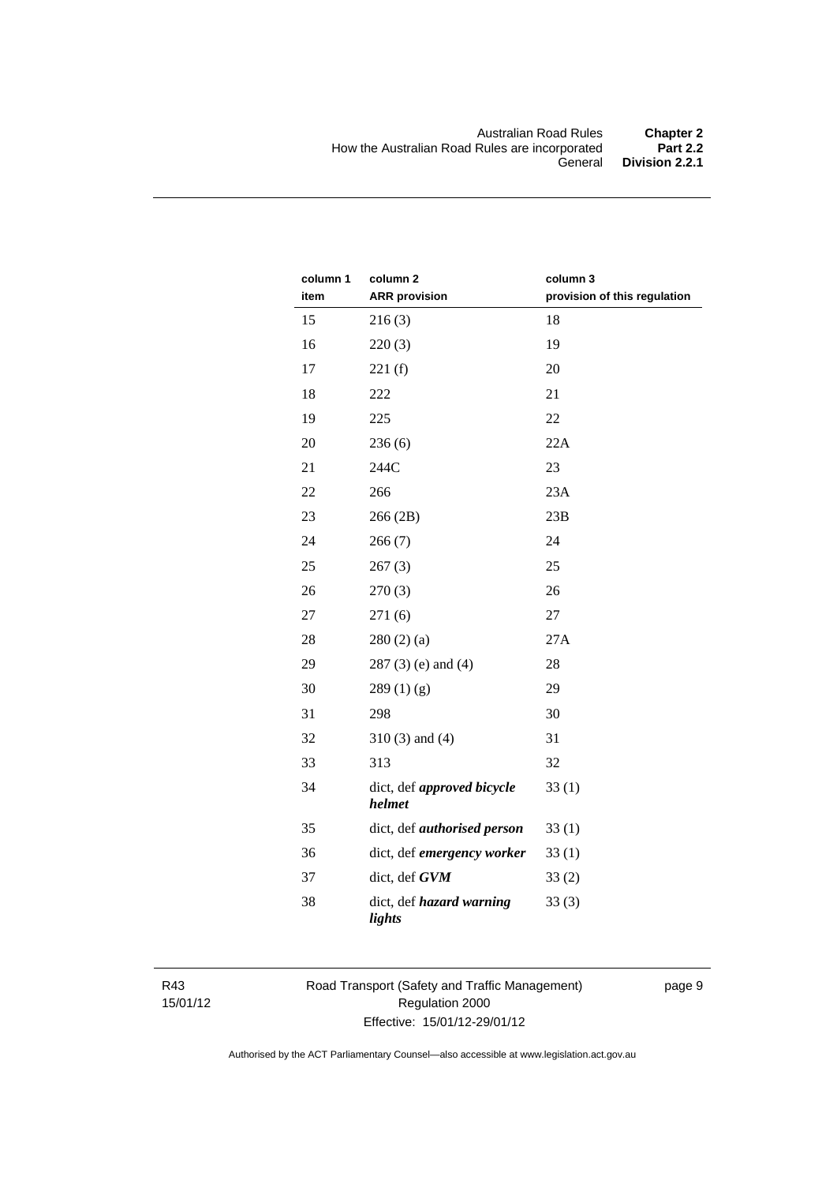| column 1 item | column 2 ARR provision | column 3 provision of this regulation |
|---|---|---|
| 15 | 216 (3) | 18 |
| 16 | 220 (3) | 19 |
| 17 | 221 (f) | 20 |
| 18 | 222 | 21 |
| 19 | 225 | 22 |
| 20 | 236 (6) | 22A |
| 21 | 244C | 23 |
| 22 | 266 | 23A |
| 23 | 266 (2B) | 23B |
| 24 | 266 (7) | 24 |
| 25 | 267 (3) | 25 |
| 26 | 270 (3) | 26 |
| 27 | 271 (6) | 27 |
| 28 | 280 (2) (a) | 27A |
| 29 | 287 (3) (e) and (4) | 28 |
| 30 | 289 (1) (g) | 29 |
| 31 | 298 | 30 |
| 32 | 310 (3) and (4) | 31 |
| 33 | 313 | 32 |
| 34 | dict, def ***approved bicycle helmet*** | 33 (1) |
| 35 | dict, def ***authorised person*** | 33 (1) |
| 36 | dict, def ***emergency worker*** | 33 (1) |
| 37 | dict, def ***GVM*** | 33 (2) |
| 38 | dict, def ***hazard warning lights*** | 33 (3) |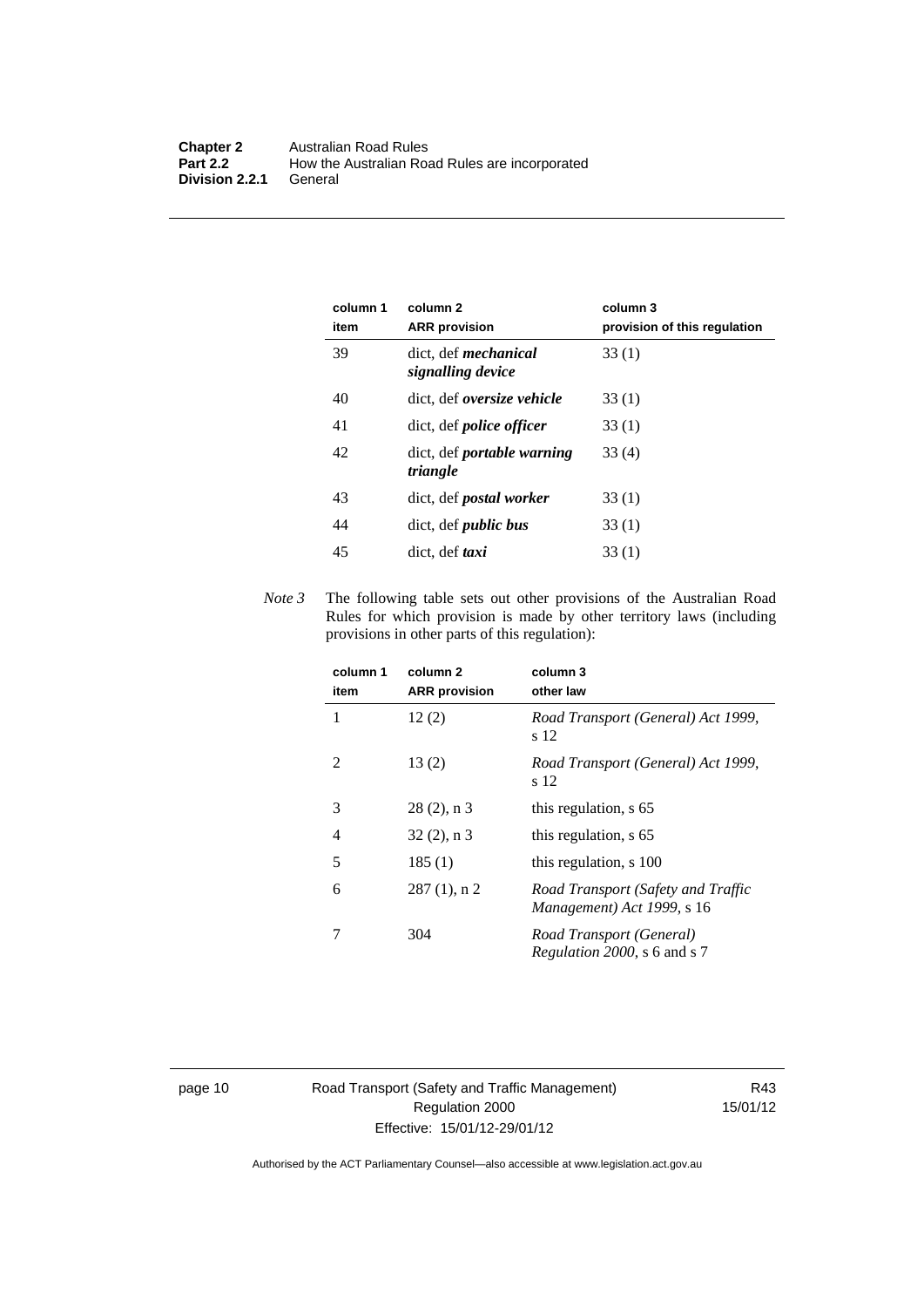| column 1<br>item | column 2<br>ARR provision | column 3<br>provision of this regulation |
|---|---|---|
| 39 | dict, def ***mechanical signalling device*** | 33 (1) |
| 40 | dict, def ***oversize vehicle*** | 33 (1) |
| 41 | dict, def ***police officer*** | 33 (1) |
| 42 | dict, def ***portable warning triangle*** | 33 (4) |
| 43 | dict, def ***postal worker*** | 33 (1) |
| 44 | dict, def ***public bus*** | 33 (1) |
| 45 | dict, def ***taxi*** | 33 (1) |

*Note 3* The following table sets out other provisions of the Australian Road Rules for which provision is made by other territory laws (including provisions in other parts of this regulation):

| column 1<br>item | column 2<br>ARR provision | column 3<br>other law |
|---|---|---|
| 1 | 12 (2) | *Road Transport (General) Act 1999*, s 12 |
| 2 | 13 (2) | *Road Transport (General) Act 1999*, s 12 |
| 3 | 28 (2), n 3 | this regulation, s 65 |
| 4 | 32 (2), n 3 | this regulation, s 65 |
| 5 | 185 (1) | this regulation, s 100 |
| 6 | 287 (1), n 2 | *Road Transport (Safety and Traffic Management) Act 1999*, s 16 |
| 7 | 304 | *Road Transport (General) Regulation 2000*, s 6 and s 7 |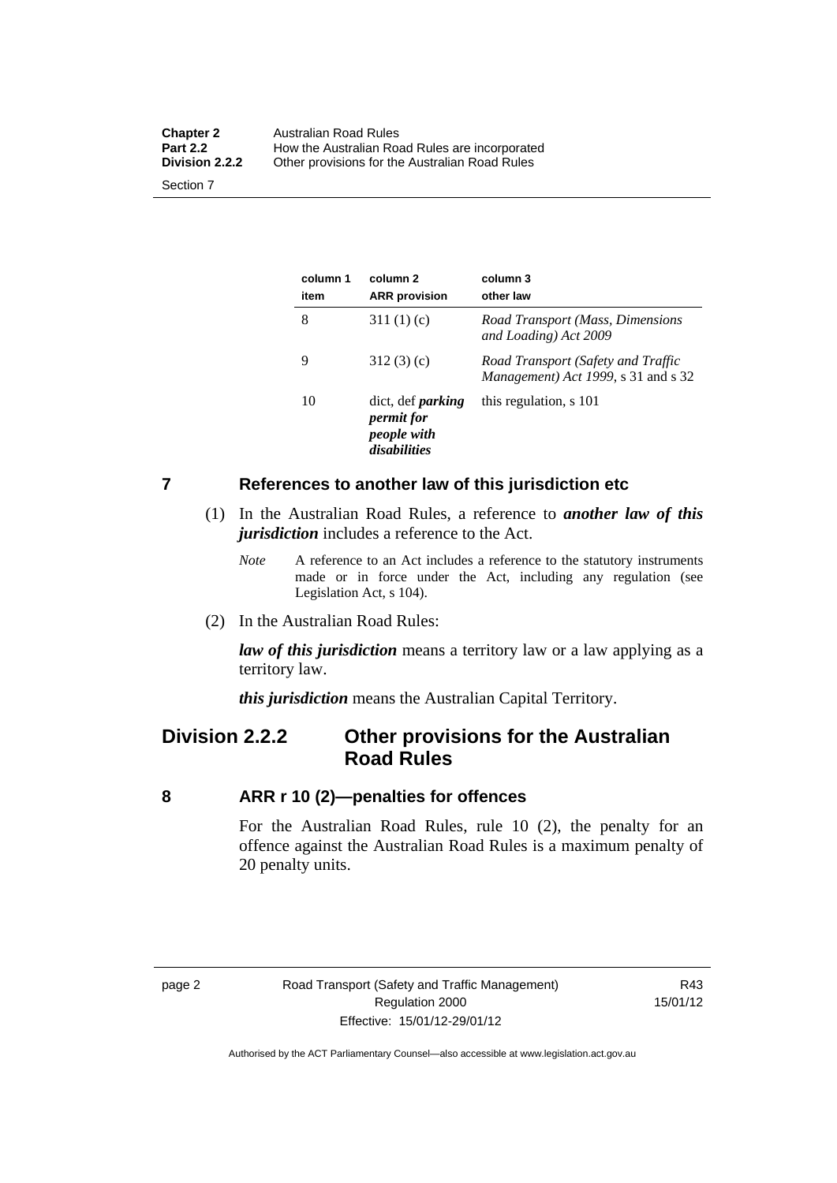| column 1 item | column 2 ARR provision | column 3 other law |
|---|---|---|
| 8 | 311 (1) (c) | *Road Transport (Mass, Dimensions and Loading) Act 2009* |
| 9 | 312 (3) (c) | *Road Transport (Safety and Traffic Management) Act 1999*, s 31 and s 32 |
| 10 | dict, def ***parking permit for people with disabilities*** | this regulation, s 101 |

## 7 References to another law of this jurisdiction etc

(1) In the Australian Road Rules, a reference to ***another law of this jurisdiction*** includes a reference to the Act.

*Note* A reference to an Act includes a reference to the statutory instruments made or in force under the Act, including any regulation (see Legislation Act, s 104).

(2) In the Australian Road Rules:

***law of this jurisdiction*** means a territory law or a law applying as a territory law.

***this jurisdiction*** means the Australian Capital Territory.

# Division 2.2.2 Other provisions for the Australian Road Rules

## 8 ARR r 10 (2)—penalties for offences

For the Australian Road Rules, rule 10 (2), the penalty for an offence against the Australian Road Rules is a maximum penalty of 20 penalty units.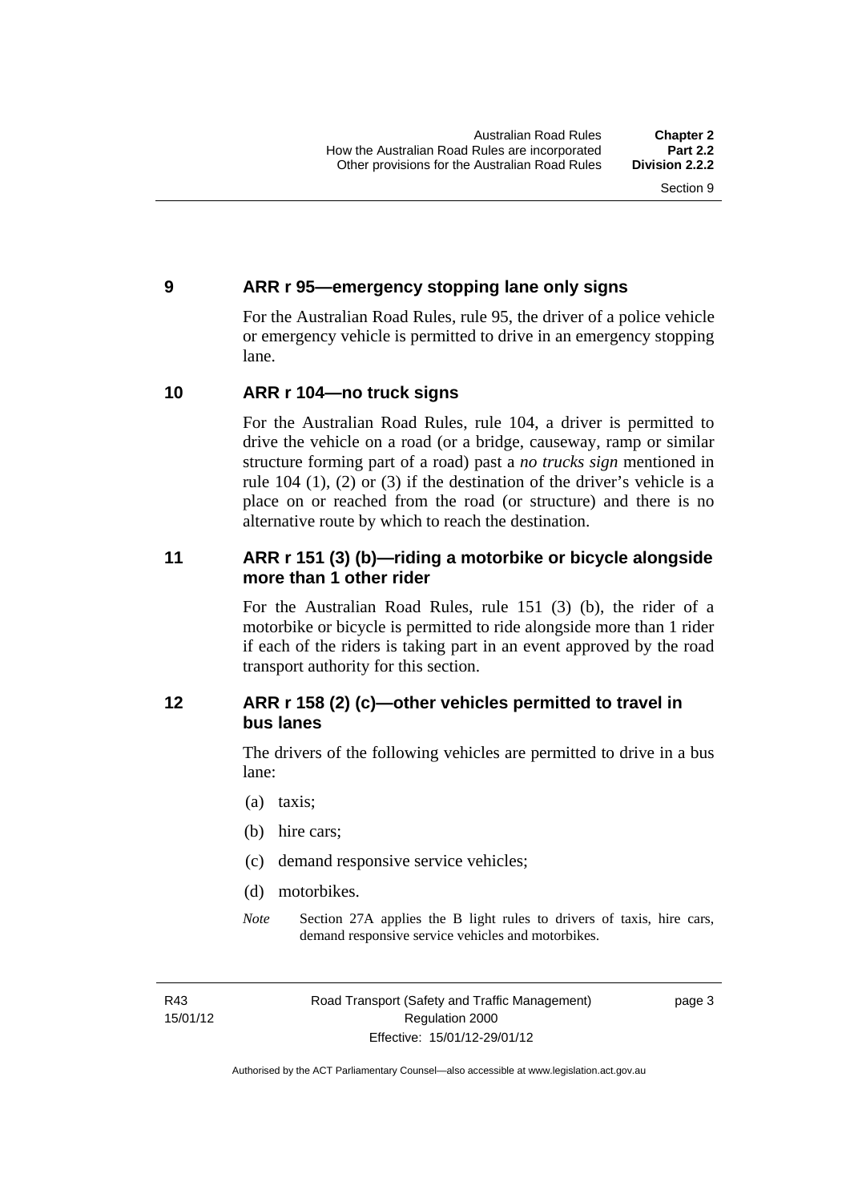## 9 ARR r 95—emergency stopping lane only signs

For the Australian Road Rules, rule 95, the driver of a police vehicle or emergency vehicle is permitted to drive in an emergency stopping lane.

## 10 ARR r 104—no truck signs

For the Australian Road Rules, rule 104, a driver is permitted to drive the vehicle on a road (or a bridge, causeway, ramp or similar structure forming part of a road) past a *no trucks sign* mentioned in rule 104 (1), (2) or (3) if the destination of the driver's vehicle is a place on or reached from the road (or structure) and there is no alternative route by which to reach the destination.

## 11 ARR r 151 (3) (b)—riding a motorbike or bicycle alongside more than 1 other rider

For the Australian Road Rules, rule 151 (3) (b), the rider of a motorbike or bicycle is permitted to ride alongside more than 1 rider if each of the riders is taking part in an event approved by the road transport authority for this section.

## 12 ARR r 158 (2) (c)—other vehicles permitted to travel in bus lanes

The drivers of the following vehicles are permitted to drive in a bus lane:

(a) taxis;

(b) hire cars;

(c) demand responsive service vehicles;

(d) motorbikes.

*Note* Section 27A applies the B light rules to drivers of taxis, hire cars, demand responsive service vehicles and motorbikes.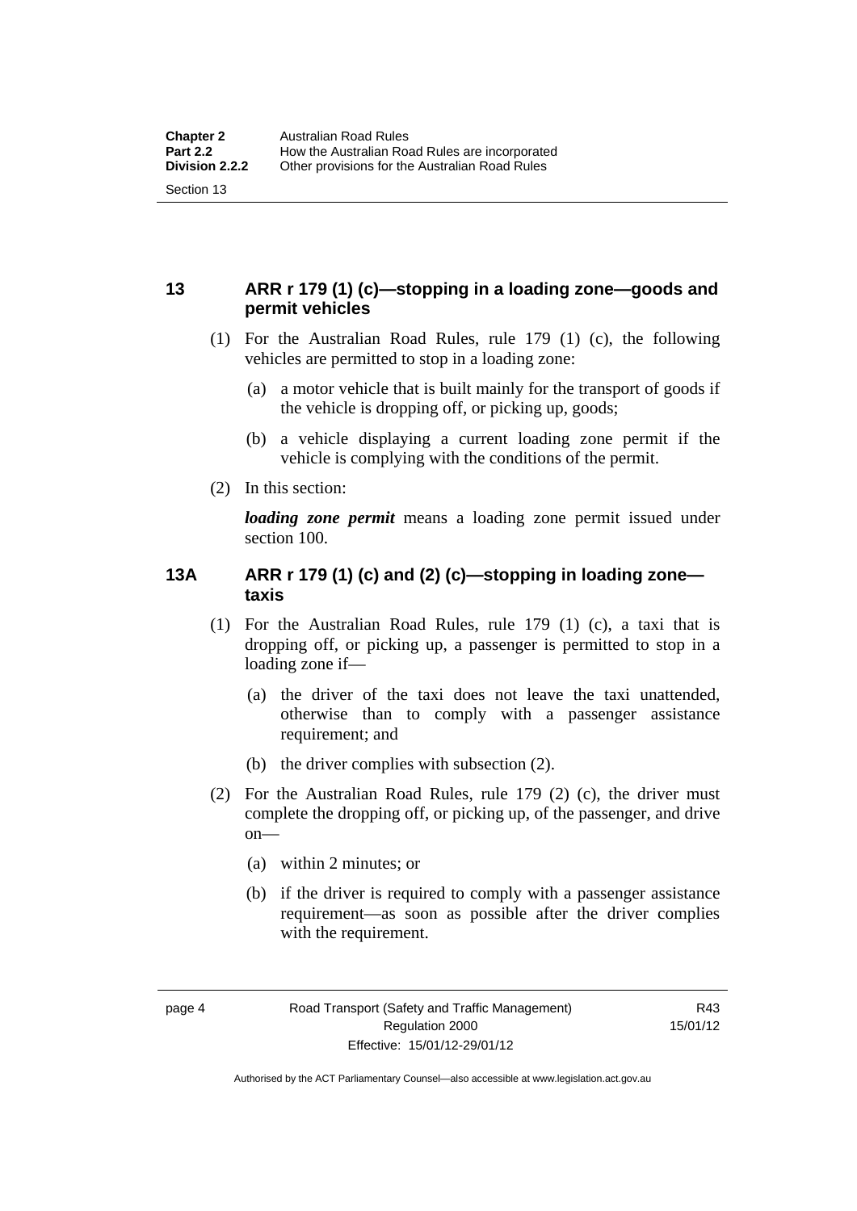## 13 ARR r 179 (1) (c)—stopping in a loading zone—goods and permit vehicles

(1) For the Australian Road Rules, rule 179 (1) (c), the following vehicles are permitted to stop in a loading zone:

- (a) a motor vehicle that is built mainly for the transport of goods if the vehicle is dropping off, or picking up, goods;
- (b) a vehicle displaying a current loading zone permit if the vehicle is complying with the conditions of the permit.

(2) In this section:

***loading zone permit*** means a loading zone permit issued under section 100.

## 13A ARR r 179 (1) (c) and (2) (c)—stopping in loading zone—taxis

(1) For the Australian Road Rules, rule 179 (1) (c), a taxi that is dropping off, or picking up, a passenger is permitted to stop in a loading zone if—

- (a) the driver of the taxi does not leave the taxi unattended, otherwise than to comply with a passenger assistance requirement; and
- (b) the driver complies with subsection (2).

(2) For the Australian Road Rules, rule 179 (2) (c), the driver must complete the dropping off, or picking up, of the passenger, and drive on—

- (a) within 2 minutes; or
- (b) if the driver is required to comply with a passenger assistance requirement—as soon as possible after the driver complies with the requirement.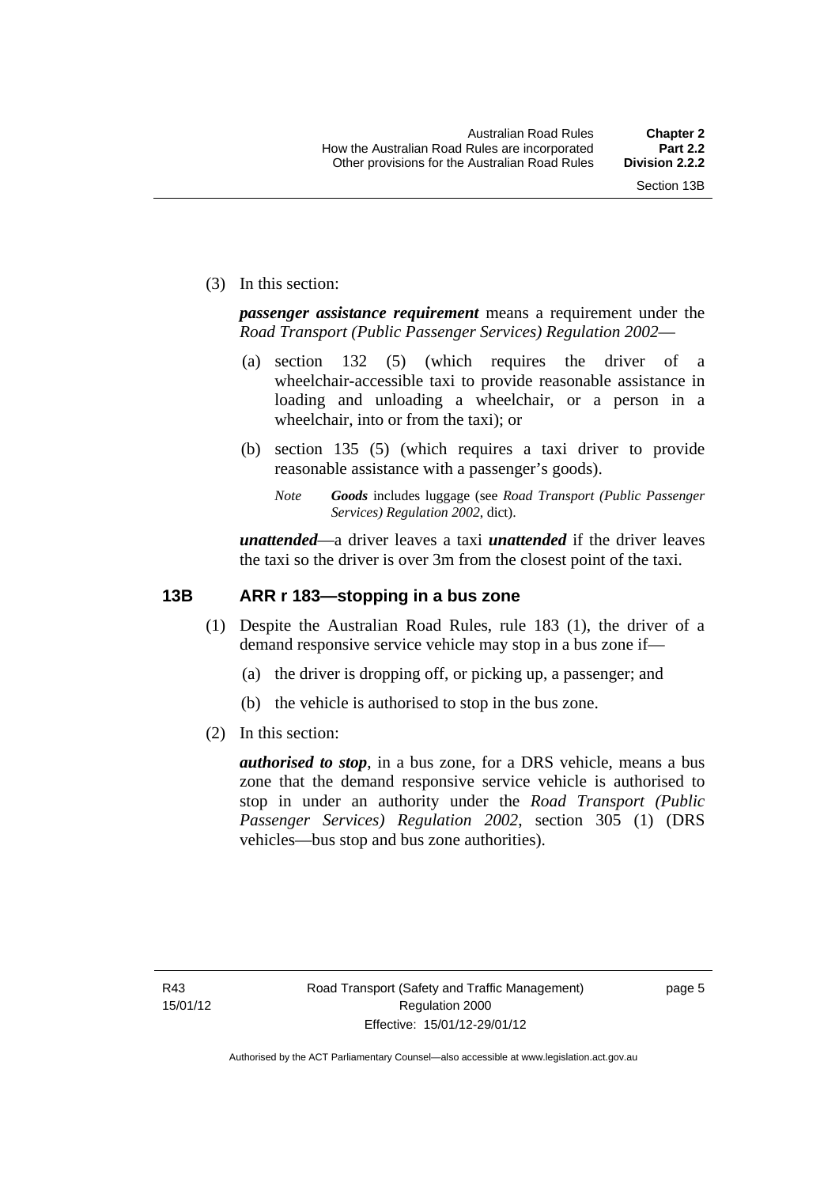(3) In this section:

***passenger assistance requirement*** means a requirement under the *Road Transport (Public Passenger Services) Regulation 2002*—

(a) section 132 (5) (which requires the driver of a wheelchair-accessible taxi to provide reasonable assistance in loading and unloading a wheelchair, or a person in a wheelchair, into or from the taxi); or

(b) section 135 (5) (which requires a taxi driver to provide reasonable assistance with a passenger's goods).

*Note* ***Goods*** includes luggage (see *Road Transport (Public Passenger Services) Regulation 2002*, dict).

***unattended***—a driver leaves a taxi ***unattended*** if the driver leaves the taxi so the driver is over 3m from the closest point of the taxi.

### 13B ARR r 183—stopping in a bus zone

(1) Despite the Australian Road Rules, rule 183 (1), the driver of a demand responsive service vehicle may stop in a bus zone if—

(a) the driver is dropping off, or picking up, a passenger; and

(b) the vehicle is authorised to stop in the bus zone.

(2) In this section:

***authorised to stop***, in a bus zone, for a DRS vehicle, means a bus zone that the demand responsive service vehicle is authorised to stop in under an authority under the *Road Transport (Public Passenger Services) Regulation 2002*, section 305 (1) (DRS vehicles—bus stop and bus zone authorities).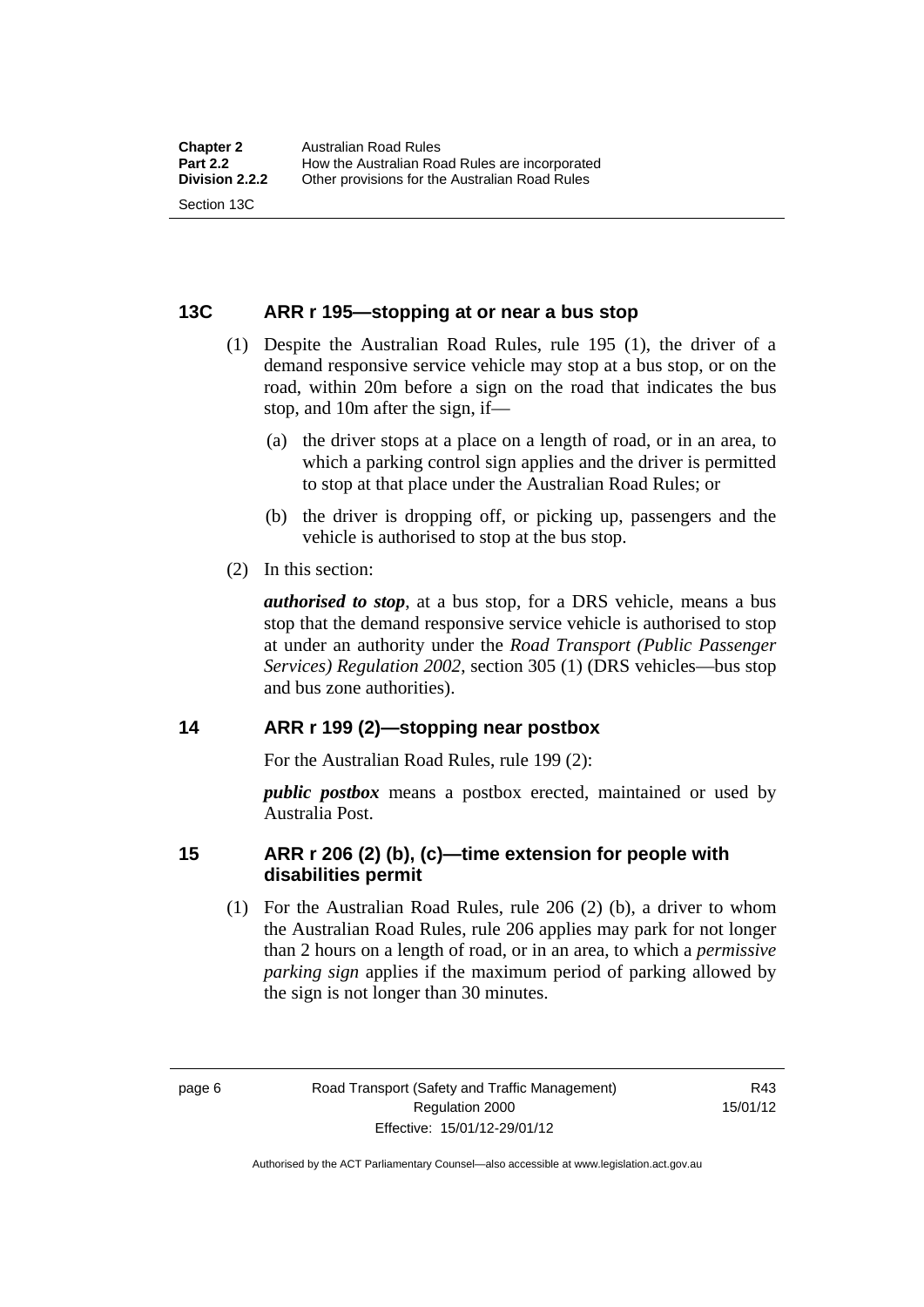## 13C ARR r 195—stopping at or near a bus stop

(1) Despite the Australian Road Rules, rule 195 (1), the driver of a demand responsive service vehicle may stop at a bus stop, or on the road, within 20m before a sign on the road that indicates the bus stop, and 10m after the sign, if—

(a) the driver stops at a place on a length of road, or in an area, to which a parking control sign applies and the driver is permitted to stop at that place under the Australian Road Rules; or

(b) the driver is dropping off, or picking up, passengers and the vehicle is authorised to stop at the bus stop.

(2) In this section:

***authorised to stop***, at a bus stop, for a DRS vehicle, means a bus stop that the demand responsive service vehicle is authorised to stop at under an authority under the *Road Transport (Public Passenger Services) Regulation 2002*, section 305 (1) (DRS vehicles—bus stop and bus zone authorities).

## 14 ARR r 199 (2)—stopping near postbox

For the Australian Road Rules, rule 199 (2):

***public postbox*** means a postbox erected, maintained or used by Australia Post.

## 15 ARR r 206 (2) (b), (c)—time extension for people with disabilities permit

(1) For the Australian Road Rules, rule 206 (2) (b), a driver to whom the Australian Road Rules, rule 206 applies may park for not longer than 2 hours on a length of road, or in an area, to which a *permissive parking sign* applies if the maximum period of parking allowed by the sign is not longer than 30 minutes.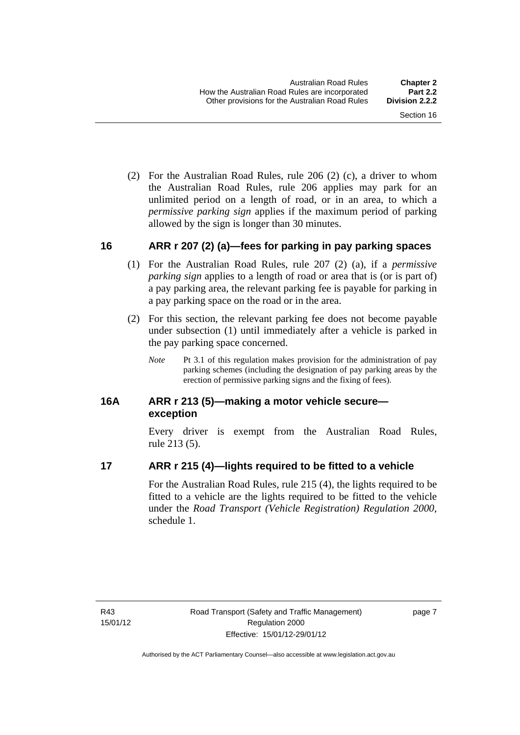(2) For the Australian Road Rules, rule 206 (2) (c), a driver to whom the Australian Road Rules, rule 206 applies may park for an unlimited period on a length of road, or in an area, to which a *permissive parking sign* applies if the maximum period of parking allowed by the sign is longer than 30 minutes.

## 16 ARR r 207 (2) (a)—fees for parking in pay parking spaces

(1) For the Australian Road Rules, rule 207 (2) (a), if a *permissive parking sign* applies to a length of road or area that is (or is part of) a pay parking area, the relevant parking fee is payable for parking in a pay parking space on the road or in the area.

(2) For this section, the relevant parking fee does not become payable under subsection (1) until immediately after a vehicle is parked in the pay parking space concerned.

*Note* Pt 3.1 of this regulation makes provision for the administration of pay parking schemes (including the designation of pay parking areas by the erection of permissive parking signs and the fixing of fees).

## 16A ARR r 213 (5)—making a motor vehicle secure—exception

Every driver is exempt from the Australian Road Rules, rule 213 (5).

## 17 ARR r 215 (4)—lights required to be fitted to a vehicle

For the Australian Road Rules, rule 215 (4), the lights required to be fitted to a vehicle are the lights required to be fitted to the vehicle under the *Road Transport (Vehicle Registration) Regulation 2000*, schedule 1.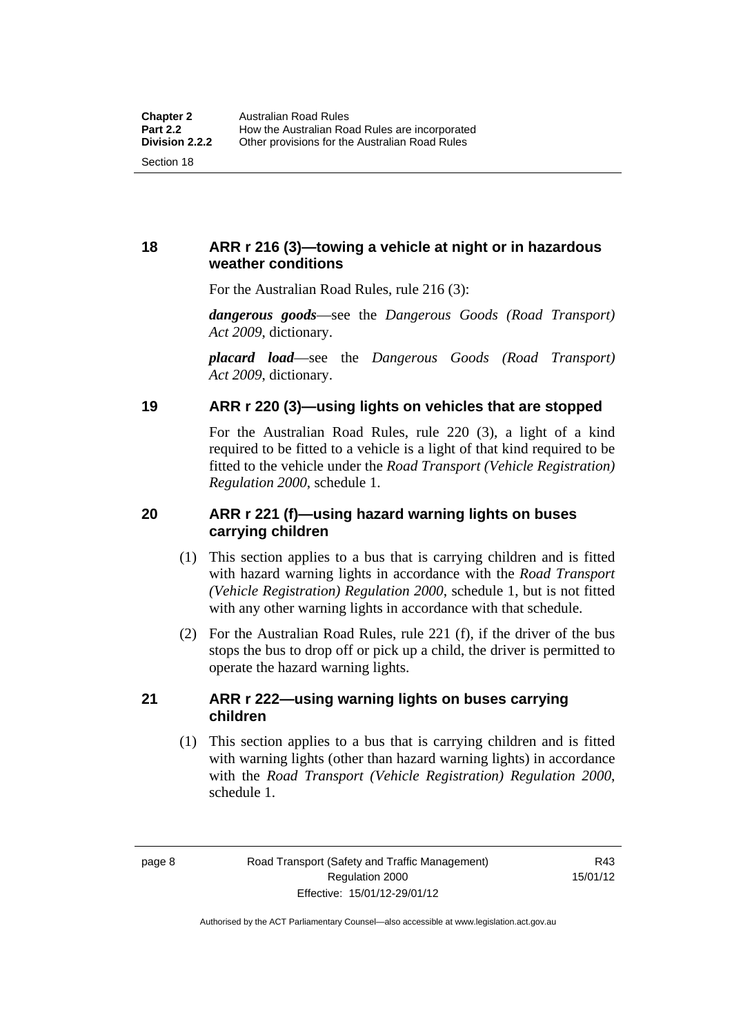## 18 ARR r 216 (3)—towing a vehicle at night or in hazardous weather conditions

For the Australian Road Rules, rule 216 (3):

***dangerous goods***—see the *Dangerous Goods (Road Transport) Act 2009*, dictionary.

***placard load***—see the *Dangerous Goods (Road Transport) Act 2009*, dictionary.

## 19 ARR r 220 (3)—using lights on vehicles that are stopped

For the Australian Road Rules, rule 220 (3), a light of a kind required to be fitted to a vehicle is a light of that kind required to be fitted to the vehicle under the *Road Transport (Vehicle Registration) Regulation 2000*, schedule 1.

## 20 ARR r 221 (f)—using hazard warning lights on buses carrying children

(1) This section applies to a bus that is carrying children and is fitted with hazard warning lights in accordance with the *Road Transport (Vehicle Registration) Regulation 2000*, schedule 1, but is not fitted with any other warning lights in accordance with that schedule.

(2) For the Australian Road Rules, rule 221 (f), if the driver of the bus stops the bus to drop off or pick up a child, the driver is permitted to operate the hazard warning lights.

## 21 ARR r 222—using warning lights on buses carrying children

(1) This section applies to a bus that is carrying children and is fitted with warning lights (other than hazard warning lights) in accordance with the *Road Transport (Vehicle Registration) Regulation 2000*, schedule 1.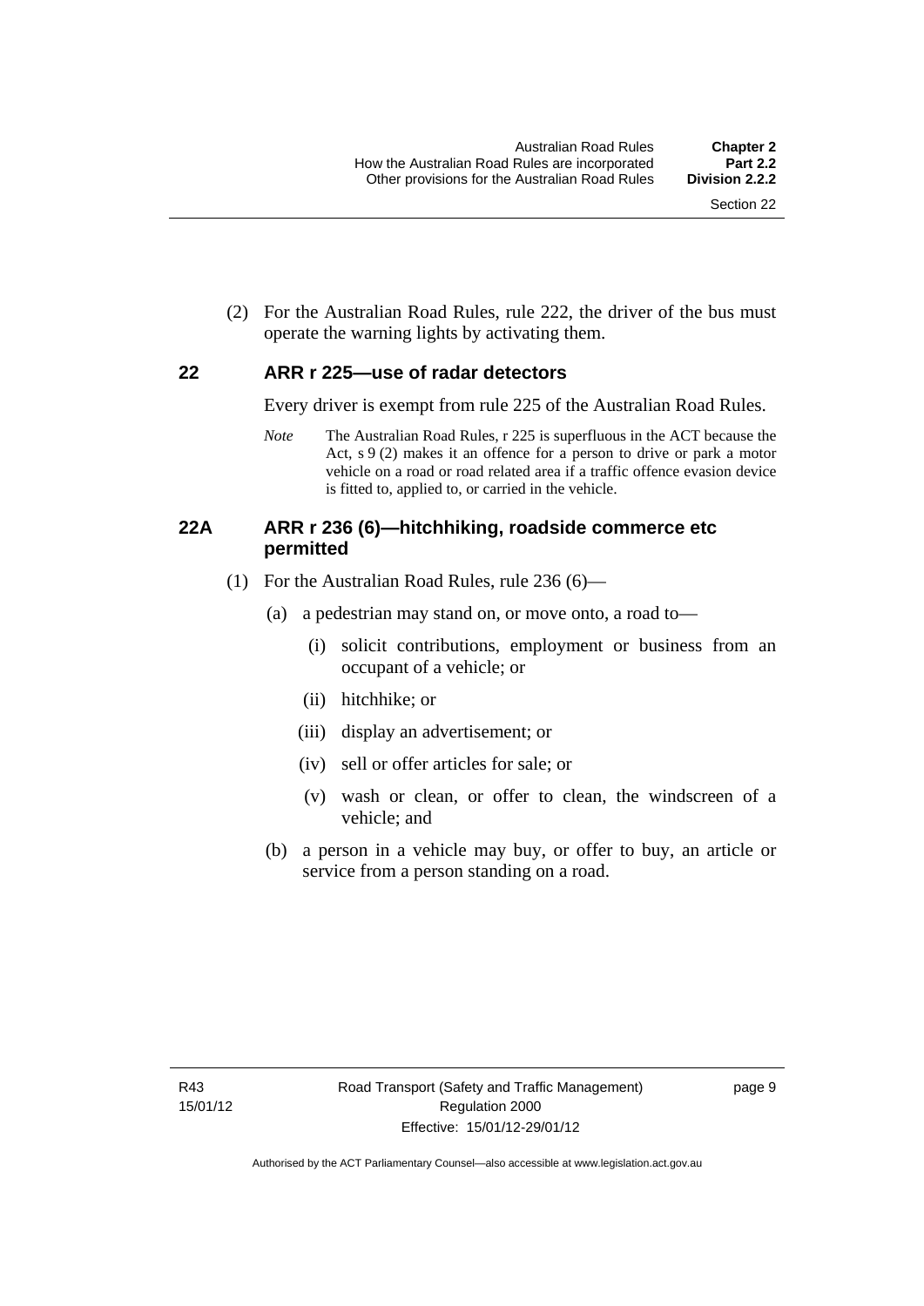(2) For the Australian Road Rules, rule 222, the driver of the bus must operate the warning lights by activating them.

## 22 ARR r 225—use of radar detectors

Every driver is exempt from rule 225 of the Australian Road Rules.

*Note* The Australian Road Rules, r 225 is superfluous in the ACT because the Act, s 9 (2) makes it an offence for a person to drive or park a motor vehicle on a road or road related area if a traffic offence evasion device is fitted to, applied to, or carried in the vehicle.

## 22A ARR r 236 (6)—hitchhiking, roadside commerce etc permitted

(1) For the Australian Road Rules, rule 236 (6)—

(a) a pedestrian may stand on, or move onto, a road to—

(i) solicit contributions, employment or business from an occupant of a vehicle; or

(ii) hitchhike; or

(iii) display an advertisement; or

(iv) sell or offer articles for sale; or

(v) wash or clean, or offer to clean, the windscreen of a vehicle; and

(b) a person in a vehicle may buy, or offer to buy, an article or service from a person standing on a road.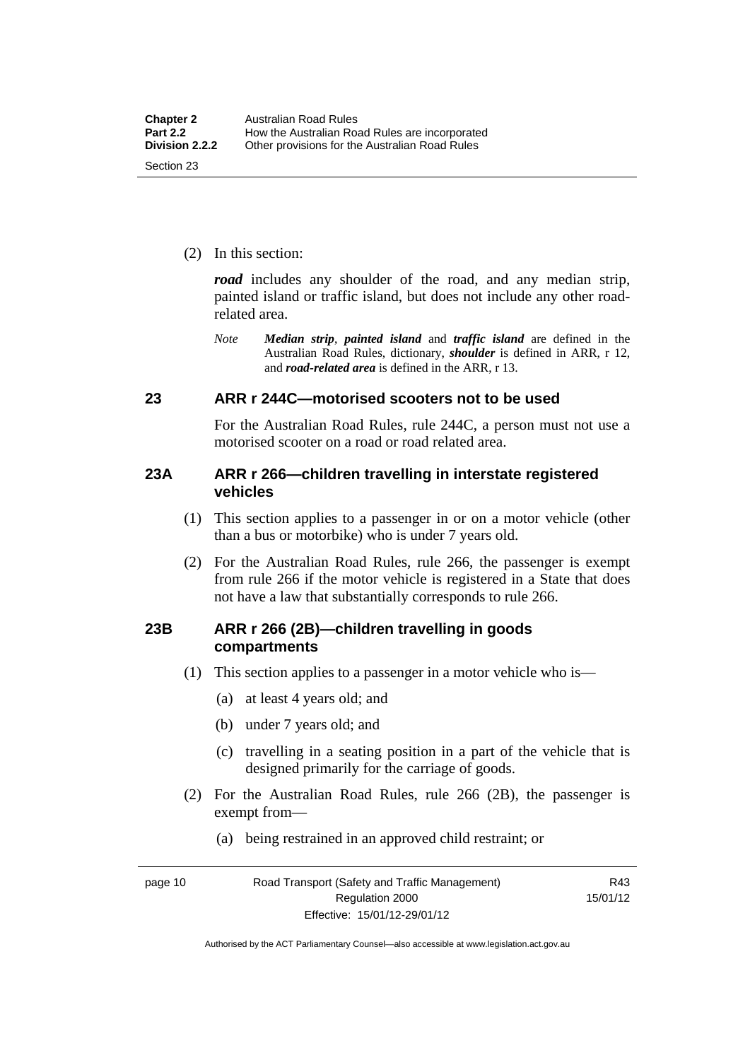(2) In this section:

***road*** includes any shoulder of the road, and any median strip, painted island or traffic island, but does not include any other road-related area.

*Note* ***Median strip***, ***painted island*** and ***traffic island*** are defined in the Australian Road Rules, dictionary, ***shoulder*** is defined in ARR, r 12, and ***road-related area*** is defined in the ARR, r 13.

### 23 ARR r 244C—motorised scooters not to be used

For the Australian Road Rules, rule 244C, a person must not use a motorised scooter on a road or road related area.

### 23A ARR r 266—children travelling in interstate registered vehicles

(1) This section applies to a passenger in or on a motor vehicle (other than a bus or motorbike) who is under 7 years old.

(2) For the Australian Road Rules, rule 266, the passenger is exempt from rule 266 if the motor vehicle is registered in a State that does not have a law that substantially corresponds to rule 266.

### 23B ARR r 266 (2B)—children travelling in goods compartments

(1) This section applies to a passenger in a motor vehicle who is—

(a) at least 4 years old; and

(b) under 7 years old; and

(c) travelling in a seating position in a part of the vehicle that is designed primarily for the carriage of goods.

(2) For the Australian Road Rules, rule 266 (2B), the passenger is exempt from—

(a) being restrained in an approved child restraint; or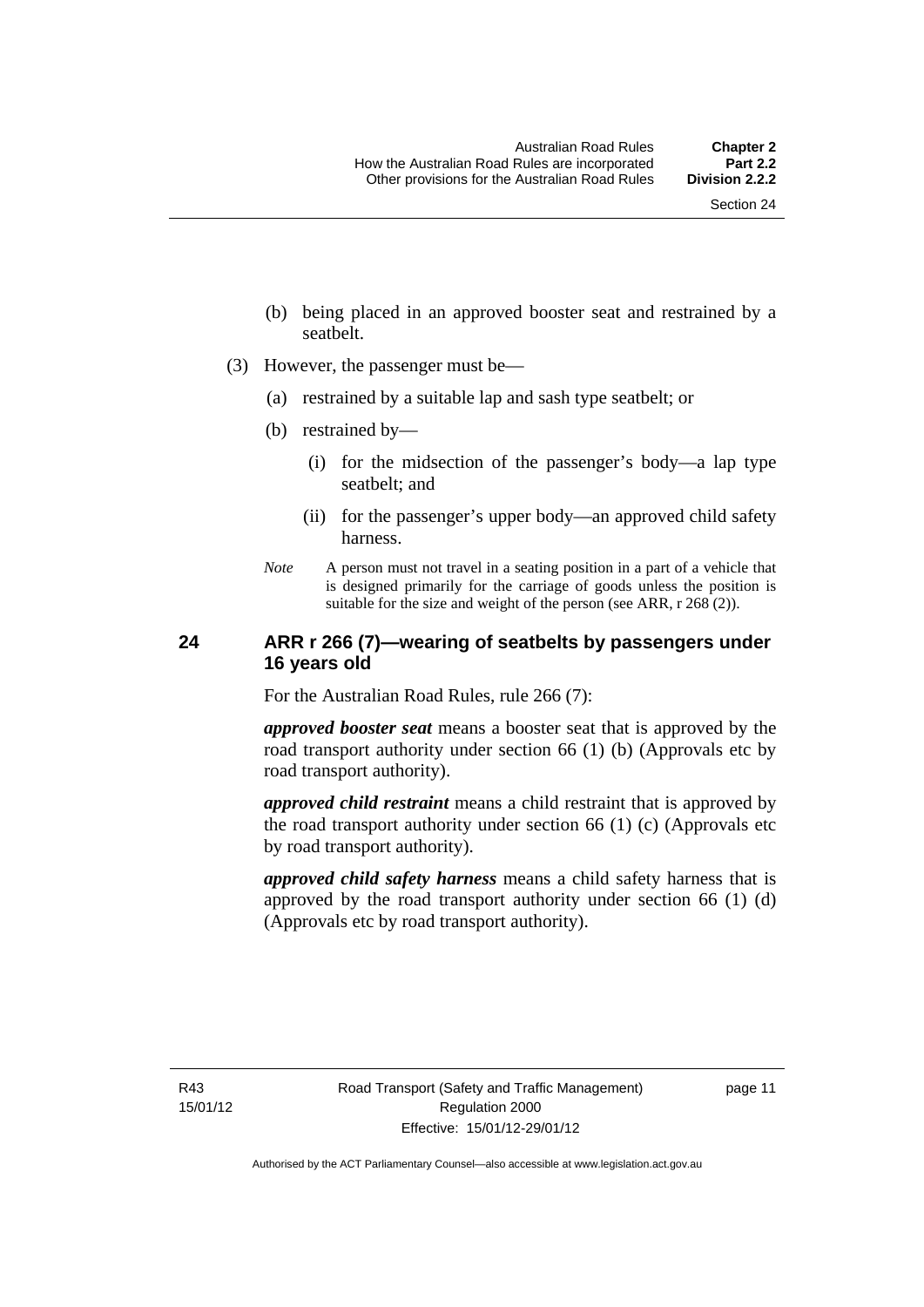(b) being placed in an approved booster seat and restrained by a seatbelt.

(3) However, the passenger must be—

(a) restrained by a suitable lap and sash type seatbelt; or

(b) restrained by—

(i) for the midsection of the passenger's body—a lap type seatbelt; and

(ii) for the passenger's upper body—an approved child safety harness.

*Note* A person must not travel in a seating position in a part of a vehicle that is designed primarily for the carriage of goods unless the position is suitable for the size and weight of the person (see ARR, r 268 (2)).

## 24 ARR r 266 (7)—wearing of seatbelts by passengers under 16 years old

For the Australian Road Rules, rule 266 (7):

***approved booster seat*** means a booster seat that is approved by the road transport authority under section 66 (1) (b) (Approvals etc by road transport authority).

***approved child restraint*** means a child restraint that is approved by the road transport authority under section 66 (1) (c) (Approvals etc by road transport authority).

***approved child safety harness*** means a child safety harness that is approved by the road transport authority under section 66 (1) (d) (Approvals etc by road transport authority).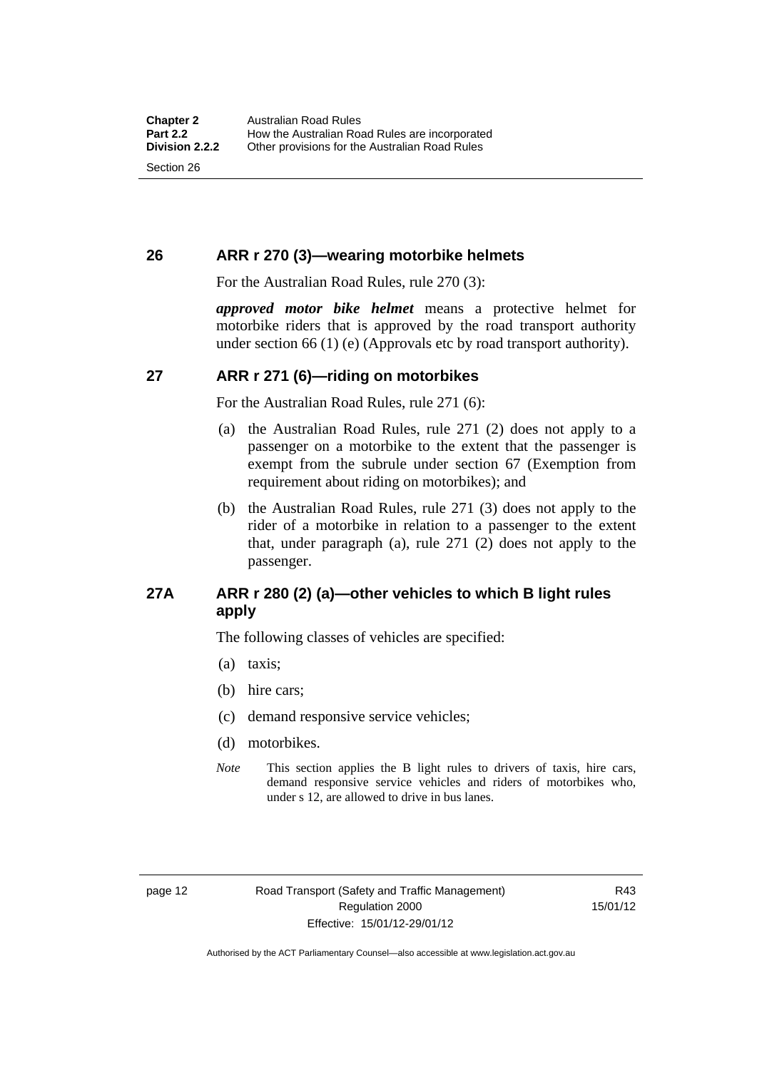## 26 ARR r 270 (3)—wearing motorbike helmets

For the Australian Road Rules, rule 270 (3):

***approved motor bike helmet*** means a protective helmet for motorbike riders that is approved by the road transport authority under section 66 (1) (e) (Approvals etc by road transport authority).

## 27 ARR r 271 (6)—riding on motorbikes

For the Australian Road Rules, rule 271 (6):

(a) the Australian Road Rules, rule 271 (2) does not apply to a passenger on a motorbike to the extent that the passenger is exempt from the subrule under section 67 (Exemption from requirement about riding on motorbikes); and

(b) the Australian Road Rules, rule 271 (3) does not apply to the rider of a motorbike in relation to a passenger to the extent that, under paragraph (a), rule 271 (2) does not apply to the passenger.

## 27A ARR r 280 (2) (a)—other vehicles to which B light rules apply

The following classes of vehicles are specified:

(a) taxis;

(b) hire cars;

(c) demand responsive service vehicles;

(d) motorbikes.

*Note* This section applies the B light rules to drivers of taxis, hire cars, demand responsive service vehicles and riders of motorbikes who, under s 12, are allowed to drive in bus lanes.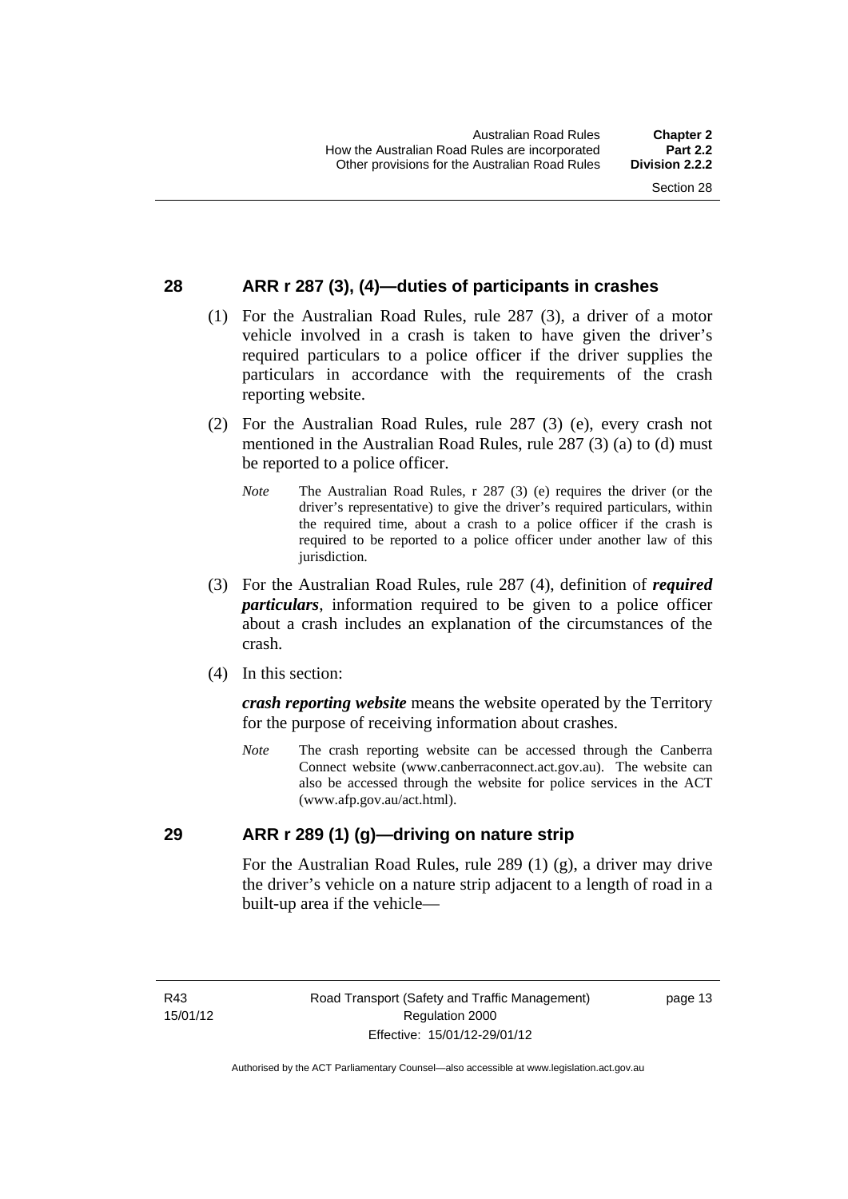## 28 ARR r 287 (3), (4)—duties of participants in crashes

(1) For the Australian Road Rules, rule 287 (3), a driver of a motor vehicle involved in a crash is taken to have given the driver's required particulars to a police officer if the driver supplies the particulars in accordance with the requirements of the crash reporting website.

(2) For the Australian Road Rules, rule 287 (3) (e), every crash not mentioned in the Australian Road Rules, rule 287 (3) (a) to (d) must be reported to a police officer.

*Note* The Australian Road Rules, r 287 (3) (e) requires the driver (or the driver's representative) to give the driver's required particulars, within the required time, about a crash to a police officer if the crash is required to be reported to a police officer under another law of this jurisdiction.

(3) For the Australian Road Rules, rule 287 (4), definition of ***required particulars***, information required to be given to a police officer about a crash includes an explanation of the circumstances of the crash.

(4) In this section:

***crash reporting website*** means the website operated by the Territory for the purpose of receiving information about crashes.

*Note* The crash reporting website can be accessed through the Canberra Connect website (www.canberraconnect.act.gov.au). The website can also be accessed through the website for police services in the ACT (www.afp.gov.au/act.html).

## 29 ARR r 289 (1) (g)—driving on nature strip

For the Australian Road Rules, rule 289 (1) (g), a driver may drive the driver's vehicle on a nature strip adjacent to a length of road in a built-up area if the vehicle—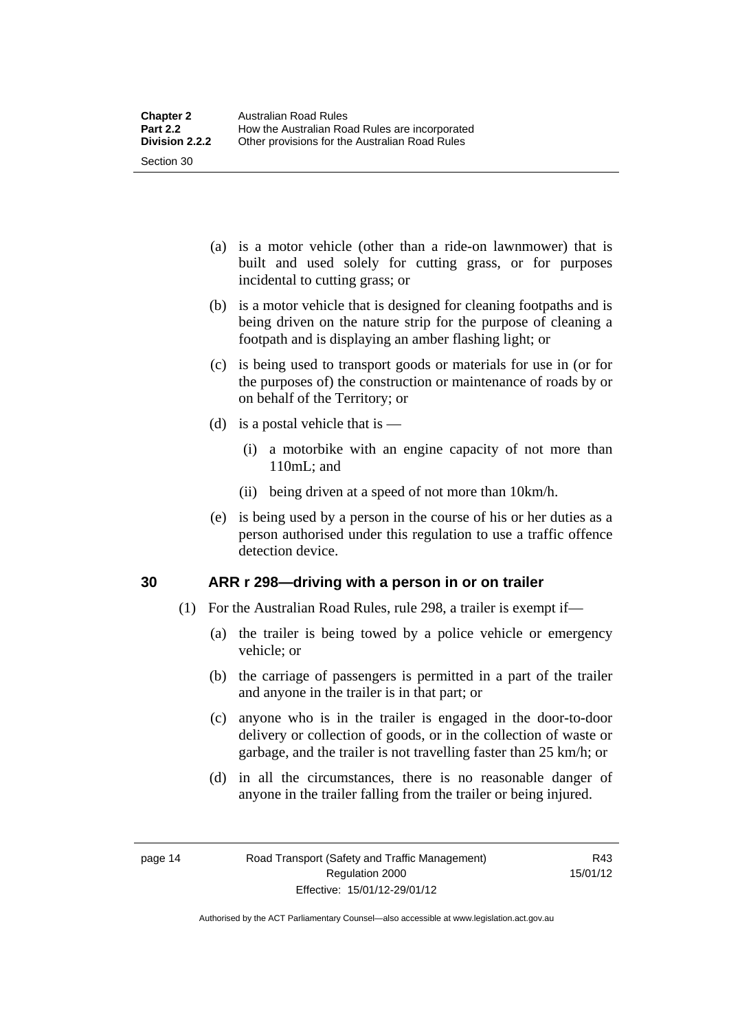(a) is a motor vehicle (other than a ride-on lawnmower) that is built and used solely for cutting grass, or for purposes incidental to cutting grass; or

(b) is a motor vehicle that is designed for cleaning footpaths and is being driven on the nature strip for the purpose of cleaning a footpath and is displaying an amber flashing light; or

(c) is being used to transport goods or materials for use in (or for the purposes of) the construction or maintenance of roads by or on behalf of the Territory; or

(d) is a postal vehicle that is —

(i) a motorbike with an engine capacity of not more than 110mL; and

(ii) being driven at a speed of not more than 10km/h.

(e) is being used by a person in the course of his or her duties as a person authorised under this regulation to use a traffic offence detection device.

## 30 ARR r 298—driving with a person in or on trailer

(1) For the Australian Road Rules, rule 298, a trailer is exempt if—

(a) the trailer is being towed by a police vehicle or emergency vehicle; or

(b) the carriage of passengers is permitted in a part of the trailer and anyone in the trailer is in that part; or

(c) anyone who is in the trailer is engaged in the door-to-door delivery or collection of goods, or in the collection of waste or garbage, and the trailer is not travelling faster than 25 km/h; or

(d) in all the circumstances, there is no reasonable danger of anyone in the trailer falling from the trailer or being injured.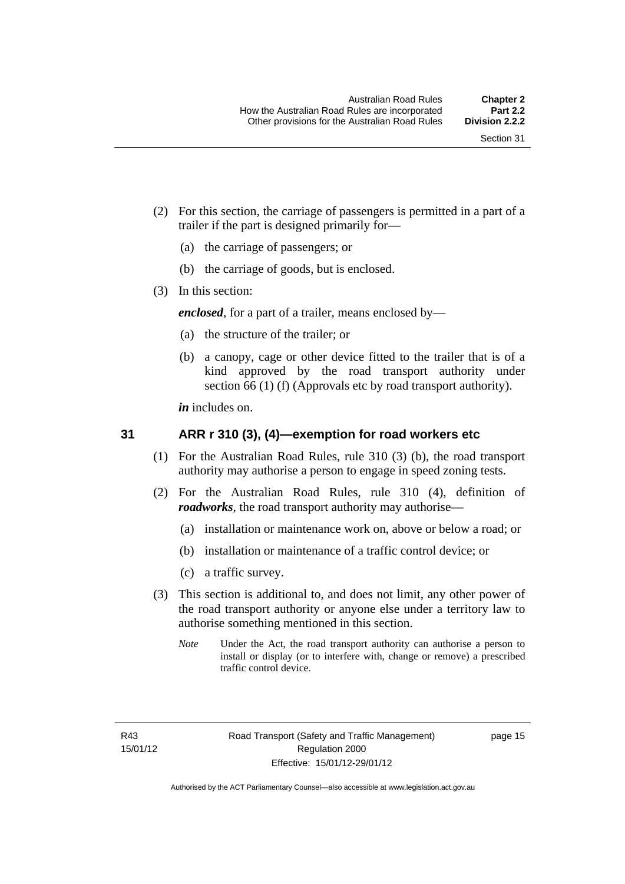(2) For this section, the carriage of passengers is permitted in a part of a trailer if the part is designed primarily for—

(a) the carriage of passengers; or

(b) the carriage of goods, but is enclosed.

(3) In this section:

***enclosed***, for a part of a trailer, means enclosed by—

(a) the structure of the trailer; or

(b) a canopy, cage or other device fitted to the trailer that is of a kind approved by the road transport authority under section 66 (1) (f) (Approvals etc by road transport authority).

***in*** includes on.

## 31 ARR r 310 (3), (4)—exemption for road workers etc

(1) For the Australian Road Rules, rule 310 (3) (b), the road transport authority may authorise a person to engage in speed zoning tests.

(2) For the Australian Road Rules, rule 310 (4), definition of ***roadworks***, the road transport authority may authorise—

(a) installation or maintenance work on, above or below a road; or

(b) installation or maintenance of a traffic control device; or

(c) a traffic survey.

(3) This section is additional to, and does not limit, any other power of the road transport authority or anyone else under a territory law to authorise something mentioned in this section.

*Note* Under the Act, the road transport authority can authorise a person to install or display (or to interfere with, change or remove) a prescribed traffic control device.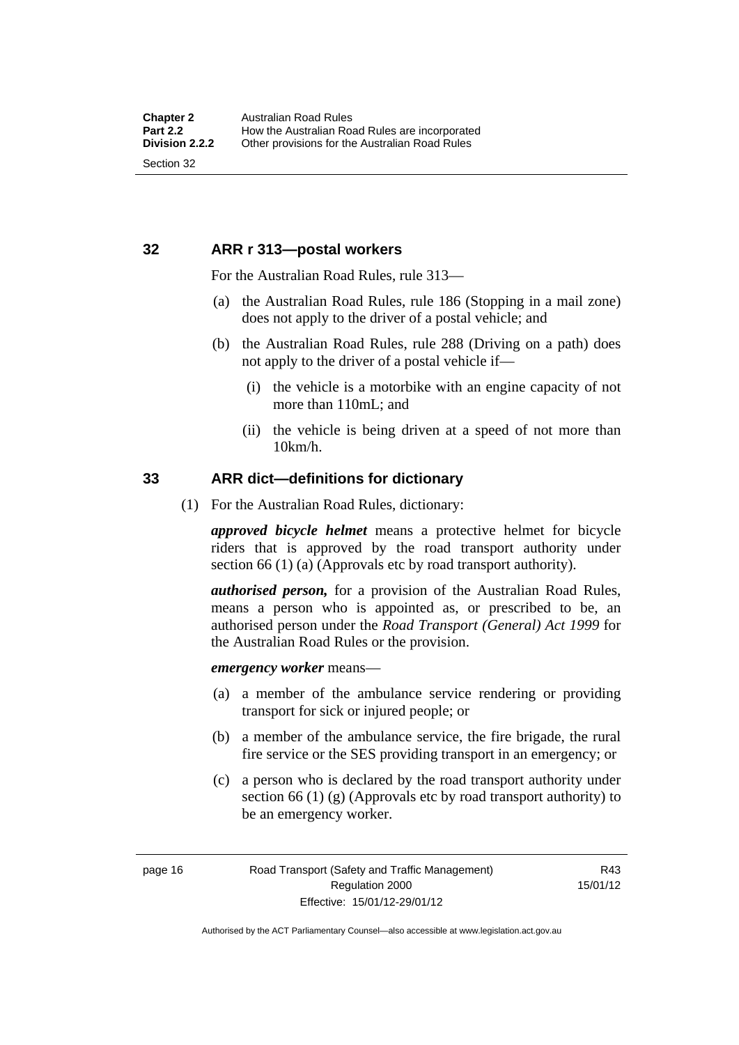## 32 ARR r 313—postal workers

For the Australian Road Rules, rule 313—

(a) the Australian Road Rules, rule 186 (Stopping in a mail zone) does not apply to the driver of a postal vehicle; and

(b) the Australian Road Rules, rule 288 (Driving on a path) does not apply to the driver of a postal vehicle if—

  (i) the vehicle is a motorbike with an engine capacity of not more than 110mL; and

  (ii) the vehicle is being driven at a speed of not more than 10km/h.

## 33 ARR dict—definitions for dictionary

(1) For the Australian Road Rules, dictionary:

***approved bicycle helmet*** means a protective helmet for bicycle riders that is approved by the road transport authority under section 66 (1) (a) (Approvals etc by road transport authority).

***authorised person,*** for a provision of the Australian Road Rules, means a person who is appointed as, or prescribed to be, an authorised person under the *Road Transport (General) Act 1999* for the Australian Road Rules or the provision.

***emergency worker*** means—

(a) a member of the ambulance service rendering or providing transport for sick or injured people; or

(b) a member of the ambulance service, the fire brigade, the rural fire service or the SES providing transport in an emergency; or

(c) a person who is declared by the road transport authority under section 66 (1) (g) (Approvals etc by road transport authority) to be an emergency worker.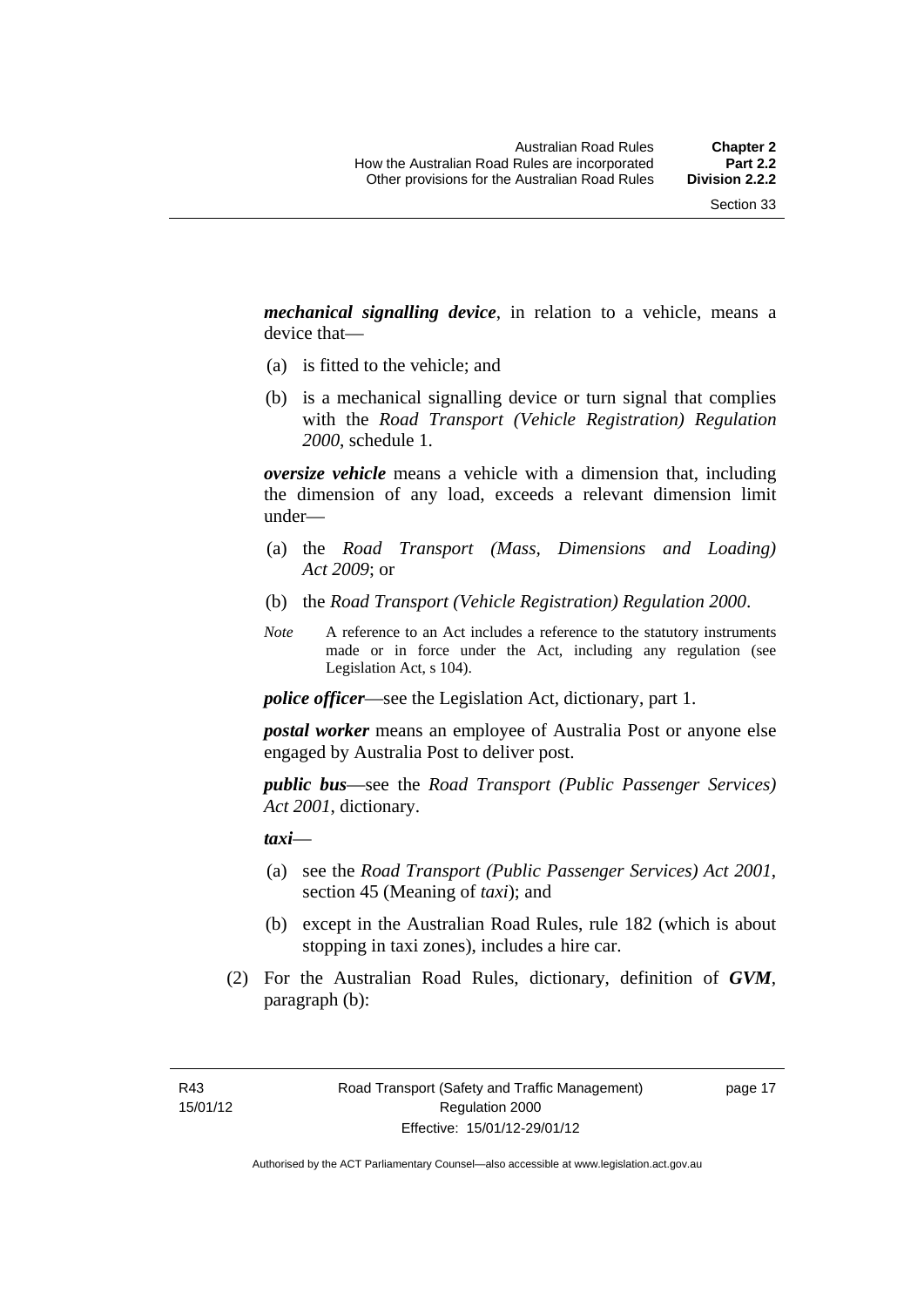***mechanical signalling device***, in relation to a vehicle, means a device that—

(a) is fitted to the vehicle; and

(b) is a mechanical signalling device or turn signal that complies with the *Road Transport (Vehicle Registration) Regulation 2000*, schedule 1.

***oversize vehicle*** means a vehicle with a dimension that, including the dimension of any load, exceeds a relevant dimension limit under—

(a) the *Road Transport (Mass, Dimensions and Loading) Act 2009*; or

(b) the *Road Transport (Vehicle Registration) Regulation 2000*.

*Note* A reference to an Act includes a reference to the statutory instruments made or in force under the Act, including any regulation (see Legislation Act, s 104).

***police officer***—see the Legislation Act, dictionary, part 1.

***postal worker*** means an employee of Australia Post or anyone else engaged by Australia Post to deliver post.

***public bus***—see the *Road Transport (Public Passenger Services) Act 2001*, dictionary.

***taxi***—

(a) see the *Road Transport (Public Passenger Services) Act 2001*, section 45 (Meaning of *taxi*); and

(b) except in the Australian Road Rules, rule 182 (which is about stopping in taxi zones), includes a hire car.

(2) For the Australian Road Rules, dictionary, definition of ***GVM***, paragraph (b):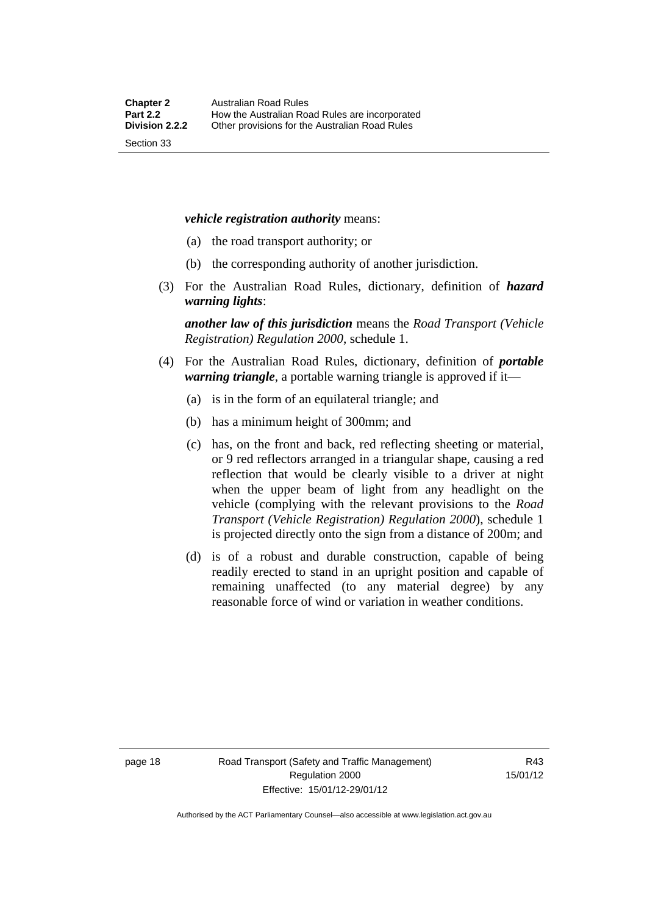***vehicle registration authority*** means:

(a) the road transport authority; or

(b) the corresponding authority of another jurisdiction.

(3) For the Australian Road Rules, dictionary, definition of ***hazard warning lights***:

***another law of this jurisdiction*** means the *Road Transport (Vehicle Registration) Regulation 2000*, schedule 1.

(4) For the Australian Road Rules, dictionary, definition of ***portable warning triangle***, a portable warning triangle is approved if it—

(a) is in the form of an equilateral triangle; and

(b) has a minimum height of 300mm; and

(c) has, on the front and back, red reflecting sheeting or material, or 9 red reflectors arranged in a triangular shape, causing a red reflection that would be clearly visible to a driver at night when the upper beam of light from any headlight on the vehicle (complying with the relevant provisions to the *Road Transport (Vehicle Registration) Regulation 2000*), schedule 1 is projected directly onto the sign from a distance of 200m; and

(d) is of a robust and durable construction, capable of being readily erected to stand in an upright position and capable of remaining unaffected (to any material degree) by any reasonable force of wind or variation in weather conditions.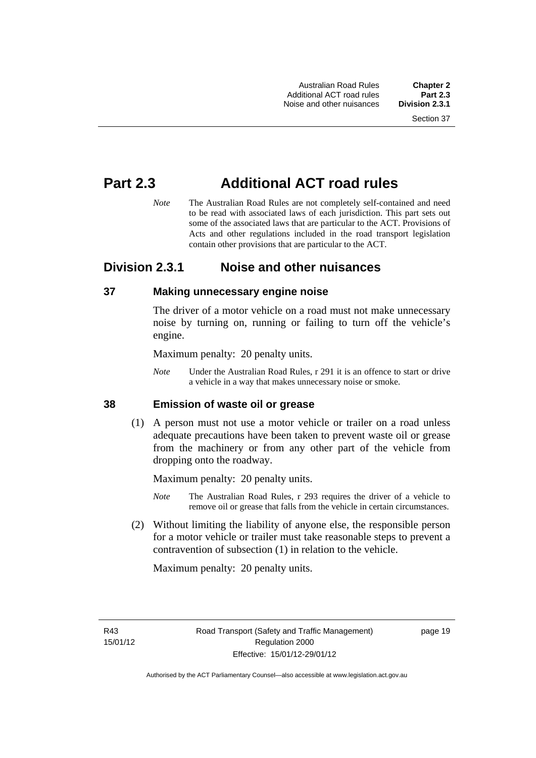# Part 2.3 Additional ACT road rules

*Note* The Australian Road Rules are not completely self-contained and need to be read with associated laws of each jurisdiction. This part sets out some of the associated laws that are particular to the ACT. Provisions of Acts and other regulations included in the road transport legislation contain other provisions that are particular to the ACT.

## Division 2.3.1 Noise and other nuisances

### 37 Making unnecessary engine noise

The driver of a motor vehicle on a road must not make unnecessary noise by turning on, running or failing to turn off the vehicle's engine.

Maximum penalty: 20 penalty units.

*Note* Under the Australian Road Rules, r 291 it is an offence to start or drive a vehicle in a way that makes unnecessary noise or smoke.

### 38 Emission of waste oil or grease

(1) A person must not use a motor vehicle or trailer on a road unless adequate precautions have been taken to prevent waste oil or grease from the machinery or from any other part of the vehicle from dropping onto the roadway.

Maximum penalty: 20 penalty units.

*Note* The Australian Road Rules, r 293 requires the driver of a vehicle to remove oil or grease that falls from the vehicle in certain circumstances.

(2) Without limiting the liability of anyone else, the responsible person for a motor vehicle or trailer must take reasonable steps to prevent a contravention of subsection (1) in relation to the vehicle.

Maximum penalty: 20 penalty units.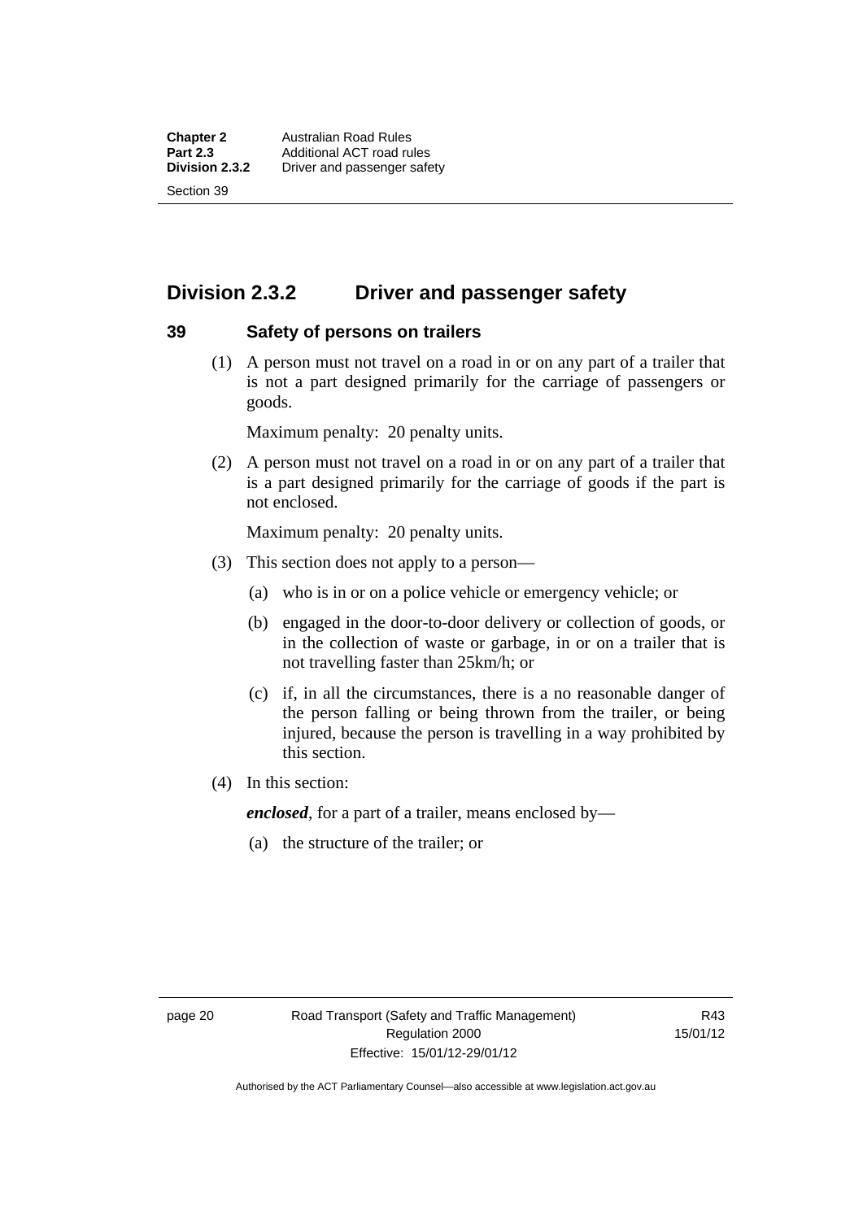## Division 2.3.2 Driver and passenger safety

### 39 Safety of persons on trailers

(1) A person must not travel on a road in or on any part of a trailer that is not a part designed primarily for the carriage of passengers or goods.

Maximum penalty: 20 penalty units.

(2) A person must not travel on a road in or on any part of a trailer that is a part designed primarily for the carriage of goods if the part is not enclosed.

Maximum penalty: 20 penalty units.

(3) This section does not apply to a person—

(a) who is in or on a police vehicle or emergency vehicle; or

(b) engaged in the door-to-door delivery or collection of goods, or in the collection of waste or garbage, in or on a trailer that is not travelling faster than 25km/h; or

(c) if, in all the circumstances, there is a no reasonable danger of the person falling or being thrown from the trailer, or being injured, because the person is travelling in a way prohibited by this section.

(4) In this section:

***enclosed***, for a part of a trailer, means enclosed by—

(a) the structure of the trailer; or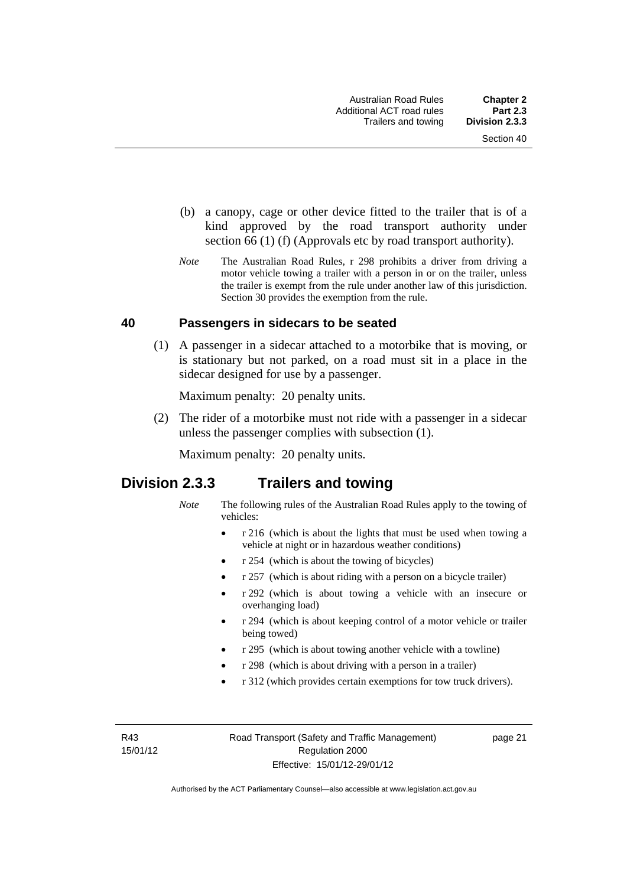(b) a canopy, cage or other device fitted to the trailer that is of a kind approved by the road transport authority under section 66 (1) (f) (Approvals etc by road transport authority).

*Note* The Australian Road Rules, r 298 prohibits a driver from driving a motor vehicle towing a trailer with a person in or on the trailer, unless the trailer is exempt from the rule under another law of this jurisdiction. Section 30 provides the exemption from the rule.

### 40 Passengers in sidecars to be seated

(1) A passenger in a sidecar attached to a motorbike that is moving, or is stationary but not parked, on a road must sit in a place in the sidecar designed for use by a passenger.

Maximum penalty: 20 penalty units.

(2) The rider of a motorbike must not ride with a passenger in a sidecar unless the passenger complies with subsection (1).

Maximum penalty: 20 penalty units.

## Division 2.3.3 Trailers and towing

*Note* The following rules of the Australian Road Rules apply to the towing of vehicles:

- r 216 (which is about the lights that must be used when towing a vehicle at night or in hazardous weather conditions)
- r 254 (which is about the towing of bicycles)
- r 257 (which is about riding with a person on a bicycle trailer)
- r 292 (which is about towing a vehicle with an insecure or overhanging load)
- r 294 (which is about keeping control of a motor vehicle or trailer being towed)
- r 295 (which is about towing another vehicle with a towline)
- r 298 (which is about driving with a person in a trailer)
- r 312 (which provides certain exemptions for tow truck drivers).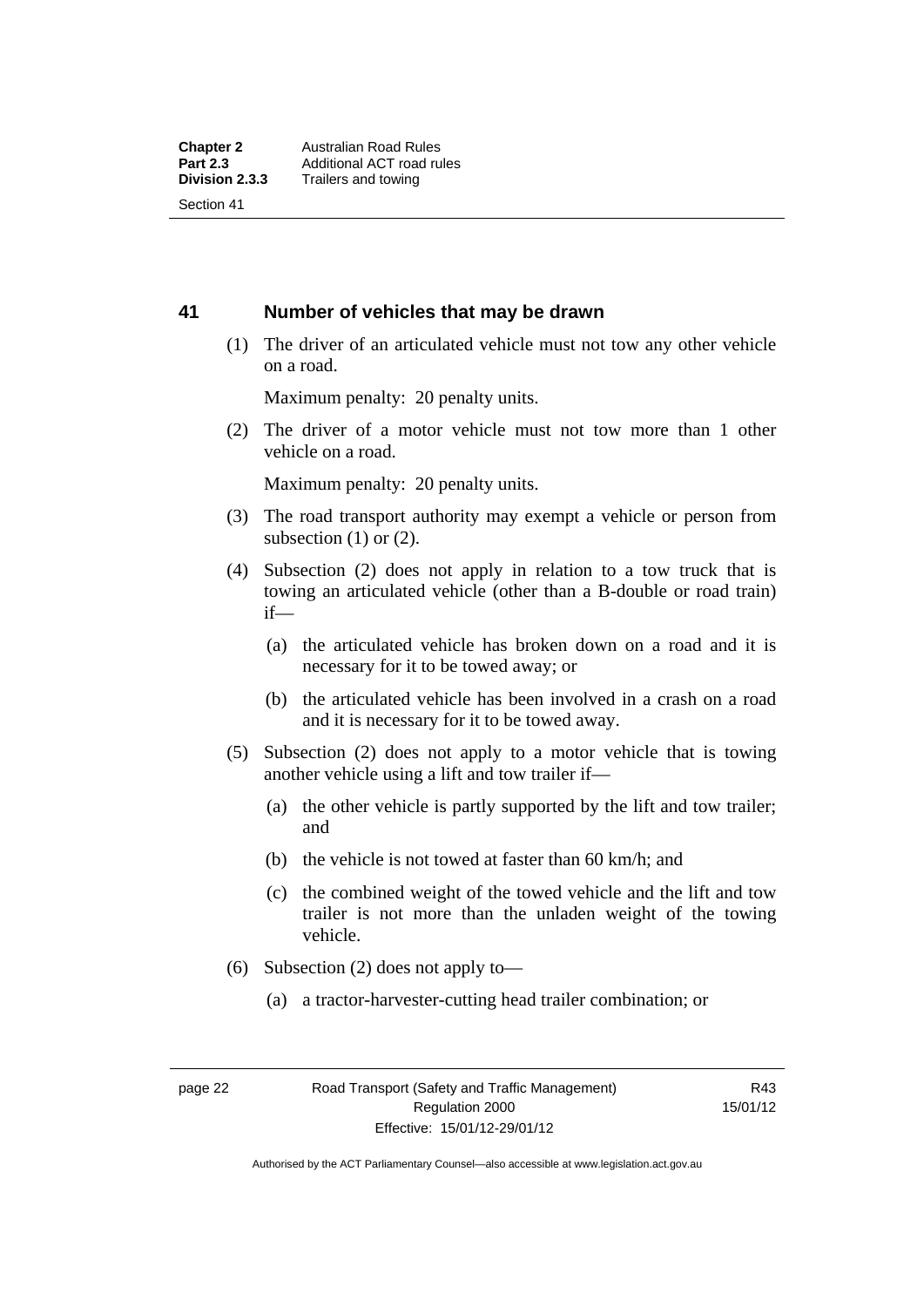## 41 Number of vehicles that may be drawn

(1) The driver of an articulated vehicle must not tow any other vehicle on a road.

Maximum penalty: 20 penalty units.

(2) The driver of a motor vehicle must not tow more than 1 other vehicle on a road.

Maximum penalty: 20 penalty units.

(3) The road transport authority may exempt a vehicle or person from subsection (1) or (2).

(4) Subsection (2) does not apply in relation to a tow truck that is towing an articulated vehicle (other than a B-double or road train) if—

(a) the articulated vehicle has broken down on a road and it is necessary for it to be towed away; or

(b) the articulated vehicle has been involved in a crash on a road and it is necessary for it to be towed away.

(5) Subsection (2) does not apply to a motor vehicle that is towing another vehicle using a lift and tow trailer if—

(a) the other vehicle is partly supported by the lift and tow trailer; and

(b) the vehicle is not towed at faster than 60 km/h; and

(c) the combined weight of the towed vehicle and the lift and tow trailer is not more than the unladen weight of the towing vehicle.

(6) Subsection (2) does not apply to—

(a) a tractor-harvester-cutting head trailer combination; or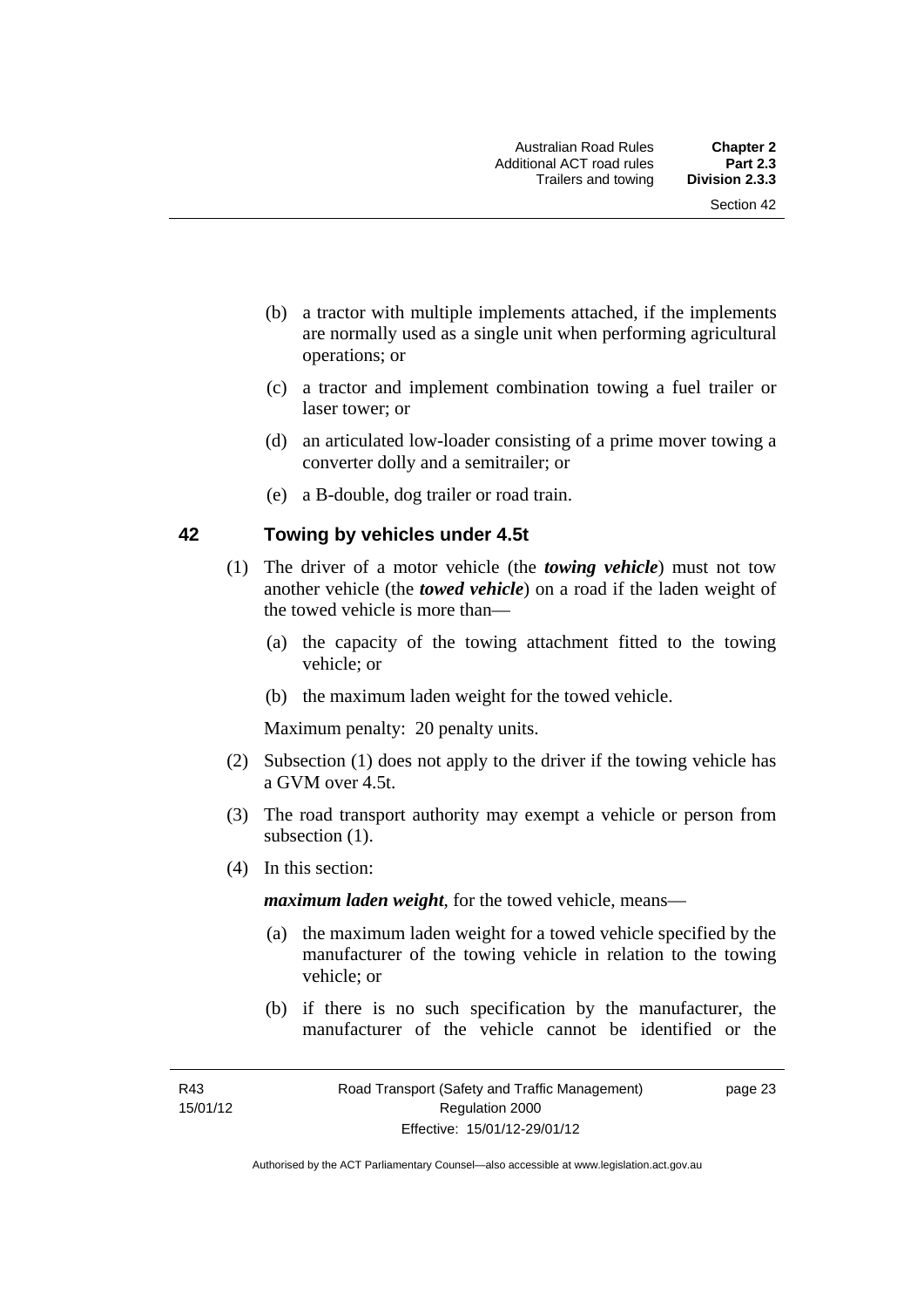(b) a tractor with multiple implements attached, if the implements are normally used as a single unit when performing agricultural operations; or

(c) a tractor and implement combination towing a fuel trailer or laser tower; or

(d) an articulated low-loader consisting of a prime mover towing a converter dolly and a semitrailer; or

(e) a B-double, dog trailer or road train.

## 42 Towing by vehicles under 4.5t

(1) The driver of a motor vehicle (the ***towing vehicle***) must not tow another vehicle (the ***towed vehicle***) on a road if the laden weight of the towed vehicle is more than—

(a) the capacity of the towing attachment fitted to the towing vehicle; or

(b) the maximum laden weight for the towed vehicle.

Maximum penalty: 20 penalty units.

(2) Subsection (1) does not apply to the driver if the towing vehicle has a GVM over 4.5t.

(3) The road transport authority may exempt a vehicle or person from subsection (1).

(4) In this section:

***maximum laden weight***, for the towed vehicle, means—

(a) the maximum laden weight for a towed vehicle specified by the manufacturer of the towing vehicle in relation to the towing vehicle; or

(b) if there is no such specification by the manufacturer, the manufacturer of the vehicle cannot be identified or the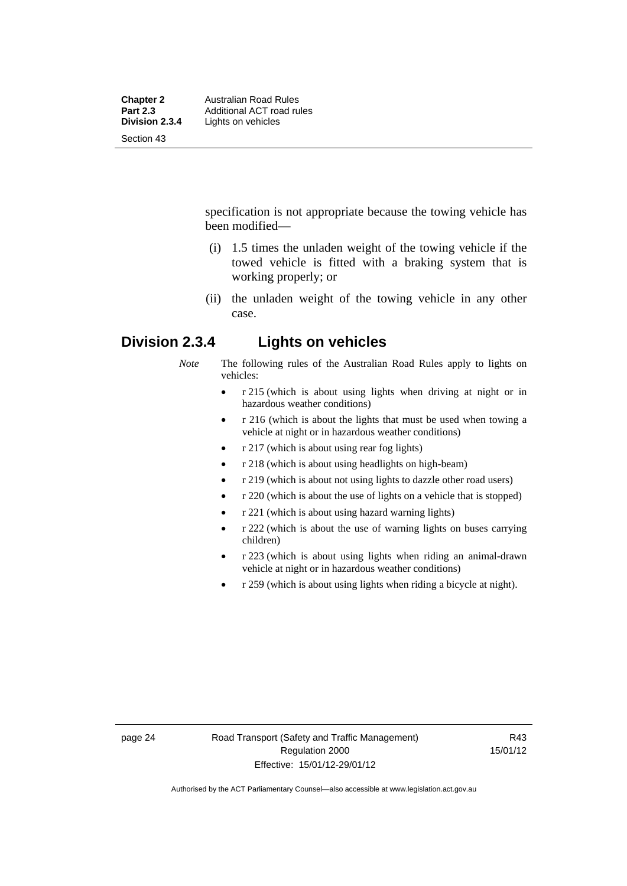specification is not appropriate because the towing vehicle has been modified—

(i) 1.5 times the unladen weight of the towing vehicle if the towed vehicle is fitted with a braking system that is working properly; or

(ii) the unladen weight of the towing vehicle in any other case.

## Division 2.3.4 Lights on vehicles

*Note* The following rules of the Australian Road Rules apply to lights on vehicles:

- r 215 (which is about using lights when driving at night or in hazardous weather conditions)
- r 216 (which is about the lights that must be used when towing a vehicle at night or in hazardous weather conditions)
- r 217 (which is about using rear fog lights)
- r 218 (which is about using headlights on high-beam)
- r 219 (which is about not using lights to dazzle other road users)
- r 220 (which is about the use of lights on a vehicle that is stopped)
- r 221 (which is about using hazard warning lights)
- r 222 (which is about the use of warning lights on buses carrying children)
- r 223 (which is about using lights when riding an animal-drawn vehicle at night or in hazardous weather conditions)
- r 259 (which is about using lights when riding a bicycle at night).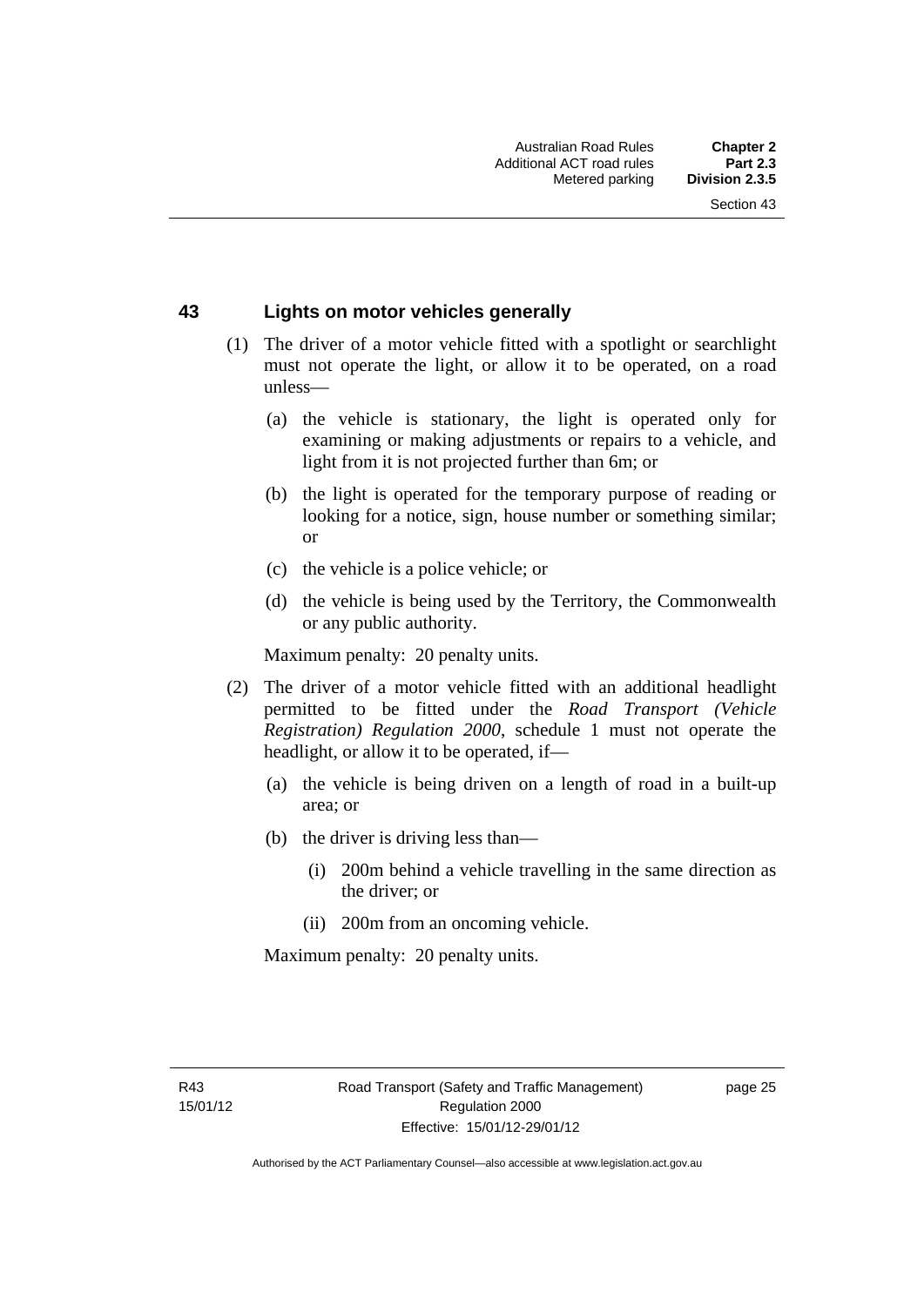## 43 Lights on motor vehicles generally

(1) The driver of a motor vehicle fitted with a spotlight or searchlight must not operate the light, or allow it to be operated, on a road unless—

(a) the vehicle is stationary, the light is operated only for examining or making adjustments or repairs to a vehicle, and light from it is not projected further than 6m; or

(b) the light is operated for the temporary purpose of reading or looking for a notice, sign, house number or something similar; or

(c) the vehicle is a police vehicle; or

(d) the vehicle is being used by the Territory, the Commonwealth or any public authority.

Maximum penalty: 20 penalty units.

(2) The driver of a motor vehicle fitted with an additional headlight permitted to be fitted under the *Road Transport (Vehicle Registration) Regulation 2000*, schedule 1 must not operate the headlight, or allow it to be operated, if—

(a) the vehicle is being driven on a length of road in a built-up area; or

(b) the driver is driving less than—

(i) 200m behind a vehicle travelling in the same direction as the driver; or

(ii) 200m from an oncoming vehicle.

Maximum penalty: 20 penalty units.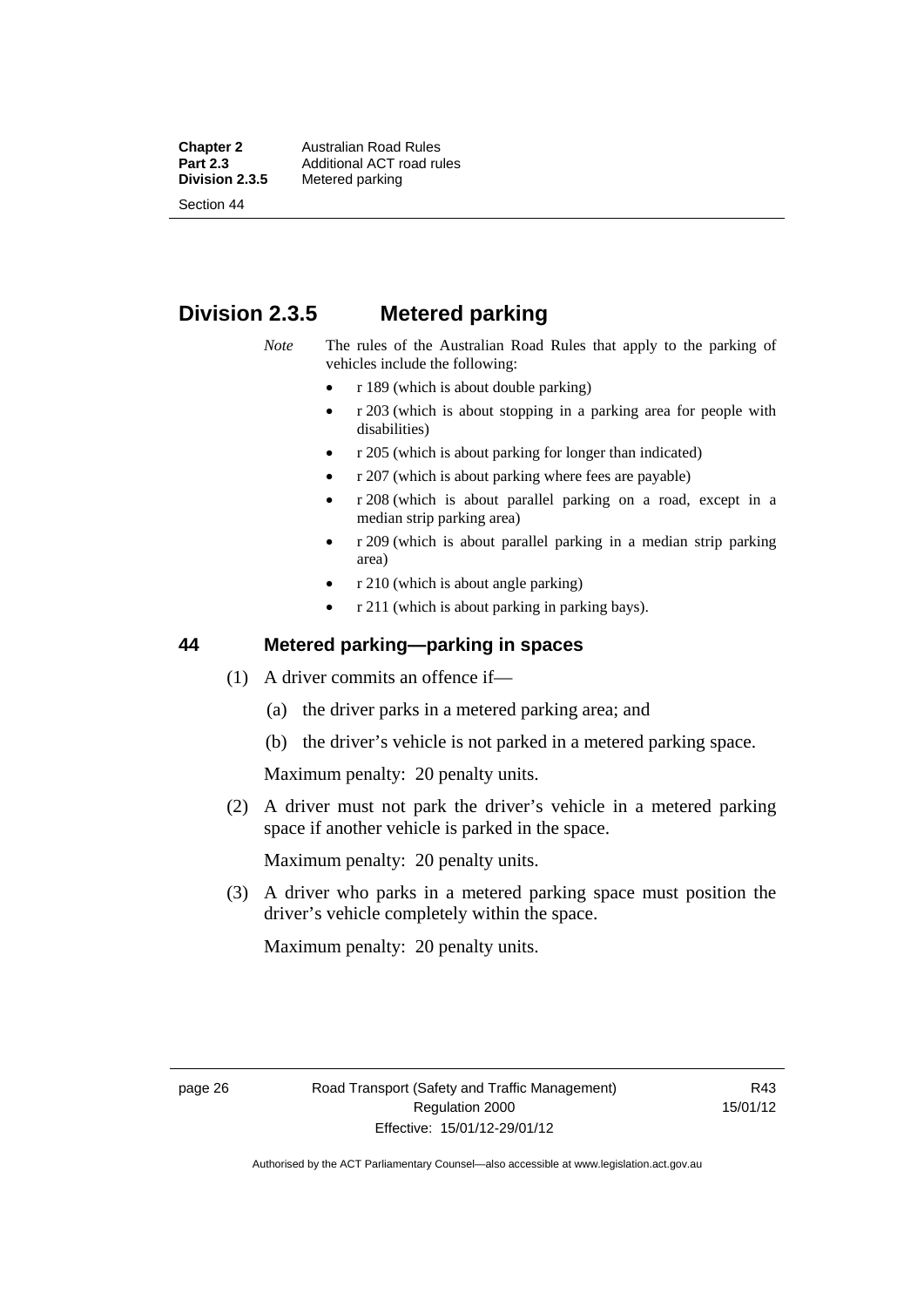## Division 2.3.5 Metered parking

*Note* The rules of the Australian Road Rules that apply to the parking of vehicles include the following:

- r 189 (which is about double parking)
- r 203 (which is about stopping in a parking area for people with disabilities)
- r 205 (which is about parking for longer than indicated)
- r 207 (which is about parking where fees are payable)
- r 208 (which is about parallel parking on a road, except in a median strip parking area)
- r 209 (which is about parallel parking in a median strip parking area)
- r 210 (which is about angle parking)
- r 211 (which is about parking in parking bays).

### 44 Metered parking—parking in spaces

(1) A driver commits an offence if—

(a) the driver parks in a metered parking area; and

(b) the driver's vehicle is not parked in a metered parking space.

Maximum penalty: 20 penalty units.

(2) A driver must not park the driver's vehicle in a metered parking space if another vehicle is parked in the space.

Maximum penalty: 20 penalty units.

(3) A driver who parks in a metered parking space must position the driver's vehicle completely within the space.

Maximum penalty: 20 penalty units.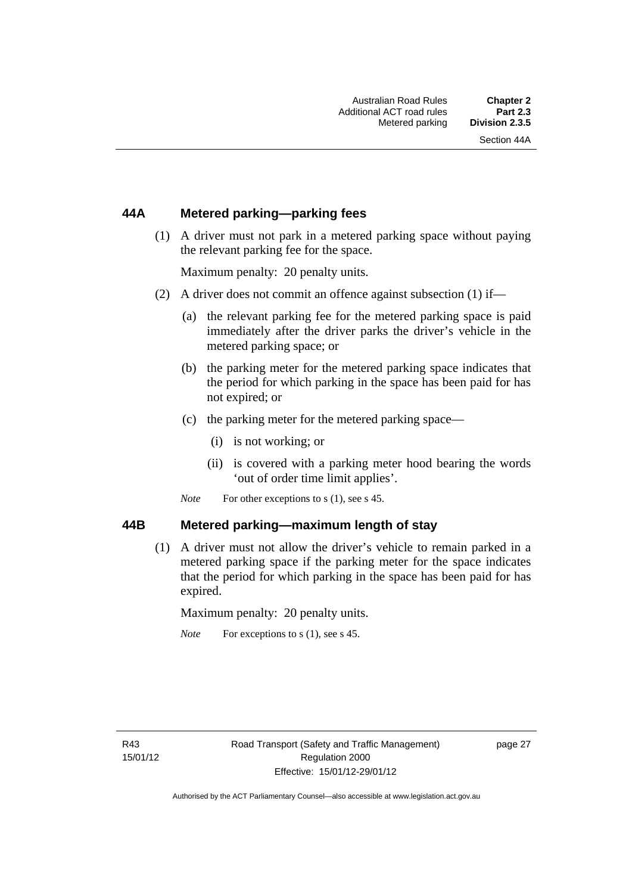### 44A Metered parking—parking fees

(1) A driver must not park in a metered parking space without paying the relevant parking fee for the space.

Maximum penalty: 20 penalty units.

(2) A driver does not commit an offence against subsection (1) if—

(a) the relevant parking fee for the metered parking space is paid immediately after the driver parks the driver's vehicle in the metered parking space; or

(b) the parking meter for the metered parking space indicates that the period for which parking in the space has been paid for has not expired; or

(c) the parking meter for the metered parking space—

(i) is not working; or

(ii) is covered with a parking meter hood bearing the words 'out of order time limit applies'.

*Note* For other exceptions to s (1), see s 45.

### 44B Metered parking—maximum length of stay

(1) A driver must not allow the driver's vehicle to remain parked in a metered parking space if the parking meter for the space indicates that the period for which parking in the space has been paid for has expired.

Maximum penalty: 20 penalty units.

*Note* For exceptions to s (1), see s 45.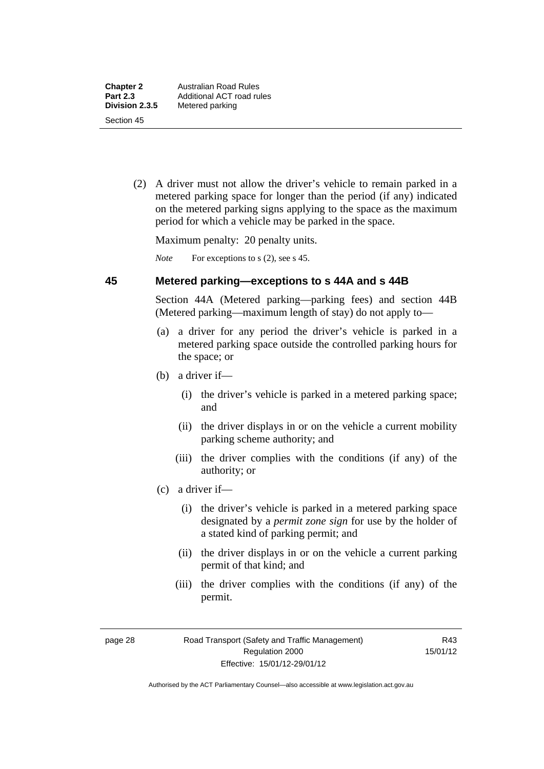(2) A driver must not allow the driver's vehicle to remain parked in a metered parking space for longer than the period (if any) indicated on the metered parking signs applying to the space as the maximum period for which a vehicle may be parked in the space.

Maximum penalty: 20 penalty units.

*Note* For exceptions to s (2), see s 45.

## 45 Metered parking—exceptions to s 44A and s 44B

Section 44A (Metered parking—parking fees) and section 44B (Metered parking—maximum length of stay) do not apply to—

(a) a driver for any period the driver's vehicle is parked in a metered parking space outside the controlled parking hours for the space; or

(b) a driver if—

(i) the driver's vehicle is parked in a metered parking space; and

(ii) the driver displays in or on the vehicle a current mobility parking scheme authority; and

(iii) the driver complies with the conditions (if any) of the authority; or

(c) a driver if—

(i) the driver's vehicle is parked in a metered parking space designated by a ***permit zone sign*** for use by the holder of a stated kind of parking permit; and

(ii) the driver displays in or on the vehicle a current parking permit of that kind; and

(iii) the driver complies with the conditions (if any) of the permit.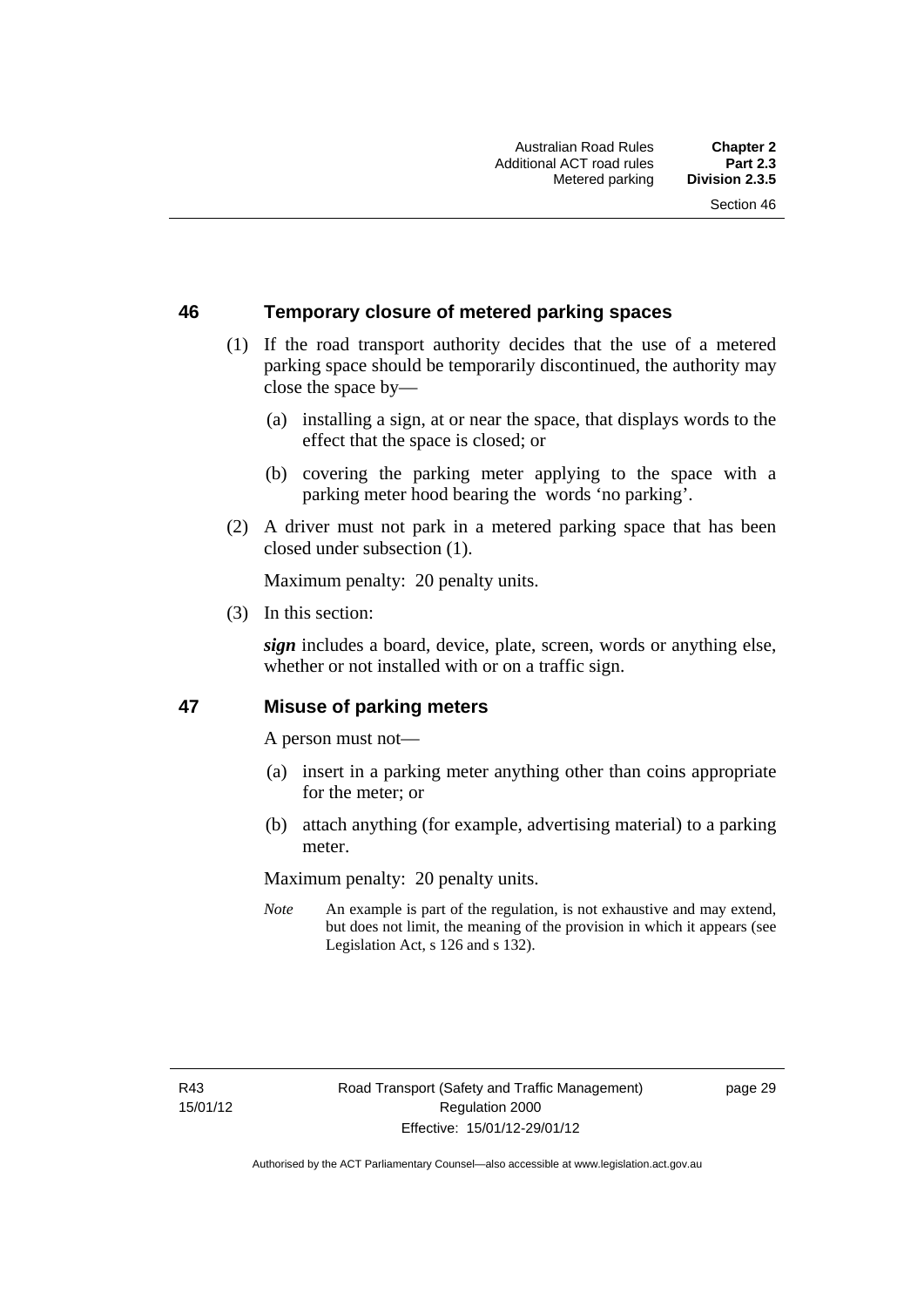## 46 Temporary closure of metered parking spaces

(1) If the road transport authority decides that the use of a metered parking space should be temporarily discontinued, the authority may close the space by—

(a) installing a sign, at or near the space, that displays words to the effect that the space is closed; or

(b) covering the parking meter applying to the space with a parking meter hood bearing the words 'no parking'.

(2) A driver must not park in a metered parking space that has been closed under subsection (1).

Maximum penalty: 20 penalty units.

(3) In this section:

***sign*** includes a board, device, plate, screen, words or anything else, whether or not installed with or on a traffic sign.

## 47 Misuse of parking meters

A person must not—

(a) insert in a parking meter anything other than coins appropriate for the meter; or

(b) attach anything (for example, advertising material) to a parking meter.

Maximum penalty: 20 penalty units.

*Note* An example is part of the regulation, is not exhaustive and may extend, but does not limit, the meaning of the provision in which it appears (see Legislation Act, s 126 and s 132).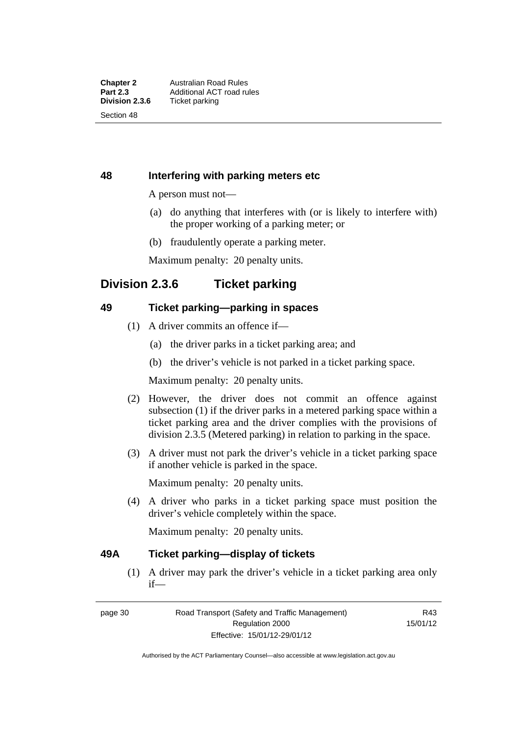### 48 Interfering with parking meters etc

A person must not—

(a) do anything that interferes with (or is likely to interfere with) the proper working of a parking meter; or

(b) fraudulently operate a parking meter.

Maximum penalty: 20 penalty units.

## Division 2.3.6 Ticket parking

### 49 Ticket parking—parking in spaces

(1) A driver commits an offence if—

(a) the driver parks in a ticket parking area; and

(b) the driver's vehicle is not parked in a ticket parking space.

Maximum penalty: 20 penalty units.

(2) However, the driver does not commit an offence against subsection (1) if the driver parks in a metered parking space within a ticket parking area and the driver complies with the provisions of division 2.3.5 (Metered parking) in relation to parking in the space.

(3) A driver must not park the driver's vehicle in a ticket parking space if another vehicle is parked in the space.

Maximum penalty: 20 penalty units.

(4) A driver who parks in a ticket parking space must position the driver's vehicle completely within the space.

Maximum penalty: 20 penalty units.

### 49A Ticket parking—display of tickets

(1) A driver may park the driver's vehicle in a ticket parking area only if—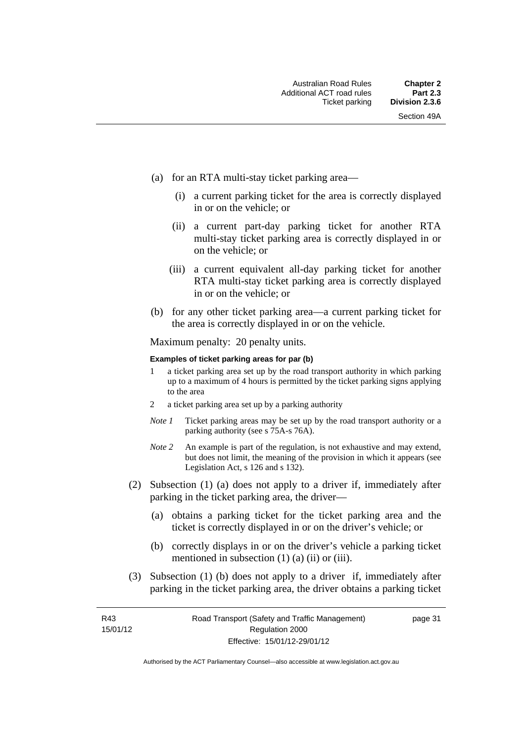(a) for an RTA multi-stay ticket parking area—

   (i) a current parking ticket for the area is correctly displayed in or on the vehicle; or

   (ii) a current part-day parking ticket for another RTA multi-stay ticket parking area is correctly displayed in or on the vehicle; or

   (iii) a current equivalent all-day parking ticket for another RTA multi-stay ticket parking area is correctly displayed in or on the vehicle; or

(b) for any other ticket parking area—a current parking ticket for the area is correctly displayed in or on the vehicle.

Maximum penalty: 20 penalty units.

**Examples of ticket parking areas for par (b)**

1 a ticket parking area set up by the road transport authority in which parking up to a maximum of 4 hours is permitted by the ticket parking signs applying to the area

2 a ticket parking area set up by a parking authority

*Note 1* Ticket parking areas may be set up by the road transport authority or a parking authority (see s 75A-s 76A).

*Note 2* An example is part of the regulation, is not exhaustive and may extend, but does not limit, the meaning of the provision in which it appears (see Legislation Act, s 126 and s 132).

(2) Subsection (1) (a) does not apply to a driver if, immediately after parking in the ticket parking area, the driver—

   (a) obtains a parking ticket for the ticket parking area and the ticket is correctly displayed in or on the driver's vehicle; or

   (b) correctly displays in or on the driver's vehicle a parking ticket mentioned in subsection (1) (a) (ii) or (iii).

(3) Subsection (1) (b) does not apply to a driver if, immediately after parking in the ticket parking area, the driver obtains a parking ticket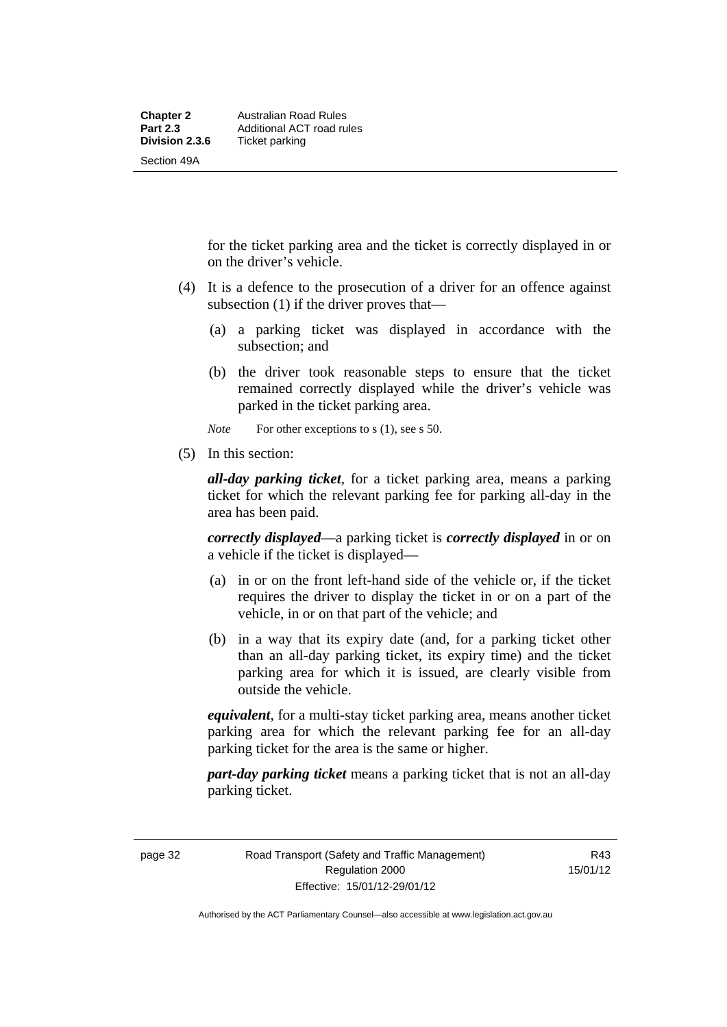for the ticket parking area and the ticket is correctly displayed in or on the driver's vehicle.

(4) It is a defence to the prosecution of a driver for an offence against subsection (1) if the driver proves that—

(a) a parking ticket was displayed in accordance with the subsection; and

(b) the driver took reasonable steps to ensure that the ticket remained correctly displayed while the driver's vehicle was parked in the ticket parking area.

*Note* For other exceptions to s (1), see s 50.

(5) In this section:

***all-day parking ticket***, for a ticket parking area, means a parking ticket for which the relevant parking fee for parking all-day in the area has been paid.

***correctly displayed***—a parking ticket is ***correctly displayed*** in or on a vehicle if the ticket is displayed—

(a) in or on the front left-hand side of the vehicle or, if the ticket requires the driver to display the ticket in or on a part of the vehicle, in or on that part of the vehicle; and

(b) in a way that its expiry date (and, for a parking ticket other than an all-day parking ticket, its expiry time) and the ticket parking area for which it is issued, are clearly visible from outside the vehicle.

***equivalent***, for a multi-stay ticket parking area, means another ticket parking area for which the relevant parking fee for an all-day parking ticket for the area is the same or higher.

***part-day parking ticket*** means a parking ticket that is not an all-day parking ticket.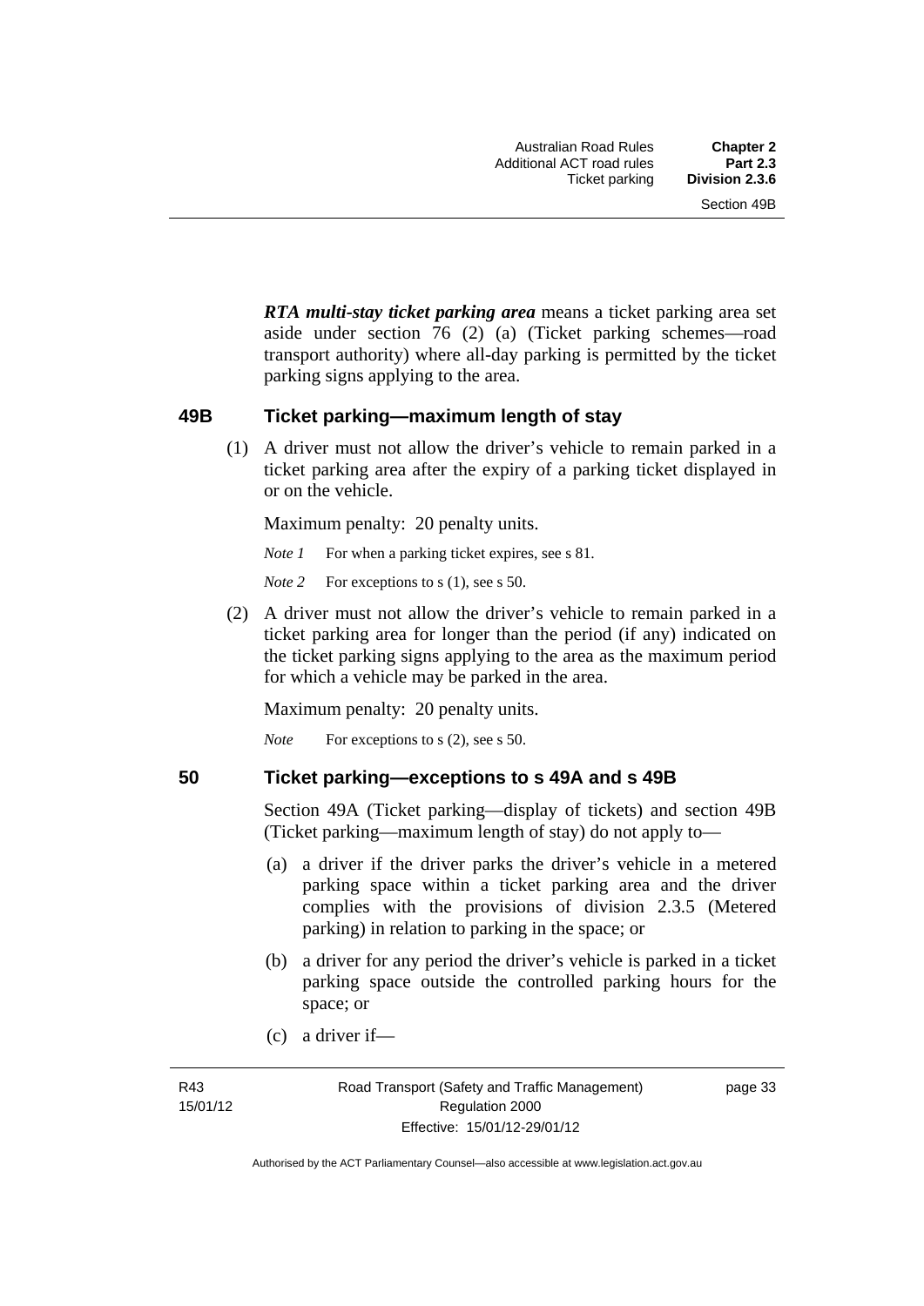***RTA multi-stay ticket parking area*** means a ticket parking area set aside under section 76 (2) (a) (Ticket parking schemes—road transport authority) where all-day parking is permitted by the ticket parking signs applying to the area.

### 49B Ticket parking—maximum length of stay

(1) A driver must not allow the driver's vehicle to remain parked in a ticket parking area after the expiry of a parking ticket displayed in or on the vehicle.

Maximum penalty: 20 penalty units.

*Note 1* For when a parking ticket expires, see s 81.

*Note 2* For exceptions to s (1), see s 50.

(2) A driver must not allow the driver's vehicle to remain parked in a ticket parking area for longer than the period (if any) indicated on the ticket parking signs applying to the area as the maximum period for which a vehicle may be parked in the area.

Maximum penalty: 20 penalty units.

*Note* For exceptions to s (2), see s 50.

### 50 Ticket parking—exceptions to s 49A and s 49B

Section 49A (Ticket parking—display of tickets) and section 49B (Ticket parking—maximum length of stay) do not apply to—

(a) a driver if the driver parks the driver's vehicle in a metered parking space within a ticket parking area and the driver complies with the provisions of division 2.3.5 (Metered parking) in relation to parking in the space; or

(b) a driver for any period the driver's vehicle is parked in a ticket parking space outside the controlled parking hours for the space; or

(c) a driver if—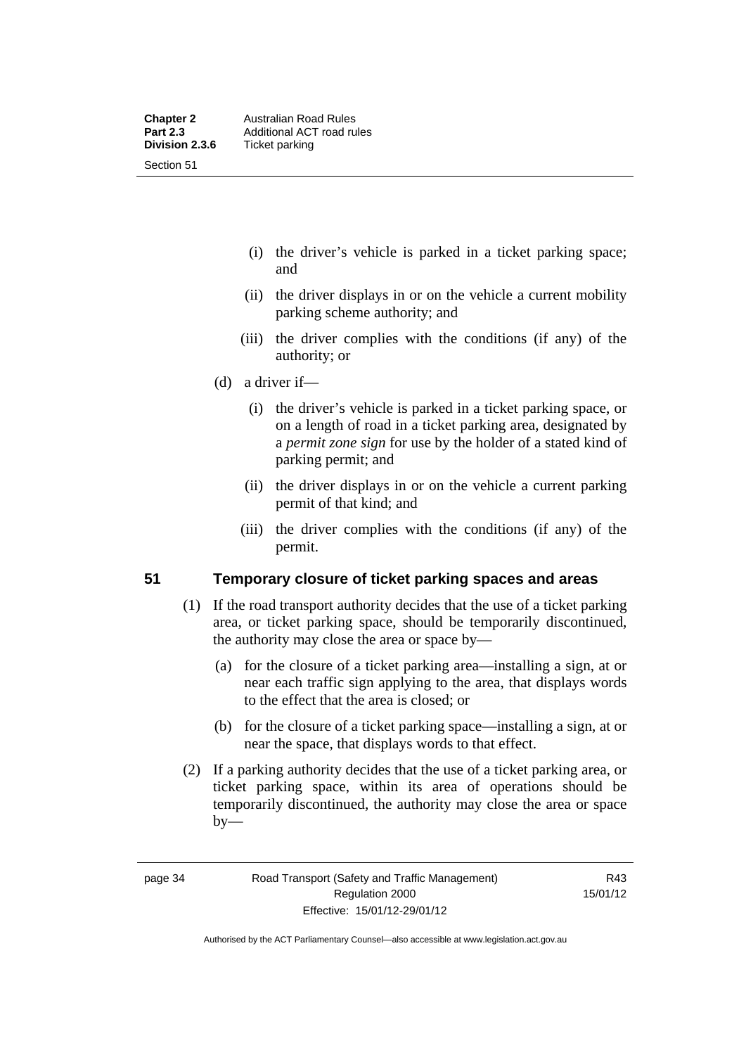(i) the driver's vehicle is parked in a ticket parking space; and

(ii) the driver displays in or on the vehicle a current mobility parking scheme authority; and

(iii) the driver complies with the conditions (if any) of the authority; or

(d) a driver if—

(i) the driver's vehicle is parked in a ticket parking space, or on a length of road in a ticket parking area, designated by a *permit zone sign* for use by the holder of a stated kind of parking permit; and

(ii) the driver displays in or on the vehicle a current parking permit of that kind; and

(iii) the driver complies with the conditions (if any) of the permit.

## 51 Temporary closure of ticket parking spaces and areas

(1) If the road transport authority decides that the use of a ticket parking area, or ticket parking space, should be temporarily discontinued, the authority may close the area or space by—

(a) for the closure of a ticket parking area—installing a sign, at or near each traffic sign applying to the area, that displays words to the effect that the area is closed; or

(b) for the closure of a ticket parking space—installing a sign, at or near the space, that displays words to that effect.

(2) If a parking authority decides that the use of a ticket parking area, or ticket parking space, within its area of operations should be temporarily discontinued, the authority may close the area or space by—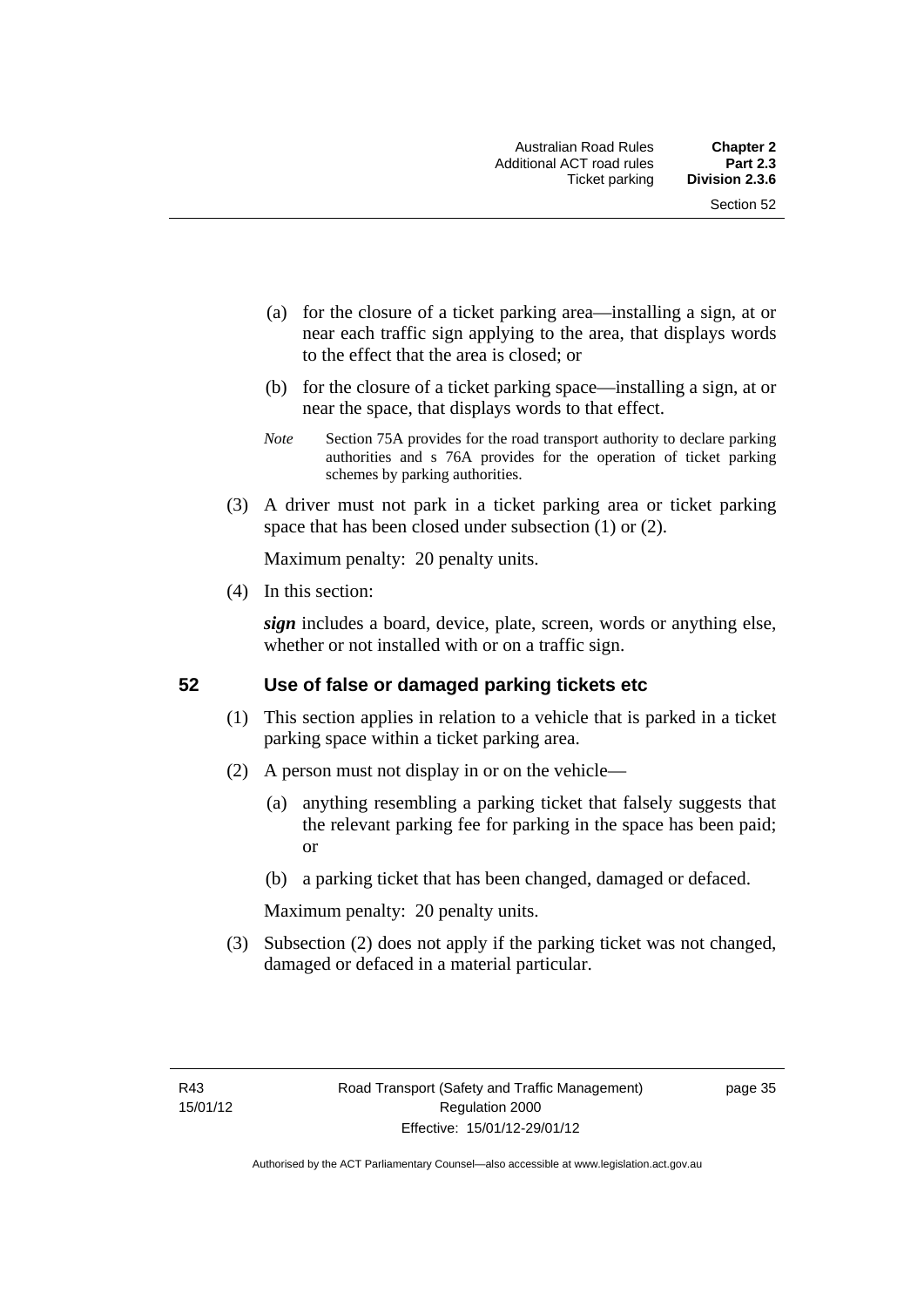(a) for the closure of a ticket parking area—installing a sign, at or near each traffic sign applying to the area, that displays words to the effect that the area is closed; or

(b) for the closure of a ticket parking space—installing a sign, at or near the space, that displays words to that effect.

*Note* Section 75A provides for the road transport authority to declare parking authorities and s 76A provides for the operation of ticket parking schemes by parking authorities.

(3) A driver must not park in a ticket parking area or ticket parking space that has been closed under subsection (1) or (2).

Maximum penalty: 20 penalty units.

(4) In this section:

***sign*** includes a board, device, plate, screen, words or anything else, whether or not installed with or on a traffic sign.

## 52 Use of false or damaged parking tickets etc

(1) This section applies in relation to a vehicle that is parked in a ticket parking space within a ticket parking area.

(2) A person must not display in or on the vehicle—

(a) anything resembling a parking ticket that falsely suggests that the relevant parking fee for parking in the space has been paid; or

(b) a parking ticket that has been changed, damaged or defaced.

Maximum penalty: 20 penalty units.

(3) Subsection (2) does not apply if the parking ticket was not changed, damaged or defaced in a material particular.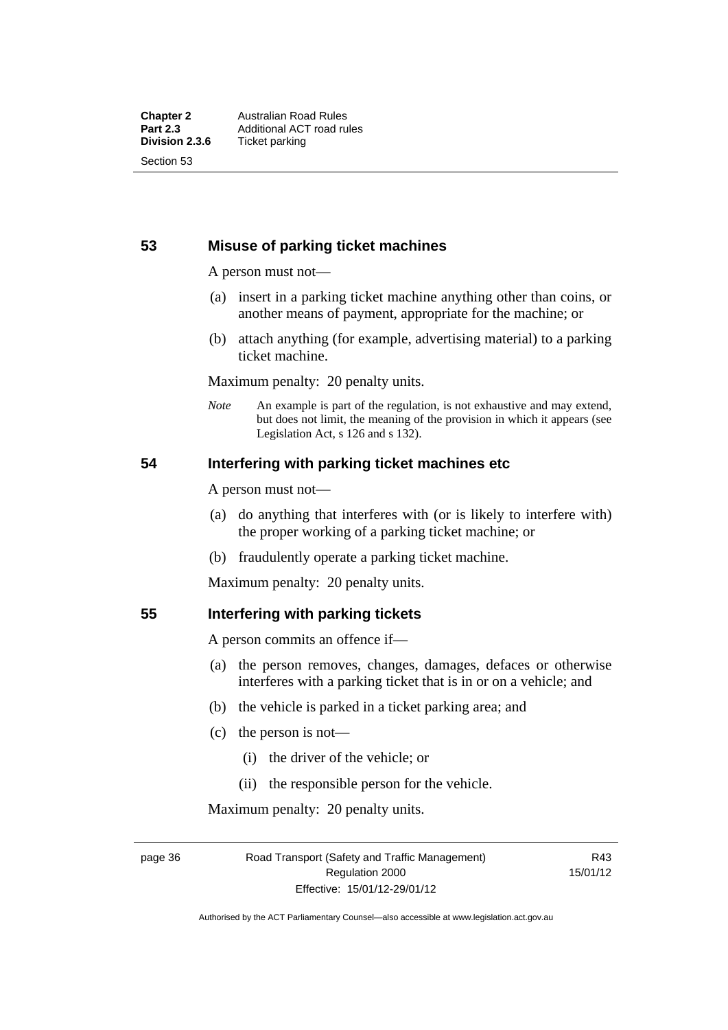## 53 Misuse of parking ticket machines

A person must not—

(a) insert in a parking ticket machine anything other than coins, or another means of payment, appropriate for the machine; or

(b) attach anything (for example, advertising material) to a parking ticket machine.

Maximum penalty: 20 penalty units.

*Note* An example is part of the regulation, is not exhaustive and may extend, but does not limit, the meaning of the provision in which it appears (see Legislation Act, s 126 and s 132).

## 54 Interfering with parking ticket machines etc

A person must not—

(a) do anything that interferes with (or is likely to interfere with) the proper working of a parking ticket machine; or

(b) fraudulently operate a parking ticket machine.

Maximum penalty: 20 penalty units.

## 55 Interfering with parking tickets

A person commits an offence if—

(a) the person removes, changes, damages, defaces or otherwise interferes with a parking ticket that is in or on a vehicle; and

(b) the vehicle is parked in a ticket parking area; and

(c) the person is not—

(i) the driver of the vehicle; or

(ii) the responsible person for the vehicle.

Maximum penalty: 20 penalty units.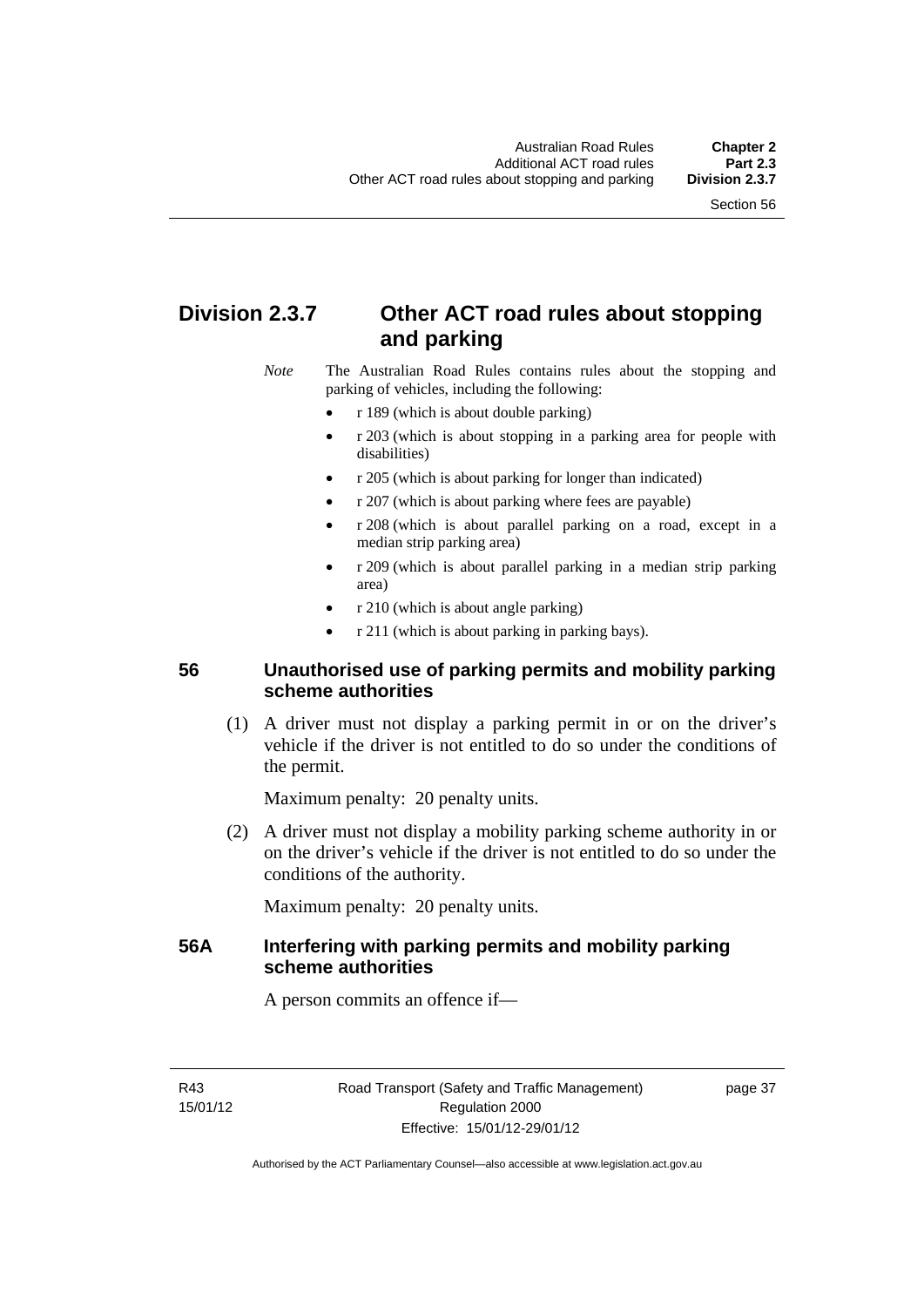## Division 2.3.7 Other ACT road rules about stopping and parking

*Note* The Australian Road Rules contains rules about the stopping and parking of vehicles, including the following:

- r 189 (which is about double parking)
- r 203 (which is about stopping in a parking area for people with disabilities)
- r 205 (which is about parking for longer than indicated)
- r 207 (which is about parking where fees are payable)
- r 208 (which is about parallel parking on a road, except in a median strip parking area)
- r 209 (which is about parallel parking in a median strip parking area)
- r 210 (which is about angle parking)
- r 211 (which is about parking in parking bays).

### 56 Unauthorised use of parking permits and mobility parking scheme authorities

(1) A driver must not display a parking permit in or on the driver's vehicle if the driver is not entitled to do so under the conditions of the permit.

Maximum penalty: 20 penalty units.

(2) A driver must not display a mobility parking scheme authority in or on the driver's vehicle if the driver is not entitled to do so under the conditions of the authority.

Maximum penalty: 20 penalty units.

### 56A Interfering with parking permits and mobility parking scheme authorities

A person commits an offence if—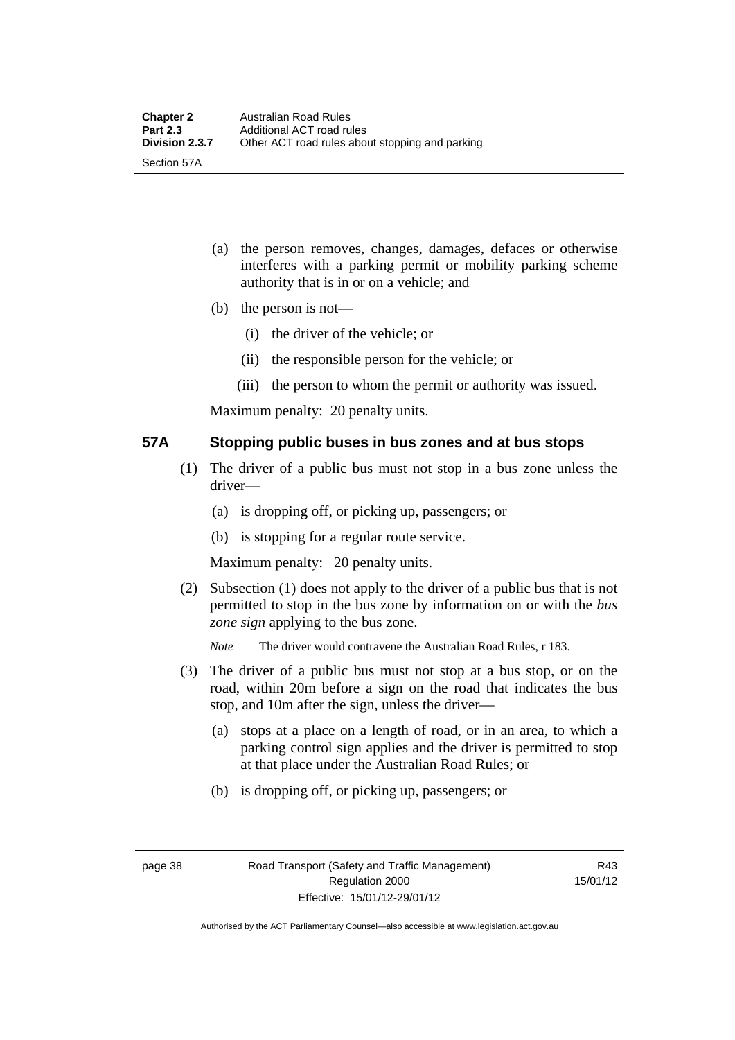(a) the person removes, changes, damages, defaces or otherwise interferes with a parking permit or mobility parking scheme authority that is in or on a vehicle; and

(b) the person is not—

(i) the driver of the vehicle; or

(ii) the responsible person for the vehicle; or

(iii) the person to whom the permit or authority was issued.

Maximum penalty: 20 penalty units.

### 57A Stopping public buses in bus zones and at bus stops

(1) The driver of a public bus must not stop in a bus zone unless the driver—

(a) is dropping off, or picking up, passengers; or

(b) is stopping for a regular route service.

Maximum penalty: 20 penalty units.

(2) Subsection (1) does not apply to the driver of a public bus that is not permitted to stop in the bus zone by information on or with the ***bus zone sign*** applying to the bus zone.

*Note* The driver would contravene the Australian Road Rules, r 183.

(3) The driver of a public bus must not stop at a bus stop, or on the road, within 20m before a sign on the road that indicates the bus stop, and 10m after the sign, unless the driver—

(a) stops at a place on a length of road, or in an area, to which a parking control sign applies and the driver is permitted to stop at that place under the Australian Road Rules; or

(b) is dropping off, or picking up, passengers; or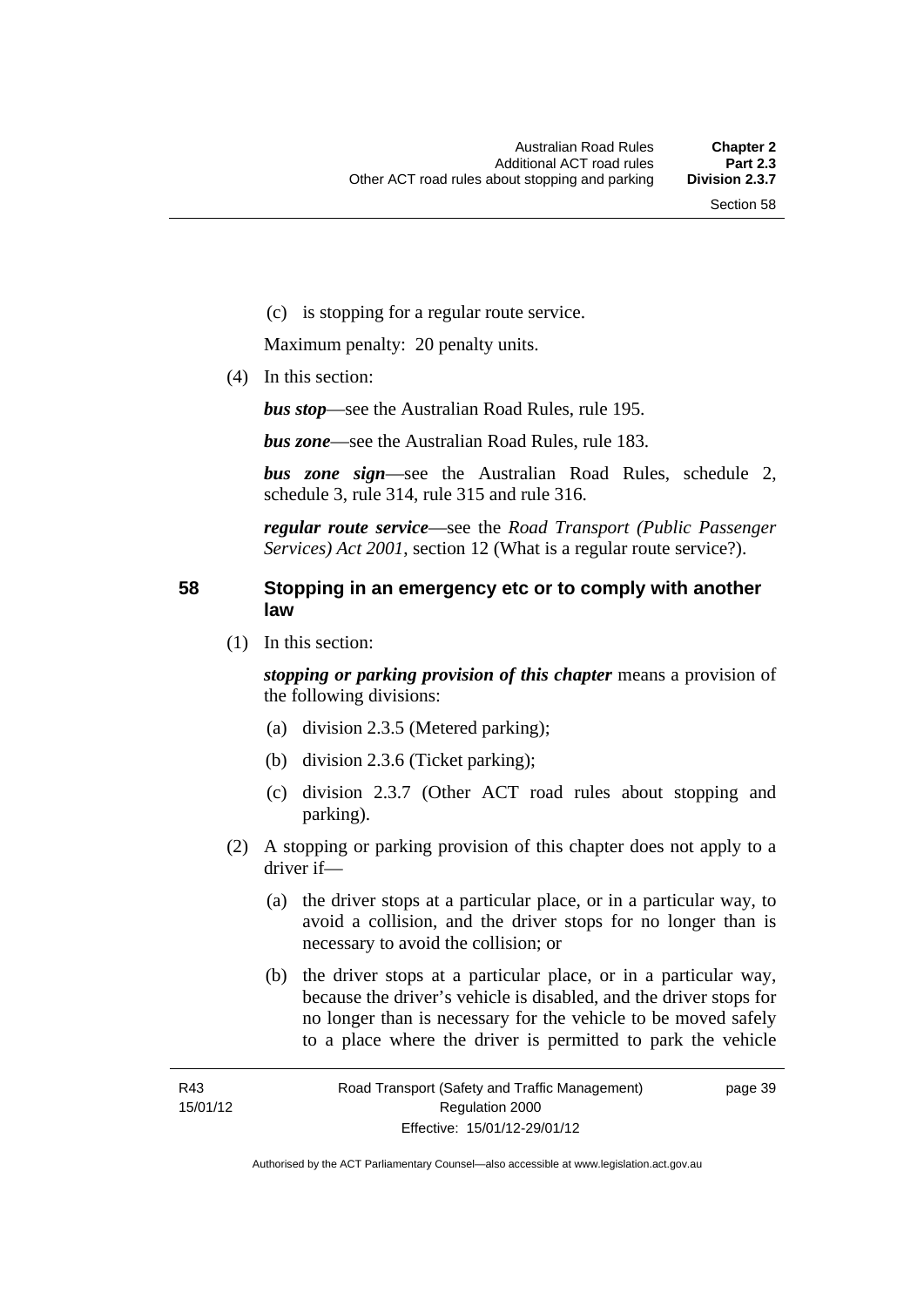(c) is stopping for a regular route service.

Maximum penalty: 20 penalty units.

(4) In this section:

***bus stop***—see the Australian Road Rules, rule 195.

***bus zone***—see the Australian Road Rules, rule 183.

***bus zone sign***—see the Australian Road Rules, schedule 2, schedule 3, rule 314, rule 315 and rule 316.

***regular route service***—see the *Road Transport (Public Passenger Services) Act 2001*, section 12 (What is a regular route service?).

## 58 Stopping in an emergency etc or to comply with another law

(1) In this section:

***stopping or parking provision of this chapter*** means a provision of the following divisions:

- (a) division 2.3.5 (Metered parking);
- (b) division 2.3.6 (Ticket parking);
- (c) division 2.3.7 (Other ACT road rules about stopping and parking).

(2) A stopping or parking provision of this chapter does not apply to a driver if—

- (a) the driver stops at a particular place, or in a particular way, to avoid a collision, and the driver stops for no longer than is necessary to avoid the collision; or
- (b) the driver stops at a particular place, or in a particular way, because the driver's vehicle is disabled, and the driver stops for no longer than is necessary for the vehicle to be moved safely to a place where the driver is permitted to park the vehicle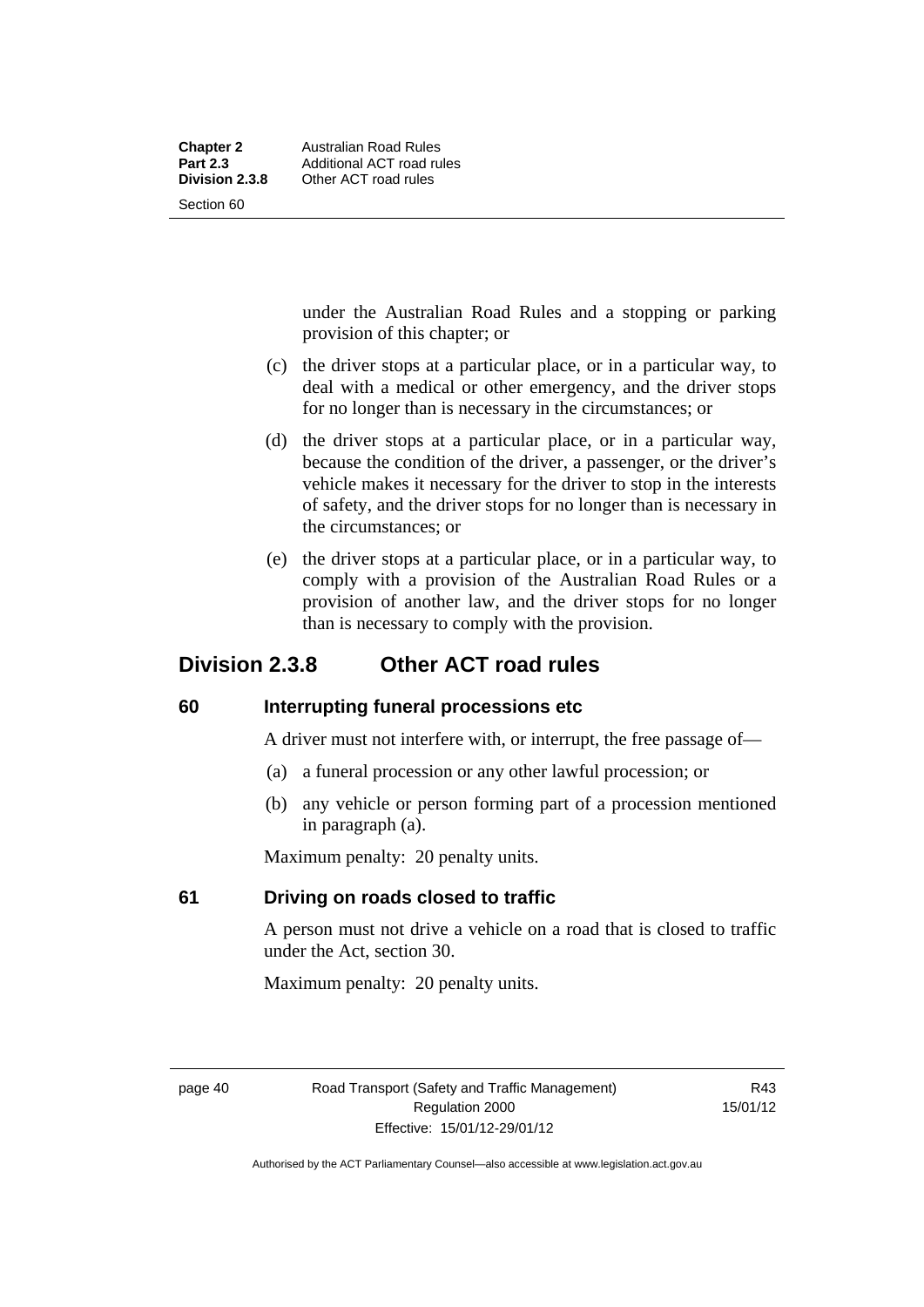under the Australian Road Rules and a stopping or parking provision of this chapter; or

(c) the driver stops at a particular place, or in a particular way, to deal with a medical or other emergency, and the driver stops for no longer than is necessary in the circumstances; or

(d) the driver stops at a particular place, or in a particular way, because the condition of the driver, a passenger, or the driver's vehicle makes it necessary for the driver to stop in the interests of safety, and the driver stops for no longer than is necessary in the circumstances; or

(e) the driver stops at a particular place, or in a particular way, to comply with a provision of the Australian Road Rules or a provision of another law, and the driver stops for no longer than is necessary to comply with the provision.

## Division 2.3.8 Other ACT road rules

### 60 Interrupting funeral processions etc

A driver must not interfere with, or interrupt, the free passage of—

(a) a funeral procession or any other lawful procession; or

(b) any vehicle or person forming part of a procession mentioned in paragraph (a).

Maximum penalty: 20 penalty units.

### 61 Driving on roads closed to traffic

A person must not drive a vehicle on a road that is closed to traffic under the Act, section 30.

Maximum penalty: 20 penalty units.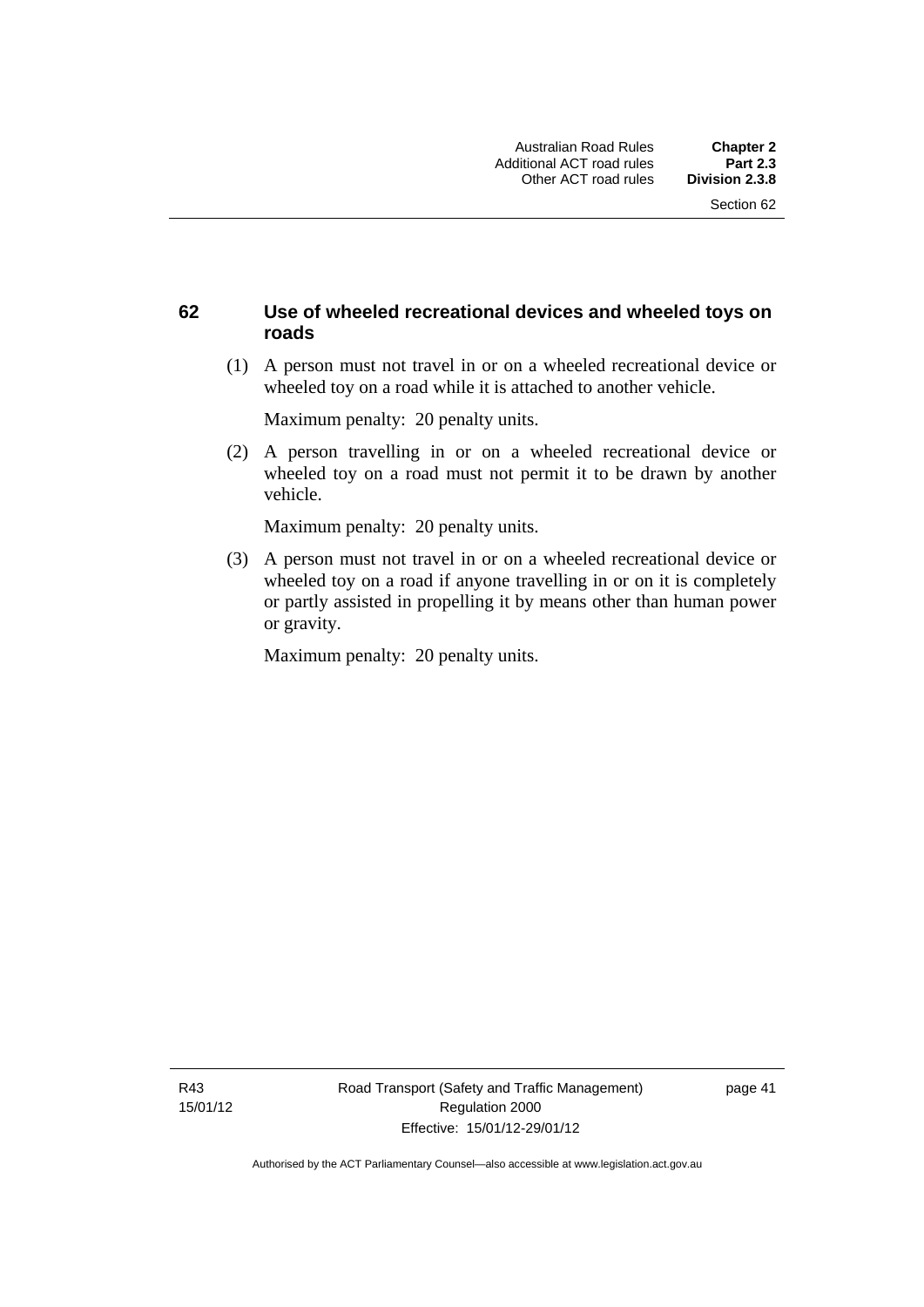## 62 Use of wheeled recreational devices and wheeled toys on roads

(1) A person must not travel in or on a wheeled recreational device or wheeled toy on a road while it is attached to another vehicle.

Maximum penalty: 20 penalty units.

(2) A person travelling in or on a wheeled recreational device or wheeled toy on a road must not permit it to be drawn by another vehicle.

Maximum penalty: 20 penalty units.

(3) A person must not travel in or on a wheeled recreational device or wheeled toy on a road if anyone travelling in or on it is completely or partly assisted in propelling it by means other than human power or gravity.

Maximum penalty: 20 penalty units.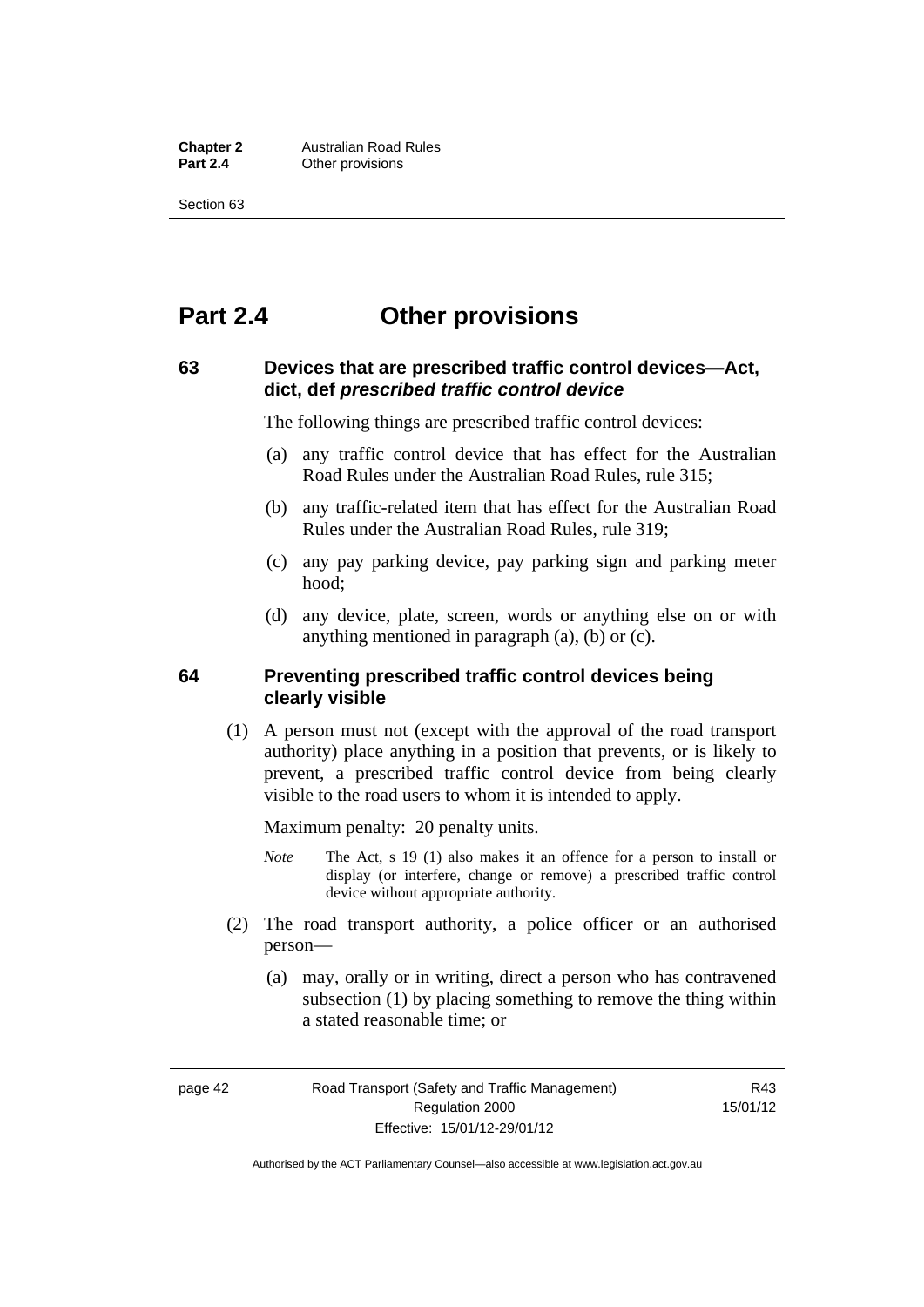# Part 2.4 Other provisions

## 63 Devices that are prescribed traffic control devices—Act, dict, def *prescribed traffic control device*

The following things are prescribed traffic control devices:

(a) any traffic control device that has effect for the Australian Road Rules under the Australian Road Rules, rule 315;

(b) any traffic-related item that has effect for the Australian Road Rules under the Australian Road Rules, rule 319;

(c) any pay parking device, pay parking sign and parking meter hood;

(d) any device, plate, screen, words or anything else on or with anything mentioned in paragraph (a), (b) or (c).

## 64 Preventing prescribed traffic control devices being clearly visible

(1) A person must not (except with the approval of the road transport authority) place anything in a position that prevents, or is likely to prevent, a prescribed traffic control device from being clearly visible to the road users to whom it is intended to apply.

Maximum penalty: 20 penalty units.

*Note* The Act, s 19 (1) also makes it an offence for a person to install or display (or interfere, change or remove) a prescribed traffic control device without appropriate authority.

(2) The road transport authority, a police officer or an authorised person—

(a) may, orally or in writing, direct a person who has contravened subsection (1) by placing something to remove the thing within a stated reasonable time; or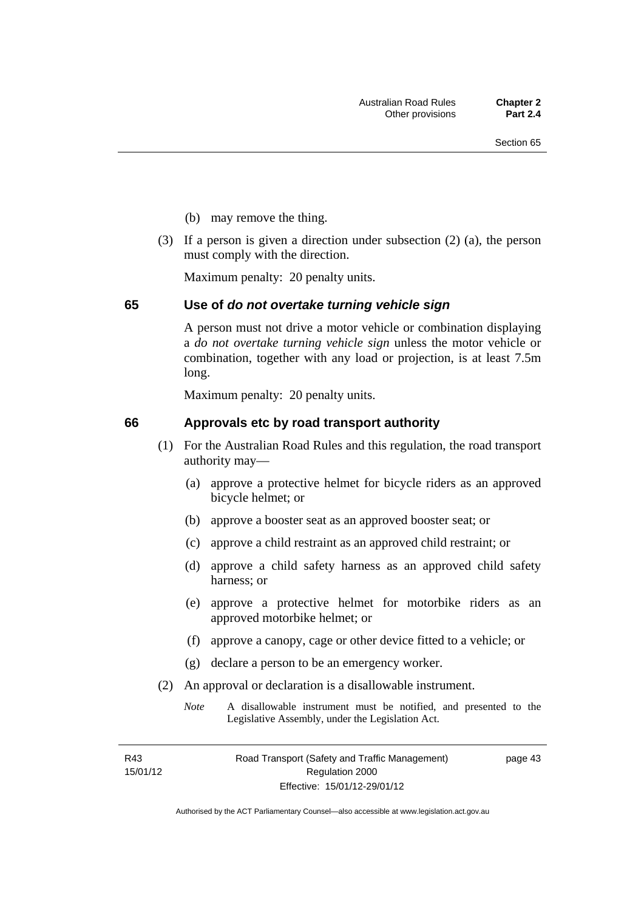(b) may remove the thing.

(3) If a person is given a direction under subsection (2) (a), the person must comply with the direction.

Maximum penalty: 20 penalty units.

## 65 Use of *do not overtake turning vehicle sign*

A person must not drive a motor vehicle or combination displaying a *do not overtake turning vehicle sign* unless the motor vehicle or combination, together with any load or projection, is at least 7.5m long.

Maximum penalty: 20 penalty units.

## 66 Approvals etc by road transport authority

(1) For the Australian Road Rules and this regulation, the road transport authority may—

(a) approve a protective helmet for bicycle riders as an approved bicycle helmet; or

(b) approve a booster seat as an approved booster seat; or

(c) approve a child restraint as an approved child restraint; or

(d) approve a child safety harness as an approved child safety harness; or

(e) approve a protective helmet for motorbike riders as an approved motorbike helmet; or

(f) approve a canopy, cage or other device fitted to a vehicle; or

(g) declare a person to be an emergency worker.

(2) An approval or declaration is a disallowable instrument.

*Note* A disallowable instrument must be notified, and presented to the Legislative Assembly, under the Legislation Act.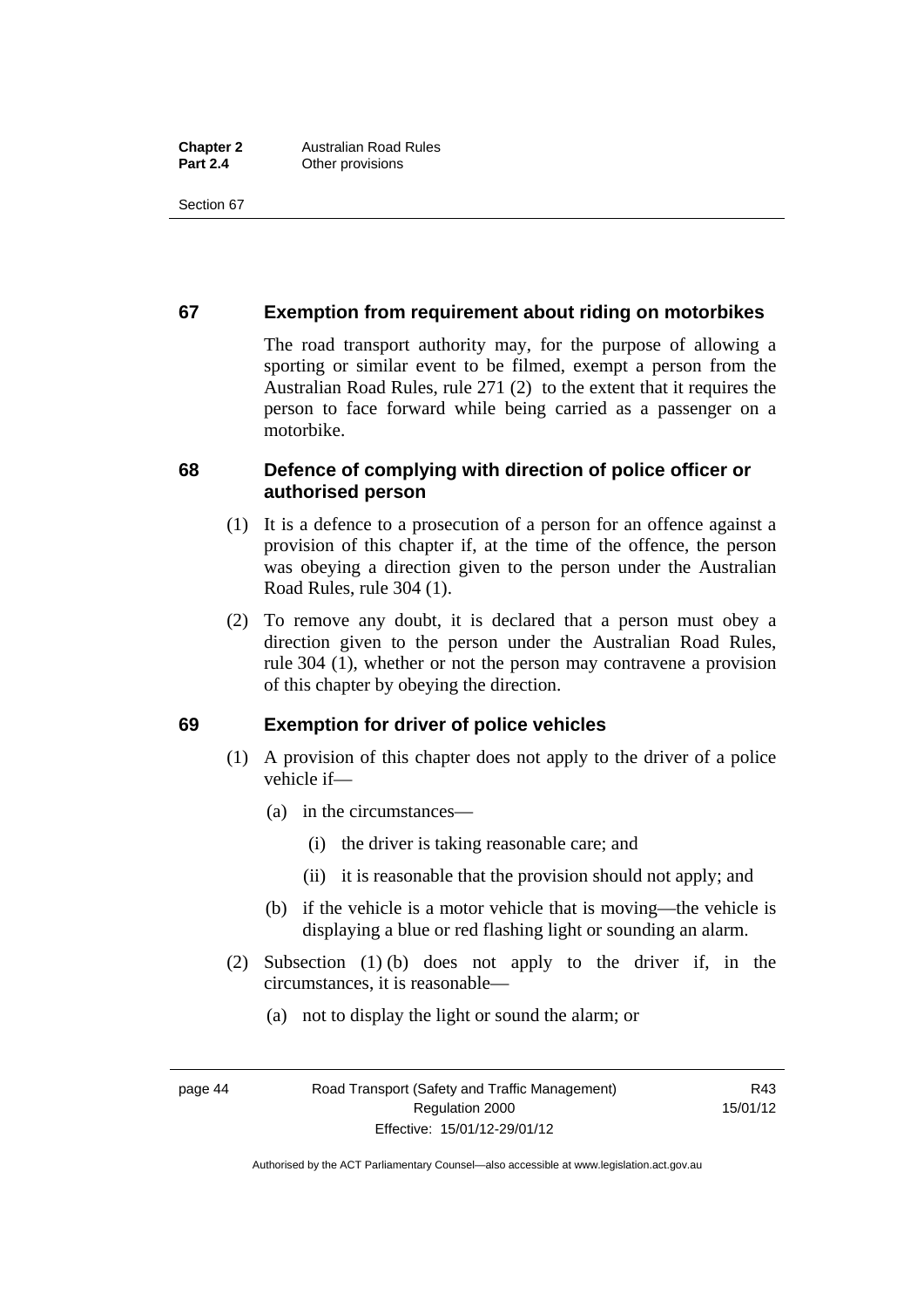## 67 Exemption from requirement about riding on motorbikes

The road transport authority may, for the purpose of allowing a sporting or similar event to be filmed, exempt a person from the Australian Road Rules, rule 271 (2) to the extent that it requires the person to face forward while being carried as a passenger on a motorbike.

## 68 Defence of complying with direction of police officer or authorised person

(1) It is a defence to a prosecution of a person for an offence against a provision of this chapter if, at the time of the offence, the person was obeying a direction given to the person under the Australian Road Rules, rule 304 (1).

(2) To remove any doubt, it is declared that a person must obey a direction given to the person under the Australian Road Rules, rule 304 (1), whether or not the person may contravene a provision of this chapter by obeying the direction.

## 69 Exemption for driver of police vehicles

(1) A provision of this chapter does not apply to the driver of a police vehicle if—

- (a) in the circumstances—
  - (i) the driver is taking reasonable care; and
  - (ii) it is reasonable that the provision should not apply; and
- (b) if the vehicle is a motor vehicle that is moving—the vehicle is displaying a blue or red flashing light or sounding an alarm.

(2) Subsection (1) (b) does not apply to the driver if, in the circumstances, it is reasonable—

- (a) not to display the light or sound the alarm; or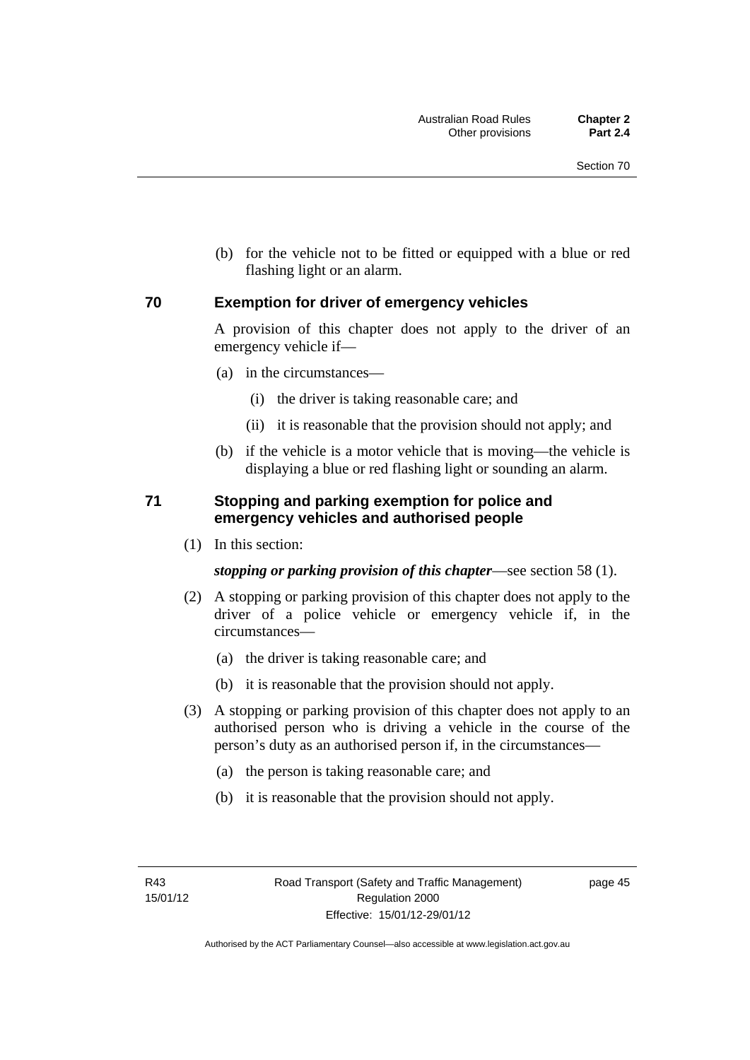(b) for the vehicle not to be fitted or equipped with a blue or red flashing light or an alarm.

## 70 Exemption for driver of emergency vehicles

A provision of this chapter does not apply to the driver of an emergency vehicle if—

(a) in the circumstances—

(i) the driver is taking reasonable care; and

(ii) it is reasonable that the provision should not apply; and

(b) if the vehicle is a motor vehicle that is moving—the vehicle is displaying a blue or red flashing light or sounding an alarm.

## 71 Stopping and parking exemption for police and emergency vehicles and authorised people

(1) In this section:

***stopping or parking provision of this chapter***—see section 58 (1).

(2) A stopping or parking provision of this chapter does not apply to the driver of a police vehicle or emergency vehicle if, in the circumstances—

(a) the driver is taking reasonable care; and

(b) it is reasonable that the provision should not apply.

(3) A stopping or parking provision of this chapter does not apply to an authorised person who is driving a vehicle in the course of the person's duty as an authorised person if, in the circumstances—

(a) the person is taking reasonable care; and

(b) it is reasonable that the provision should not apply.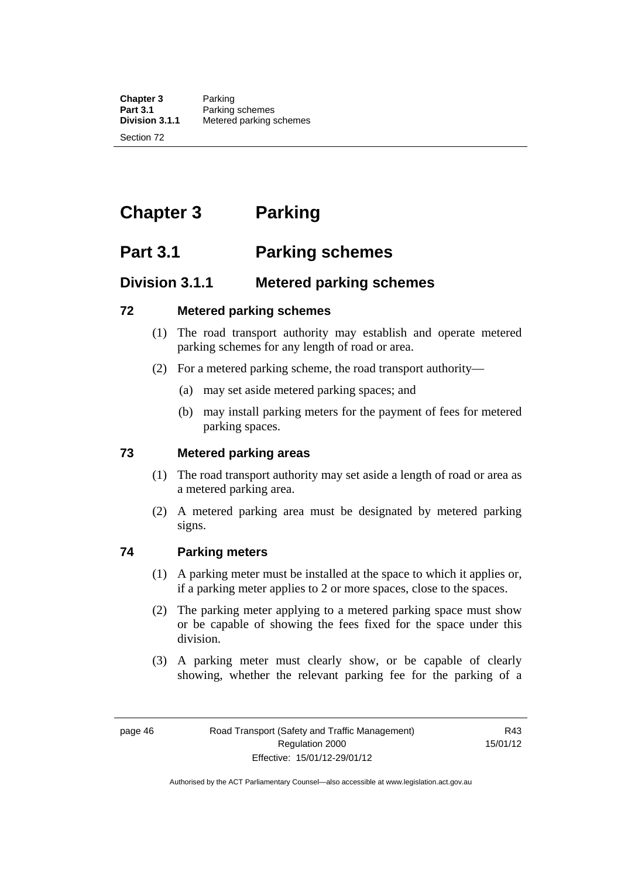# Chapter 3 Parking

## Part 3.1 Parking schemes

### Division 3.1.1 Metered parking schemes

#### 72 Metered parking schemes

(1) The road transport authority may establish and operate metered parking schemes for any length of road or area.

(2) For a metered parking scheme, the road transport authority—

(a) may set aside metered parking spaces; and

(b) may install parking meters for the payment of fees for metered parking spaces.

#### 73 Metered parking areas

(1) The road transport authority may set aside a length of road or area as a metered parking area.

(2) A metered parking area must be designated by metered parking signs.

#### 74 Parking meters

(1) A parking meter must be installed at the space to which it applies or, if a parking meter applies to 2 or more spaces, close to the spaces.

(2) The parking meter applying to a metered parking space must show or be capable of showing the fees fixed for the space under this division.

(3) A parking meter must clearly show, or be capable of clearly showing, whether the relevant parking fee for the parking of a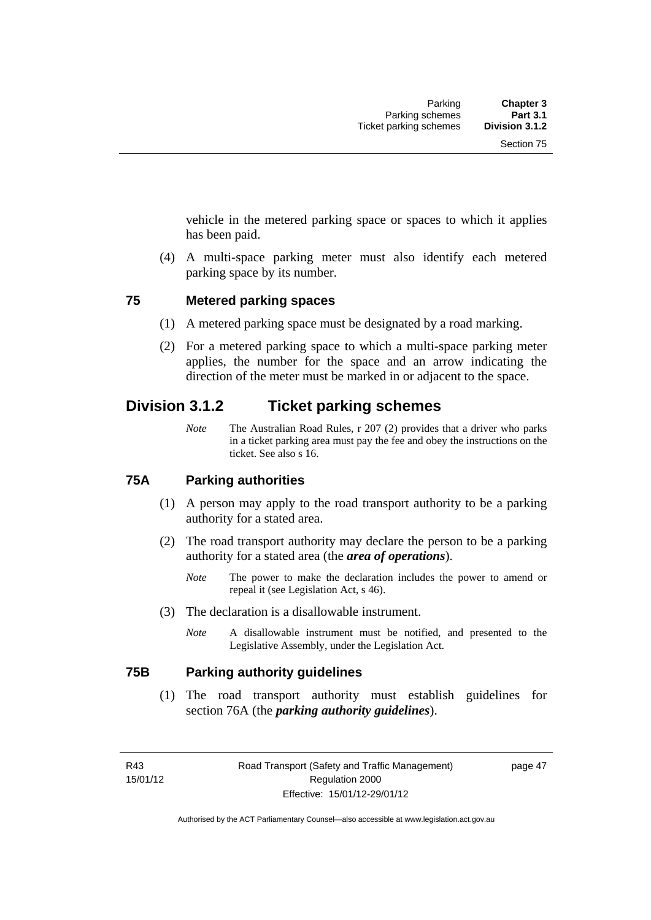vehicle in the metered parking space or spaces to which it applies has been paid.

(4) A multi-space parking meter must also identify each metered parking space by its number.

### 75 Metered parking spaces

(1) A metered parking space must be designated by a road marking.

(2) For a metered parking space to which a multi-space parking meter applies, the number for the space and an arrow indicating the direction of the meter must be marked in or adjacent to the space.

## Division 3.1.2 Ticket parking schemes

*Note* The Australian Road Rules, r 207 (2) provides that a driver who parks in a ticket parking area must pay the fee and obey the instructions on the ticket. See also s 16.

### 75A Parking authorities

(1) A person may apply to the road transport authority to be a parking authority for a stated area.

(2) The road transport authority may declare the person to be a parking authority for a stated area (the ***area of operations***).

*Note* The power to make the declaration includes the power to amend or repeal it (see Legislation Act, s 46).

(3) The declaration is a disallowable instrument.

*Note* A disallowable instrument must be notified, and presented to the Legislative Assembly, under the Legislation Act.

### 75B Parking authority guidelines

(1) The road transport authority must establish guidelines for section 76A (the ***parking authority guidelines***).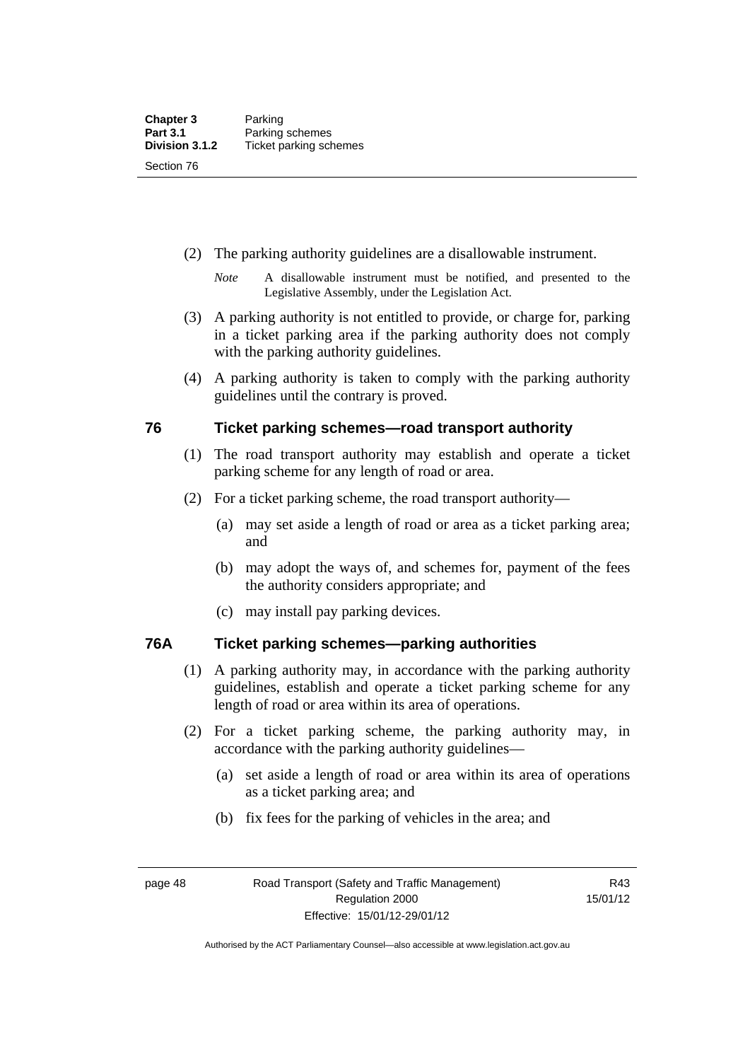(2) The parking authority guidelines are a disallowable instrument.

*Note* A disallowable instrument must be notified, and presented to the Legislative Assembly, under the Legislation Act.

(3) A parking authority is not entitled to provide, or charge for, parking in a ticket parking area if the parking authority does not comply with the parking authority guidelines.

(4) A parking authority is taken to comply with the parking authority guidelines until the contrary is proved.

## 76 Ticket parking schemes—road transport authority

(1) The road transport authority may establish and operate a ticket parking scheme for any length of road or area.

(2) For a ticket parking scheme, the road transport authority—

(a) may set aside a length of road or area as a ticket parking area; and

(b) may adopt the ways of, and schemes for, payment of the fees the authority considers appropriate; and

(c) may install pay parking devices.

## 76A Ticket parking schemes—parking authorities

(1) A parking authority may, in accordance with the parking authority guidelines, establish and operate a ticket parking scheme for any length of road or area within its area of operations.

(2) For a ticket parking scheme, the parking authority may, in accordance with the parking authority guidelines—

(a) set aside a length of road or area within its area of operations as a ticket parking area; and

(b) fix fees for the parking of vehicles in the area; and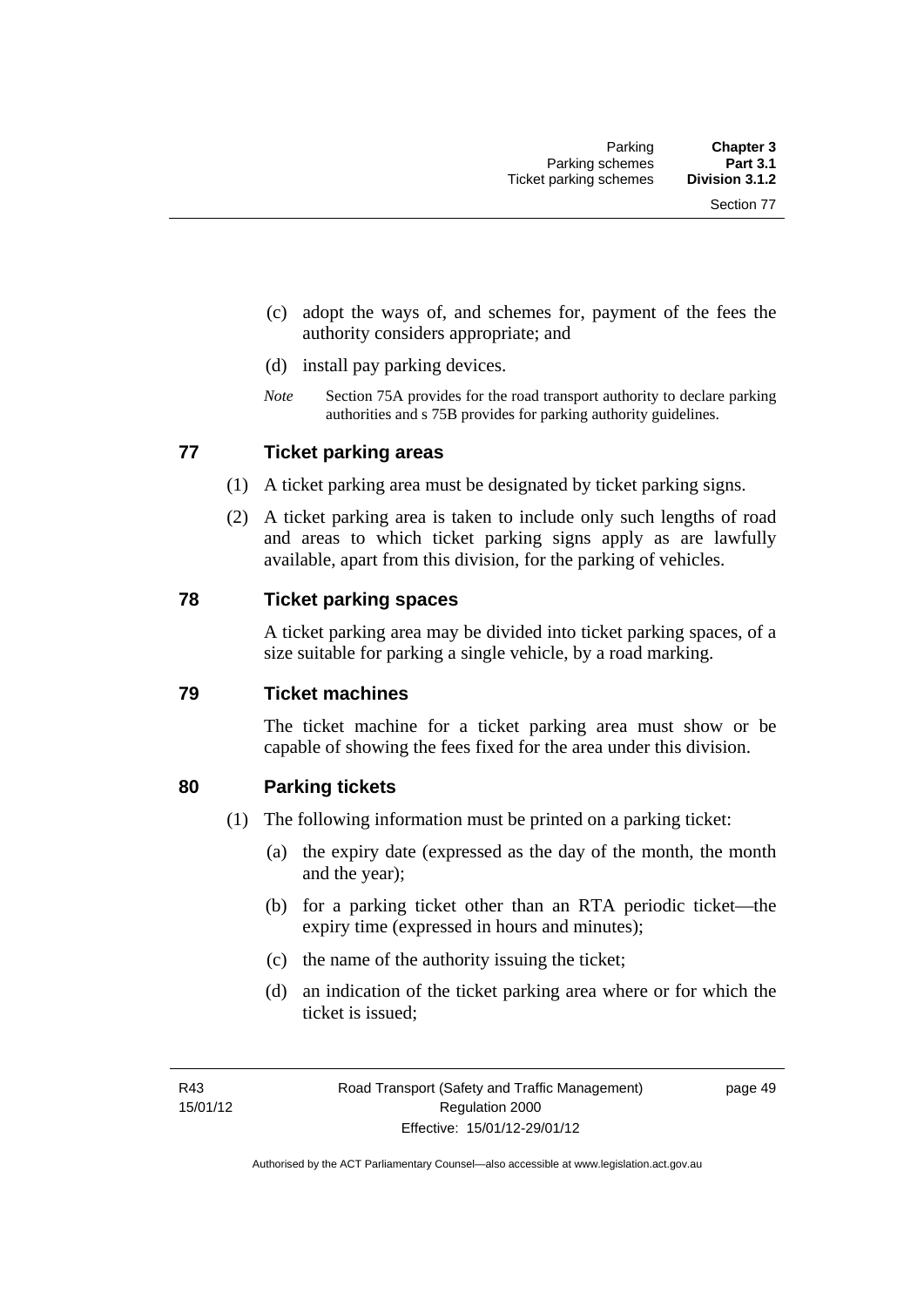(c) adopt the ways of, and schemes for, payment of the fees the authority considers appropriate; and

(d) install pay parking devices.

*Note* Section 75A provides for the road transport authority to declare parking authorities and s 75B provides for parking authority guidelines.

## 77 Ticket parking areas

(1) A ticket parking area must be designated by ticket parking signs.

(2) A ticket parking area is taken to include only such lengths of road and areas to which ticket parking signs apply as are lawfully available, apart from this division, for the parking of vehicles.

## 78 Ticket parking spaces

A ticket parking area may be divided into ticket parking spaces, of a size suitable for parking a single vehicle, by a road marking.

## 79 Ticket machines

The ticket machine for a ticket parking area must show or be capable of showing the fees fixed for the area under this division.

## 80 Parking tickets

(1) The following information must be printed on a parking ticket:

(a) the expiry date (expressed as the day of the month, the month and the year);

(b) for a parking ticket other than an RTA periodic ticket—the expiry time (expressed in hours and minutes);

(c) the name of the authority issuing the ticket;

(d) an indication of the ticket parking area where or for which the ticket is issued;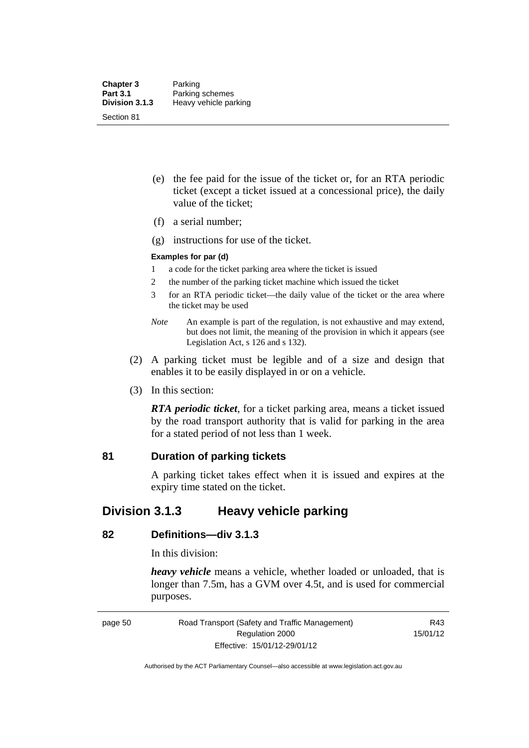(e) the fee paid for the issue of the ticket or, for an RTA periodic ticket (except a ticket issued at a concessional price), the daily value of the ticket;

(f) a serial number;

(g) instructions for use of the ticket.

**Examples for par (d)**

1 a code for the ticket parking area where the ticket is issued

2 the number of the parking ticket machine which issued the ticket

3 for an RTA periodic ticket—the daily value of the ticket or the area where the ticket may be used

*Note* An example is part of the regulation, is not exhaustive and may extend, but does not limit, the meaning of the provision in which it appears (see Legislation Act, s 126 and s 132).

(2) A parking ticket must be legible and of a size and design that enables it to be easily displayed in or on a vehicle.

(3) In this section:

***RTA periodic ticket***, for a ticket parking area, means a ticket issued by the road transport authority that is valid for parking in the area for a stated period of not less than 1 week.

### 81 Duration of parking tickets

A parking ticket takes effect when it is issued and expires at the expiry time stated on the ticket.

## Division 3.1.3 Heavy vehicle parking

### 82 Definitions—div 3.1.3

In this division:

***heavy vehicle*** means a vehicle, whether loaded or unloaded, that is longer than 7.5m, has a GVM over 4.5t, and is used for commercial purposes.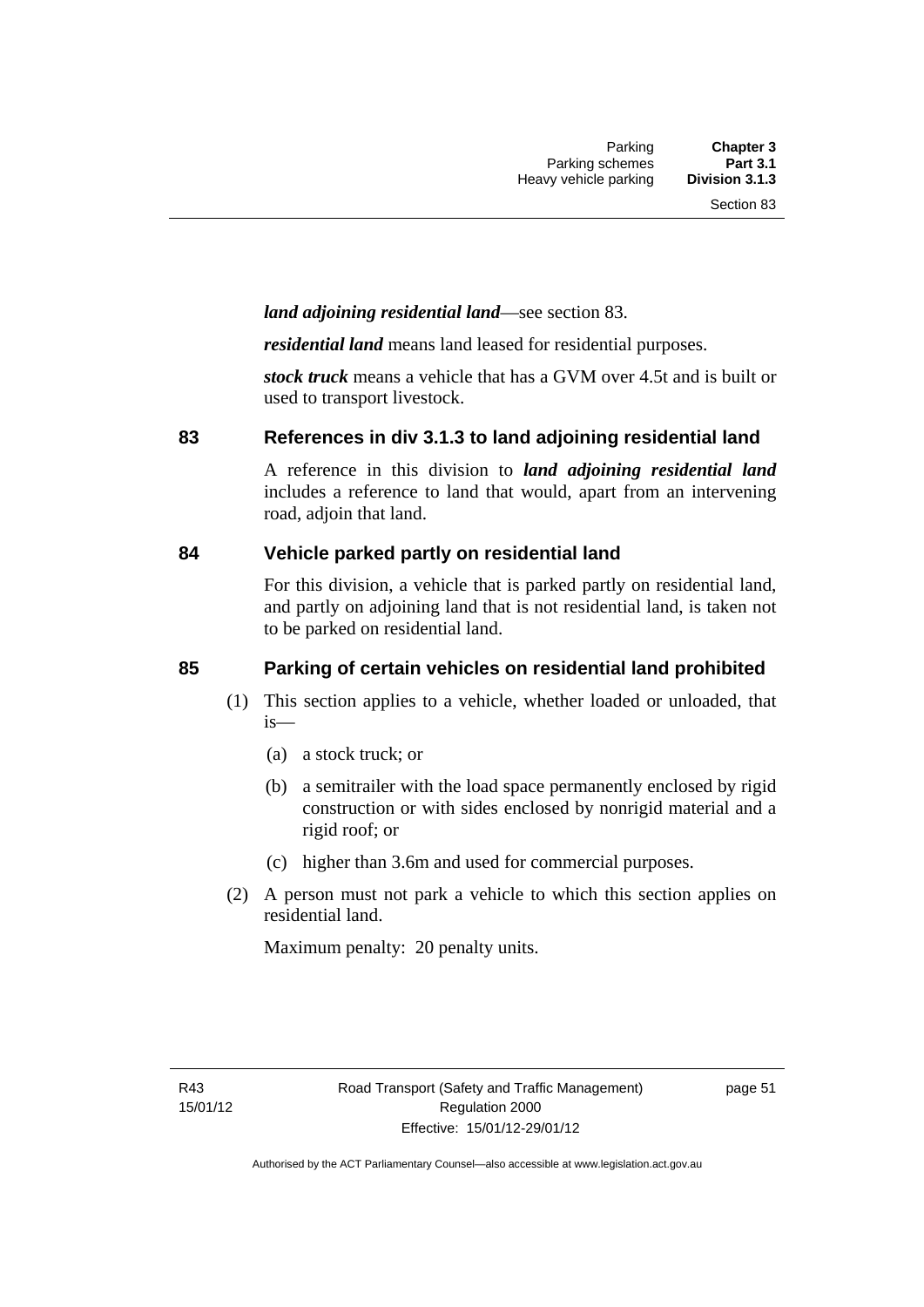***land adjoining residential land***—see section 83.

***residential land*** means land leased for residential purposes.

***stock truck*** means a vehicle that has a GVM over 4.5t and is built or used to transport livestock.

## 83 References in div 3.1.3 to land adjoining residential land

A reference in this division to ***land adjoining residential land*** includes a reference to land that would, apart from an intervening road, adjoin that land.

## 84 Vehicle parked partly on residential land

For this division, a vehicle that is parked partly on residential land, and partly on adjoining land that is not residential land, is taken not to be parked on residential land.

## 85 Parking of certain vehicles on residential land prohibited

(1) This section applies to a vehicle, whether loaded or unloaded, that is—

(a) a stock truck; or

(b) a semitrailer with the load space permanently enclosed by rigid construction or with sides enclosed by nonrigid material and a rigid roof; or

(c) higher than 3.6m and used for commercial purposes.

(2) A person must not park a vehicle to which this section applies on residential land.

Maximum penalty: 20 penalty units.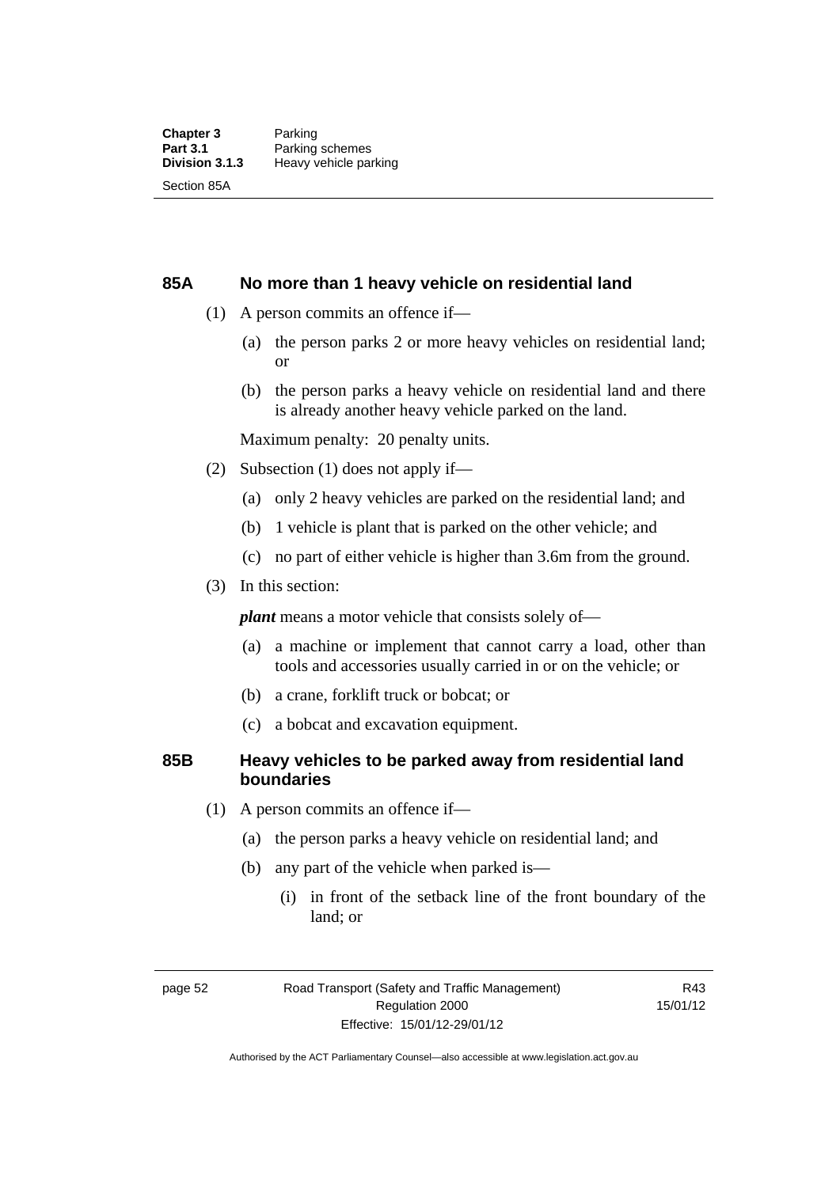## 85A No more than 1 heavy vehicle on residential land

(1) A person commits an offence if—

(a) the person parks 2 or more heavy vehicles on residential land; or

(b) the person parks a heavy vehicle on residential land and there is already another heavy vehicle parked on the land.

Maximum penalty: 20 penalty units.

(2) Subsection (1) does not apply if—

(a) only 2 heavy vehicles are parked on the residential land; and

(b) 1 vehicle is plant that is parked on the other vehicle; and

(c) no part of either vehicle is higher than 3.6m from the ground.

(3) In this section:

***plant*** means a motor vehicle that consists solely of—

(a) a machine or implement that cannot carry a load, other than tools and accessories usually carried in or on the vehicle; or

(b) a crane, forklift truck or bobcat; or

(c) a bobcat and excavation equipment.

## 85B Heavy vehicles to be parked away from residential land boundaries

(1) A person commits an offence if—

(a) the person parks a heavy vehicle on residential land; and

(b) any part of the vehicle when parked is—

(i) in front of the setback line of the front boundary of the land; or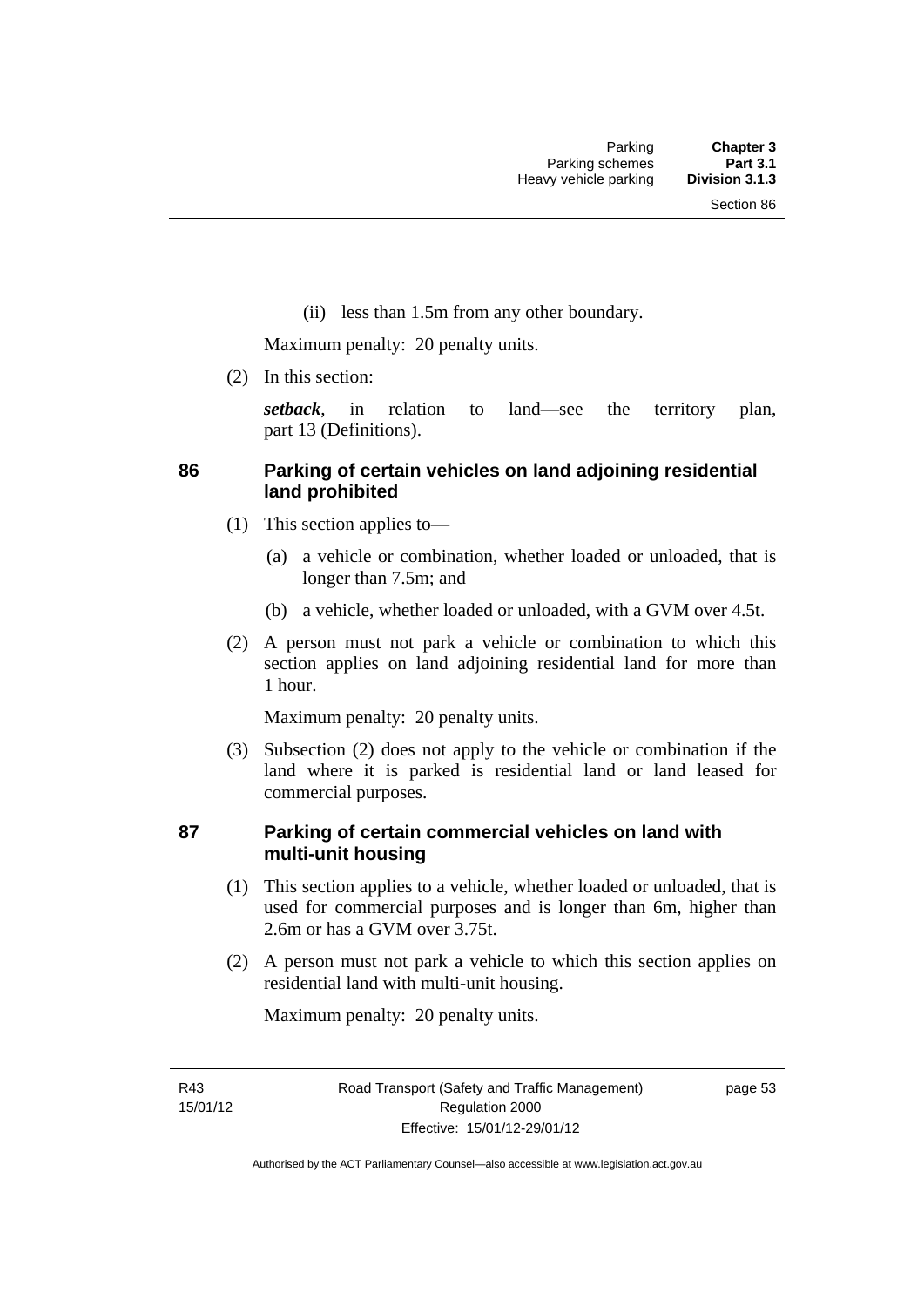(ii) less than 1.5m from any other boundary.

Maximum penalty: 20 penalty units.

(2) In this section:

***setback***, in relation to land—see the territory plan, part 13 (Definitions).

### 86 Parking of certain vehicles on land adjoining residential land prohibited

(1) This section applies to—

(a) a vehicle or combination, whether loaded or unloaded, that is longer than 7.5m; and

(b) a vehicle, whether loaded or unloaded, with a GVM over 4.5t.

(2) A person must not park a vehicle or combination to which this section applies on land adjoining residential land for more than 1 hour.

Maximum penalty: 20 penalty units.

(3) Subsection (2) does not apply to the vehicle or combination if the land where it is parked is residential land or land leased for commercial purposes.

### 87 Parking of certain commercial vehicles on land with multi-unit housing

(1) This section applies to a vehicle, whether loaded or unloaded, that is used for commercial purposes and is longer than 6m, higher than 2.6m or has a GVM over 3.75t.

(2) A person must not park a vehicle to which this section applies on residential land with multi-unit housing.

Maximum penalty: 20 penalty units.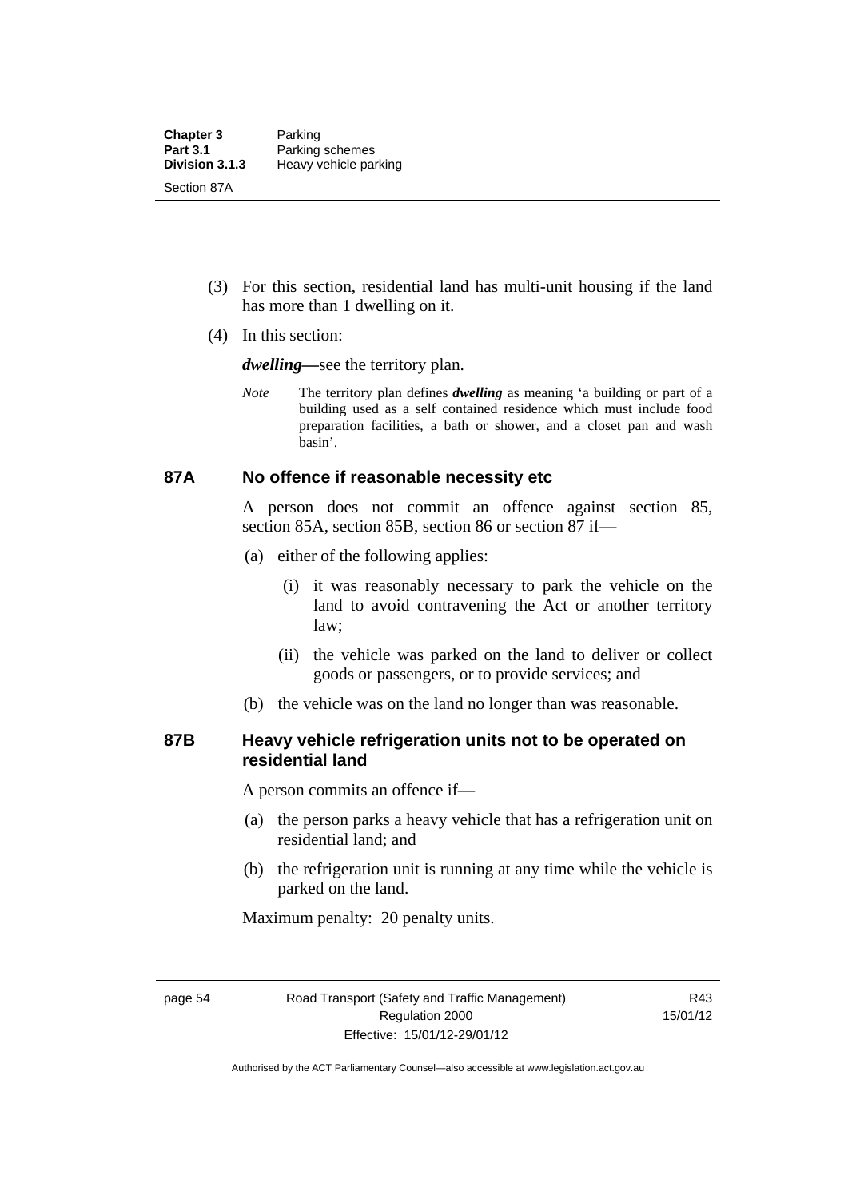(3) For this section, residential land has multi-unit housing if the land has more than 1 dwelling on it.

(4) In this section:

***dwelling***—see the territory plan.

*Note* The territory plan defines ***dwelling*** as meaning 'a building or part of a building used as a self contained residence which must include food preparation facilities, a bath or shower, and a closet pan and wash basin'.

## 87A No offence if reasonable necessity etc

A person does not commit an offence against section 85, section 85A, section 85B, section 86 or section 87 if—

(a) either of the following applies:

  (i) it was reasonably necessary to park the vehicle on the land to avoid contravening the Act or another territory law;

  (ii) the vehicle was parked on the land to deliver or collect goods or passengers, or to provide services; and

(b) the vehicle was on the land no longer than was reasonable.

## 87B Heavy vehicle refrigeration units not to be operated on residential land

A person commits an offence if—

(a) the person parks a heavy vehicle that has a refrigeration unit on residential land; and

(b) the refrigeration unit is running at any time while the vehicle is parked on the land.

Maximum penalty: 20 penalty units.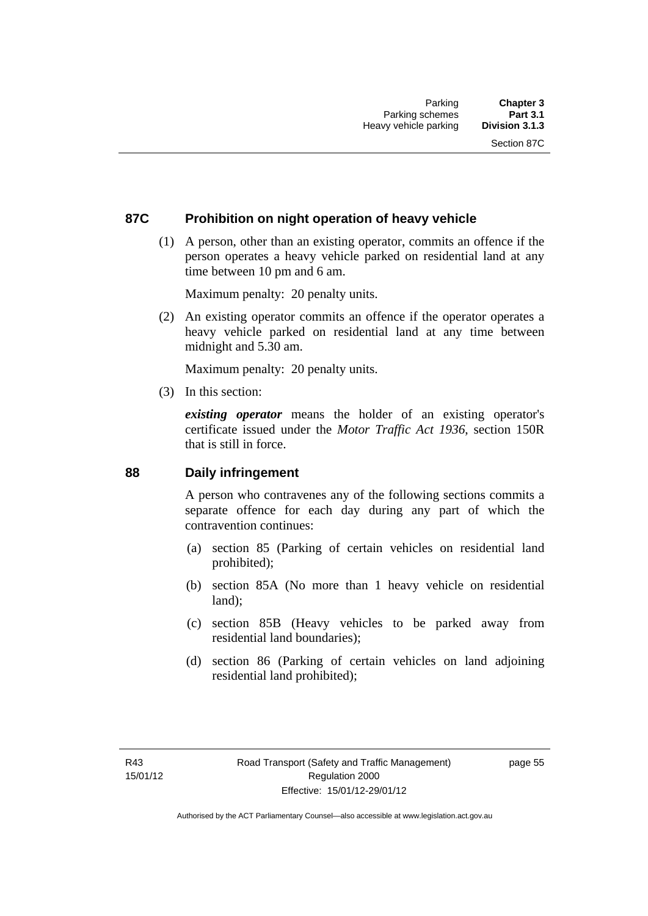## 87C Prohibition on night operation of heavy vehicle

(1) A person, other than an existing operator, commits an offence if the person operates a heavy vehicle parked on residential land at any time between 10 pm and 6 am.

Maximum penalty: 20 penalty units.

(2) An existing operator commits an offence if the operator operates a heavy vehicle parked on residential land at any time between midnight and 5.30 am.

Maximum penalty: 20 penalty units.

(3) In this section:

***existing operator*** means the holder of an existing operator's certificate issued under the *Motor Traffic Act 1936*, section 150R that is still in force.

## 88 Daily infringement

A person who contravenes any of the following sections commits a separate offence for each day during any part of which the contravention continues:

(a) section 85 (Parking of certain vehicles on residential land prohibited);

(b) section 85A (No more than 1 heavy vehicle on residential land);

(c) section 85B (Heavy vehicles to be parked away from residential land boundaries);

(d) section 86 (Parking of certain vehicles on land adjoining residential land prohibited);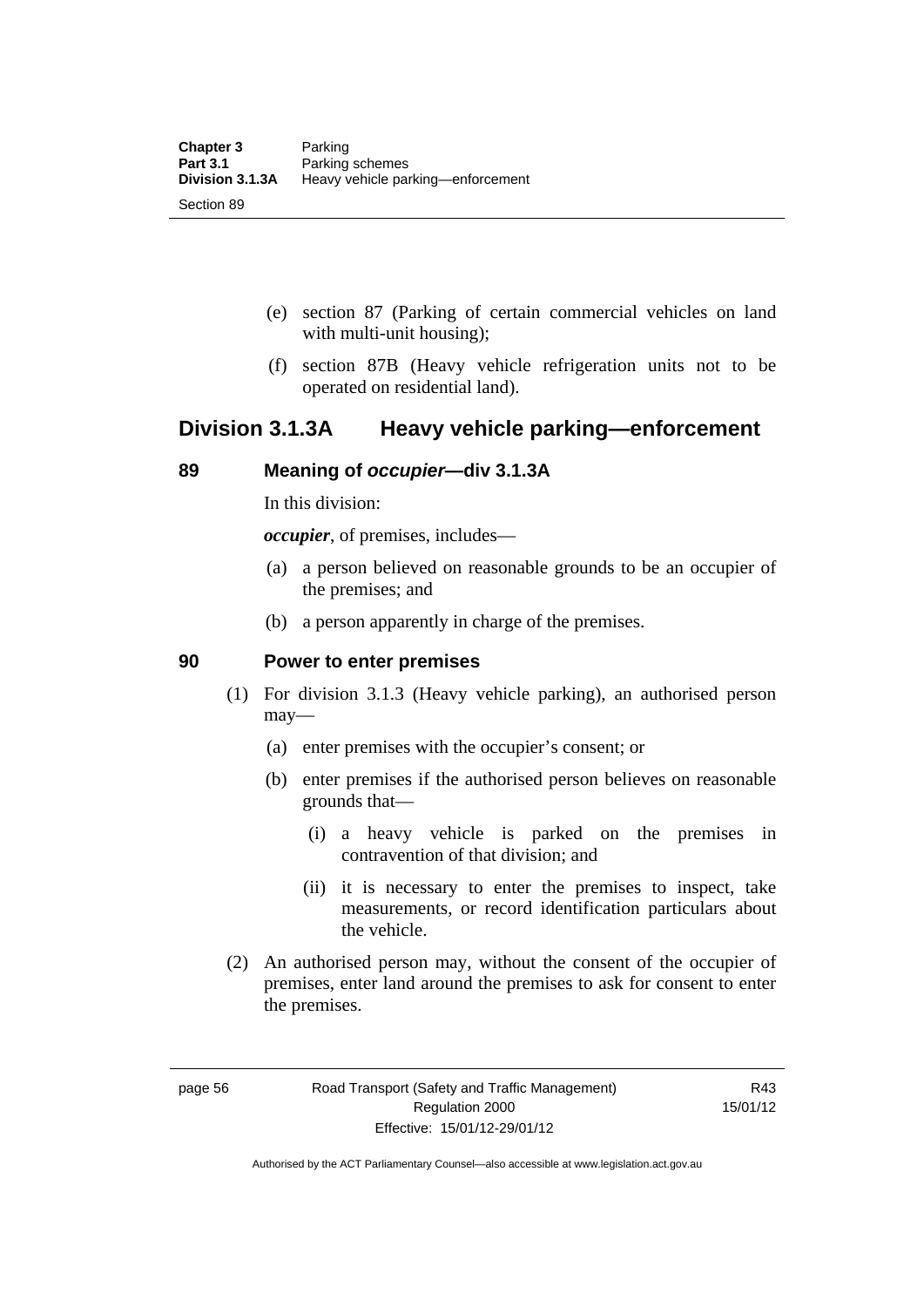(e) section 87 (Parking of certain commercial vehicles on land with multi-unit housing);

(f) section 87B (Heavy vehicle refrigeration units not to be operated on residential land).

## Division 3.1.3A Heavy vehicle parking—enforcement

### 89 Meaning of *occupier*—div 3.1.3A

In this division:

***occupier***, of premises, includes—

(a) a person believed on reasonable grounds to be an occupier of the premises; and

(b) a person apparently in charge of the premises.

### 90 Power to enter premises

(1) For division 3.1.3 (Heavy vehicle parking), an authorised person may—

(a) enter premises with the occupier's consent; or

(b) enter premises if the authorised person believes on reasonable grounds that—

(i) a heavy vehicle is parked on the premises in contravention of that division; and

(ii) it is necessary to enter the premises to inspect, take measurements, or record identification particulars about the vehicle.

(2) An authorised person may, without the consent of the occupier of premises, enter land around the premises to ask for consent to enter the premises.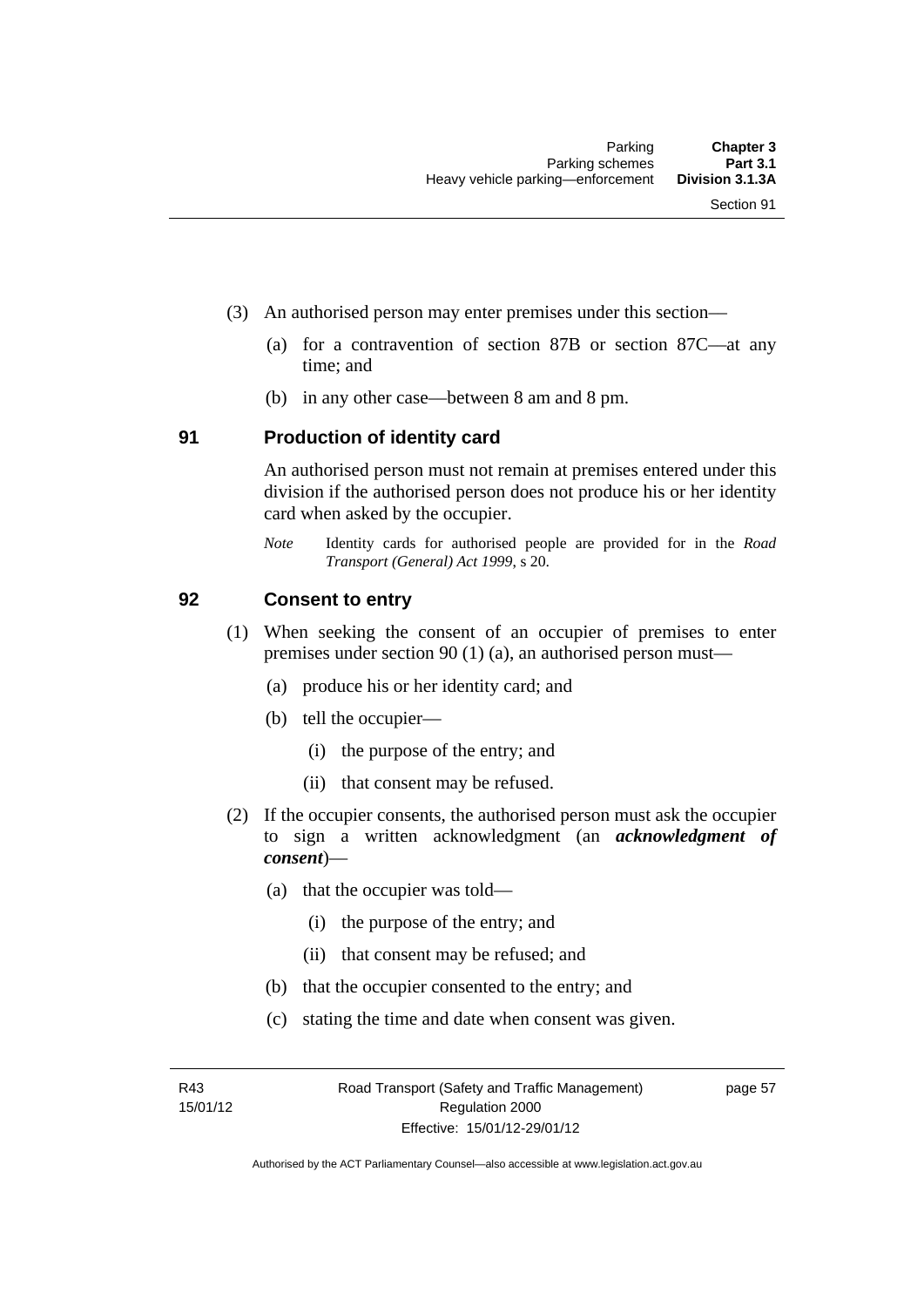(3) An authorised person may enter premises under this section—

(a) for a contravention of section 87B or section 87C—at any time; and

(b) in any other case—between 8 am and 8 pm.

## 91 Production of identity card

An authorised person must not remain at premises entered under this division if the authorised person does not produce his or her identity card when asked by the occupier.

*Note* Identity cards for authorised people are provided for in the *Road Transport (General) Act 1999*, s 20.

## 92 Consent to entry

(1) When seeking the consent of an occupier of premises to enter premises under section 90 (1) (a), an authorised person must—

(a) produce his or her identity card; and

(b) tell the occupier—

(i) the purpose of the entry; and

(ii) that consent may be refused.

(2) If the occupier consents, the authorised person must ask the occupier to sign a written acknowledgment (an ***acknowledgment of consent***)—

(a) that the occupier was told—

(i) the purpose of the entry; and

(ii) that consent may be refused; and

(b) that the occupier consented to the entry; and

(c) stating the time and date when consent was given.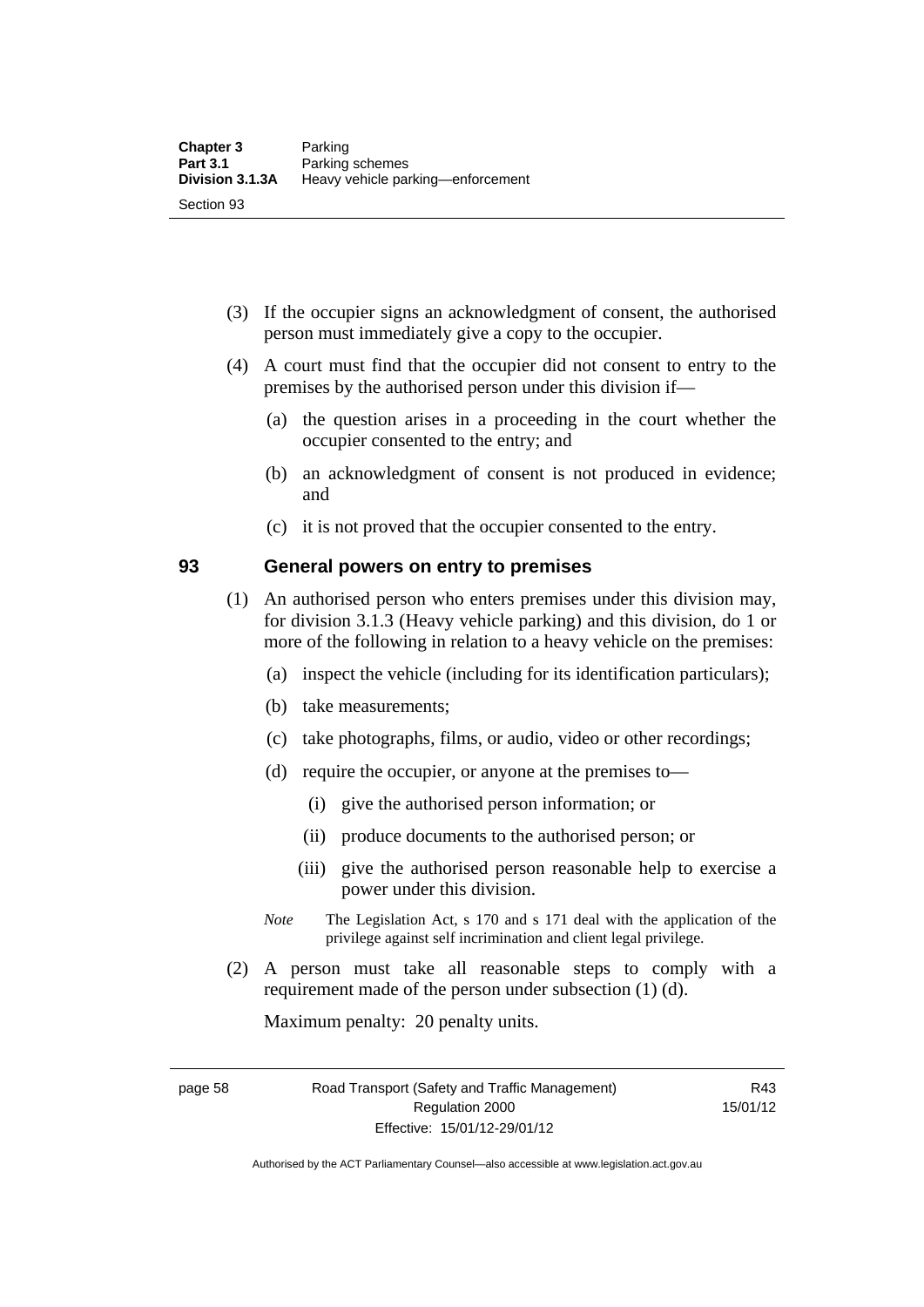(3) If the occupier signs an acknowledgment of consent, the authorised person must immediately give a copy to the occupier.

(4) A court must find that the occupier did not consent to entry to the premises by the authorised person under this division if—

(a) the question arises in a proceeding in the court whether the occupier consented to the entry; and

(b) an acknowledgment of consent is not produced in evidence; and

(c) it is not proved that the occupier consented to the entry.

## 93 General powers on entry to premises

(1) An authorised person who enters premises under this division may, for division 3.1.3 (Heavy vehicle parking) and this division, do 1 or more of the following in relation to a heavy vehicle on the premises:

(a) inspect the vehicle (including for its identification particulars);

(b) take measurements;

(c) take photographs, films, or audio, video or other recordings;

(d) require the occupier, or anyone at the premises to—

(i) give the authorised person information; or

(ii) produce documents to the authorised person; or

(iii) give the authorised person reasonable help to exercise a power under this division.

*Note* The Legislation Act, s 170 and s 171 deal with the application of the privilege against self incrimination and client legal privilege.

(2) A person must take all reasonable steps to comply with a requirement made of the person under subsection (1) (d).

Maximum penalty: 20 penalty units.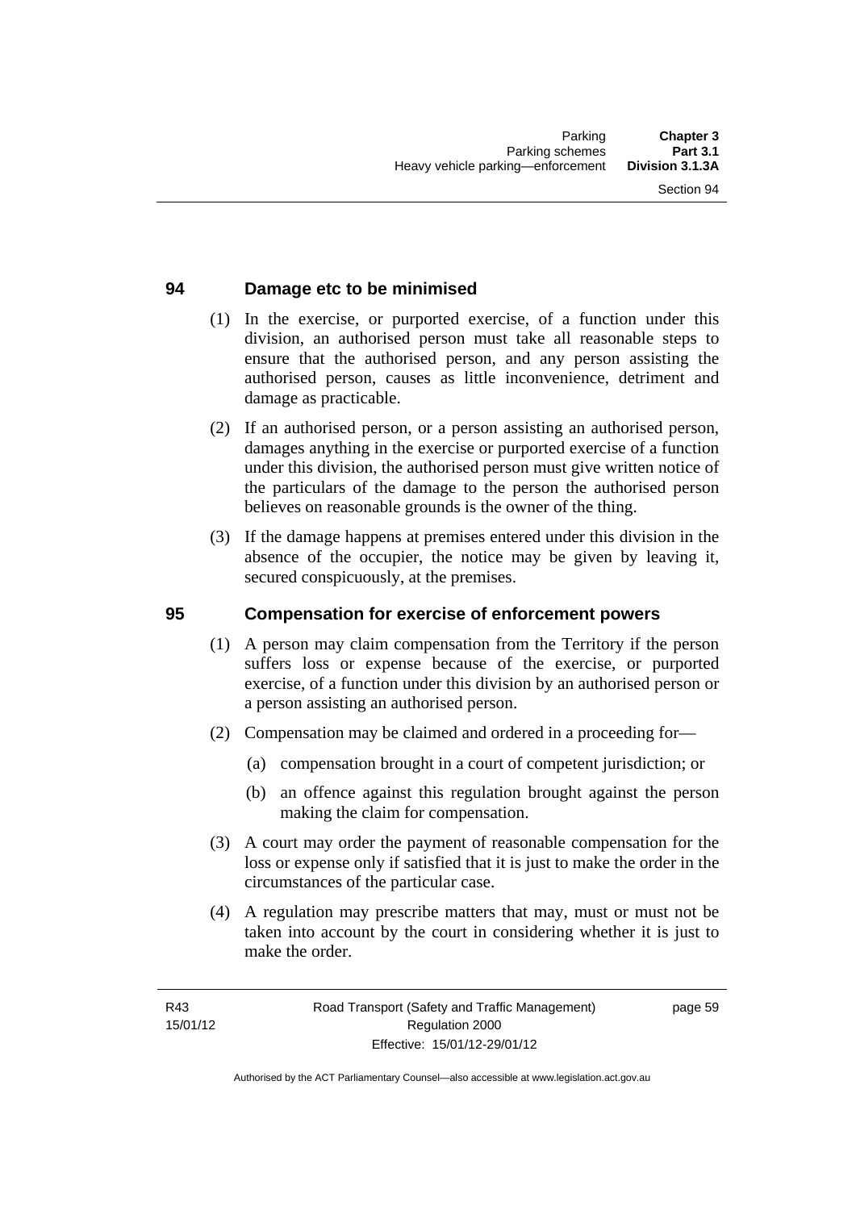## 94 Damage etc to be minimised

(1) In the exercise, or purported exercise, of a function under this division, an authorised person must take all reasonable steps to ensure that the authorised person, and any person assisting the authorised person, causes as little inconvenience, detriment and damage as practicable.

(2) If an authorised person, or a person assisting an authorised person, damages anything in the exercise or purported exercise of a function under this division, the authorised person must give written notice of the particulars of the damage to the person the authorised person believes on reasonable grounds is the owner of the thing.

(3) If the damage happens at premises entered under this division in the absence of the occupier, the notice may be given by leaving it, secured conspicuously, at the premises.

## 95 Compensation for exercise of enforcement powers

(1) A person may claim compensation from the Territory if the person suffers loss or expense because of the exercise, or purported exercise, of a function under this division by an authorised person or a person assisting an authorised person.

(2) Compensation may be claimed and ordered in a proceeding for—

(a) compensation brought in a court of competent jurisdiction; or

(b) an offence against this regulation brought against the person making the claim for compensation.

(3) A court may order the payment of reasonable compensation for the loss or expense only if satisfied that it is just to make the order in the circumstances of the particular case.

(4) A regulation may prescribe matters that may, must or must not be taken into account by the court in considering whether it is just to make the order.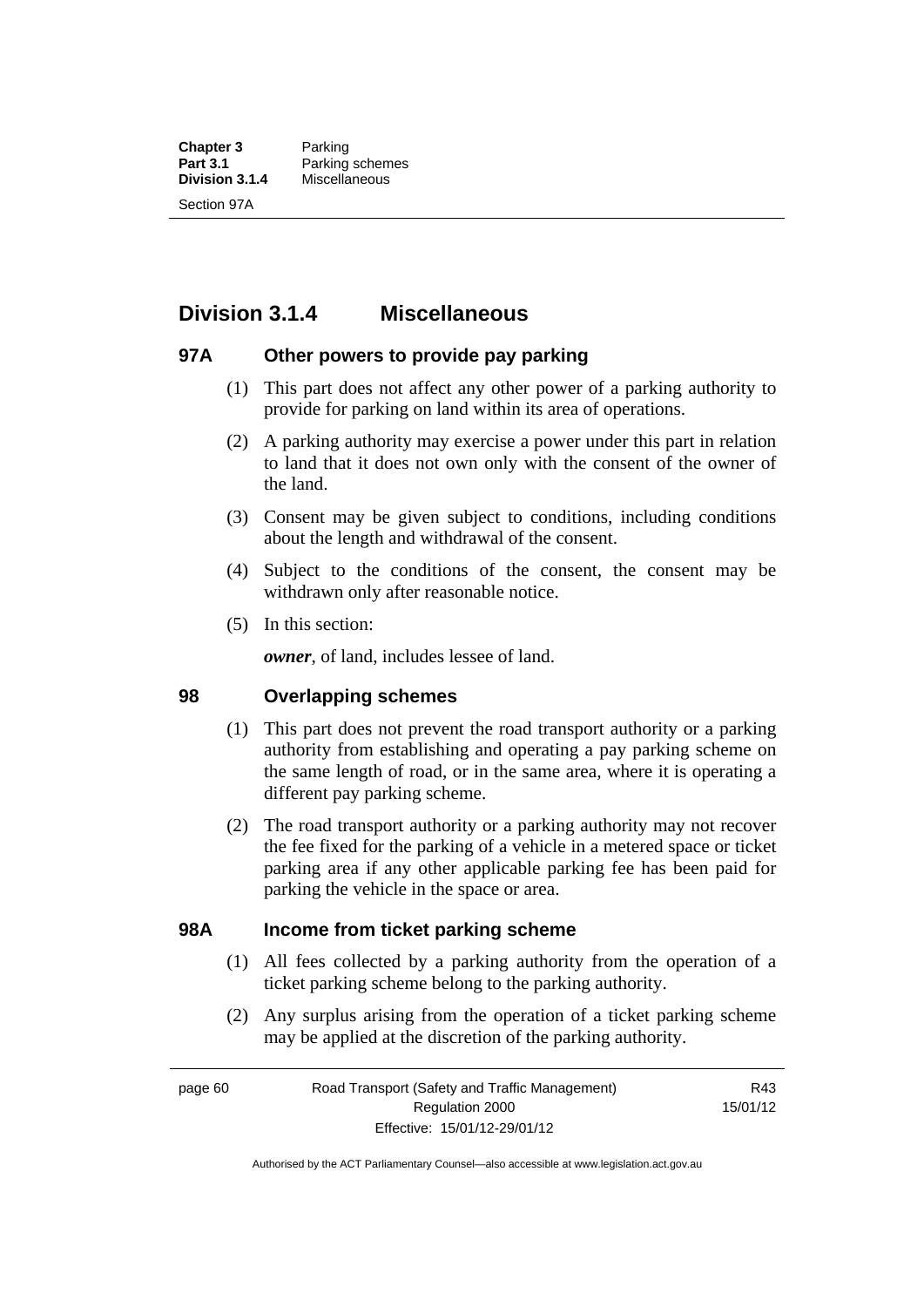## Division 3.1.4 Miscellaneous

### 97A Other powers to provide pay parking

(1) This part does not affect any other power of a parking authority to provide for parking on land within its area of operations.

(2) A parking authority may exercise a power under this part in relation to land that it does not own only with the consent of the owner of the land.

(3) Consent may be given subject to conditions, including conditions about the length and withdrawal of the consent.

(4) Subject to the conditions of the consent, the consent may be withdrawn only after reasonable notice.

(5) In this section:

***owner***, of land, includes lessee of land.

### 98 Overlapping schemes

(1) This part does not prevent the road transport authority or a parking authority from establishing and operating a pay parking scheme on the same length of road, or in the same area, where it is operating a different pay parking scheme.

(2) The road transport authority or a parking authority may not recover the fee fixed for the parking of a vehicle in a metered space or ticket parking area if any other applicable parking fee has been paid for parking the vehicle in the space or area.

### 98A Income from ticket parking scheme

(1) All fees collected by a parking authority from the operation of a ticket parking scheme belong to the parking authority.

(2) Any surplus arising from the operation of a ticket parking scheme may be applied at the discretion of the parking authority.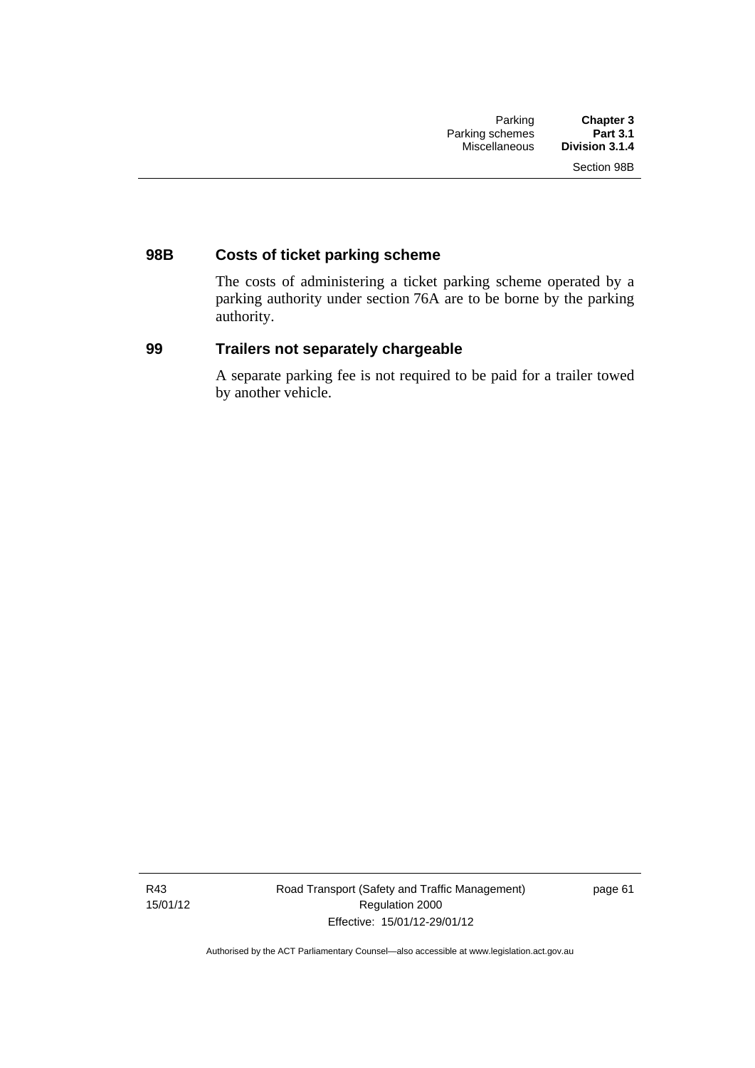## 98B Costs of ticket parking scheme

The costs of administering a ticket parking scheme operated by a parking authority under section 76A are to be borne by the parking authority.

## 99 Trailers not separately chargeable

A separate parking fee is not required to be paid for a trailer towed by another vehicle.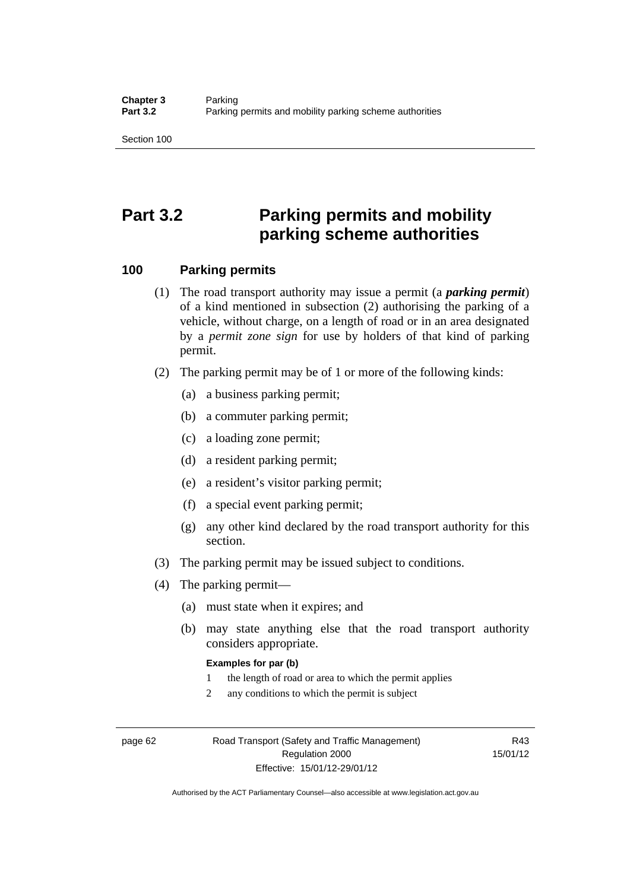# Part 3.2 Parking permits and mobility parking scheme authorities

## 100 Parking permits

(1) The road transport authority may issue a permit (a ***parking permit***) of a kind mentioned in subsection (2) authorising the parking of a vehicle, without charge, on a length of road or in an area designated by a *permit zone sign* for use by holders of that kind of parking permit.

(2) The parking permit may be of 1 or more of the following kinds:

(a) a business parking permit;

(b) a commuter parking permit;

(c) a loading zone permit;

(d) a resident parking permit;

(e) a resident's visitor parking permit;

(f) a special event parking permit;

(g) any other kind declared by the road transport authority for this section.

(3) The parking permit may be issued subject to conditions.

(4) The parking permit—

(a) must state when it expires; and

(b) may state anything else that the road transport authority considers appropriate.

**Examples for par (b)**

1 the length of road or area to which the permit applies

2 any conditions to which the permit is subject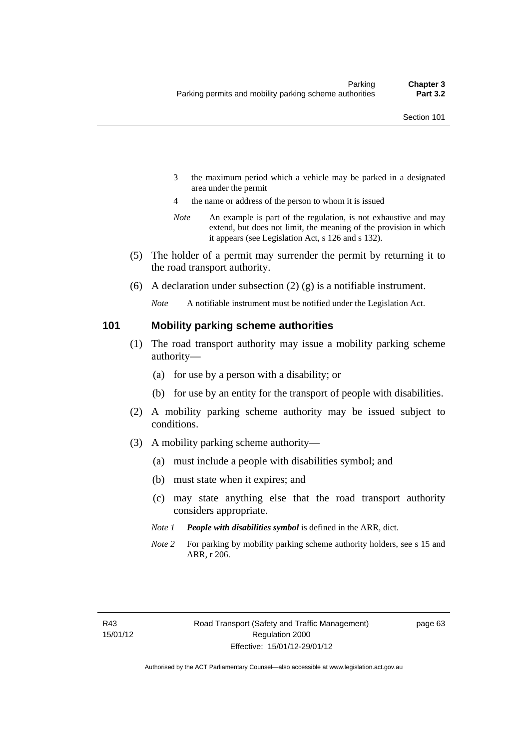3 the maximum period which a vehicle may be parked in a designated area under the permit

4 the name or address of the person to whom it is issued

*Note* An example is part of the regulation, is not exhaustive and may extend, but does not limit, the meaning of the provision in which it appears (see Legislation Act, s 126 and s 132).

(5) The holder of a permit may surrender the permit by returning it to the road transport authority.

(6) A declaration under subsection (2) (g) is a notifiable instrument.

*Note* A notifiable instrument must be notified under the Legislation Act.

## 101 Mobility parking scheme authorities

(1) The road transport authority may issue a mobility parking scheme authority—

(a) for use by a person with a disability; or

(b) for use by an entity for the transport of people with disabilities.

(2) A mobility parking scheme authority may be issued subject to conditions.

(3) A mobility parking scheme authority—

(a) must include a people with disabilities symbol; and

(b) must state when it expires; and

(c) may state anything else that the road transport authority considers appropriate.

*Note 1* ***People with disabilities symbol*** is defined in the ARR, dict.

*Note 2* For parking by mobility parking scheme authority holders, see s 15 and ARR, r 206.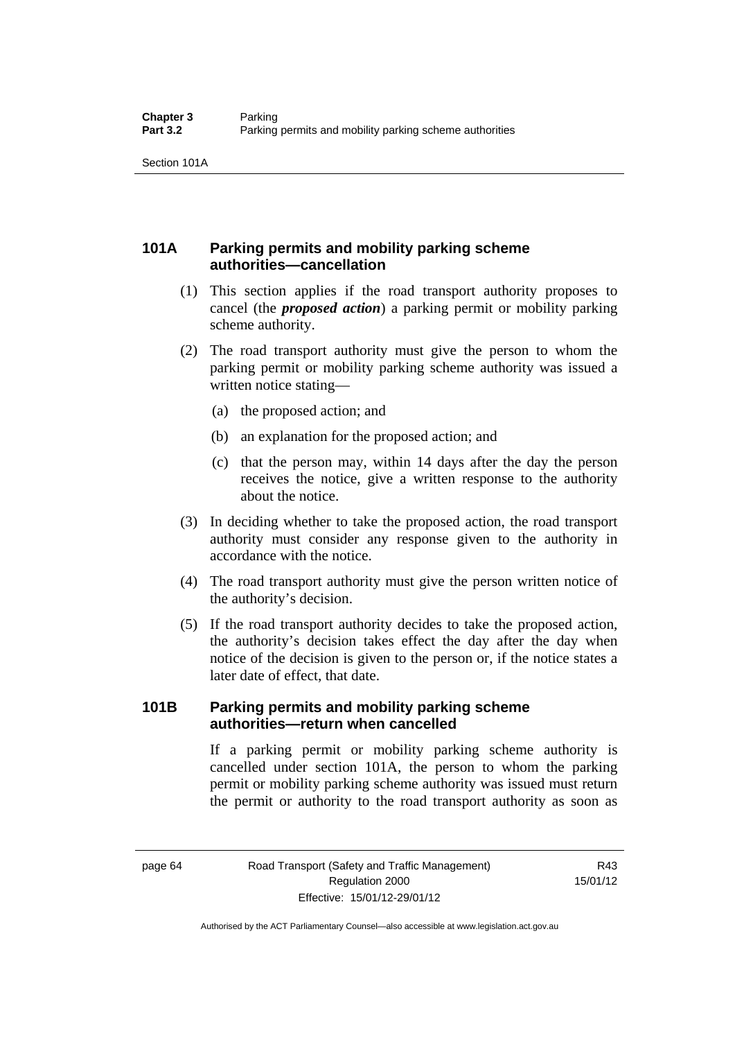## 101A Parking permits and mobility parking scheme authorities—cancellation

(1) This section applies if the road transport authority proposes to cancel (the ***proposed action***) a parking permit or mobility parking scheme authority.

(2) The road transport authority must give the person to whom the parking permit or mobility parking scheme authority was issued a written notice stating—

(a) the proposed action; and

(b) an explanation for the proposed action; and

(c) that the person may, within 14 days after the day the person receives the notice, give a written response to the authority about the notice.

(3) In deciding whether to take the proposed action, the road transport authority must consider any response given to the authority in accordance with the notice.

(4) The road transport authority must give the person written notice of the authority's decision.

(5) If the road transport authority decides to take the proposed action, the authority's decision takes effect the day after the day when notice of the decision is given to the person or, if the notice states a later date of effect, that date.

## 101B Parking permits and mobility parking scheme authorities—return when cancelled

If a parking permit or mobility parking scheme authority is cancelled under section 101A, the person to whom the parking permit or mobility parking scheme authority was issued must return the permit or authority to the road transport authority as soon as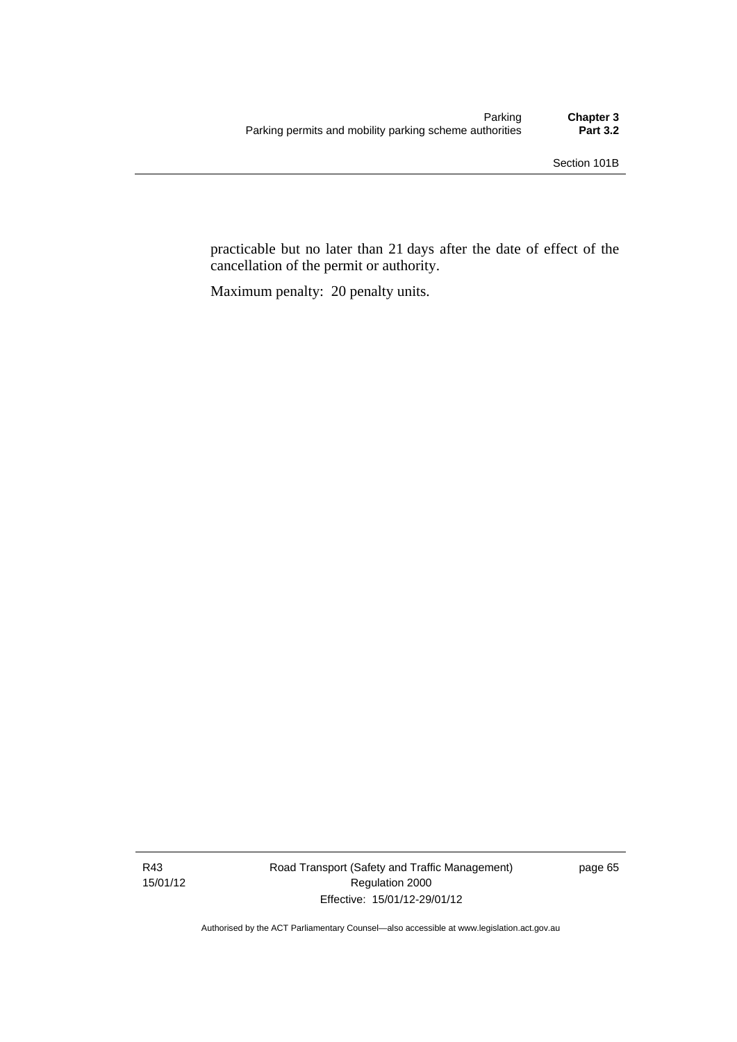practicable but no later than 21 days after the date of effect of the cancellation of the permit or authority.

Maximum penalty: 20 penalty units.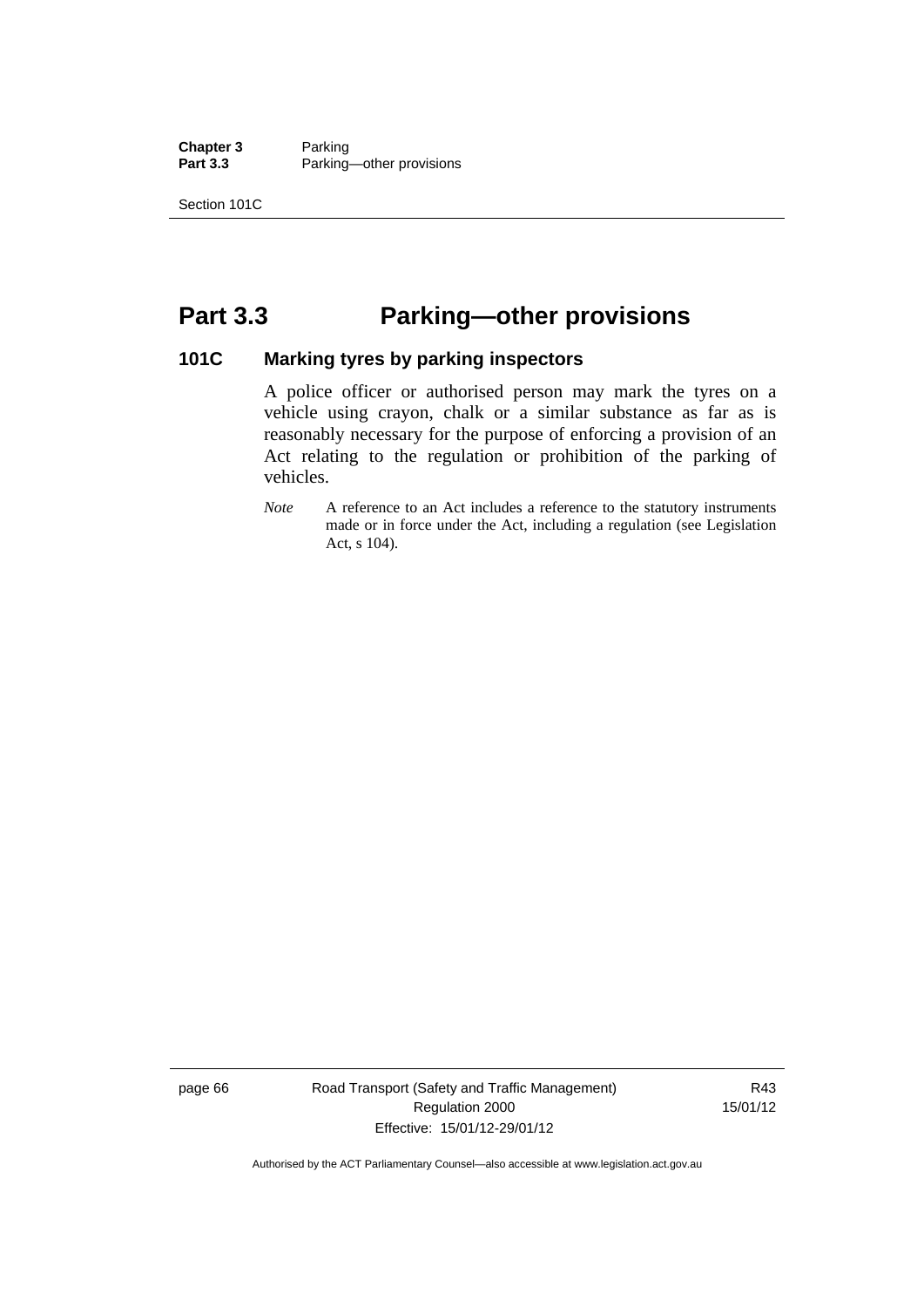# Part 3.3 Parking—other provisions

## 101C Marking tyres by parking inspectors

A police officer or authorised person may mark the tyres on a vehicle using crayon, chalk or a similar substance as far as is reasonably necessary for the purpose of enforcing a provision of an Act relating to the regulation or prohibition of the parking of vehicles.

*Note* A reference to an Act includes a reference to the statutory instruments made or in force under the Act, including a regulation (see Legislation Act, s 104).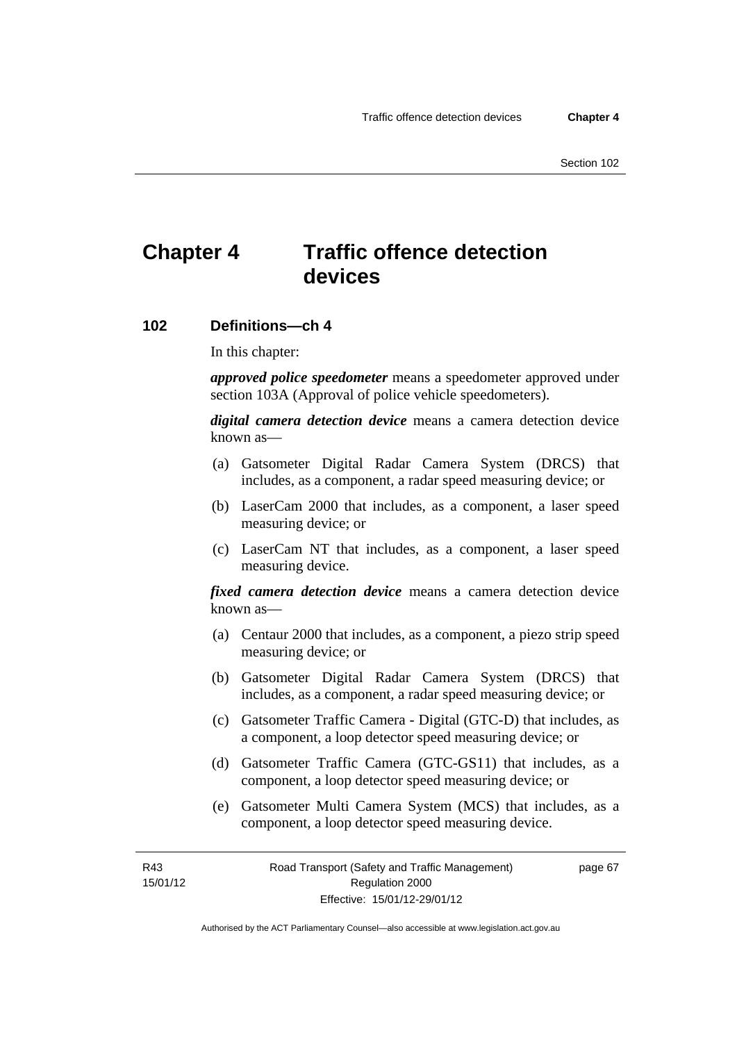# Chapter 4 Traffic offence detection devices

## 102 Definitions—ch 4

In this chapter:

***approved police speedometer*** means a speedometer approved under section 103A (Approval of police vehicle speedometers).

***digital camera detection device*** means a camera detection device known as—

(a) Gatsometer Digital Radar Camera System (DRCS) that includes, as a component, a radar speed measuring device; or

(b) LaserCam 2000 that includes, as a component, a laser speed measuring device; or

(c) LaserCam NT that includes, as a component, a laser speed measuring device.

***fixed camera detection device*** means a camera detection device known as—

(a) Centaur 2000 that includes, as a component, a piezo strip speed measuring device; or

(b) Gatsometer Digital Radar Camera System (DRCS) that includes, as a component, a radar speed measuring device; or

(c) Gatsometer Traffic Camera - Digital (GTC-D) that includes, as a component, a loop detector speed measuring device; or

(d) Gatsometer Traffic Camera (GTC-GS11) that includes, as a component, a loop detector speed measuring device; or

(e) Gatsometer Multi Camera System (MCS) that includes, as a component, a loop detector speed measuring device.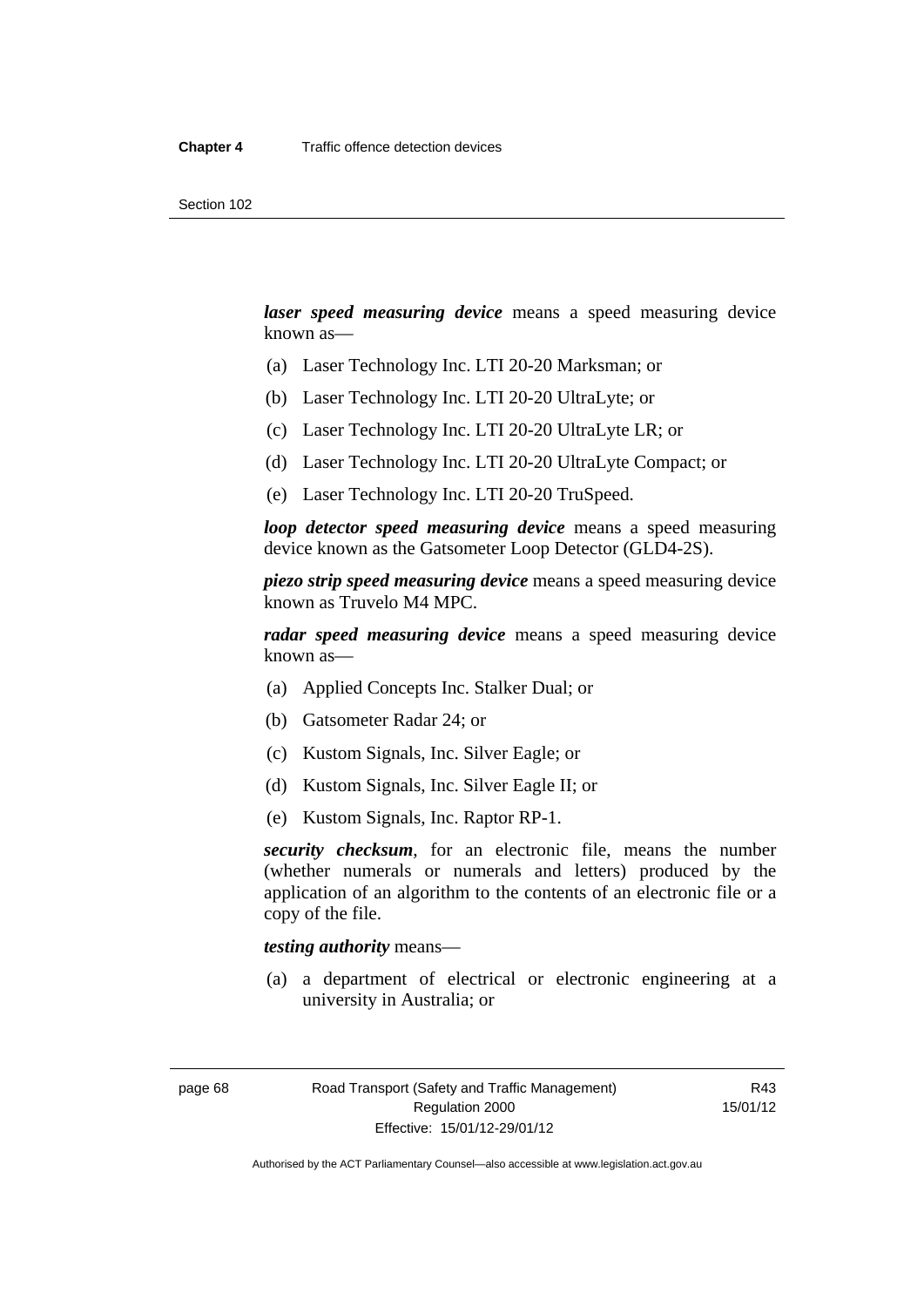***laser speed measuring device*** means a speed measuring device known as—

(a) Laser Technology Inc. LTI 20-20 Marksman; or

(b) Laser Technology Inc. LTI 20-20 UltraLyte; or

(c) Laser Technology Inc. LTI 20-20 UltraLyte LR; or

(d) Laser Technology Inc. LTI 20-20 UltraLyte Compact; or

(e) Laser Technology Inc. LTI 20-20 TruSpeed.

***loop detector speed measuring device*** means a speed measuring device known as the Gatsometer Loop Detector (GLD4-2S).

***piezo strip speed measuring device*** means a speed measuring device known as Truvelo M4 MPC.

***radar speed measuring device*** means a speed measuring device known as—

(a) Applied Concepts Inc. Stalker Dual; or

(b) Gatsometer Radar 24; or

(c) Kustom Signals, Inc. Silver Eagle; or

(d) Kustom Signals, Inc. Silver Eagle II; or

(e) Kustom Signals, Inc. Raptor RP-1.

***security checksum***, for an electronic file, means the number (whether numerals or numerals and letters) produced by the application of an algorithm to the contents of an electronic file or a copy of the file.

***testing authority*** means—

(a) a department of electrical or electronic engineering at a university in Australia; or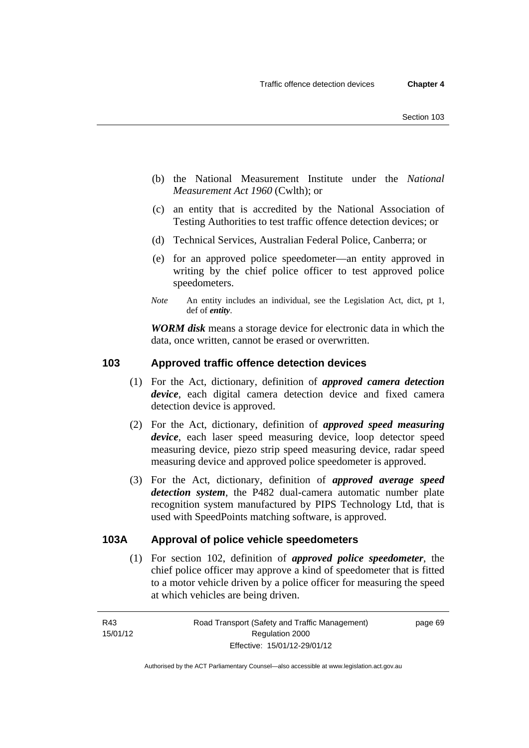(b) the National Measurement Institute under the *National Measurement Act 1960* (Cwlth); or

(c) an entity that is accredited by the National Association of Testing Authorities to test traffic offence detection devices; or

(d) Technical Services, Australian Federal Police, Canberra; or

(e) for an approved police speedometer—an entity approved in writing by the chief police officer to test approved police speedometers.

*Note* An entity includes an individual, see the Legislation Act, dict, pt 1, def of ***entity***.

***WORM disk*** means a storage device for electronic data in which the data, once written, cannot be erased or overwritten.

## 103 Approved traffic offence detection devices

(1) For the Act, dictionary, definition of ***approved camera detection device***, each digital camera detection device and fixed camera detection device is approved.

(2) For the Act, dictionary, definition of ***approved speed measuring device***, each laser speed measuring device, loop detector speed measuring device, piezo strip speed measuring device, radar speed measuring device and approved police speedometer is approved.

(3) For the Act, dictionary, definition of ***approved average speed detection system***, the P482 dual-camera automatic number plate recognition system manufactured by PIPS Technology Ltd, that is used with SpeedPoints matching software, is approved.

## 103A Approval of police vehicle speedometers

(1) For section 102, definition of ***approved police speedometer***, the chief police officer may approve a kind of speedometer that is fitted to a motor vehicle driven by a police officer for measuring the speed at which vehicles are being driven.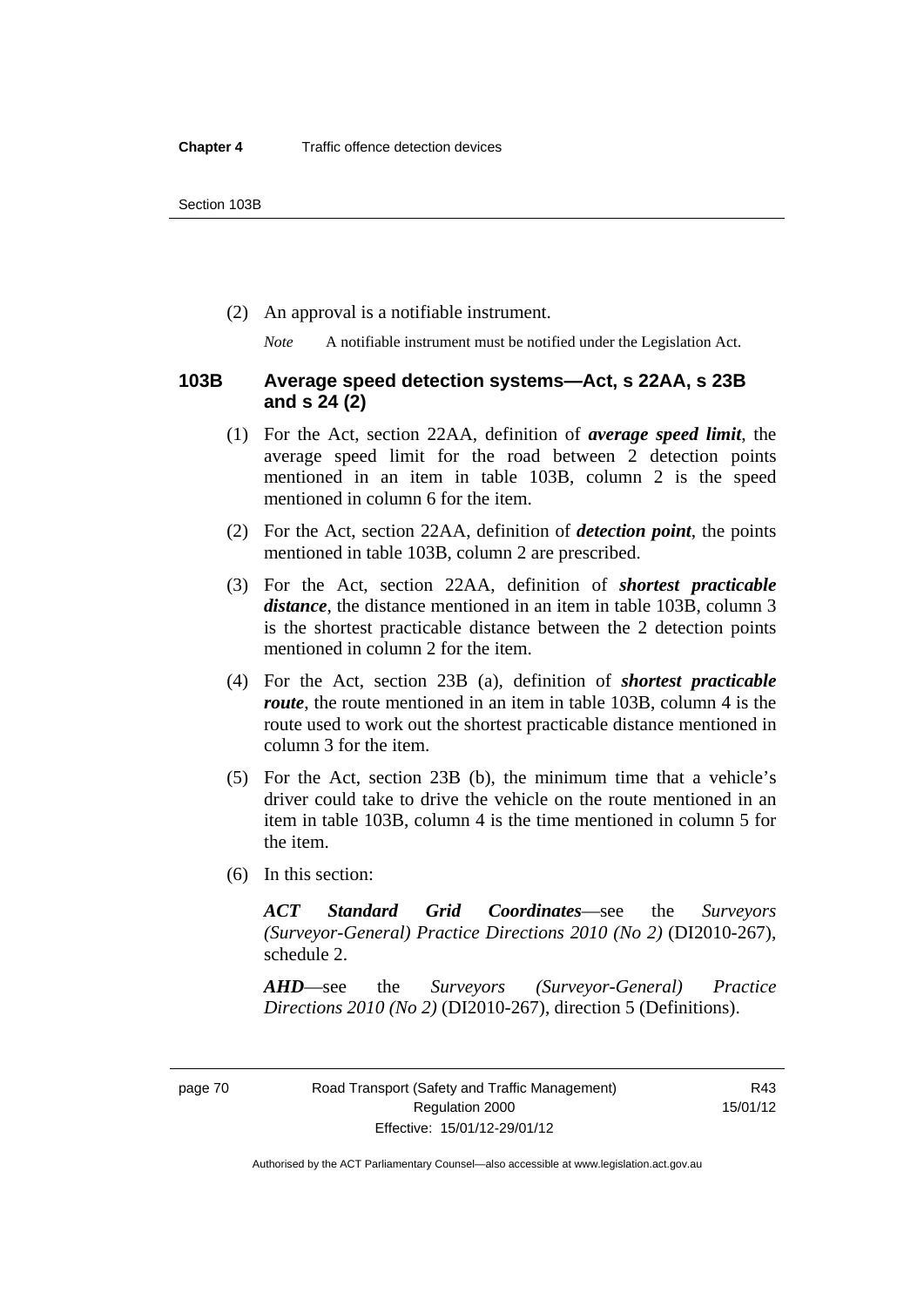(2) An approval is a notifiable instrument.

*Note* A notifiable instrument must be notified under the Legislation Act.

### 103B Average speed detection systems—Act, s 22AA, s 23B and s 24 (2)

(1) For the Act, section 22AA, definition of ***average speed limit***, the average speed limit for the road between 2 detection points mentioned in an item in table 103B, column 2 is the speed mentioned in column 6 for the item.

(2) For the Act, section 22AA, definition of ***detection point***, the points mentioned in table 103B, column 2 are prescribed.

(3) For the Act, section 22AA, definition of ***shortest practicable distance***, the distance mentioned in an item in table 103B, column 3 is the shortest practicable distance between the 2 detection points mentioned in column 2 for the item.

(4) For the Act, section 23B (a), definition of ***shortest practicable route***, the route mentioned in an item in table 103B, column 4 is the route used to work out the shortest practicable distance mentioned in column 3 for the item.

(5) For the Act, section 23B (b), the minimum time that a vehicle's driver could take to drive the vehicle on the route mentioned in an item in table 103B, column 4 is the time mentioned in column 5 for the item.

(6) In this section:

***ACT Standard Grid Coordinates***—see the *Surveyors (Surveyor-General) Practice Directions 2010 (No 2)* (DI2010-267), schedule 2.

***AHD***—see the *Surveyors (Surveyor-General) Practice Directions 2010 (No 2)* (DI2010-267), direction 5 (Definitions).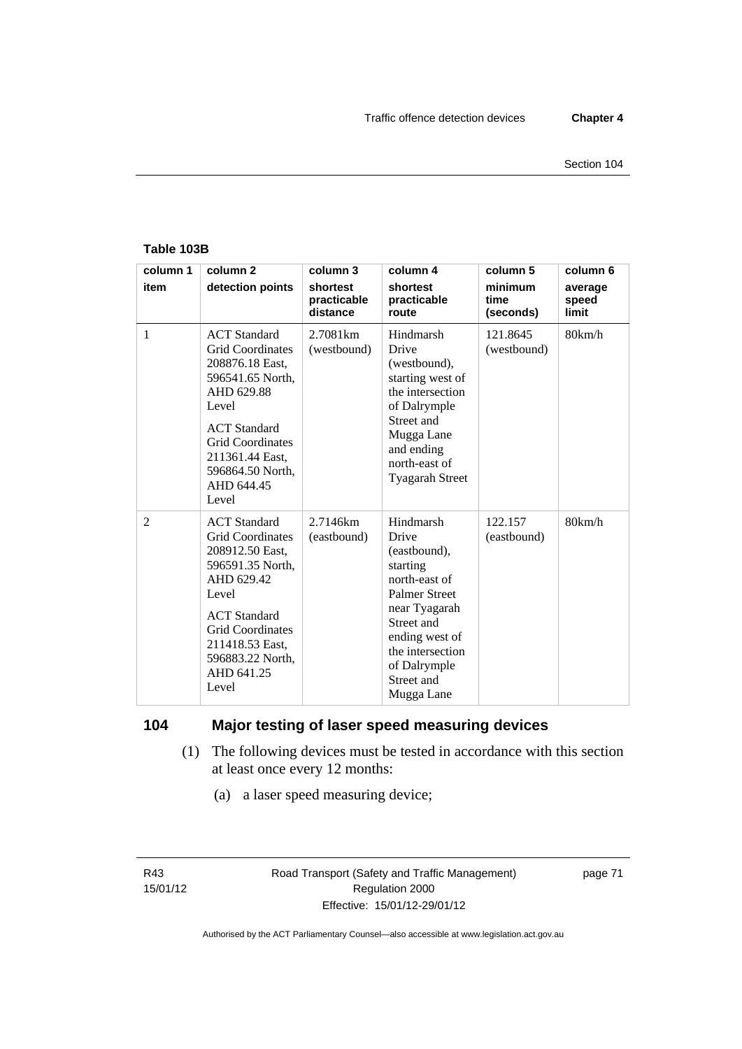**Table 103B**

| column 1<br>item | column 2<br>detection points | column 3<br>shortest practicable distance | column 4<br>shortest practicable route | column 5<br>minimum time (seconds) | column 6<br>average speed limit |
|---|---|---|---|---|---|
| 1 | ACT Standard Grid Coordinates 208876.18 East, 596541.65 North, AHD 629.88 Level<br><br>ACT Standard Grid Coordinates 211361.44 East, 596864.50 North, AHD 644.45 Level | 2.7081km (westbound) | Hindmarsh Drive (westbound), starting west of the intersection of Dalrymple Street and Mugga Lane and ending north-east of Tyagarah Street | 121.8645 (westbound) | 80km/h |
| 2 | ACT Standard Grid Coordinates 208912.50 East, 596591.35 North, AHD 629.42 Level<br><br>ACT Standard Grid Coordinates 211418.53 East, 596883.22 North, AHD 641.25 Level | 2.7146km (eastbound) | Hindmarsh Drive (eastbound), starting north-east of Palmer Street near Tyagarah Street and ending west of the intersection of Dalrymple Street and Mugga Lane | 122.157 (eastbound) | 80km/h |

## 104 Major testing of laser speed measuring devices

(1) The following devices must be tested in accordance with this section at least once every 12 months:

(a) a laser speed measuring device;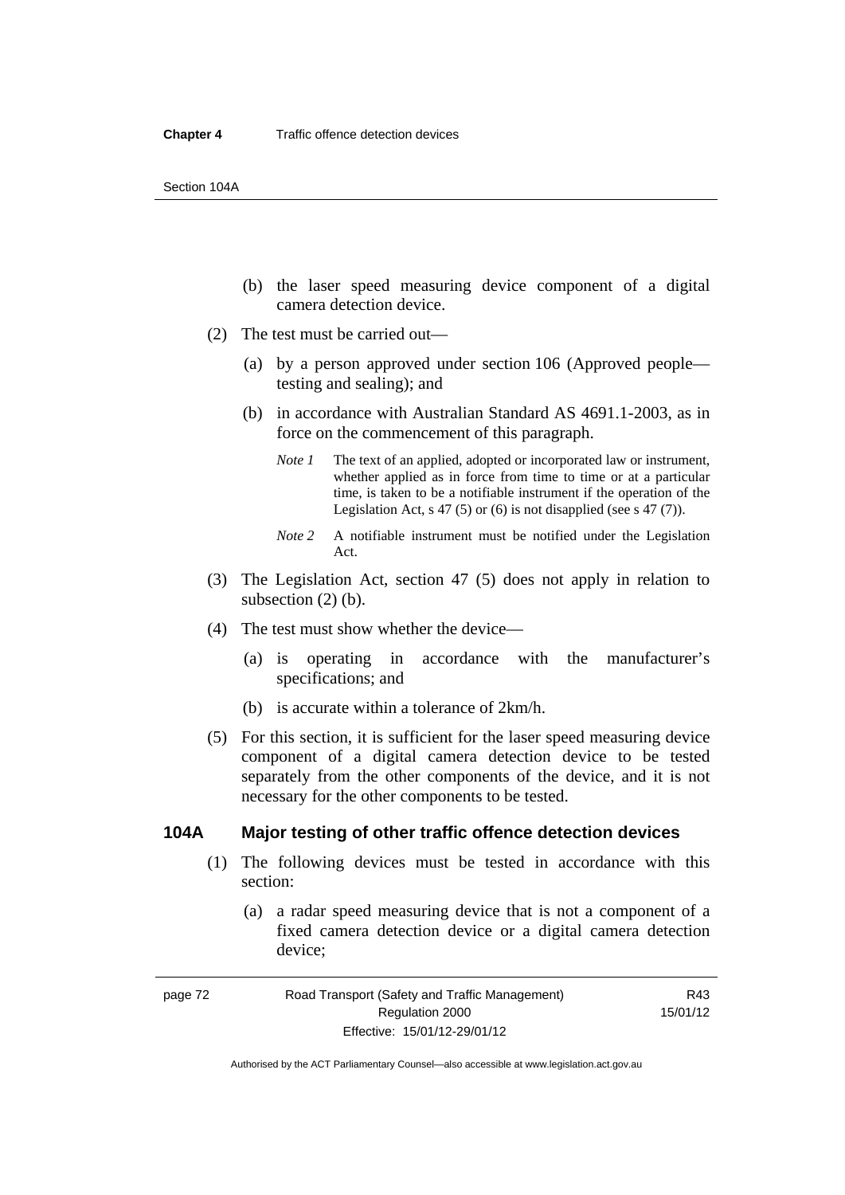(b) the laser speed measuring device component of a digital camera detection device.

(2) The test must be carried out—

(a) by a person approved under section 106 (Approved people—testing and sealing); and

(b) in accordance with Australian Standard AS 4691.1-2003, as in force on the commencement of this paragraph.

*Note 1* The text of an applied, adopted or incorporated law or instrument, whether applied as in force from time to time or at a particular time, is taken to be a notifiable instrument if the operation of the Legislation Act, s 47 (5) or (6) is not disapplied (see s 47 (7)).

*Note 2* A notifiable instrument must be notified under the Legislation Act.

(3) The Legislation Act, section 47 (5) does not apply in relation to subsection (2) (b).

(4) The test must show whether the device—

(a) is operating in accordance with the manufacturer's specifications; and

(b) is accurate within a tolerance of 2km/h.

(5) For this section, it is sufficient for the laser speed measuring device component of a digital camera detection device to be tested separately from the other components of the device, and it is not necessary for the other components to be tested.

## 104A Major testing of other traffic offence detection devices

(1) The following devices must be tested in accordance with this section:

(a) a radar speed measuring device that is not a component of a fixed camera detection device or a digital camera detection device;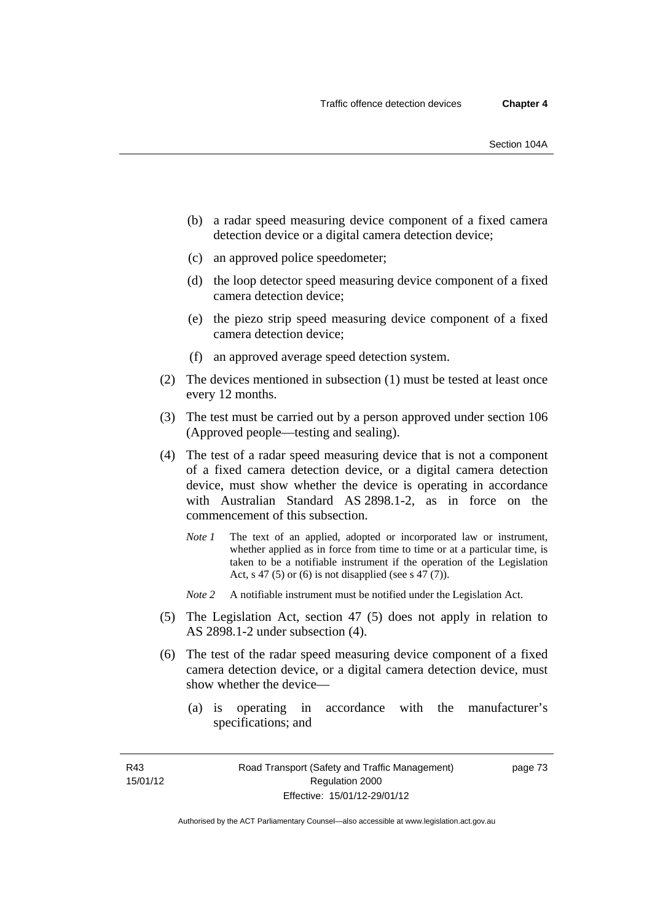(b) a radar speed measuring device component of a fixed camera detection device or a digital camera detection device;

(c) an approved police speedometer;

(d) the loop detector speed measuring device component of a fixed camera detection device;

(e) the piezo strip speed measuring device component of a fixed camera detection device;

(f) an approved average speed detection system.

(2) The devices mentioned in subsection (1) must be tested at least once every 12 months.

(3) The test must be carried out by a person approved under section 106 (Approved people—testing and sealing).

(4) The test of a radar speed measuring device that is not a component of a fixed camera detection device, or a digital camera detection device, must show whether the device is operating in accordance with Australian Standard AS 2898.1-2, as in force on the commencement of this subsection.

*Note 1* The text of an applied, adopted or incorporated law or instrument, whether applied as in force from time to time or at a particular time, is taken to be a notifiable instrument if the operation of the Legislation Act, s 47 (5) or (6) is not disapplied (see s 47 (7)).

*Note 2* A notifiable instrument must be notified under the Legislation Act.

(5) The Legislation Act, section 47 (5) does not apply in relation to AS 2898.1-2 under subsection (4).

(6) The test of the radar speed measuring device component of a fixed camera detection device, or a digital camera detection device, must show whether the device—

(a) is operating in accordance with the manufacturer's specifications; and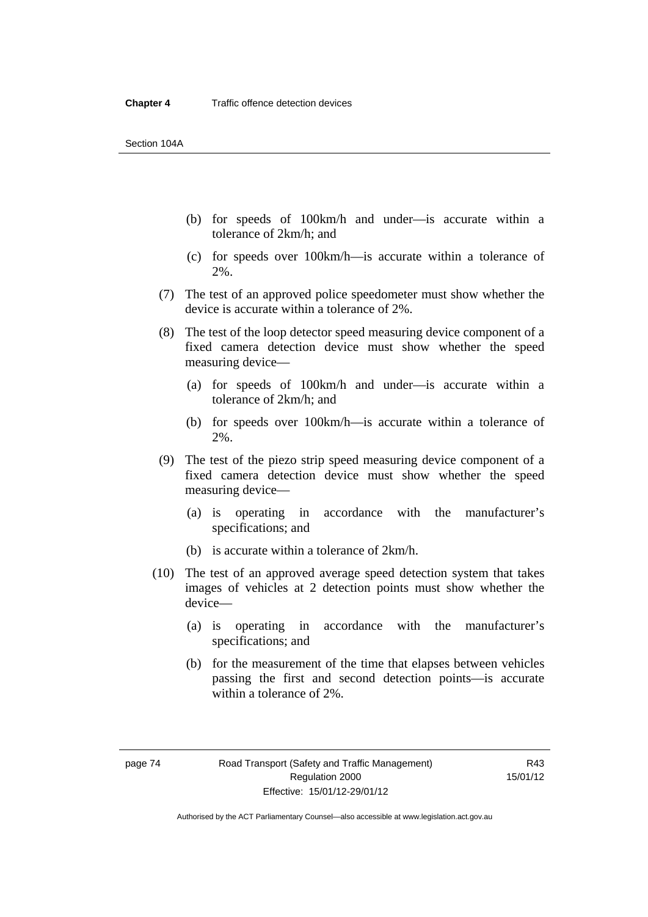(b) for speeds of 100km/h and under—is accurate within a tolerance of 2km/h; and

(c) for speeds over 100km/h—is accurate within a tolerance of 2%.

(7) The test of an approved police speedometer must show whether the device is accurate within a tolerance of 2%.

(8) The test of the loop detector speed measuring device component of a fixed camera detection device must show whether the speed measuring device—

(a) for speeds of 100km/h and under—is accurate within a tolerance of 2km/h; and

(b) for speeds over 100km/h—is accurate within a tolerance of 2%.

(9) The test of the piezo strip speed measuring device component of a fixed camera detection device must show whether the speed measuring device—

(a) is operating in accordance with the manufacturer's specifications; and

(b) is accurate within a tolerance of 2km/h.

(10) The test of an approved average speed detection system that takes images of vehicles at 2 detection points must show whether the device—

(a) is operating in accordance with the manufacturer's specifications; and

(b) for the measurement of the time that elapses between vehicles passing the first and second detection points—is accurate within a tolerance of 2%.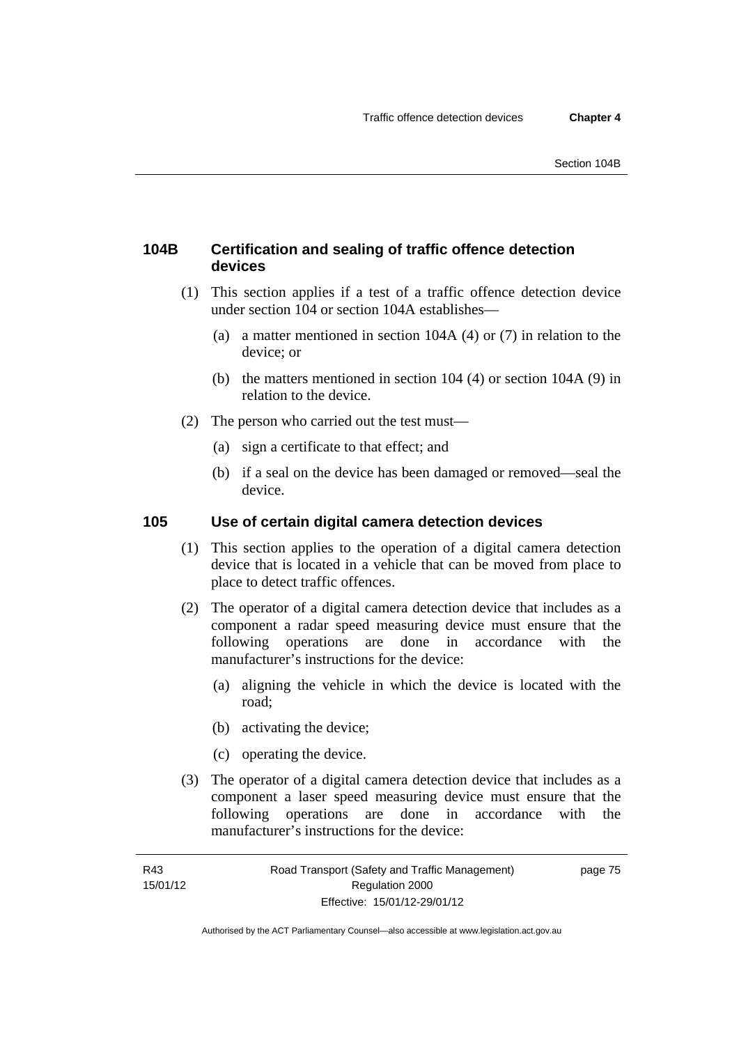## 104B Certification and sealing of traffic offence detection devices

(1) This section applies if a test of a traffic offence detection device under section 104 or section 104A establishes—

(a) a matter mentioned in section 104A (4) or (7) in relation to the device; or

(b) the matters mentioned in section 104 (4) or section 104A (9) in relation to the device.

(2) The person who carried out the test must—

(a) sign a certificate to that effect; and

(b) if a seal on the device has been damaged or removed—seal the device.

## 105 Use of certain digital camera detection devices

(1) This section applies to the operation of a digital camera detection device that is located in a vehicle that can be moved from place to place to detect traffic offences.

(2) The operator of a digital camera detection device that includes as a component a radar speed measuring device must ensure that the following operations are done in accordance with the manufacturer's instructions for the device:

(a) aligning the vehicle in which the device is located with the road;

(b) activating the device;

(c) operating the device.

(3) The operator of a digital camera detection device that includes as a component a laser speed measuring device must ensure that the following operations are done in accordance with the manufacturer's instructions for the device: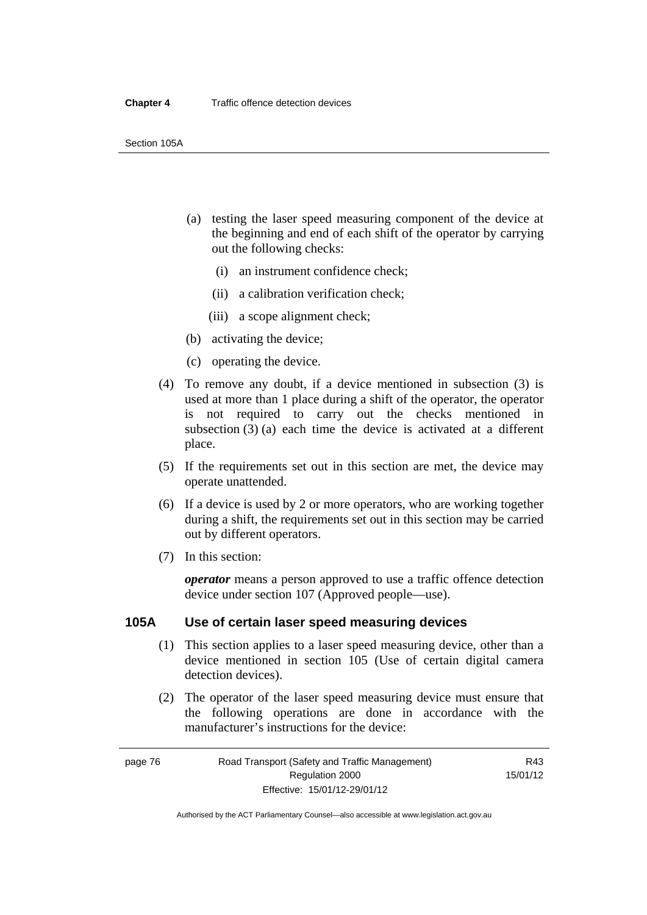(a) testing the laser speed measuring component of the device at the beginning and end of each shift of the operator by carrying out the following checks:

   (i) an instrument confidence check;

   (ii) a calibration verification check;

   (iii) a scope alignment check;

(b) activating the device;

(c) operating the device.

(4) To remove any doubt, if a device mentioned in subsection (3) is used at more than 1 place during a shift of the operator, the operator is not required to carry out the checks mentioned in subsection (3) (a) each time the device is activated at a different place.

(5) If the requirements set out in this section are met, the device may operate unattended.

(6) If a device is used by 2 or more operators, who are working together during a shift, the requirements set out in this section may be carried out by different operators.

(7) In this section:

***operator*** means a person approved to use a traffic offence detection device under section 107 (Approved people—use).

## 105A Use of certain laser speed measuring devices

(1) This section applies to a laser speed measuring device, other than a device mentioned in section 105 (Use of certain digital camera detection devices).

(2) The operator of the laser speed measuring device must ensure that the following operations are done in accordance with the manufacturer's instructions for the device: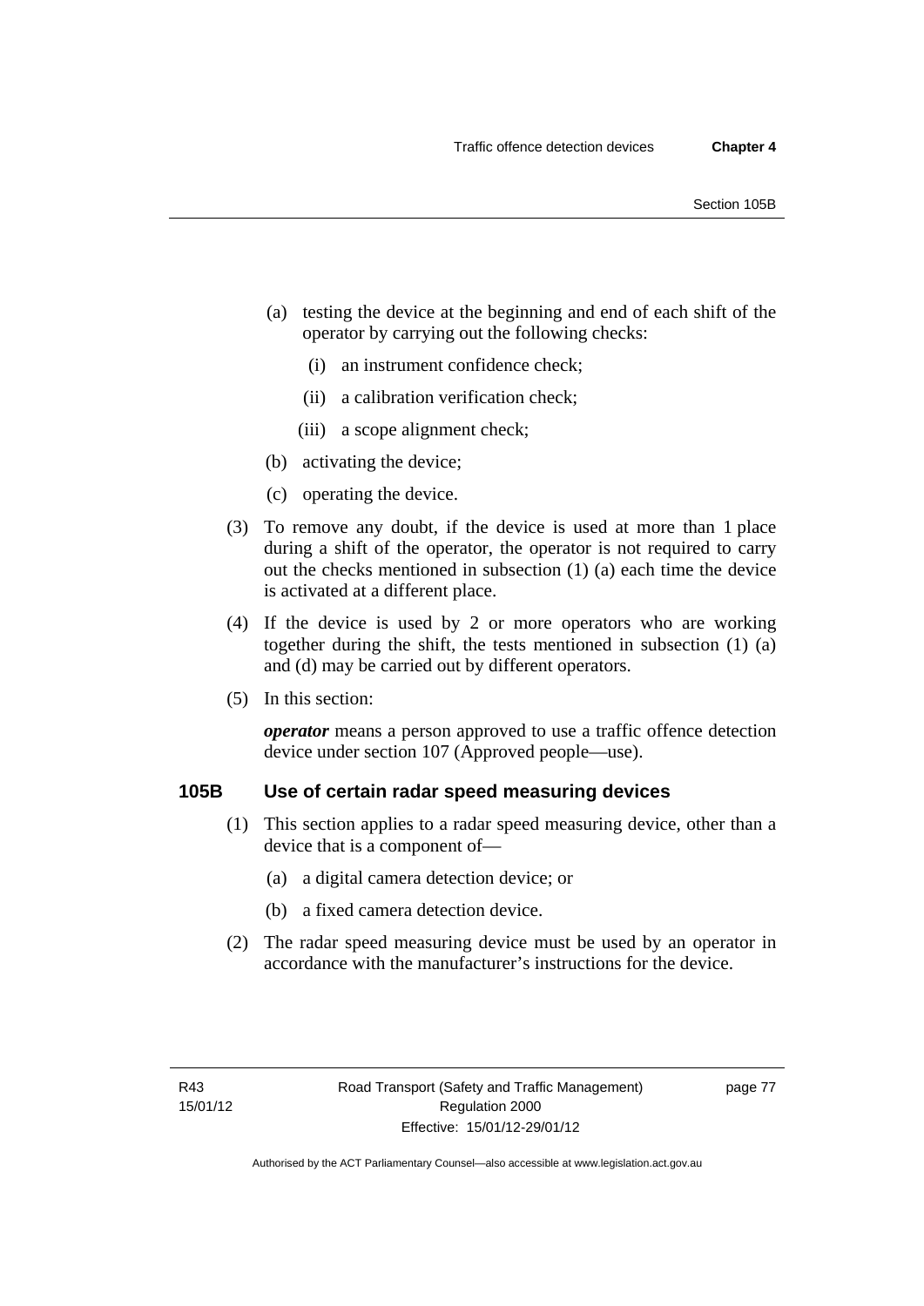- (a) testing the device at the beginning and end of each shift of the operator by carrying out the following checks:
  - (i) an instrument confidence check;
  - (ii) a calibration verification check;
  - (iii) a scope alignment check;
- (b) activating the device;
- (c) operating the device.

(3) To remove any doubt, if the device is used at more than 1 place during a shift of the operator, the operator is not required to carry out the checks mentioned in subsection (1) (a) each time the device is activated at a different place.

(4) If the device is used by 2 or more operators who are working together during the shift, the tests mentioned in subsection (1) (a) and (d) may be carried out by different operators.

(5) In this section:

***operator*** means a person approved to use a traffic offence detection device under section 107 (Approved people—use).

## 105B Use of certain radar speed measuring devices

(1) This section applies to a radar speed measuring device, other than a device that is a component of—

- (a) a digital camera detection device; or
- (b) a fixed camera detection device.

(2) The radar speed measuring device must be used by an operator in accordance with the manufacturer's instructions for the device.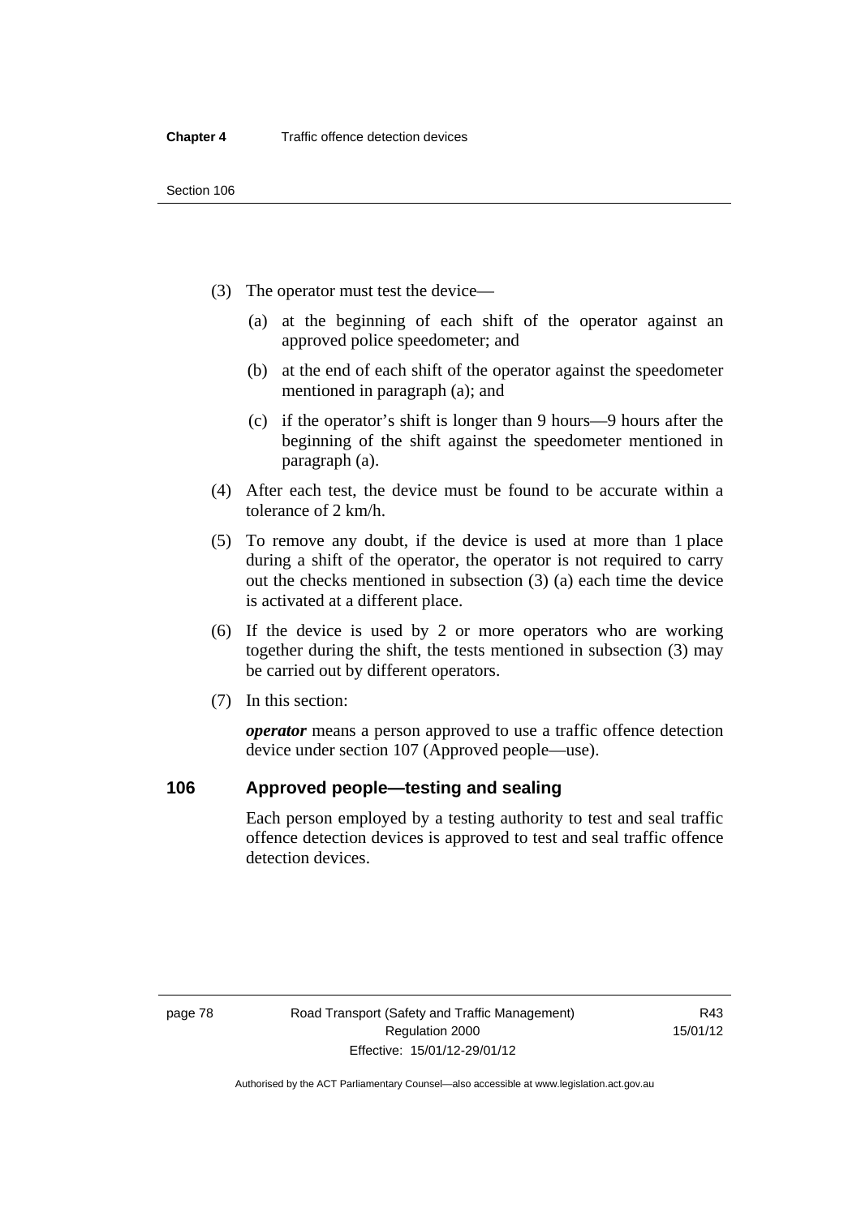(3) The operator must test the device—

(a) at the beginning of each shift of the operator against an approved police speedometer; and

(b) at the end of each shift of the operator against the speedometer mentioned in paragraph (a); and

(c) if the operator's shift is longer than 9 hours—9 hours after the beginning of the shift against the speedometer mentioned in paragraph (a).

(4) After each test, the device must be found to be accurate within a tolerance of 2 km/h.

(5) To remove any doubt, if the device is used at more than 1 place during a shift of the operator, the operator is not required to carry out the checks mentioned in subsection (3) (a) each time the device is activated at a different place.

(6) If the device is used by 2 or more operators who are working together during the shift, the tests mentioned in subsection (3) may be carried out by different operators.

(7) In this section:

***operator*** means a person approved to use a traffic offence detection device under section 107 (Approved people—use).

## 106 Approved people—testing and sealing

Each person employed by a testing authority to test and seal traffic offence detection devices is approved to test and seal traffic offence detection devices.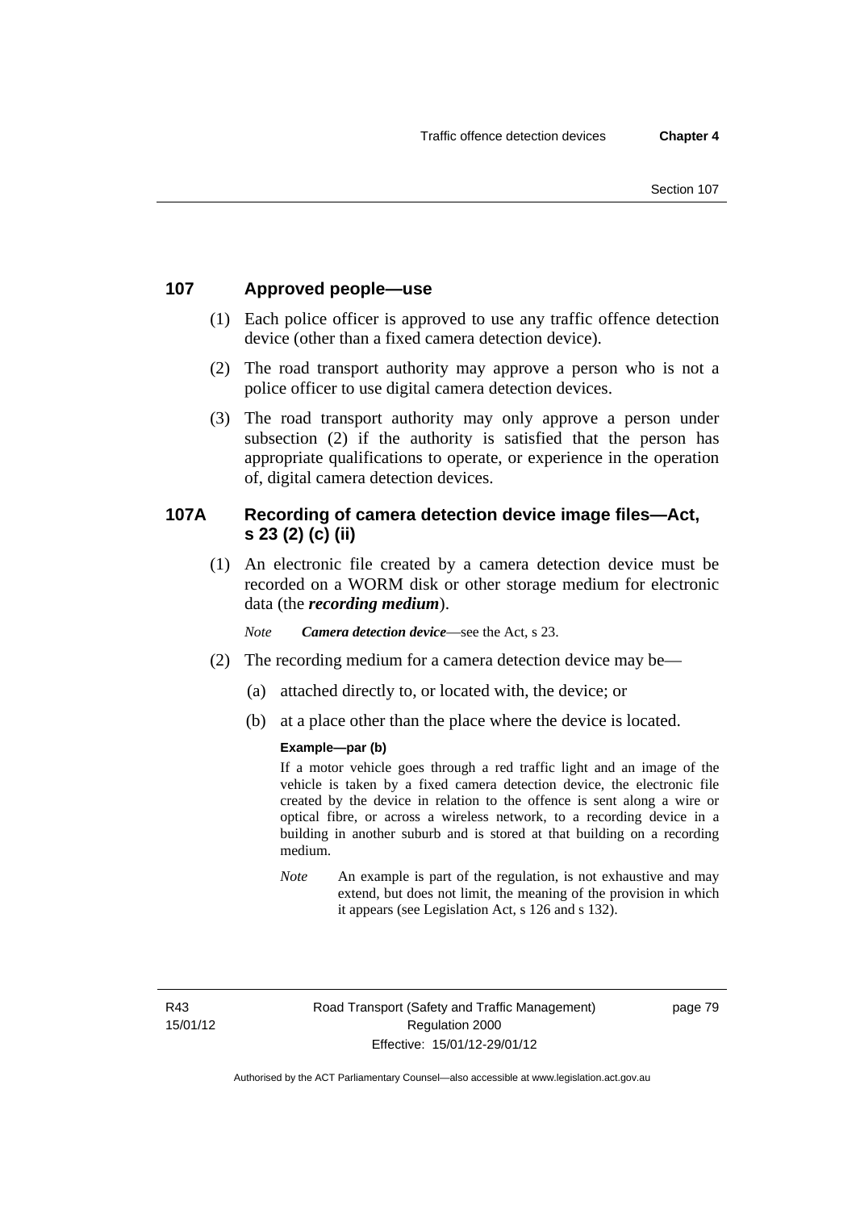## 107 Approved people—use

(1) Each police officer is approved to use any traffic offence detection device (other than a fixed camera detection device).

(2) The road transport authority may approve a person who is not a police officer to use digital camera detection devices.

(3) The road transport authority may only approve a person under subsection (2) if the authority is satisfied that the person has appropriate qualifications to operate, or experience in the operation of, digital camera detection devices.

## 107A Recording of camera detection device image files—Act, s 23 (2) (c) (ii)

(1) An electronic file created by a camera detection device must be recorded on a WORM disk or other storage medium for electronic data (the ***recording medium***).

*Note* ***Camera detection device***—see the Act, s 23.

(2) The recording medium for a camera detection device may be—

(a) attached directly to, or located with, the device; or

(b) at a place other than the place where the device is located.

**Example—par (b)**

If a motor vehicle goes through a red traffic light and an image of the vehicle is taken by a fixed camera detection device, the electronic file created by the device in relation to the offence is sent along a wire or optical fibre, or across a wireless network, to a recording device in a building in another suburb and is stored at that building on a recording medium.

*Note* An example is part of the regulation, is not exhaustive and may extend, but does not limit, the meaning of the provision in which it appears (see Legislation Act, s 126 and s 132).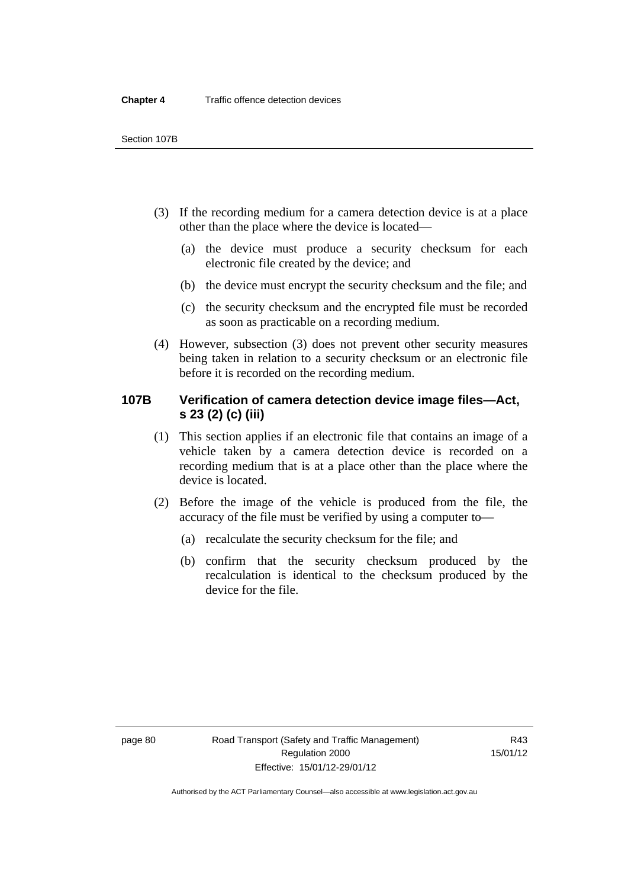(3) If the recording medium for a camera detection device is at a place other than the place where the device is located—

(a) the device must produce a security checksum for each electronic file created by the device; and

(b) the device must encrypt the security checksum and the file; and

(c) the security checksum and the encrypted file must be recorded as soon as practicable on a recording medium.

(4) However, subsection (3) does not prevent other security measures being taken in relation to a security checksum or an electronic file before it is recorded on the recording medium.

### 107B Verification of camera detection device image files—Act, s 23 (2) (c) (iii)

(1) This section applies if an electronic file that contains an image of a vehicle taken by a camera detection device is recorded on a recording medium that is at a place other than the place where the device is located.

(2) Before the image of the vehicle is produced from the file, the accuracy of the file must be verified by using a computer to—

(a) recalculate the security checksum for the file; and

(b) confirm that the security checksum produced by the recalculation is identical to the checksum produced by the device for the file.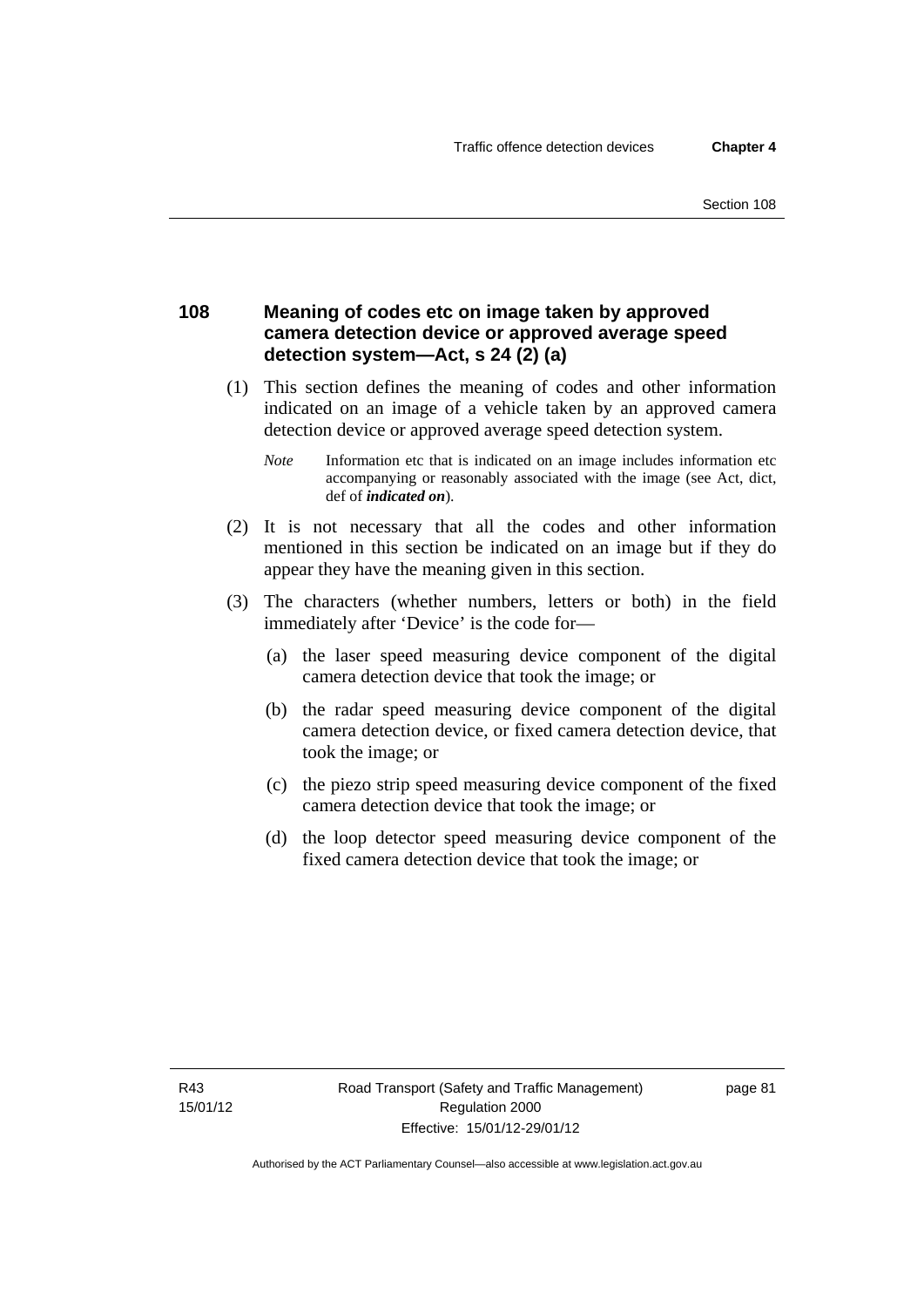## 108 Meaning of codes etc on image taken by approved camera detection device or approved average speed detection system—Act, s 24 (2) (a)

(1) This section defines the meaning of codes and other information indicated on an image of a vehicle taken by an approved camera detection device or approved average speed detection system.

*Note* Information etc that is indicated on an image includes information etc accompanying or reasonably associated with the image (see Act, dict, def of ***indicated on***).

(2) It is not necessary that all the codes and other information mentioned in this section be indicated on an image but if they do appear they have the meaning given in this section.

(3) The characters (whether numbers, letters or both) in the field immediately after 'Device' is the code for—

(a) the laser speed measuring device component of the digital camera detection device that took the image; or

(b) the radar speed measuring device component of the digital camera detection device, or fixed camera detection device, that took the image; or

(c) the piezo strip speed measuring device component of the fixed camera detection device that took the image; or

(d) the loop detector speed measuring device component of the fixed camera detection device that took the image; or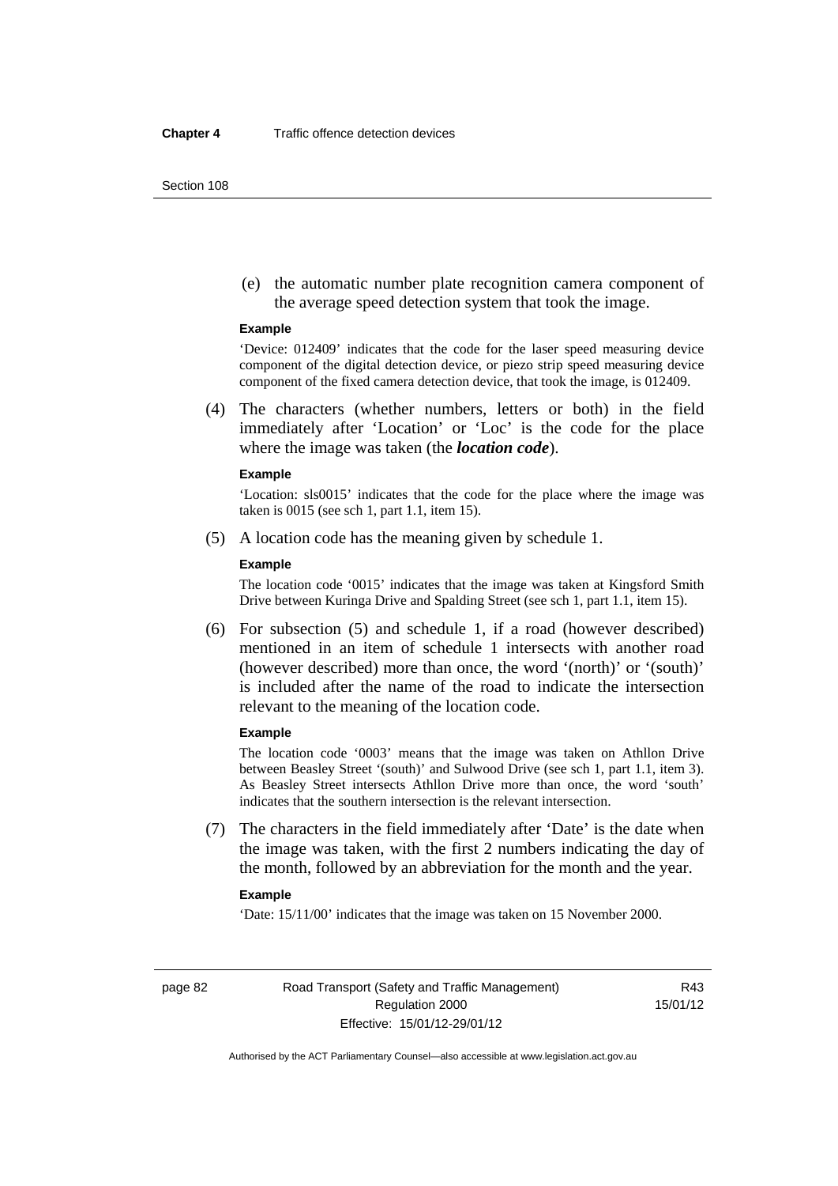(e) the automatic number plate recognition camera component of the average speed detection system that took the image.

**Example**

'Device: 012409' indicates that the code for the laser speed measuring device component of the digital detection device, or piezo strip speed measuring device component of the fixed camera detection device, that took the image, is 012409.

(4) The characters (whether numbers, letters or both) in the field immediately after 'Location' or 'Loc' is the code for the place where the image was taken (the ***location code***).

**Example**

'Location: sls0015' indicates that the code for the place where the image was taken is 0015 (see sch 1, part 1.1, item 15).

(5) A location code has the meaning given by schedule 1.

**Example**

The location code '0015' indicates that the image was taken at Kingsford Smith Drive between Kuringa Drive and Spalding Street (see sch 1, part 1.1, item 15).

(6) For subsection (5) and schedule 1, if a road (however described) mentioned in an item of schedule 1 intersects with another road (however described) more than once, the word '(north)' or '(south)' is included after the name of the road to indicate the intersection relevant to the meaning of the location code.

**Example**

The location code '0003' means that the image was taken on Athllon Drive between Beasley Street '(south)' and Sulwood Drive (see sch 1, part 1.1, item 3). As Beasley Street intersects Athllon Drive more than once, the word 'south' indicates that the southern intersection is the relevant intersection.

(7) The characters in the field immediately after 'Date' is the date when the image was taken, with the first 2 numbers indicating the day of the month, followed by an abbreviation for the month and the year.

**Example**

'Date: 15/11/00' indicates that the image was taken on 15 November 2000.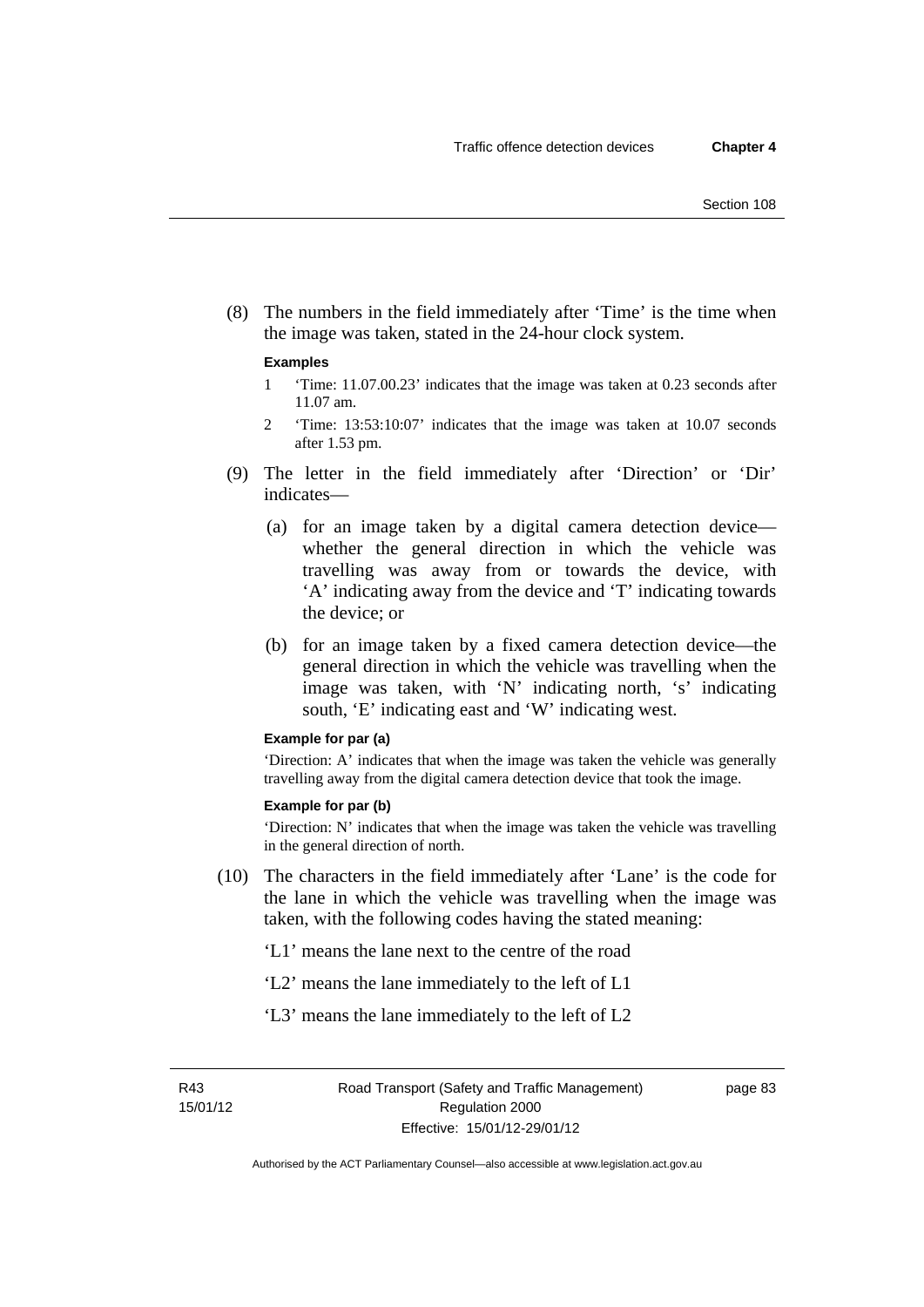(8) The numbers in the field immediately after 'Time' is the time when the image was taken, stated in the 24-hour clock system.

**Examples**

1 'Time: 11.07.00.23' indicates that the image was taken at 0.23 seconds after 11.07 am.

2 'Time: 13:53:10:07' indicates that the image was taken at 10.07 seconds after 1.53 pm.

(9) The letter in the field immediately after 'Direction' or 'Dir' indicates—

(a) for an image taken by a digital camera detection device—whether the general direction in which the vehicle was travelling was away from or towards the device, with 'A' indicating away from the device and 'T' indicating towards the device; or

(b) for an image taken by a fixed camera detection device—the general direction in which the vehicle was travelling when the image was taken, with 'N' indicating north, 's' indicating south, 'E' indicating east and 'W' indicating west.

**Example for par (a)**

'Direction: A' indicates that when the image was taken the vehicle was generally travelling away from the digital camera detection device that took the image.

**Example for par (b)**

'Direction: N' indicates that when the image was taken the vehicle was travelling in the general direction of north.

(10) The characters in the field immediately after 'Lane' is the code for the lane in which the vehicle was travelling when the image was taken, with the following codes having the stated meaning:

'L1' means the lane next to the centre of the road

'L2' means the lane immediately to the left of L1

'L3' means the lane immediately to the left of L2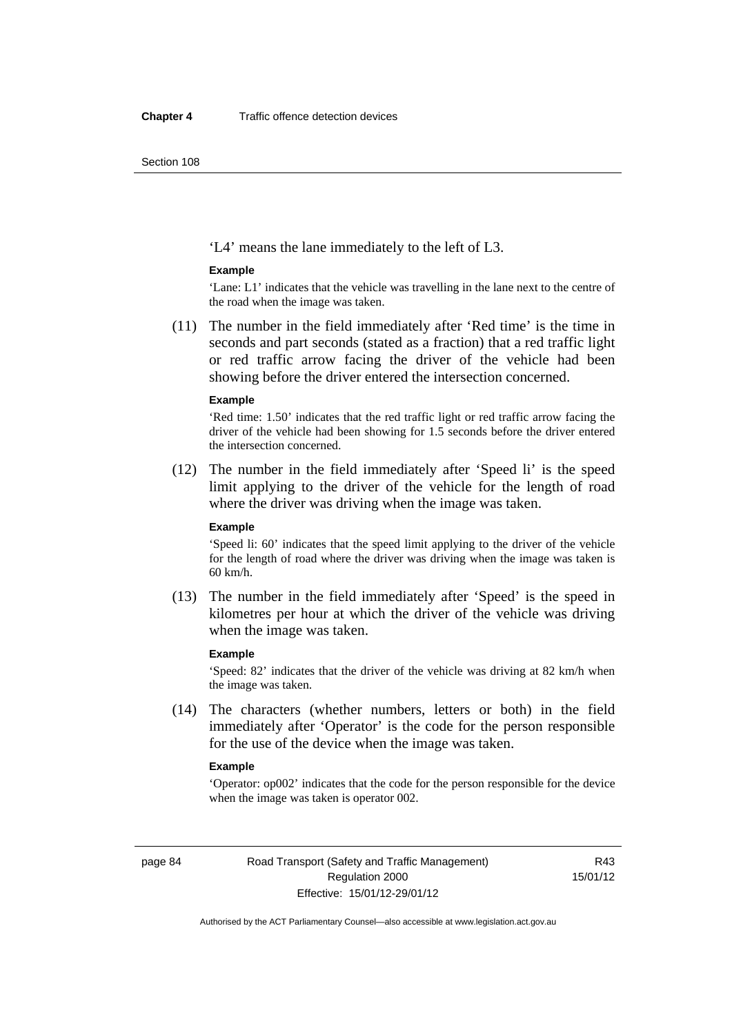'L4' means the lane immediately to the left of L3.

**Example**

'Lane: L1' indicates that the vehicle was travelling in the lane next to the centre of the road when the image was taken.

(11) The number in the field immediately after 'Red time' is the time in seconds and part seconds (stated as a fraction) that a red traffic light or red traffic arrow facing the driver of the vehicle had been showing before the driver entered the intersection concerned.

**Example**

'Red time: 1.50' indicates that the red traffic light or red traffic arrow facing the driver of the vehicle had been showing for 1.5 seconds before the driver entered the intersection concerned.

(12) The number in the field immediately after 'Speed li' is the speed limit applying to the driver of the vehicle for the length of road where the driver was driving when the image was taken.

**Example**

'Speed li: 60' indicates that the speed limit applying to the driver of the vehicle for the length of road where the driver was driving when the image was taken is 60 km/h.

(13) The number in the field immediately after 'Speed' is the speed in kilometres per hour at which the driver of the vehicle was driving when the image was taken.

**Example**

'Speed: 82' indicates that the driver of the vehicle was driving at 82 km/h when the image was taken.

(14) The characters (whether numbers, letters or both) in the field immediately after 'Operator' is the code for the person responsible for the use of the device when the image was taken.

**Example**

'Operator: op002' indicates that the code for the person responsible for the device when the image was taken is operator 002.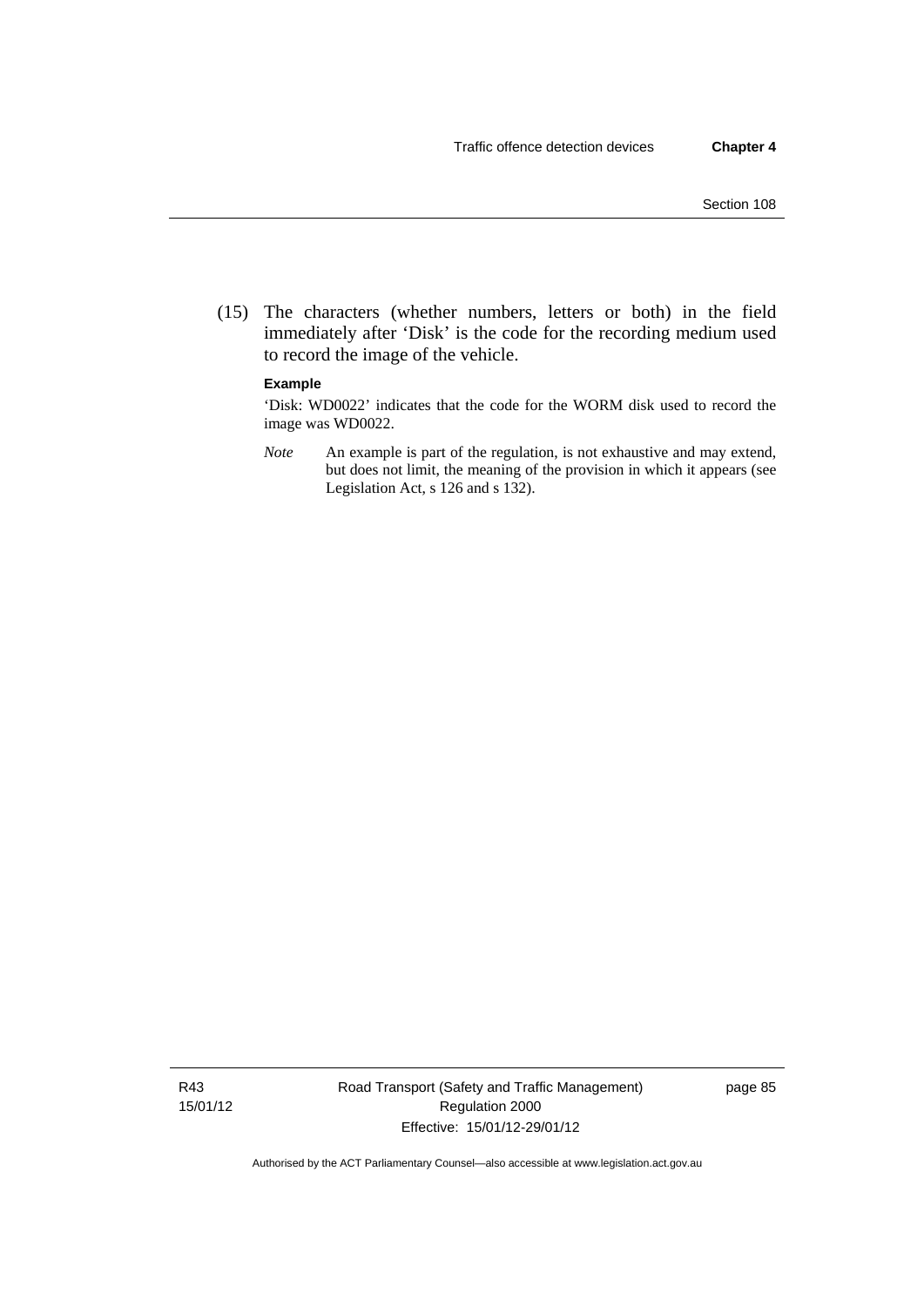(15) The characters (whether numbers, letters or both) in the field immediately after 'Disk' is the code for the recording medium used to record the image of the vehicle.

**Example**

'Disk: WD0022' indicates that the code for the WORM disk used to record the image was WD0022.

*Note* An example is part of the regulation, is not exhaustive and may extend, but does not limit, the meaning of the provision in which it appears (see Legislation Act, s 126 and s 132).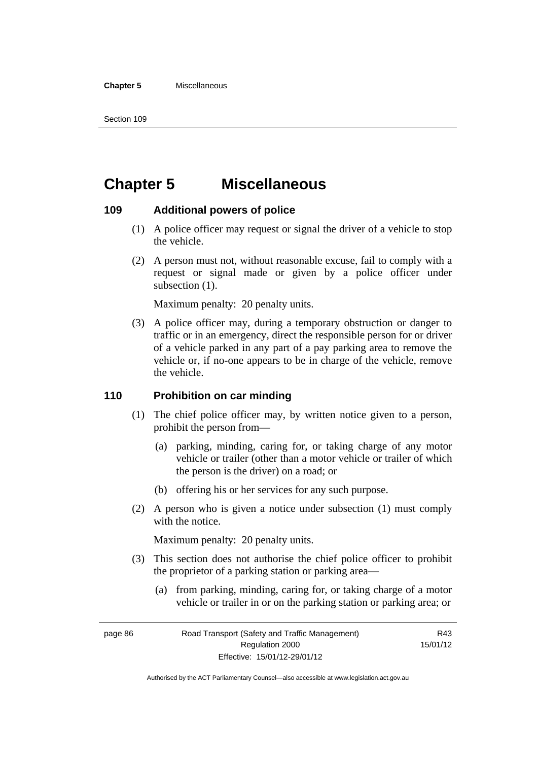# Chapter 5 Miscellaneous

### 109 Additional powers of police

(1) A police officer may request or signal the driver of a vehicle to stop the vehicle.

(2) A person must not, without reasonable excuse, fail to comply with a request or signal made or given by a police officer under subsection (1).

Maximum penalty: 20 penalty units.

(3) A police officer may, during a temporary obstruction or danger to traffic or in an emergency, direct the responsible person for or driver of a vehicle parked in any part of a pay parking area to remove the vehicle or, if no-one appears to be in charge of the vehicle, remove the vehicle.

### 110 Prohibition on car minding

(1) The chief police officer may, by written notice given to a person, prohibit the person from—

(a) parking, minding, caring for, or taking charge of any motor vehicle or trailer (other than a motor vehicle or trailer of which the person is the driver) on a road; or

(b) offering his or her services for any such purpose.

(2) A person who is given a notice under subsection (1) must comply with the notice.

Maximum penalty: 20 penalty units.

(3) This section does not authorise the chief police officer to prohibit the proprietor of a parking station or parking area—

(a) from parking, minding, caring for, or taking charge of a motor vehicle or trailer in or on the parking station or parking area; or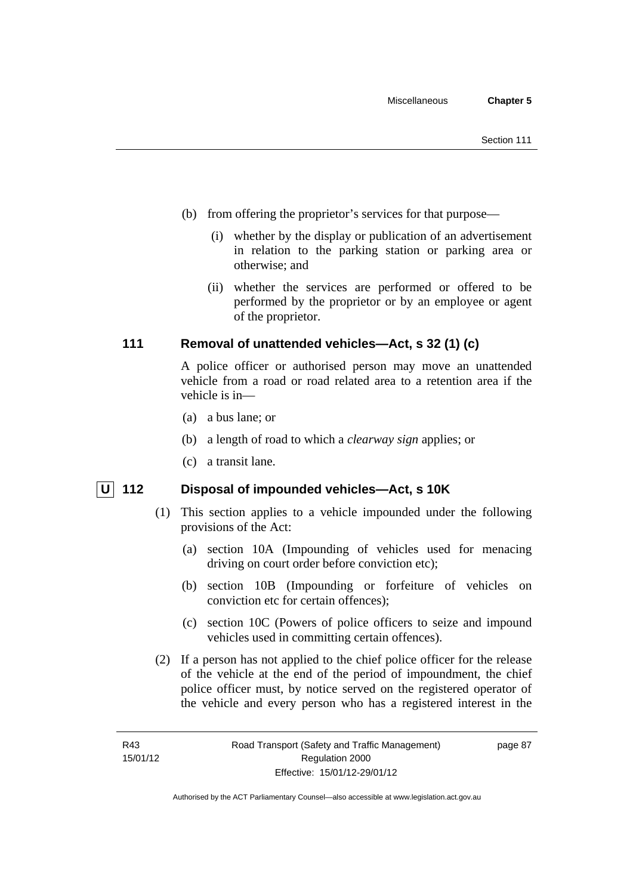(b) from offering the proprietor's services for that purpose—

  (i) whether by the display or publication of an advertisement in relation to the parking station or parking area or otherwise; and

  (ii) whether the services are performed or offered to be performed by the proprietor or by an employee or agent of the proprietor.

### 111 Removal of unattended vehicles—Act, s 32 (1) (c)

A police officer or authorised person may move an unattended vehicle from a road or road related area to a retention area if the vehicle is in—

(a) a bus lane; or

(b) a length of road to which a *clearway sign* applies; or

(c) a transit lane.

### U 112 Disposal of impounded vehicles—Act, s 10K

(1) This section applies to a vehicle impounded under the following provisions of the Act:

  (a) section 10A (Impounding of vehicles used for menacing driving on court order before conviction etc);

  (b) section 10B (Impounding or forfeiture of vehicles on conviction etc for certain offences);

  (c) section 10C (Powers of police officers to seize and impound vehicles used in committing certain offences).

(2) If a person has not applied to the chief police officer for the release of the vehicle at the end of the period of impoundment, the chief police officer must, by notice served on the registered operator of the vehicle and every person who has a registered interest in the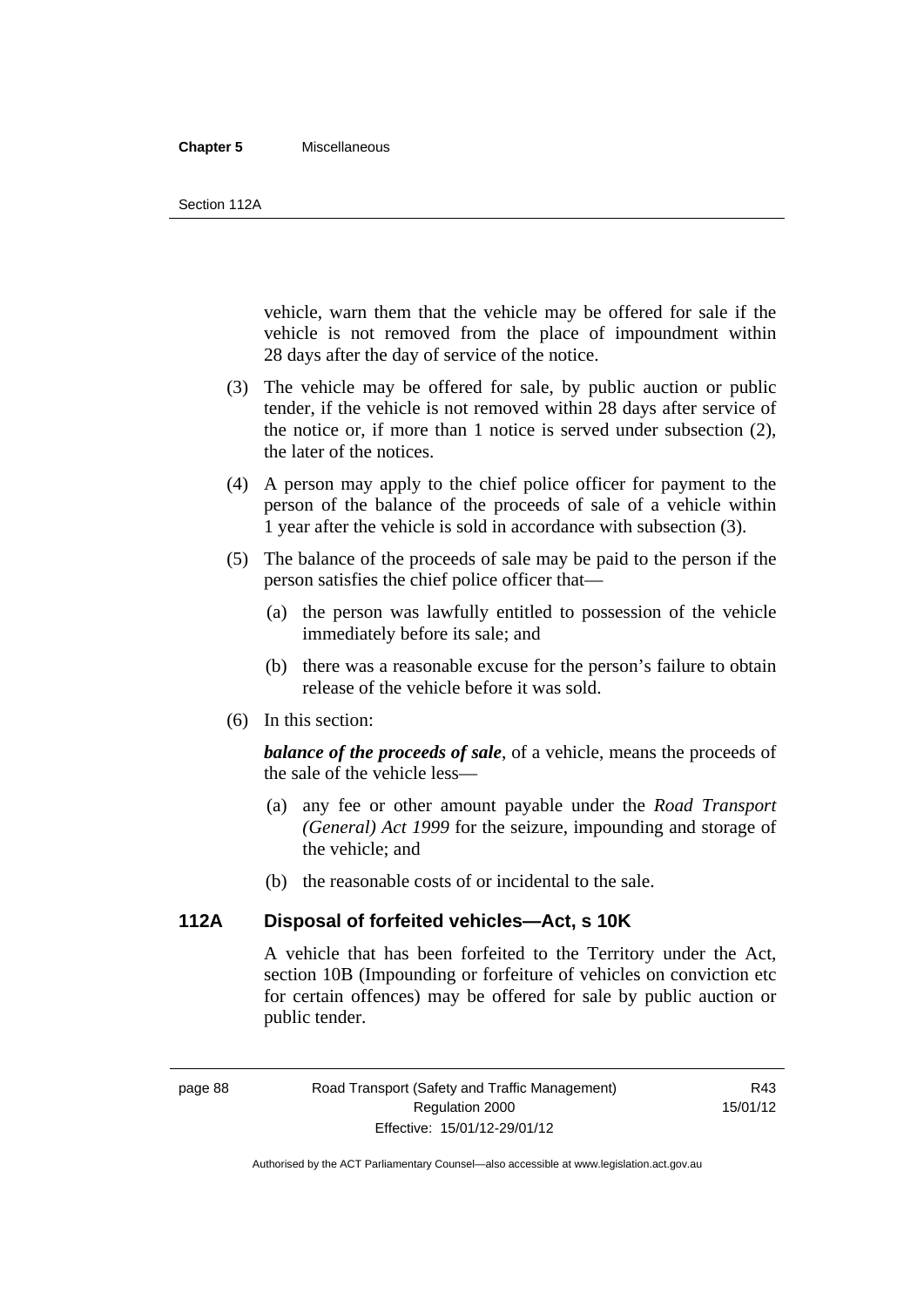vehicle, warn them that the vehicle may be offered for sale if the vehicle is not removed from the place of impoundment within 28 days after the day of service of the notice.

(3) The vehicle may be offered for sale, by public auction or public tender, if the vehicle is not removed within 28 days after service of the notice or, if more than 1 notice is served under subsection (2), the later of the notices.

(4) A person may apply to the chief police officer for payment to the person of the balance of the proceeds of sale of a vehicle within 1 year after the vehicle is sold in accordance with subsection (3).

(5) The balance of the proceeds of sale may be paid to the person if the person satisfies the chief police officer that—

(a) the person was lawfully entitled to possession of the vehicle immediately before its sale; and

(b) there was a reasonable excuse for the person's failure to obtain release of the vehicle before it was sold.

(6) In this section:

***balance of the proceeds of sale***, of a vehicle, means the proceeds of the sale of the vehicle less—

(a) any fee or other amount payable under the *Road Transport (General) Act 1999* for the seizure, impounding and storage of the vehicle; and

(b) the reasonable costs of or incidental to the sale.

## 112A Disposal of forfeited vehicles—Act, s 10K

A vehicle that has been forfeited to the Territory under the Act, section 10B (Impounding or forfeiture of vehicles on conviction etc for certain offences) may be offered for sale by public auction or public tender.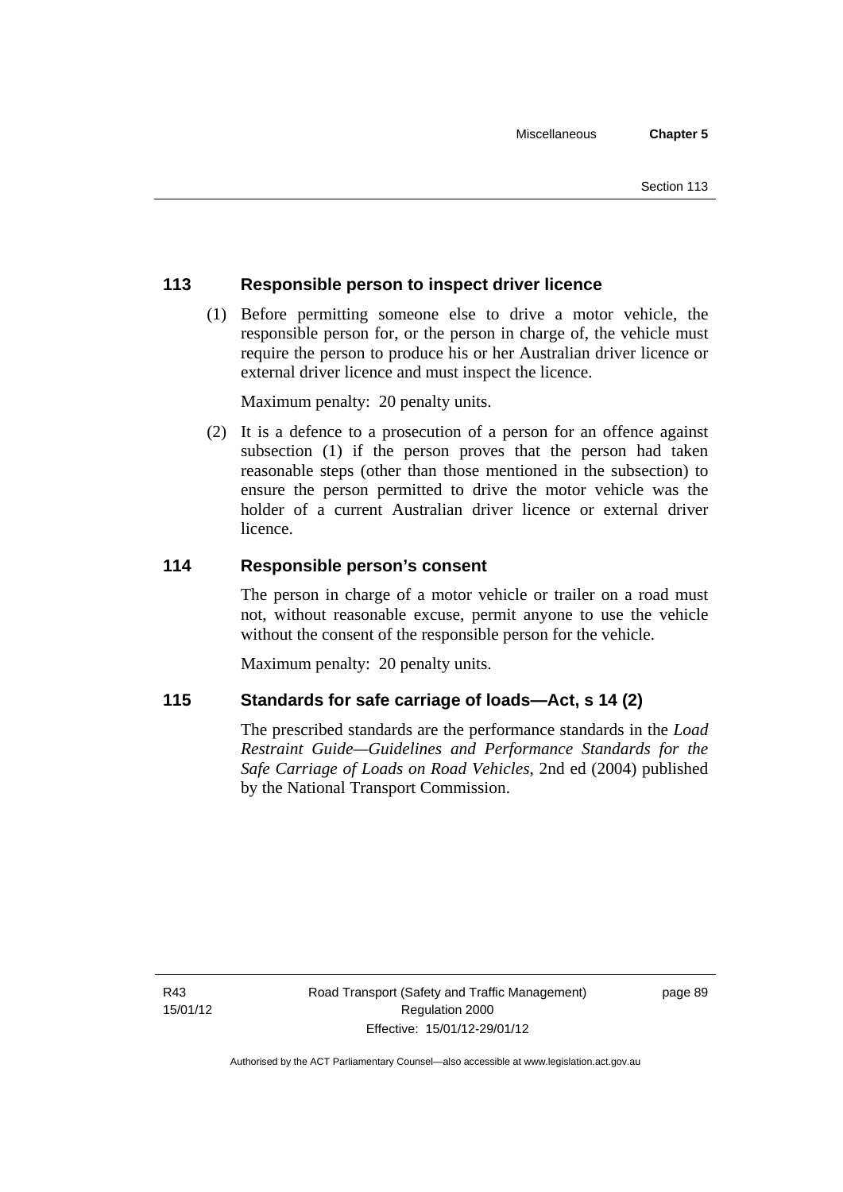## 113 Responsible person to inspect driver licence

(1) Before permitting someone else to drive a motor vehicle, the responsible person for, or the person in charge of, the vehicle must require the person to produce his or her Australian driver licence or external driver licence and must inspect the licence.

Maximum penalty: 20 penalty units.

(2) It is a defence to a prosecution of a person for an offence against subsection (1) if the person proves that the person had taken reasonable steps (other than those mentioned in the subsection) to ensure the person permitted to drive the motor vehicle was the holder of a current Australian driver licence or external driver licence.

## 114 Responsible person's consent

The person in charge of a motor vehicle or trailer on a road must not, without reasonable excuse, permit anyone to use the vehicle without the consent of the responsible person for the vehicle.

Maximum penalty: 20 penalty units.

## 115 Standards for safe carriage of loads—Act, s 14 (2)

The prescribed standards are the performance standards in the *Load Restraint Guide—Guidelines and Performance Standards for the Safe Carriage of Loads on Road Vehicles*, 2nd ed (2004) published by the National Transport Commission.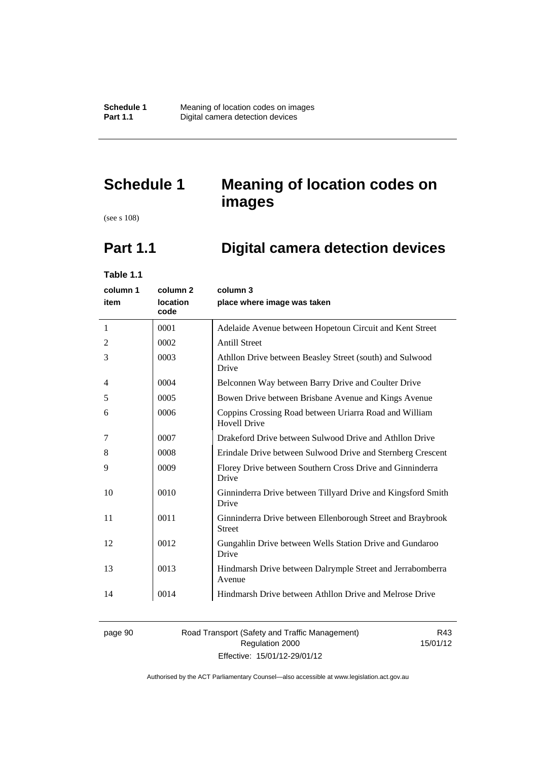# Schedule 1 Meaning of location codes on images

(see s 108)

## Part 1.1 Digital camera detection devices

**Table 1.1**

| column 1<br>item | column 2<br>location code | column 3<br>place where image was taken |
|---|---|---|
| 1 | 0001 | Adelaide Avenue between Hopetoun Circuit and Kent Street |
| 2 | 0002 | Antill Street |
| 3 | 0003 | Athllon Drive between Beasley Street (south) and Sulwood Drive |
| 4 | 0004 | Belconnen Way between Barry Drive and Coulter Drive |
| 5 | 0005 | Bowen Drive between Brisbane Avenue and Kings Avenue |
| 6 | 0006 | Coppins Crossing Road between Uriarra Road and William Hovell Drive |
| 7 | 0007 | Drakeford Drive between Sulwood Drive and Athllon Drive |
| 8 | 0008 | Erindale Drive between Sulwood Drive and Sternberg Crescent |
| 9 | 0009 | Florey Drive between Southern Cross Drive and Ginninderra Drive |
| 10 | 0010 | Ginninderra Drive between Tillyard Drive and Kingsford Smith Drive |
| 11 | 0011 | Ginninderra Drive between Ellenborough Street and Braybrook Street |
| 12 | 0012 | Gungahlin Drive between Wells Station Drive and Gundaroo Drive |
| 13 | 0013 | Hindmarsh Drive between Dalrymple Street and Jerrabomberra Avenue |
| 14 | 0014 | Hindmarsh Drive between Athllon Drive and Melrose Drive |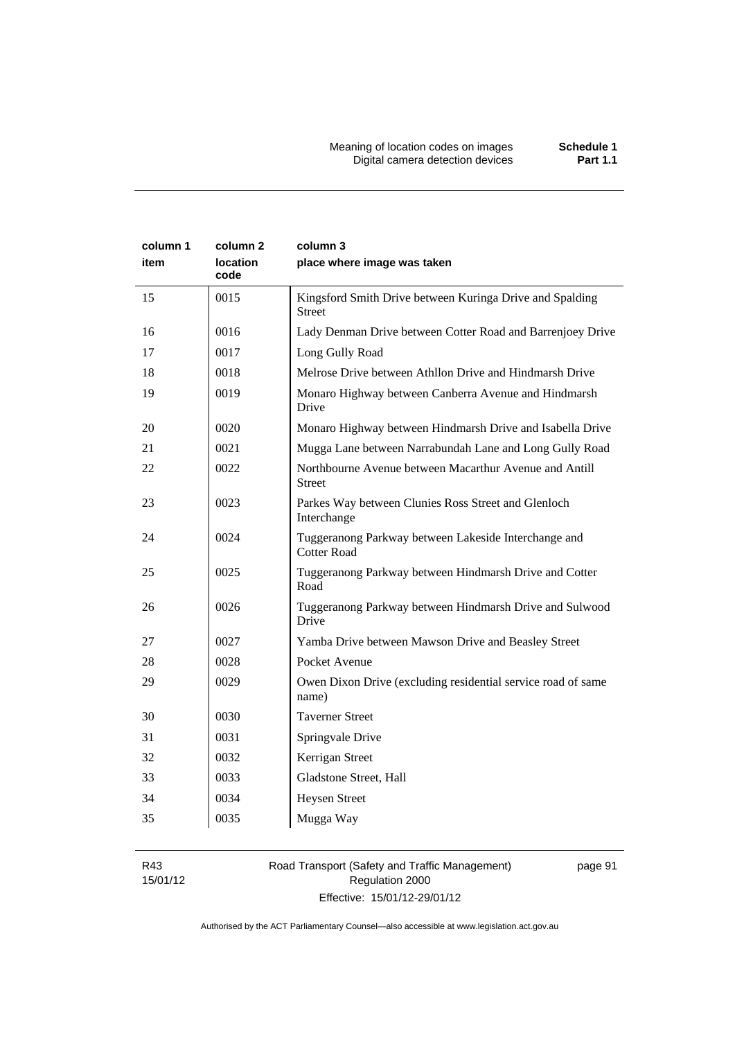| column 1 item | column 2 location code | column 3 place where image was taken |
|---|---|---|
| 15 | 0015 | Kingsford Smith Drive between Kuringa Drive and Spalding Street |
| 16 | 0016 | Lady Denman Drive between Cotter Road and Barrenjoey Drive |
| 17 | 0017 | Long Gully Road |
| 18 | 0018 | Melrose Drive between Athllon Drive and Hindmarsh Drive |
| 19 | 0019 | Monaro Highway between Canberra Avenue and Hindmarsh Drive |
| 20 | 0020 | Monaro Highway between Hindmarsh Drive and Isabella Drive |
| 21 | 0021 | Mugga Lane between Narrabundah Lane and Long Gully Road |
| 22 | 0022 | Northbourne Avenue between Macarthur Avenue and Antill Street |
| 23 | 0023 | Parkes Way between Clunies Ross Street and Glenloch Interchange |
| 24 | 0024 | Tuggeranong Parkway between Lakeside Interchange and Cotter Road |
| 25 | 0025 | Tuggeranong Parkway between Hindmarsh Drive and Cotter Road |
| 26 | 0026 | Tuggeranong Parkway between Hindmarsh Drive and Sulwood Drive |
| 27 | 0027 | Yamba Drive between Mawson Drive and Beasley Street |
| 28 | 0028 | Pocket Avenue |
| 29 | 0029 | Owen Dixon Drive (excluding residential service road of same name) |
| 30 | 0030 | Taverner Street |
| 31 | 0031 | Springvale Drive |
| 32 | 0032 | Kerrigan Street |
| 33 | 0033 | Gladstone Street, Hall |
| 34 | 0034 | Heysen Street |
| 35 | 0035 | Mugga Way |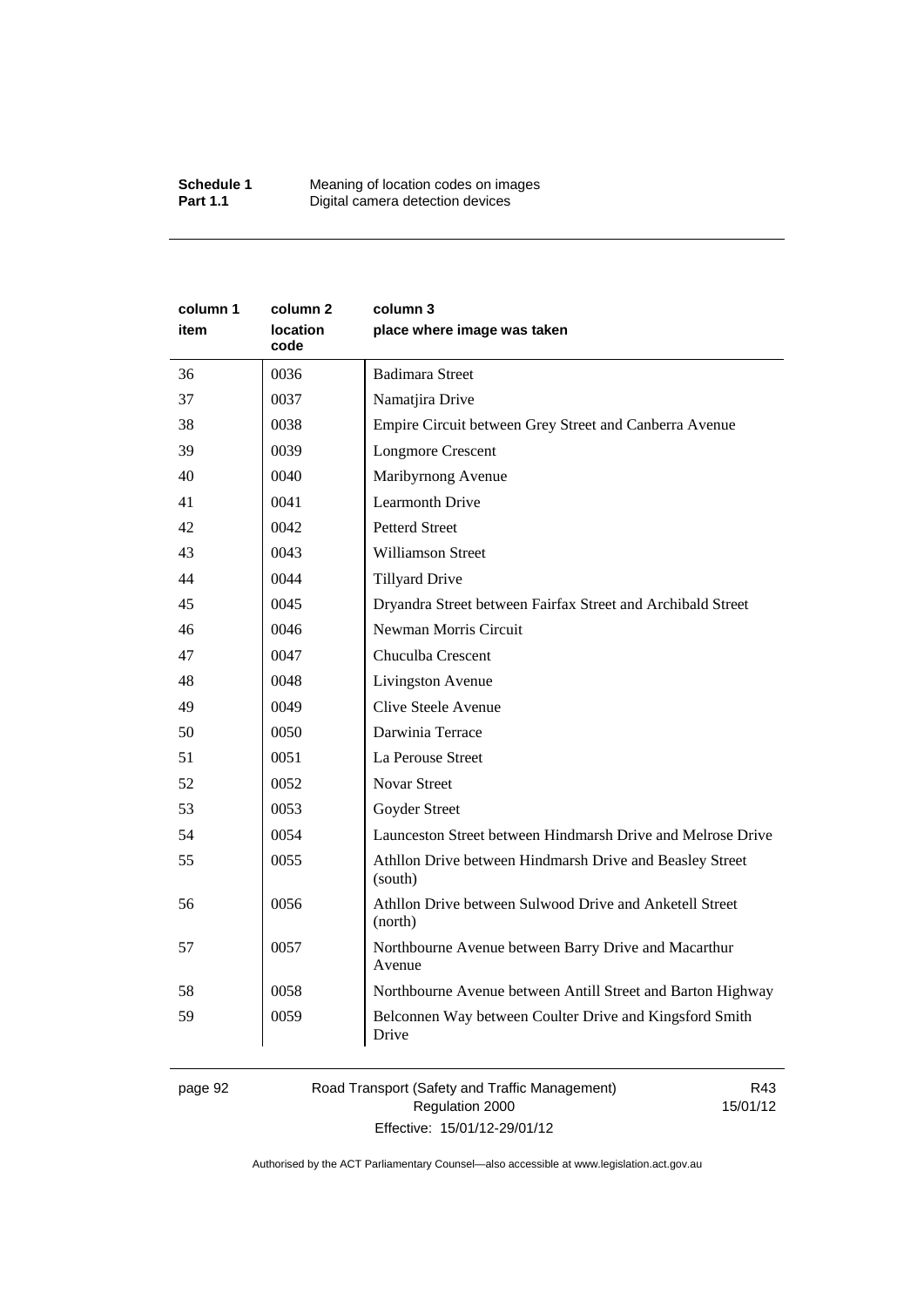| column 1 item | column 2 location code | column 3 place where image was taken |
| --- | --- | --- |
| 36 | 0036 | Badimara Street |
| 37 | 0037 | Namatjira Drive |
| 38 | 0038 | Empire Circuit between Grey Street and Canberra Avenue |
| 39 | 0039 | Longmore Crescent |
| 40 | 0040 | Maribyrnong Avenue |
| 41 | 0041 | Learmonth Drive |
| 42 | 0042 | Petterd Street |
| 43 | 0043 | Williamson Street |
| 44 | 0044 | Tillyard Drive |
| 45 | 0045 | Dryandra Street between Fairfax Street and Archibald Street |
| 46 | 0046 | Newman Morris Circuit |
| 47 | 0047 | Chuculba Crescent |
| 48 | 0048 | Livingston Avenue |
| 49 | 0049 | Clive Steele Avenue |
| 50 | 0050 | Darwinia Terrace |
| 51 | 0051 | La Perouse Street |
| 52 | 0052 | Novar Street |
| 53 | 0053 | Goyder Street |
| 54 | 0054 | Launceston Street between Hindmarsh Drive and Melrose Drive |
| 55 | 0055 | Athllon Drive between Hindmarsh Drive and Beasley Street (south) |
| 56 | 0056 | Athllon Drive between Sulwood Drive and Anketell Street (north) |
| 57 | 0057 | Northbourne Avenue between Barry Drive and Macarthur Avenue |
| 58 | 0058 | Northbourne Avenue between Antill Street and Barton Highway |
| 59 | 0059 | Belconnen Way between Coulter Drive and Kingsford Smith Drive |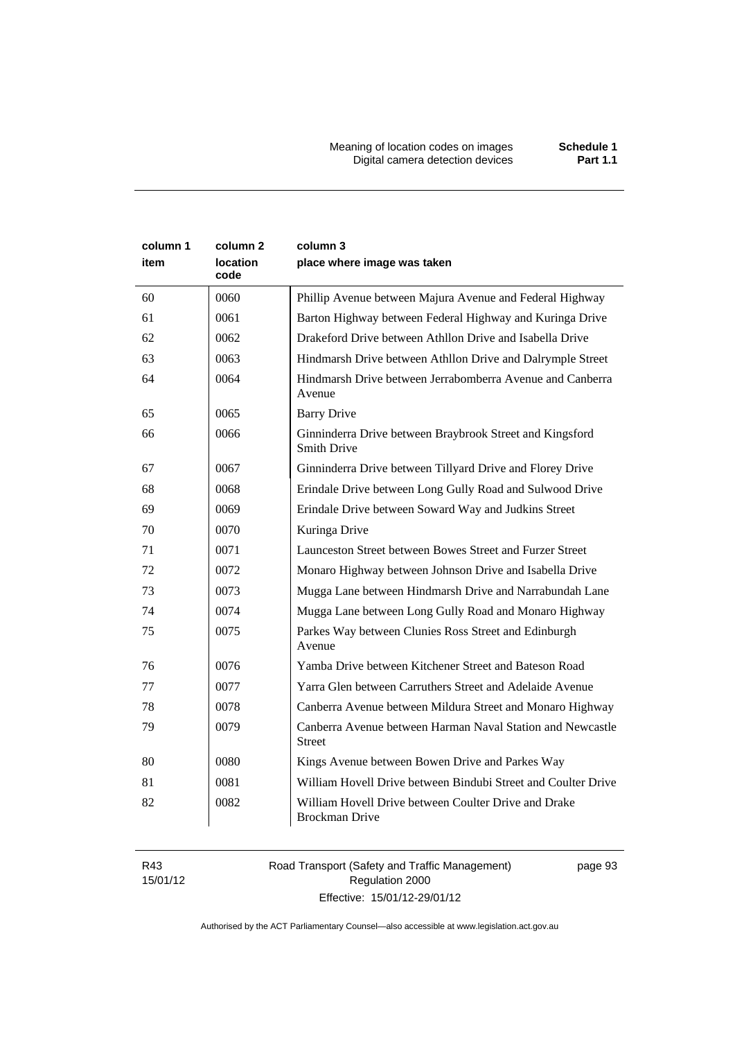| column 1 item | column 2 location code | column 3 place where image was taken |
|---|---|---|
| 60 | 0060 | Phillip Avenue between Majura Avenue and Federal Highway |
| 61 | 0061 | Barton Highway between Federal Highway and Kuringa Drive |
| 62 | 0062 | Drakeford Drive between Athllon Drive and Isabella Drive |
| 63 | 0063 | Hindmarsh Drive between Athllon Drive and Dalrymple Street |
| 64 | 0064 | Hindmarsh Drive between Jerrabomberra Avenue and Canberra Avenue |
| 65 | 0065 | Barry Drive |
| 66 | 0066 | Ginninderra Drive between Braybrook Street and Kingsford Smith Drive |
| 67 | 0067 | Ginninderra Drive between Tillyard Drive and Florey Drive |
| 68 | 0068 | Erindale Drive between Long Gully Road and Sulwood Drive |
| 69 | 0069 | Erindale Drive between Soward Way and Judkins Street |
| 70 | 0070 | Kuringa Drive |
| 71 | 0071 | Launceston Street between Bowes Street and Furzer Street |
| 72 | 0072 | Monaro Highway between Johnson Drive and Isabella Drive |
| 73 | 0073 | Mugga Lane between Hindmarsh Drive and Narrabundah Lane |
| 74 | 0074 | Mugga Lane between Long Gully Road and Monaro Highway |
| 75 | 0075 | Parkes Way between Clunies Ross Street and Edinburgh Avenue |
| 76 | 0076 | Yamba Drive between Kitchener Street and Bateson Road |
| 77 | 0077 | Yarra Glen between Carruthers Street and Adelaide Avenue |
| 78 | 0078 | Canberra Avenue between Mildura Street and Monaro Highway |
| 79 | 0079 | Canberra Avenue between Harman Naval Station and Newcastle Street |
| 80 | 0080 | Kings Avenue between Bowen Drive and Parkes Way |
| 81 | 0081 | William Hovell Drive between Bindubi Street and Coulter Drive |
| 82 | 0082 | William Hovell Drive between Coulter Drive and Drake Brockman Drive |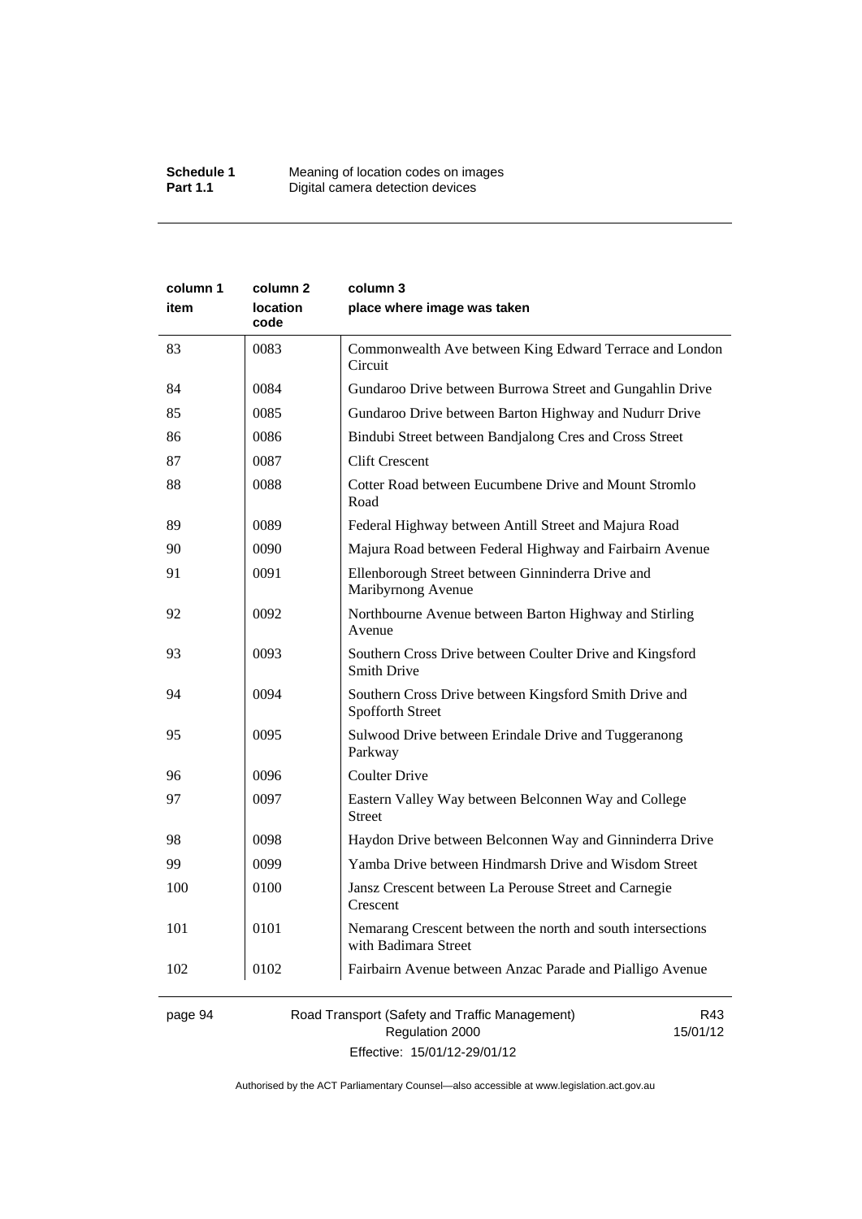| column 1 item | column 2 location code | column 3 place where image was taken |
|---|---|---|
| 83 | 0083 | Commonwealth Ave between King Edward Terrace and London Circuit |
| 84 | 0084 | Gundaroo Drive between Burrowa Street and Gungahlin Drive |
| 85 | 0085 | Gundaroo Drive between Barton Highway and Nudurr Drive |
| 86 | 0086 | Bindubi Street between Bandjalong Cres and Cross Street |
| 87 | 0087 | Clift Crescent |
| 88 | 0088 | Cotter Road between Eucumbene Drive and Mount Stromlo Road |
| 89 | 0089 | Federal Highway between Antill Street and Majura Road |
| 90 | 0090 | Majura Road between Federal Highway and Fairbairn Avenue |
| 91 | 0091 | Ellenborough Street between Ginninderra Drive and Maribyrnong Avenue |
| 92 | 0092 | Northbourne Avenue between Barton Highway and Stirling Avenue |
| 93 | 0093 | Southern Cross Drive between Coulter Drive and Kingsford Smith Drive |
| 94 | 0094 | Southern Cross Drive between Kingsford Smith Drive and Spofforth Street |
| 95 | 0095 | Sulwood Drive between Erindale Drive and Tuggeranong Parkway |
| 96 | 0096 | Coulter Drive |
| 97 | 0097 | Eastern Valley Way between Belconnen Way and College Street |
| 98 | 0098 | Haydon Drive between Belconnen Way and Ginninderra Drive |
| 99 | 0099 | Yamba Drive between Hindmarsh Drive and Wisdom Street |
| 100 | 0100 | Jansz Crescent between La Perouse Street and Carnegie Crescent |
| 101 | 0101 | Nemarang Crescent between the north and south intersections with Badimara Street |
| 102 | 0102 | Fairbairn Avenue between Anzac Parade and Pialligo Avenue |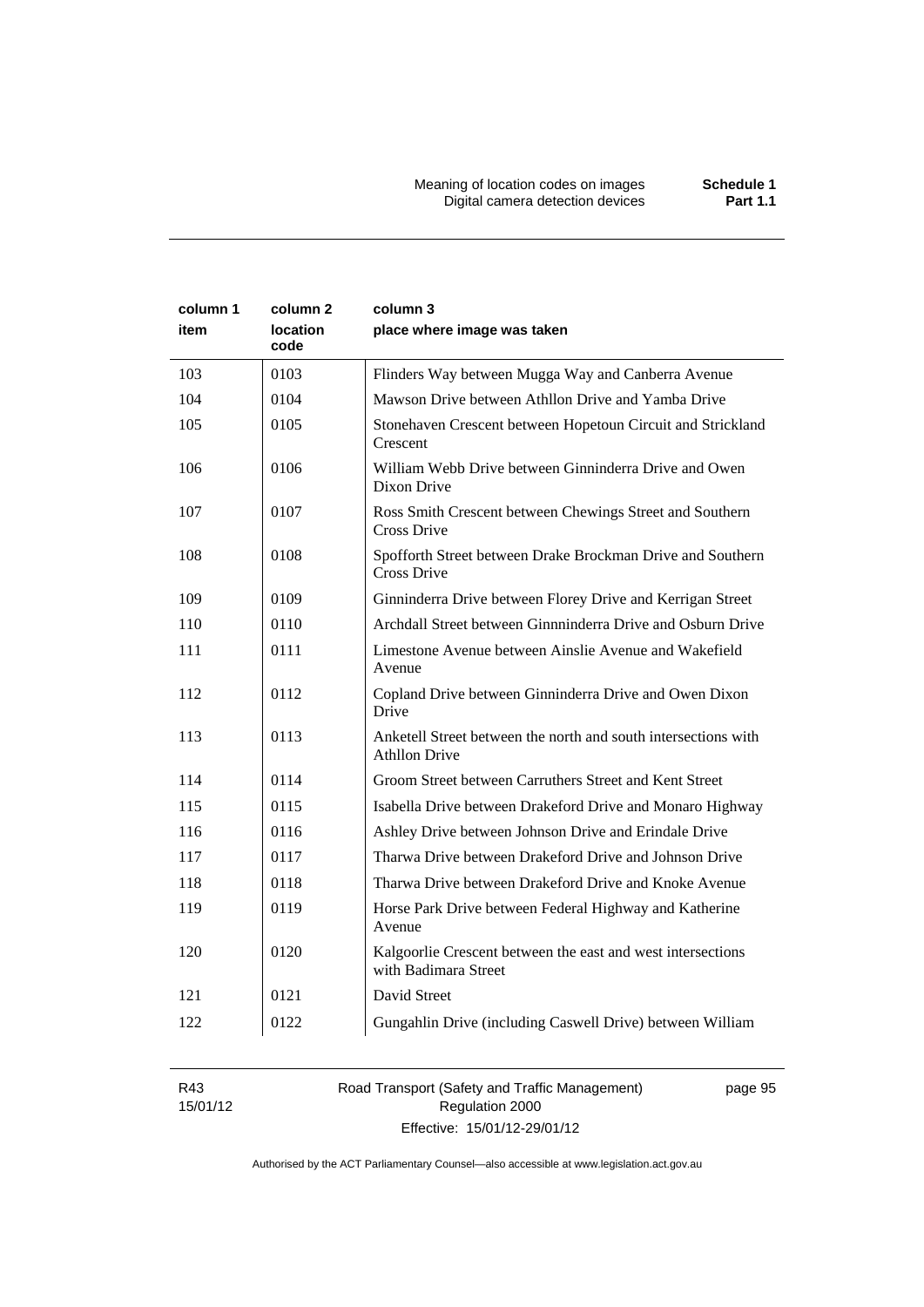| column 1 item | column 2 location code | column 3 place where image was taken |
|---|---|---|
| 103 | 0103 | Flinders Way between Mugga Way and Canberra Avenue |
| 104 | 0104 | Mawson Drive between Athllon Drive and Yamba Drive |
| 105 | 0105 | Stonehaven Crescent between Hopetoun Circuit and Strickland Crescent |
| 106 | 0106 | William Webb Drive between Ginninderra Drive and Owen Dixon Drive |
| 107 | 0107 | Ross Smith Crescent between Chewings Street and Southern Cross Drive |
| 108 | 0108 | Spofforth Street between Drake Brockman Drive and Southern Cross Drive |
| 109 | 0109 | Ginninderra Drive between Florey Drive and Kerrigan Street |
| 110 | 0110 | Archdall Street between Ginnninderra Drive and Osburn Drive |
| 111 | 0111 | Limestone Avenue between Ainslie Avenue and Wakefield Avenue |
| 112 | 0112 | Copland Drive between Ginninderra Drive and Owen Dixon Drive |
| 113 | 0113 | Anketell Street between the north and south intersections with Athllon Drive |
| 114 | 0114 | Groom Street between Carruthers Street and Kent Street |
| 115 | 0115 | Isabella Drive between Drakeford Drive and Monaro Highway |
| 116 | 0116 | Ashley Drive between Johnson Drive and Erindale Drive |
| 117 | 0117 | Tharwa Drive between Drakeford Drive and Johnson Drive |
| 118 | 0118 | Tharwa Drive between Drakeford Drive and Knoke Avenue |
| 119 | 0119 | Horse Park Drive between Federal Highway and Katherine Avenue |
| 120 | 0120 | Kalgoorlie Crescent between the east and west intersections with Badimara Street |
| 121 | 0121 | David Street |
| 122 | 0122 | Gungahlin Drive (including Caswell Drive) between William |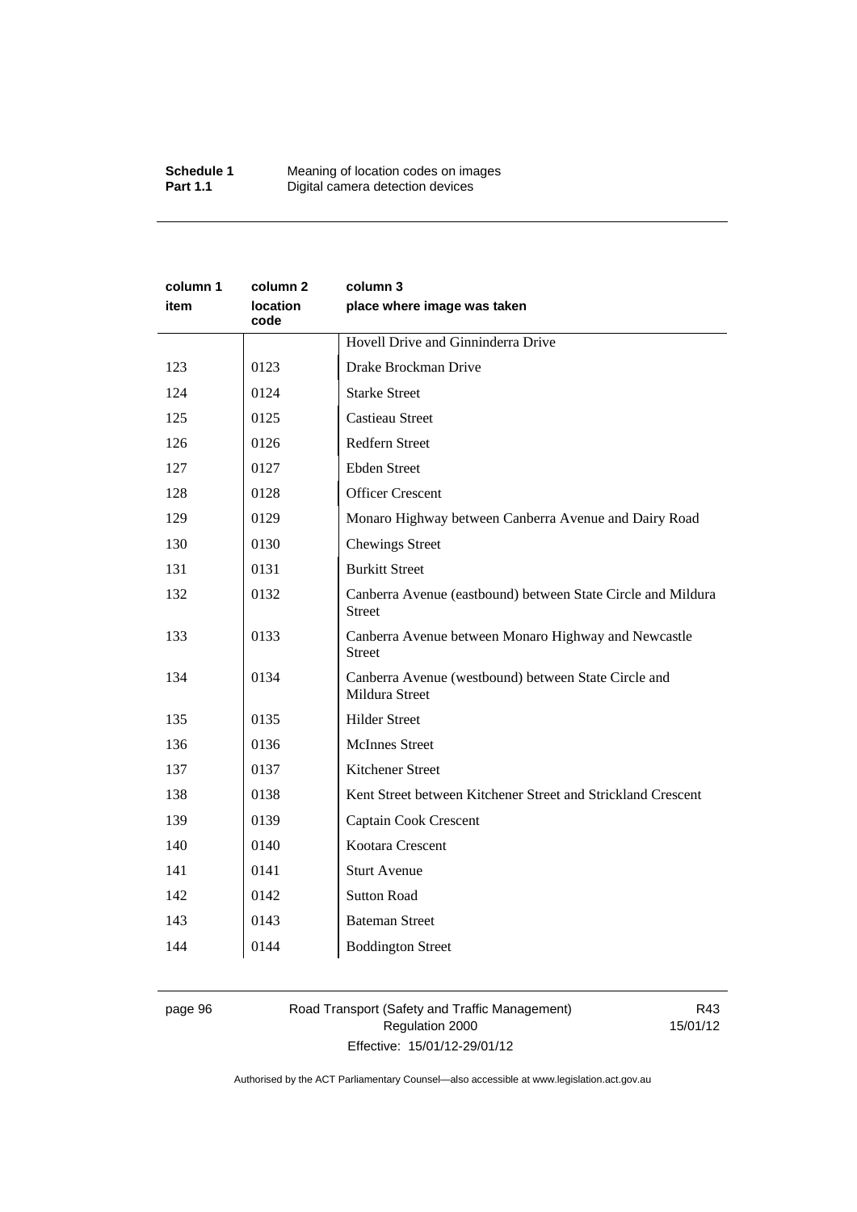| column 1 item | column 2 location code | column 3 place where image was taken |
|---|---|---|
| | | Hovell Drive and Ginninderra Drive |
| 123 | 0123 | Drake Brockman Drive |
| 124 | 0124 | Starke Street |
| 125 | 0125 | Castieau Street |
| 126 | 0126 | Redfern Street |
| 127 | 0127 | Ebden Street |
| 128 | 0128 | Officer Crescent |
| 129 | 0129 | Monaro Highway between Canberra Avenue and Dairy Road |
| 130 | 0130 | Chewings Street |
| 131 | 0131 | Burkitt Street |
| 132 | 0132 | Canberra Avenue (eastbound) between State Circle and Mildura Street |
| 133 | 0133 | Canberra Avenue between Monaro Highway and Newcastle Street |
| 134 | 0134 | Canberra Avenue (westbound) between State Circle and Mildura Street |
| 135 | 0135 | Hilder Street |
| 136 | 0136 | McInnes Street |
| 137 | 0137 | Kitchener Street |
| 138 | 0138 | Kent Street between Kitchener Street and Strickland Crescent |
| 139 | 0139 | Captain Cook Crescent |
| 140 | 0140 | Kootara Crescent |
| 141 | 0141 | Sturt Avenue |
| 142 | 0142 | Sutton Road |
| 143 | 0143 | Bateman Street |
| 144 | 0144 | Boddington Street |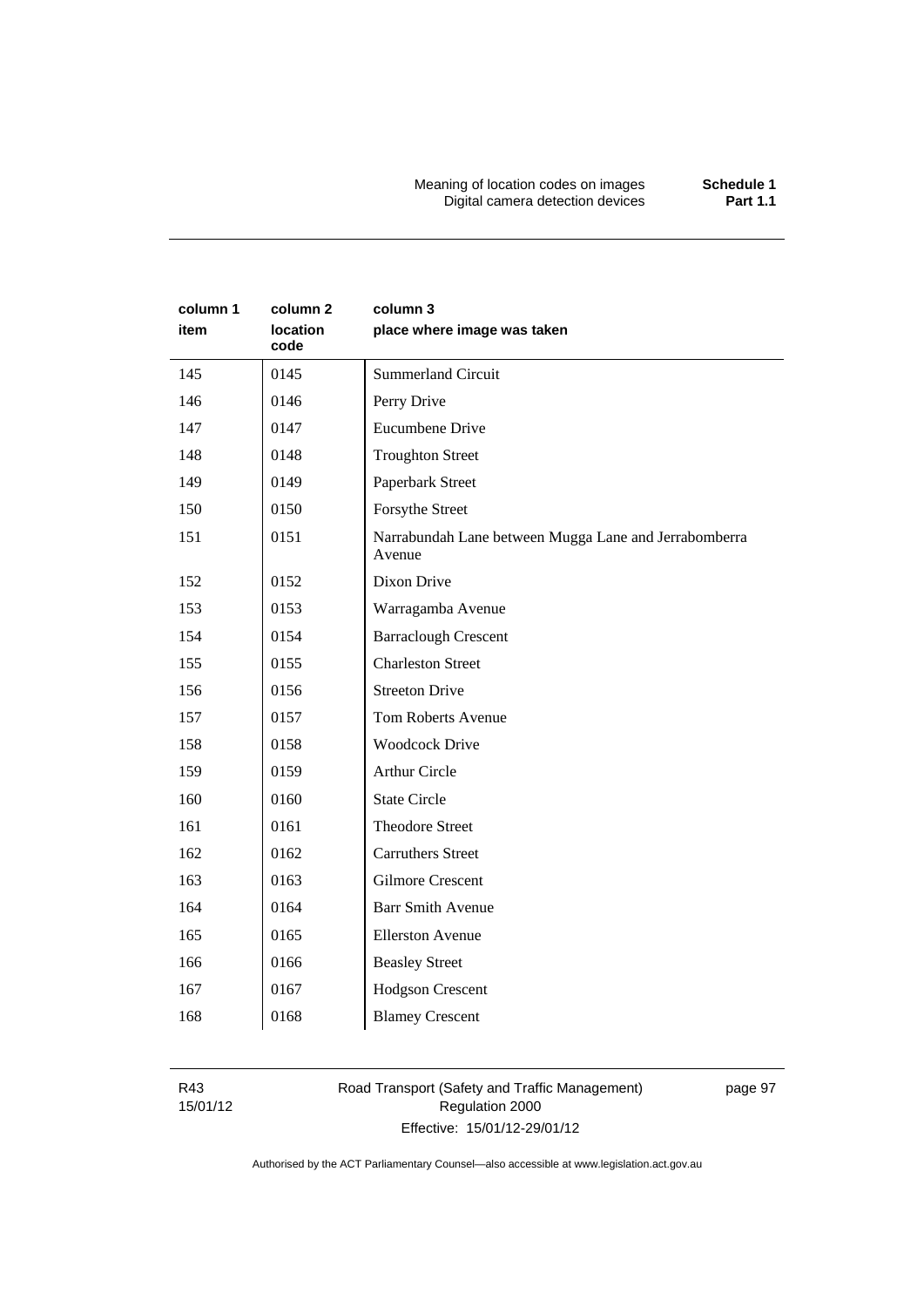| column 1 item | column 2 location code | column 3 place where image was taken |
| --- | --- | --- |
| 145 | 0145 | Summerland Circuit |
| 146 | 0146 | Perry Drive |
| 147 | 0147 | Eucumbene Drive |
| 148 | 0148 | Troughton Street |
| 149 | 0149 | Paperbark Street |
| 150 | 0150 | Forsythe Street |
| 151 | 0151 | Narrabundah Lane between Mugga Lane and Jerrabomberra Avenue |
| 152 | 0152 | Dixon Drive |
| 153 | 0153 | Warragamba Avenue |
| 154 | 0154 | Barraclough Crescent |
| 155 | 0155 | Charleston Street |
| 156 | 0156 | Streeton Drive |
| 157 | 0157 | Tom Roberts Avenue |
| 158 | 0158 | Woodcock Drive |
| 159 | 0159 | Arthur Circle |
| 160 | 0160 | State Circle |
| 161 | 0161 | Theodore Street |
| 162 | 0162 | Carruthers Street |
| 163 | 0163 | Gilmore Crescent |
| 164 | 0164 | Barr Smith Avenue |
| 165 | 0165 | Ellerston Avenue |
| 166 | 0166 | Beasley Street |
| 167 | 0167 | Hodgson Crescent |
| 168 | 0168 | Blamey Crescent |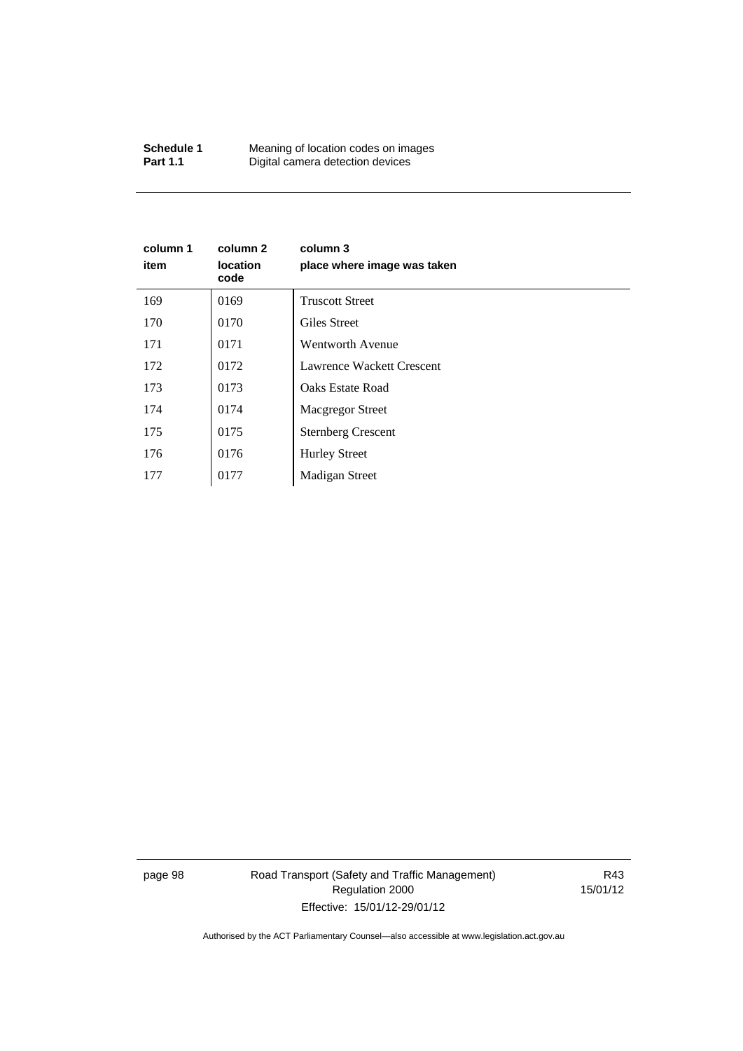| column 1 item | column 2 location code | column 3 place where image was taken |
|---|---|---|
| 169 | 0169 | Truscott Street |
| 170 | 0170 | Giles Street |
| 171 | 0171 | Wentworth Avenue |
| 172 | 0172 | Lawrence Wackett Crescent |
| 173 | 0173 | Oaks Estate Road |
| 174 | 0174 | Macgregor Street |
| 175 | 0175 | Sternberg Crescent |
| 176 | 0176 | Hurley Street |
| 177 | 0177 | Madigan Street |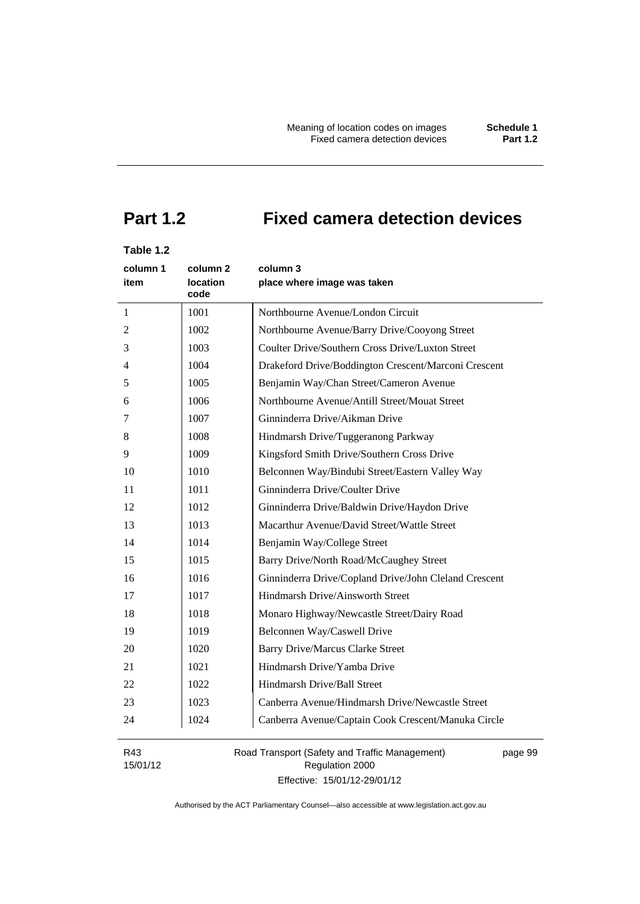# Part 1.2 Fixed camera detection devices

**Table 1.2**

| column 1<br>item | column 2<br>location code | column 3<br>place where image was taken |
|---|---|---|
| 1 | 1001 | Northbourne Avenue/London Circuit |
| 2 | 1002 | Northbourne Avenue/Barry Drive/Cooyong Street |
| 3 | 1003 | Coulter Drive/Southern Cross Drive/Luxton Street |
| 4 | 1004 | Drakeford Drive/Boddington Crescent/Marconi Crescent |
| 5 | 1005 | Benjamin Way/Chan Street/Cameron Avenue |
| 6 | 1006 | Northbourne Avenue/Antill Street/Mouat Street |
| 7 | 1007 | Ginninderra Drive/Aikman Drive |
| 8 | 1008 | Hindmarsh Drive/Tuggeranong Parkway |
| 9 | 1009 | Kingsford Smith Drive/Southern Cross Drive |
| 10 | 1010 | Belconnen Way/Bindubi Street/Eastern Valley Way |
| 11 | 1011 | Ginninderra Drive/Coulter Drive |
| 12 | 1012 | Ginninderra Drive/Baldwin Drive/Haydon Drive |
| 13 | 1013 | Macarthur Avenue/David Street/Wattle Street |
| 14 | 1014 | Benjamin Way/College Street |
| 15 | 1015 | Barry Drive/North Road/McCaughey Street |
| 16 | 1016 | Ginninderra Drive/Copland Drive/John Cleland Crescent |
| 17 | 1017 | Hindmarsh Drive/Ainsworth Street |
| 18 | 1018 | Monaro Highway/Newcastle Street/Dairy Road |
| 19 | 1019 | Belconnen Way/Caswell Drive |
| 20 | 1020 | Barry Drive/Marcus Clarke Street |
| 21 | 1021 | Hindmarsh Drive/Yamba Drive |
| 22 | 1022 | Hindmarsh Drive/Ball Street |
| 23 | 1023 | Canberra Avenue/Hindmarsh Drive/Newcastle Street |
| 24 | 1024 | Canberra Avenue/Captain Cook Crescent/Manuka Circle |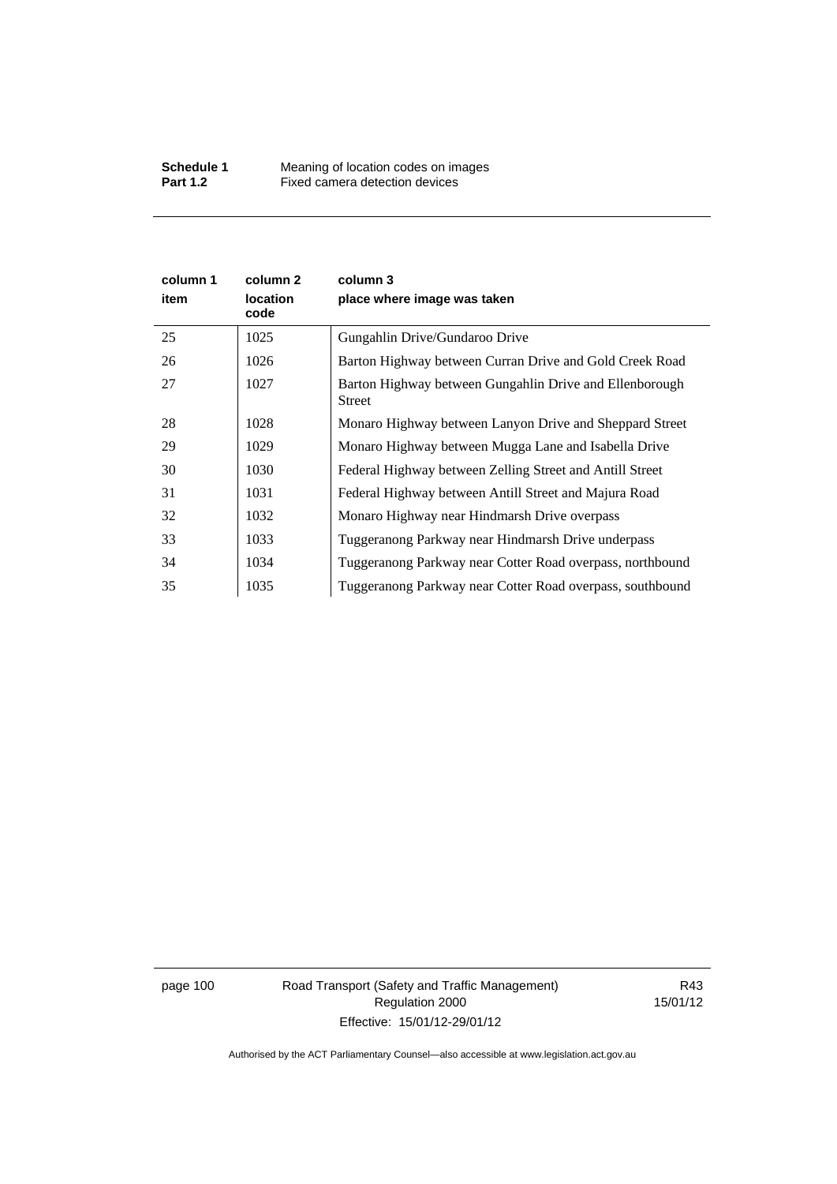| column 1<br>item | column 2<br>location code | column 3<br>place where image was taken |
|---|---|---|
| 25 | 1025 | Gungahlin Drive/Gundaroo Drive |
| 26 | 1026 | Barton Highway between Curran Drive and Gold Creek Road |
| 27 | 1027 | Barton Highway between Gungahlin Drive and Ellenborough Street |
| 28 | 1028 | Monaro Highway between Lanyon Drive and Sheppard Street |
| 29 | 1029 | Monaro Highway between Mugga Lane and Isabella Drive |
| 30 | 1030 | Federal Highway between Zelling Street and Antill Street |
| 31 | 1031 | Federal Highway between Antill Street and Majura Road |
| 32 | 1032 | Monaro Highway near Hindmarsh Drive overpass |
| 33 | 1033 | Tuggeranong Parkway near Hindmarsh Drive underpass |
| 34 | 1034 | Tuggeranong Parkway near Cotter Road overpass, northbound |
| 35 | 1035 | Tuggeranong Parkway near Cotter Road overpass, southbound |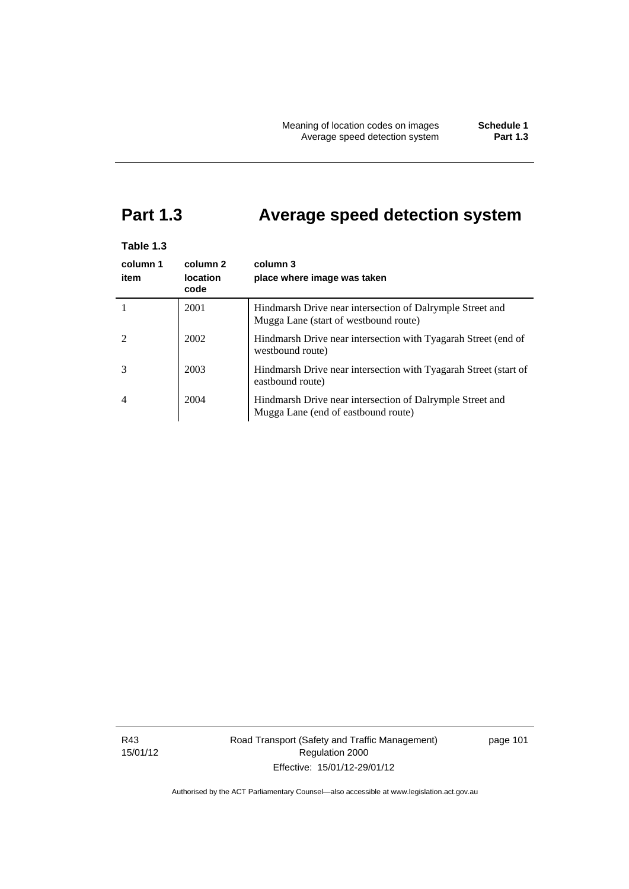# Part 1.3 Average speed detection system

**Table 1.3**

| column 1<br>item | column 2<br>location code | column 3<br>place where image was taken |
|---|---|---|
| 1 | 2001 | Hindmarsh Drive near intersection of Dalrymple Street and Mugga Lane (start of westbound route) |
| 2 | 2002 | Hindmarsh Drive near intersection with Tyagarah Street (end of westbound route) |
| 3 | 2003 | Hindmarsh Drive near intersection with Tyagarah Street (start of eastbound route) |
| 4 | 2004 | Hindmarsh Drive near intersection of Dalrymple Street and Mugga Lane (end of eastbound route) |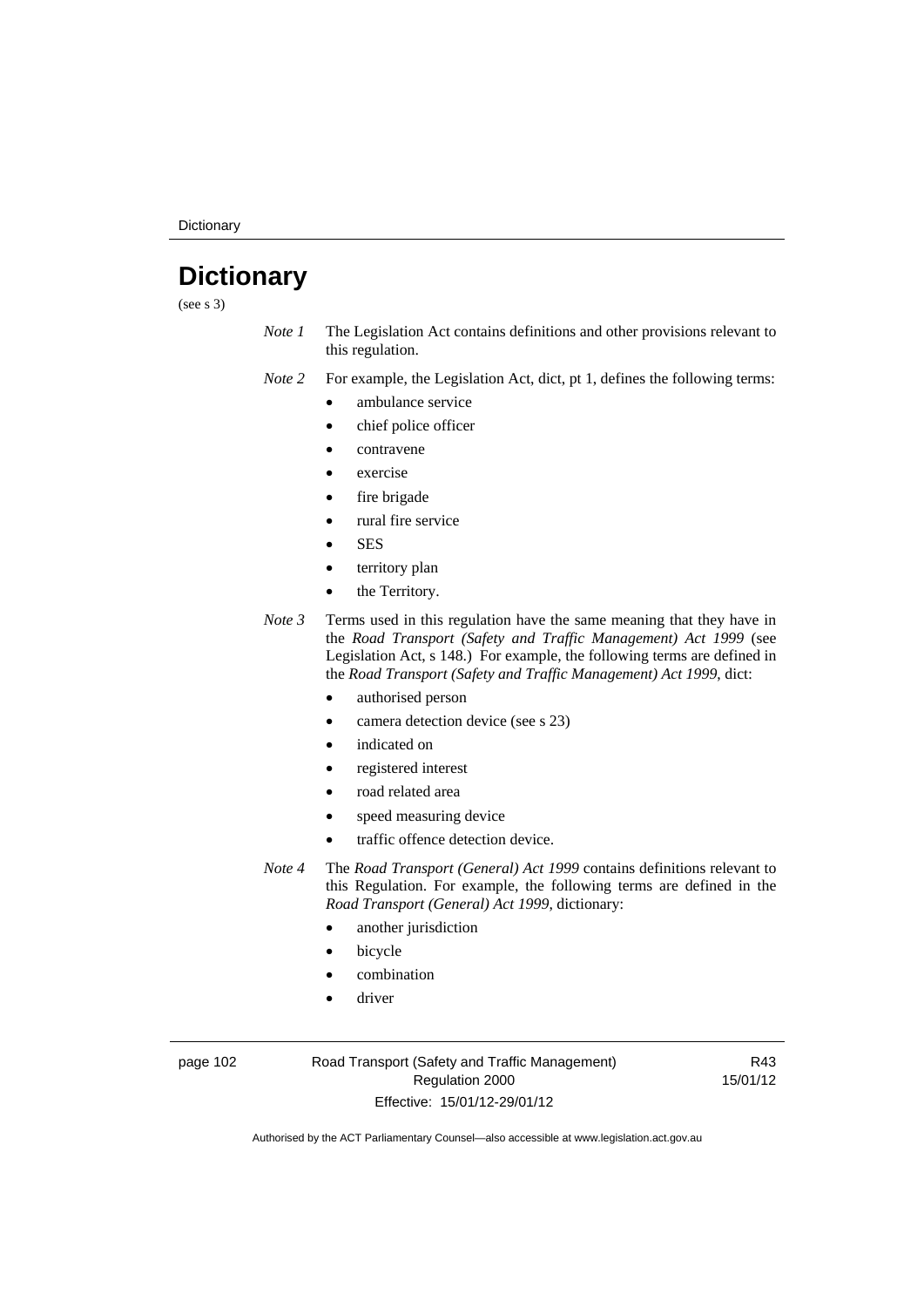# Dictionary

(see s 3)

*Note 1* The Legislation Act contains definitions and other provisions relevant to this regulation.

*Note 2* For example, the Legislation Act, dict, pt 1, defines the following terms:

- ambulance service
- chief police officer
- contravene
- exercise
- fire brigade
- rural fire service
- SES
- territory plan
- the Territory.

*Note 3* Terms used in this regulation have the same meaning that they have in the *Road Transport (Safety and Traffic Management) Act 1999* (see Legislation Act, s 148.) For example, the following terms are defined in the *Road Transport (Safety and Traffic Management) Act 1999*, dict:

- authorised person
- camera detection device (see s 23)
- indicated on
- registered interest
- road related area
- speed measuring device
- traffic offence detection device.

*Note 4* The *Road Transport (General) Act 1999* contains definitions relevant to this Regulation. For example, the following terms are defined in the *Road Transport (General) Act 1999*, dictionary:

- another jurisdiction
- bicycle
- combination
- driver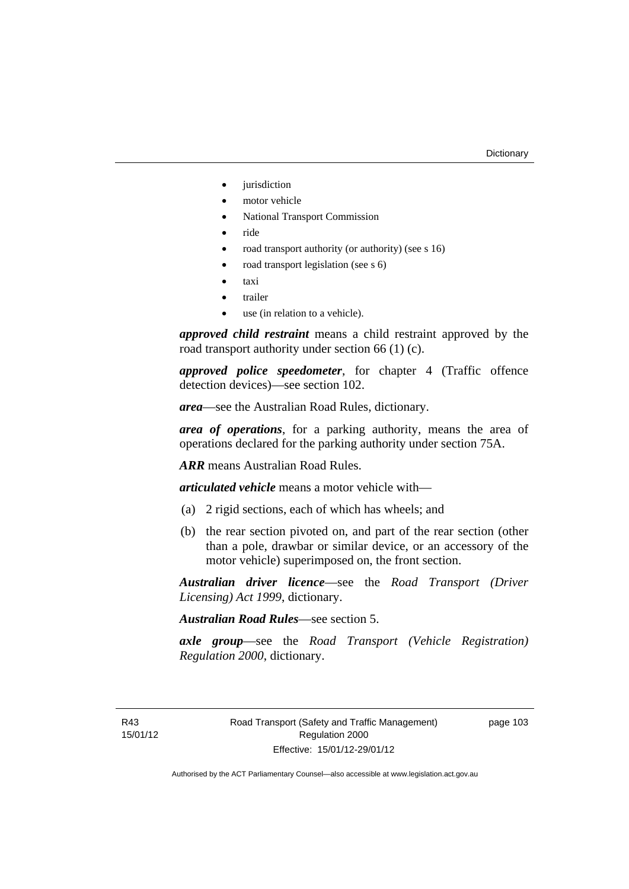- jurisdiction
- motor vehicle
- National Transport Commission
- ride
- road transport authority (or authority) (see s 16)
- road transport legislation (see s 6)
- taxi
- trailer
- use (in relation to a vehicle).

***approved child restraint*** means a child restraint approved by the road transport authority under section 66 (1) (c).

***approved police speedometer***, for chapter 4 (Traffic offence detection devices)—see section 102.

***area***—see the Australian Road Rules, dictionary.

***area of operations***, for a parking authority, means the area of operations declared for the parking authority under section 75A.

***ARR*** means Australian Road Rules.

***articulated vehicle*** means a motor vehicle with—

(a) 2 rigid sections, each of which has wheels; and

(b) the rear section pivoted on, and part of the rear section (other than a pole, drawbar or similar device, or an accessory of the motor vehicle) superimposed on, the front section.

***Australian driver licence***—see the *Road Transport (Driver Licensing) Act 1999*, dictionary.

***Australian Road Rules***—see section 5.

***axle group***—see the *Road Transport (Vehicle Registration) Regulation 2000*, dictionary.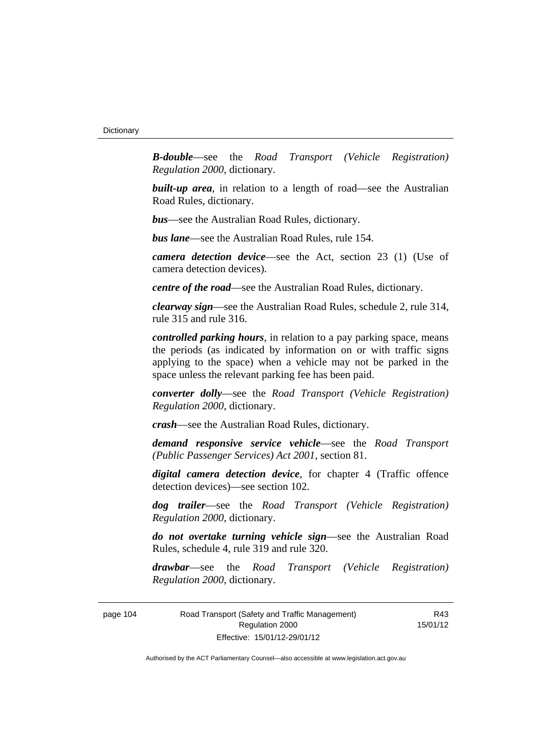***B-double***—see the *Road Transport (Vehicle Registration) Regulation 2000*, dictionary.

***built-up area***, in relation to a length of road—see the Australian Road Rules, dictionary.

***bus***—see the Australian Road Rules, dictionary.

***bus lane***—see the Australian Road Rules, rule 154.

***camera detection device***—see the Act, section 23 (1) (Use of camera detection devices).

***centre of the road***—see the Australian Road Rules, dictionary.

***clearway sign***—see the Australian Road Rules, schedule 2, rule 314, rule 315 and rule 316.

***controlled parking hours***, in relation to a pay parking space, means the periods (as indicated by information on or with traffic signs applying to the space) when a vehicle may not be parked in the space unless the relevant parking fee has been paid.

***converter dolly***—see the *Road Transport (Vehicle Registration) Regulation 2000*, dictionary.

***crash***—see the Australian Road Rules, dictionary.

***demand responsive service vehicle***—see the *Road Transport (Public Passenger Services) Act 2001*, section 81.

***digital camera detection device***, for chapter 4 (Traffic offence detection devices)—see section 102.

***dog trailer***—see the *Road Transport (Vehicle Registration) Regulation 2000*, dictionary.

***do not overtake turning vehicle sign***—see the Australian Road Rules, schedule 4, rule 319 and rule 320.

***drawbar***—see the *Road Transport (Vehicle Registration) Regulation 2000*, dictionary.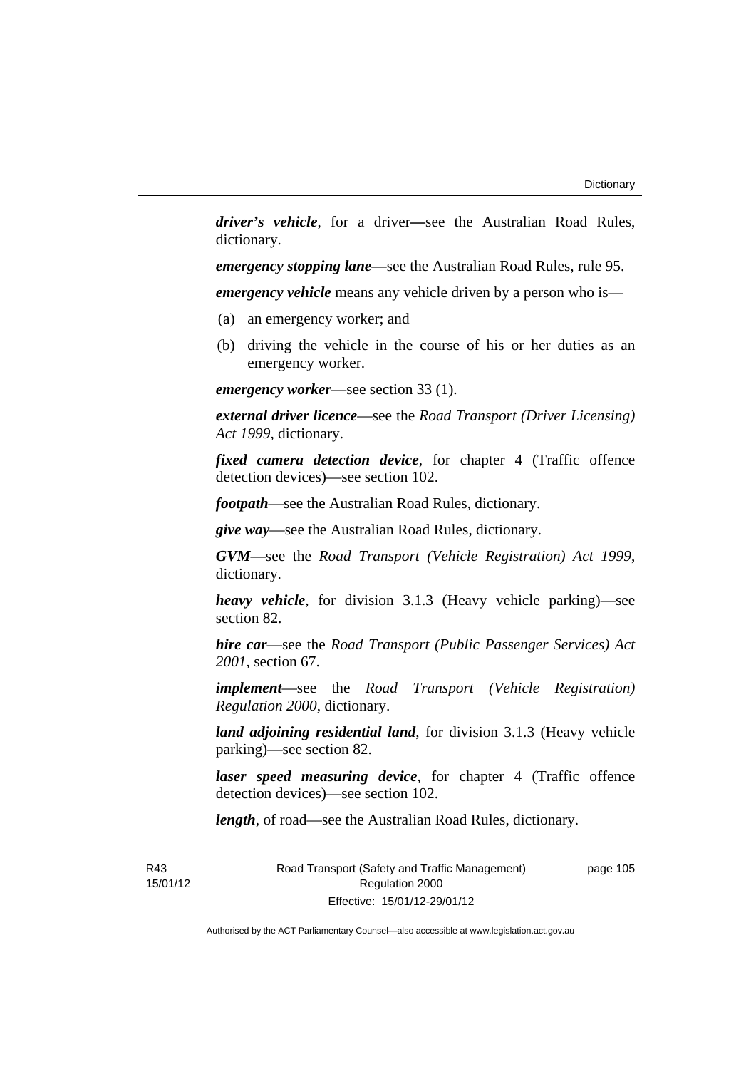***driver's vehicle***, for a driver—see the Australian Road Rules, dictionary.

***emergency stopping lane***—see the Australian Road Rules, rule 95.

***emergency vehicle*** means any vehicle driven by a person who is—

(a) an emergency worker; and

(b) driving the vehicle in the course of his or her duties as an emergency worker.

***emergency worker***—see section 33 (1).

***external driver licence***—see the *Road Transport (Driver Licensing) Act 1999*, dictionary.

***fixed camera detection device***, for chapter 4 (Traffic offence detection devices)—see section 102.

***footpath***—see the Australian Road Rules, dictionary.

***give way***—see the Australian Road Rules, dictionary.

***GVM***—see the *Road Transport (Vehicle Registration) Act 1999*, dictionary.

***heavy vehicle***, for division 3.1.3 (Heavy vehicle parking)—see section 82.

***hire car***—see the *Road Transport (Public Passenger Services) Act 2001*, section 67.

***implement***—see the *Road Transport (Vehicle Registration) Regulation 2000*, dictionary.

***land adjoining residential land***, for division 3.1.3 (Heavy vehicle parking)—see section 82.

***laser speed measuring device***, for chapter 4 (Traffic offence detection devices)—see section 102.

***length***, of road—see the Australian Road Rules, dictionary.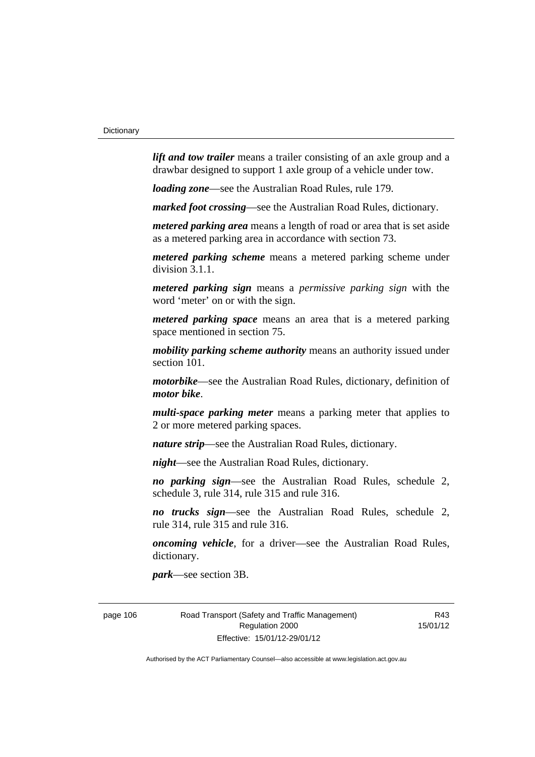***lift and tow trailer*** means a trailer consisting of an axle group and a drawbar designed to support 1 axle group of a vehicle under tow.

***loading zone***—see the Australian Road Rules, rule 179.

***marked foot crossing***—see the Australian Road Rules, dictionary.

***metered parking area*** means a length of road or area that is set aside as a metered parking area in accordance with section 73.

***metered parking scheme*** means a metered parking scheme under division 3.1.1.

***metered parking sign*** means a *permissive parking sign* with the word 'meter' on or with the sign.

***metered parking space*** means an area that is a metered parking space mentioned in section 75.

***mobility parking scheme authority*** means an authority issued under section 101.

***motorbike***—see the Australian Road Rules, dictionary, definition of ***motor bike***.

***multi-space parking meter*** means a parking meter that applies to 2 or more metered parking spaces.

***nature strip***—see the Australian Road Rules, dictionary.

***night***—see the Australian Road Rules, dictionary.

***no parking sign***—see the Australian Road Rules, schedule 2, schedule 3, rule 314, rule 315 and rule 316.

***no trucks sign***—see the Australian Road Rules, schedule 2, rule 314, rule 315 and rule 316.

***oncoming vehicle***, for a driver—see the Australian Road Rules, dictionary.

***park***—see section 3B.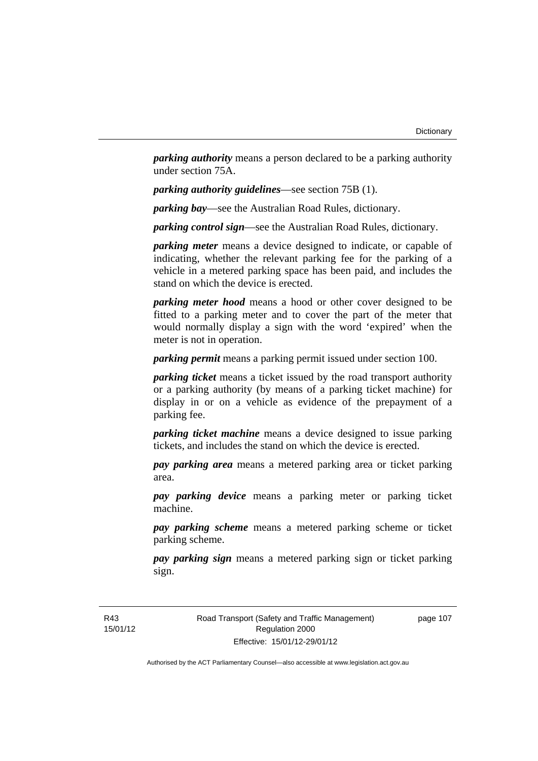***parking authority*** means a person declared to be a parking authority under section 75A.

***parking authority guidelines***—see section 75B (1).

***parking bay***—see the Australian Road Rules, dictionary.

***parking control sign***—see the Australian Road Rules, dictionary.

***parking meter*** means a device designed to indicate, or capable of indicating, whether the relevant parking fee for the parking of a vehicle in a metered parking space has been paid, and includes the stand on which the device is erected.

***parking meter hood*** means a hood or other cover designed to be fitted to a parking meter and to cover the part of the meter that would normally display a sign with the word 'expired' when the meter is not in operation.

***parking permit*** means a parking permit issued under section 100.

***parking ticket*** means a ticket issued by the road transport authority or a parking authority (by means of a parking ticket machine) for display in or on a vehicle as evidence of the prepayment of a parking fee.

***parking ticket machine*** means a device designed to issue parking tickets, and includes the stand on which the device is erected.

***pay parking area*** means a metered parking area or ticket parking area.

***pay parking device*** means a parking meter or parking ticket machine.

***pay parking scheme*** means a metered parking scheme or ticket parking scheme.

***pay parking sign*** means a metered parking sign or ticket parking sign.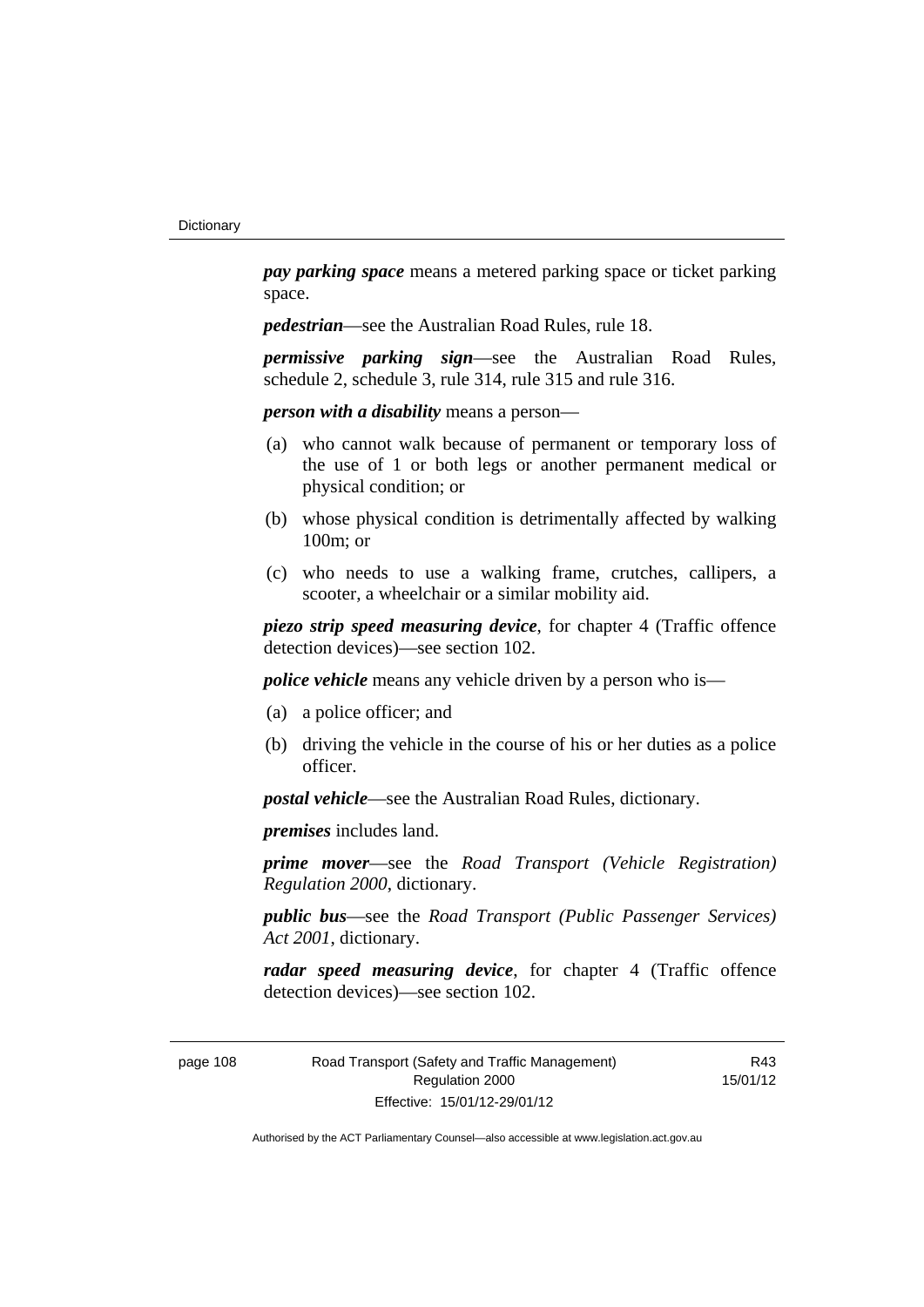***pay parking space*** means a metered parking space or ticket parking space.

***pedestrian***—see the Australian Road Rules, rule 18.

***permissive parking sign***—see the Australian Road Rules, schedule 2, schedule 3, rule 314, rule 315 and rule 316.

***person with a disability*** means a person—

(a) who cannot walk because of permanent or temporary loss of the use of 1 or both legs or another permanent medical or physical condition; or

(b) whose physical condition is detrimentally affected by walking 100m; or

(c) who needs to use a walking frame, crutches, callipers, a scooter, a wheelchair or a similar mobility aid.

***piezo strip speed measuring device***, for chapter 4 (Traffic offence detection devices)—see section 102.

***police vehicle*** means any vehicle driven by a person who is—

(a) a police officer; and

(b) driving the vehicle in the course of his or her duties as a police officer.

***postal vehicle***—see the Australian Road Rules, dictionary.

***premises*** includes land.

***prime mover***—see the *Road Transport (Vehicle Registration) Regulation 2000*, dictionary.

***public bus***—see the *Road Transport (Public Passenger Services) Act 2001*, dictionary.

***radar speed measuring device***, for chapter 4 (Traffic offence detection devices)—see section 102.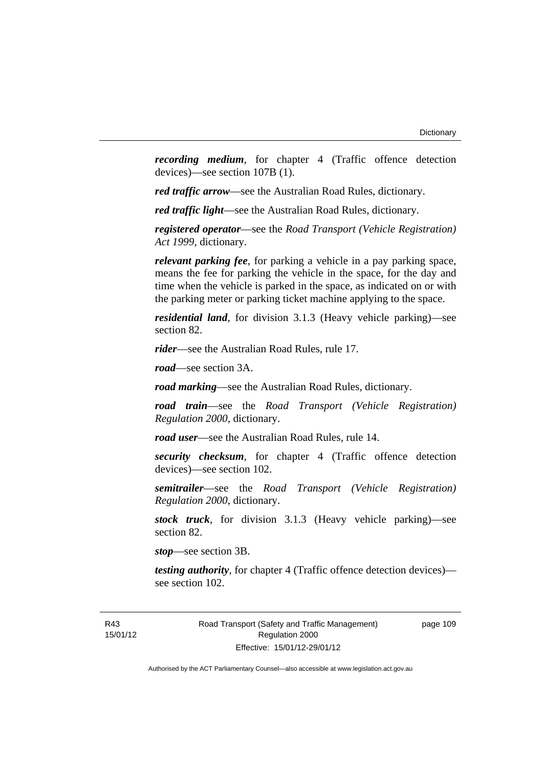***recording medium***, for chapter 4 (Traffic offence detection devices)—see section 107B (1).

***red traffic arrow***—see the Australian Road Rules, dictionary.

***red traffic light***—see the Australian Road Rules, dictionary.

***registered operator***—see the *Road Transport (Vehicle Registration) Act 1999*, dictionary.

***relevant parking fee***, for parking a vehicle in a pay parking space, means the fee for parking the vehicle in the space, for the day and time when the vehicle is parked in the space, as indicated on or with the parking meter or parking ticket machine applying to the space.

***residential land***, for division 3.1.3 (Heavy vehicle parking)—see section 82.

***rider***—see the Australian Road Rules, rule 17.

***road***—see section 3A.

***road marking***—see the Australian Road Rules, dictionary.

***road train***—see the *Road Transport (Vehicle Registration) Regulation 2000*, dictionary.

***road user***—see the Australian Road Rules, rule 14.

***security checksum***, for chapter 4 (Traffic offence detection devices)—see section 102.

***semitrailer***—see the *Road Transport (Vehicle Registration) Regulation 2000*, dictionary.

***stock truck***, for division 3.1.3 (Heavy vehicle parking)—see section 82.

***stop***—see section 3B.

***testing authority***, for chapter 4 (Traffic offence detection devices)—see section 102.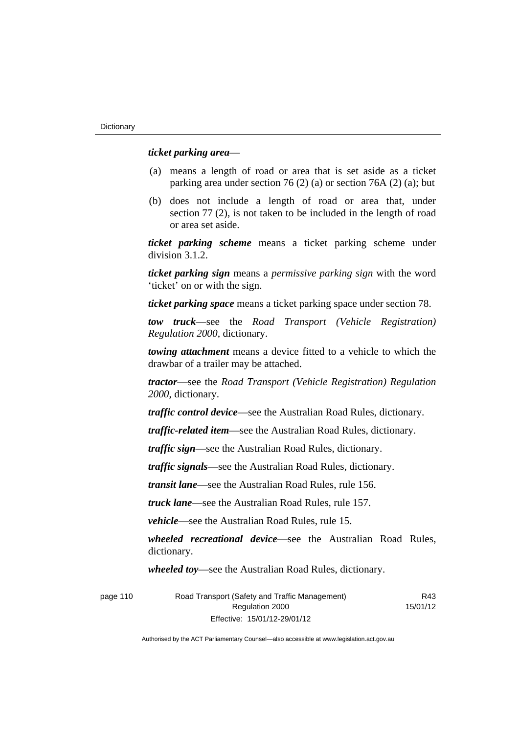***ticket parking area***—

(a) means a length of road or area that is set aside as a ticket parking area under section 76 (2) (a) or section 76A (2) (a); but

(b) does not include a length of road or area that, under section 77 (2), is not taken to be included in the length of road or area set aside.

***ticket parking scheme*** means a ticket parking scheme under division 3.1.2.

***ticket parking sign*** means a *permissive parking sign* with the word 'ticket' on or with the sign.

***ticket parking space*** means a ticket parking space under section 78.

***tow truck***—see the *Road Transport (Vehicle Registration) Regulation 2000*, dictionary.

***towing attachment*** means a device fitted to a vehicle to which the drawbar of a trailer may be attached.

***tractor***—see the *Road Transport (Vehicle Registration) Regulation 2000*, dictionary.

***traffic control device***—see the Australian Road Rules, dictionary.

***traffic-related item***—see the Australian Road Rules, dictionary.

***traffic sign***—see the Australian Road Rules, dictionary.

***traffic signals***—see the Australian Road Rules, dictionary.

***transit lane***—see the Australian Road Rules, rule 156.

***truck lane***—see the Australian Road Rules, rule 157.

***vehicle***—see the Australian Road Rules, rule 15.

***wheeled recreational device***—see the Australian Road Rules, dictionary.

***wheeled toy***—see the Australian Road Rules, dictionary.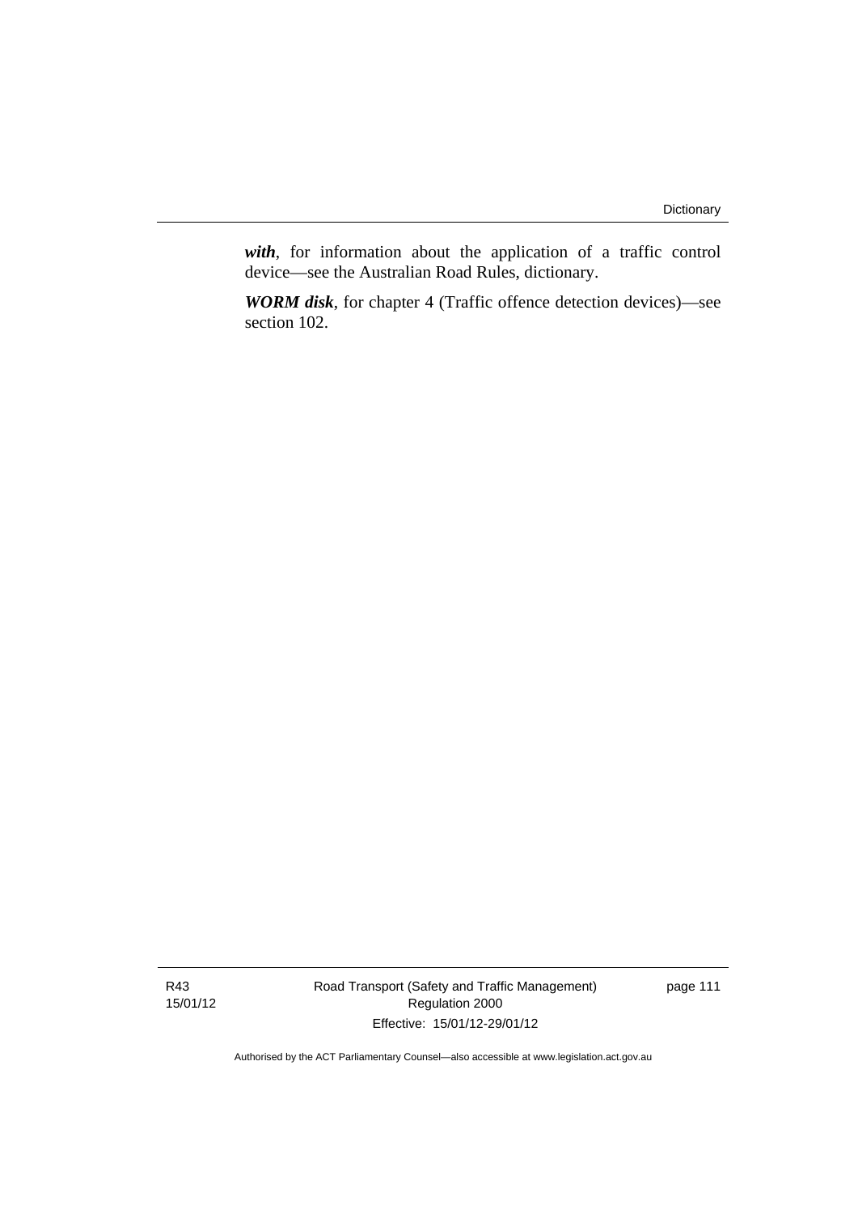***with***, for information about the application of a traffic control device—see the Australian Road Rules, dictionary.

***WORM disk***, for chapter 4 (Traffic offence detection devices)—see section 102.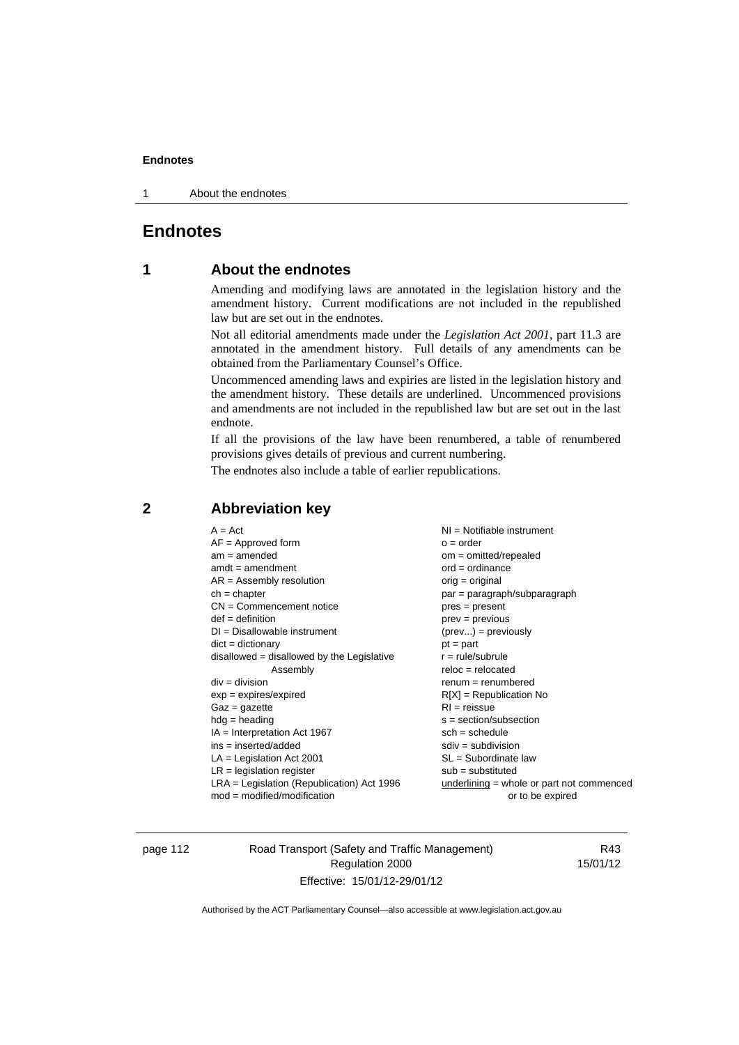# Endnotes

## 1 About the endnotes

Amending and modifying laws are annotated in the legislation history and the amendment history. Current modifications are not included in the republished law but are set out in the endnotes.

Not all editorial amendments made under the *Legislation Act 2001*, part 11.3 are annotated in the amendment history. Full details of any amendments can be obtained from the Parliamentary Counsel's Office.

Uncommenced amending laws and expiries are listed in the legislation history and the amendment history. These details are underlined. Uncommenced provisions and amendments are not included in the republished law but are set out in the last endnote.

If all the provisions of the law have been renumbered, a table of renumbered provisions gives details of previous and current numbering.

The endnotes also include a table of earlier republications.

## 2 Abbreviation key

A = Act
AF = Approved form
am = amended
amdt = amendment
AR = Assembly resolution
ch = chapter
CN = Commencement notice
def = definition
DI = Disallowable instrument
dict = dictionary
disallowed = disallowed by the Legislative Assembly
div = division
exp = expires/expired
Gaz = gazette
hdg = heading
IA = Interpretation Act 1967
ins = inserted/added
LA = Legislation Act 2001
LR = legislation register
LRA = Legislation (Republication) Act 1996
mod = modified/modification
NI = Notifiable instrument
o = order
om = omitted/repealed
ord = ordinance
orig = original
par = paragraph/subparagraph
pres = present
prev = previous
(prev...) = previously
pt = part
r = rule/subrule
reloc = relocated
renum = renumbered
R[X] = Republication No
RI = reissue
s = section/subsection
sch = schedule
sdiv = subdivision
SL = Subordinate law
sub = substituted
<u>underlining</u> = whole or part not commenced or to be expired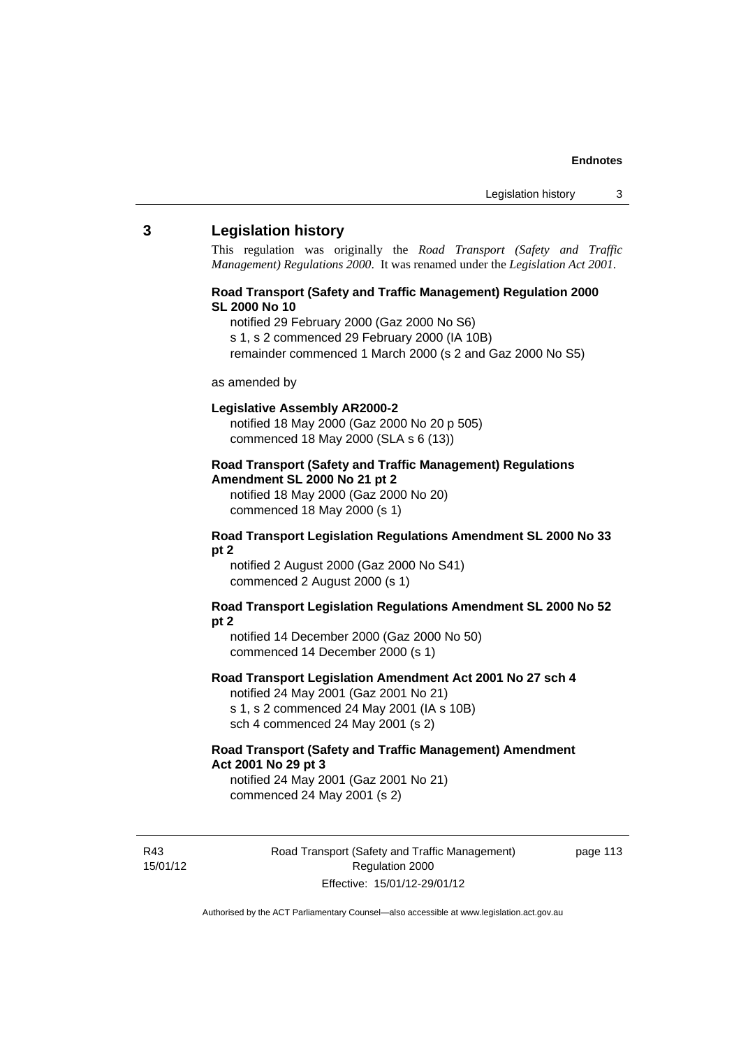## 3 Legislation history

This regulation was originally the *Road Transport (Safety and Traffic Management) Regulations 2000*. It was renamed under the *Legislation Act 2001*.

**Road Transport (Safety and Traffic Management) Regulation 2000 SL 2000 No 10**

notified 29 February 2000 (Gaz 2000 No S6)
s 1, s 2 commenced 29 February 2000 (IA 10B)
remainder commenced 1 March 2000 (s 2 and Gaz 2000 No S5)

as amended by

**Legislative Assembly AR2000-2**

notified 18 May 2000 (Gaz 2000 No 20 p 505)
commenced 18 May 2000 (SLA s 6 (13))

**Road Transport (Safety and Traffic Management) Regulations Amendment SL 2000 No 21 pt 2**

notified 18 May 2000 (Gaz 2000 No 20)
commenced 18 May 2000 (s 1)

**Road Transport Legislation Regulations Amendment SL 2000 No 33 pt 2**

notified 2 August 2000 (Gaz 2000 No S41)
commenced 2 August 2000 (s 1)

**Road Transport Legislation Regulations Amendment SL 2000 No 52 pt 2**

notified 14 December 2000 (Gaz 2000 No 50)
commenced 14 December 2000 (s 1)

**Road Transport Legislation Amendment Act 2001 No 27 sch 4**

notified 24 May 2001 (Gaz 2001 No 21)
s 1, s 2 commenced 24 May 2001 (IA s 10B)
sch 4 commenced 24 May 2001 (s 2)

**Road Transport (Safety and Traffic Management) Amendment Act 2001 No 29 pt 3**

notified 24 May 2001 (Gaz 2001 No 21)
commenced 24 May 2001 (s 2)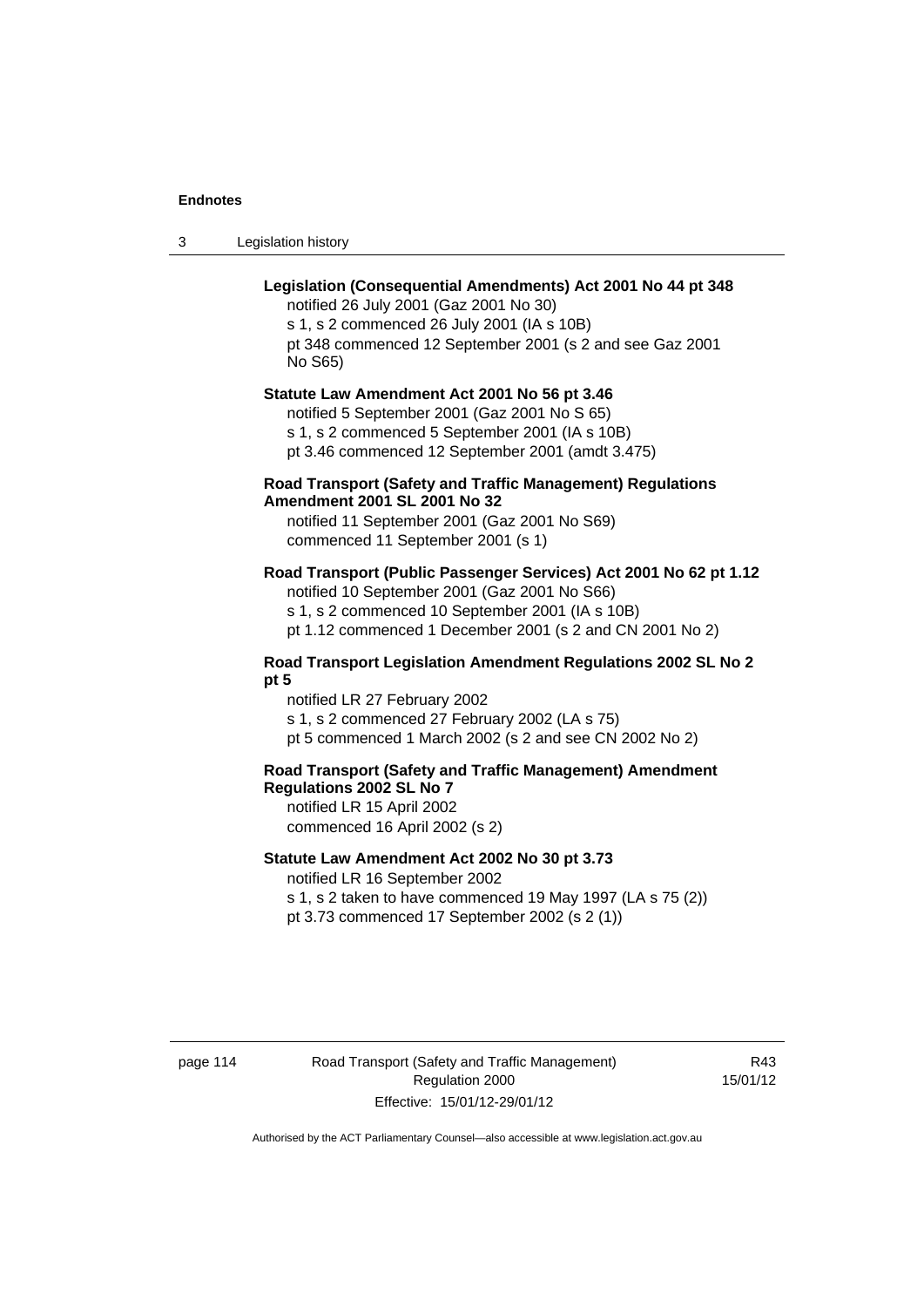**Legislation (Consequential Amendments) Act 2001 No 44 pt 348**

notified 26 July 2001 (Gaz 2001 No 30)
s 1, s 2 commenced 26 July 2001 (IA s 10B)
pt 348 commenced 12 September 2001 (s 2 and see Gaz 2001 No S65)

**Statute Law Amendment Act 2001 No 56 pt 3.46**

notified 5 September 2001 (Gaz 2001 No S 65)
s 1, s 2 commenced 5 September 2001 (IA s 10B)
pt 3.46 commenced 12 September 2001 (amdt 3.475)

**Road Transport (Safety and Traffic Management) Regulations Amendment 2001 SL 2001 No 32**

notified 11 September 2001 (Gaz 2001 No S69)
commenced 11 September 2001 (s 1)

**Road Transport (Public Passenger Services) Act 2001 No 62 pt 1.12**

notified 10 September 2001 (Gaz 2001 No S66)
s 1, s 2 commenced 10 September 2001 (IA s 10B)
pt 1.12 commenced 1 December 2001 (s 2 and CN 2001 No 2)

**Road Transport Legislation Amendment Regulations 2002 SL No 2 pt 5**

notified LR 27 February 2002
s 1, s 2 commenced 27 February 2002 (LA s 75)
pt 5 commenced 1 March 2002 (s 2 and see CN 2002 No 2)

**Road Transport (Safety and Traffic Management) Amendment Regulations 2002 SL No 7**

notified LR 15 April 2002
commenced 16 April 2002 (s 2)

**Statute Law Amendment Act 2002 No 30 pt 3.73**

notified LR 16 September 2002
s 1, s 2 taken to have commenced 19 May 1997 (LA s 75 (2))
pt 3.73 commenced 17 September 2002 (s 2 (1))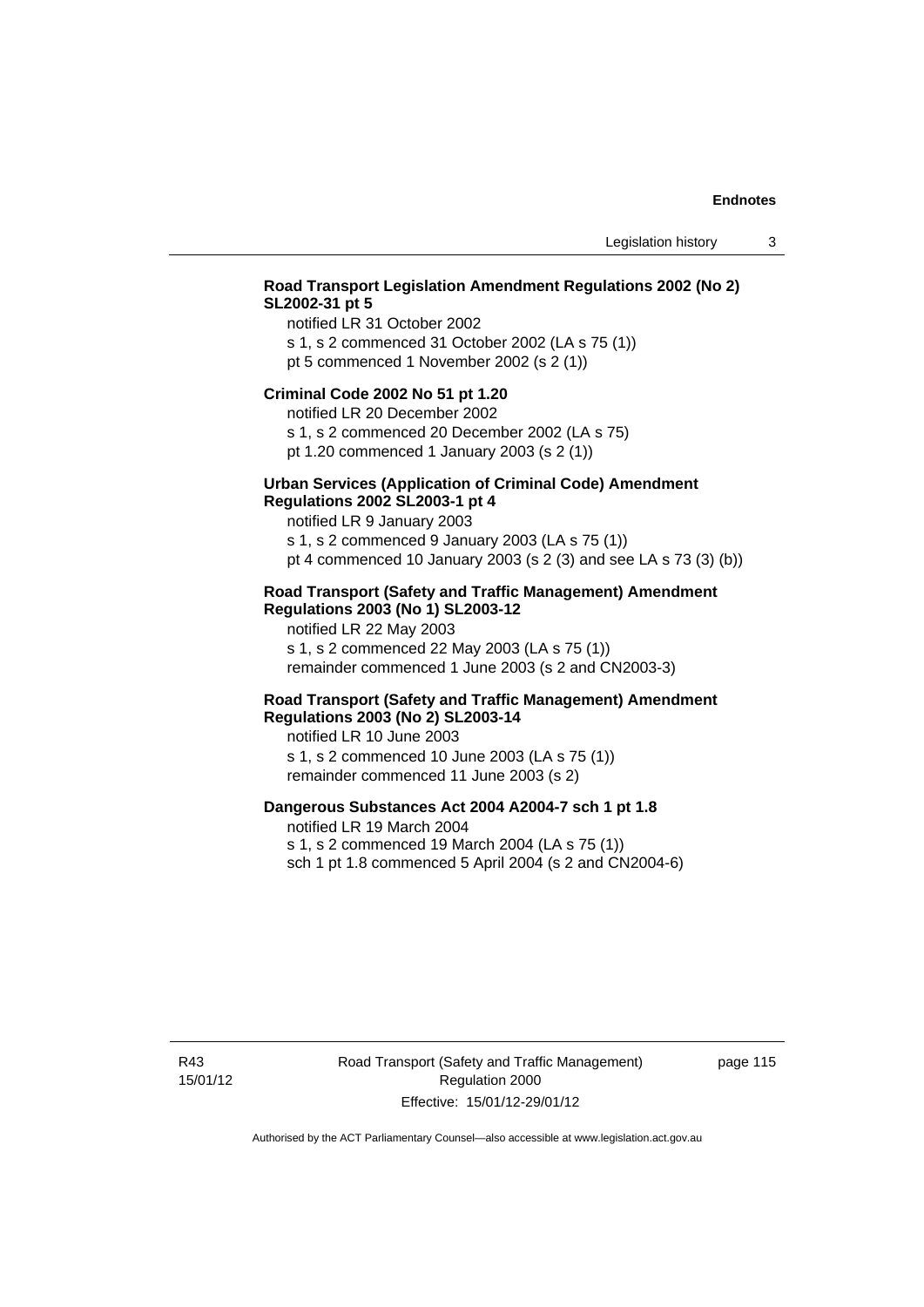**Road Transport Legislation Amendment Regulations 2002 (No 2) SL2002-31 pt 5**

notified LR 31 October 2002
s 1, s 2 commenced 31 October 2002 (LA s 75 (1))
pt 5 commenced 1 November 2002 (s 2 (1))

**Criminal Code 2002 No 51 pt 1.20**

notified LR 20 December 2002
s 1, s 2 commenced 20 December 2002 (LA s 75)
pt 1.20 commenced 1 January 2003 (s 2 (1))

**Urban Services (Application of Criminal Code) Amendment Regulations 2002 SL2003-1 pt 4**

notified LR 9 January 2003
s 1, s 2 commenced 9 January 2003 (LA s 75 (1))
pt 4 commenced 10 January 2003 (s 2 (3) and see LA s 73 (3) (b))

**Road Transport (Safety and Traffic Management) Amendment Regulations 2003 (No 1) SL2003-12**

notified LR 22 May 2003
s 1, s 2 commenced 22 May 2003 (LA s 75 (1))
remainder commenced 1 June 2003 (s 2 and CN2003-3)

**Road Transport (Safety and Traffic Management) Amendment Regulations 2003 (No 2) SL2003-14**

notified LR 10 June 2003
s 1, s 2 commenced 10 June 2003 (LA s 75 (1))
remainder commenced 11 June 2003 (s 2)

**Dangerous Substances Act 2004 A2004-7 sch 1 pt 1.8**

notified LR 19 March 2004
s 1, s 2 commenced 19 March 2004 (LA s 75 (1))
sch 1 pt 1.8 commenced 5 April 2004 (s 2 and CN2004-6)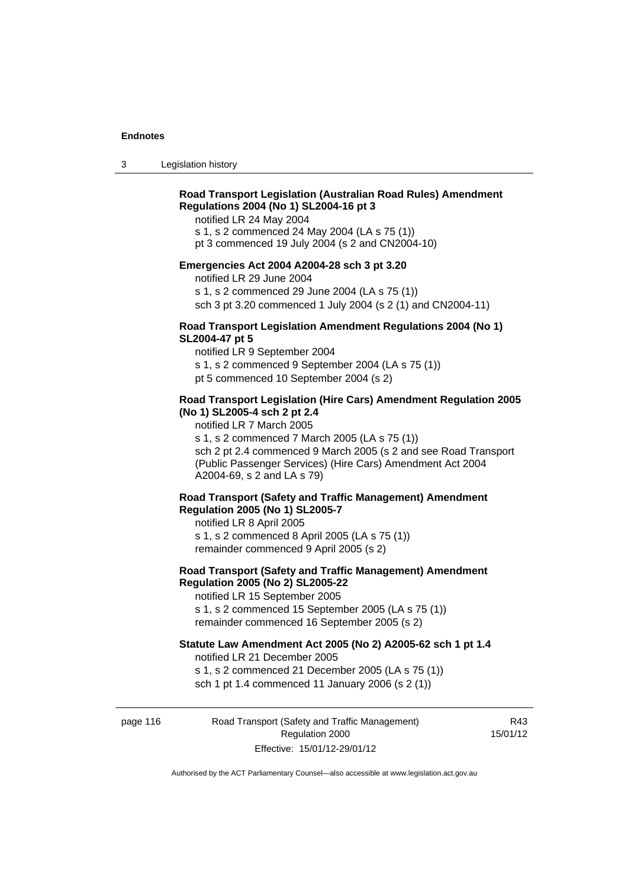**Road Transport Legislation (Australian Road Rules) Amendment Regulations 2004 (No 1) SL2004-16 pt 3**

notified LR 24 May 2004
s 1, s 2 commenced 24 May 2004 (LA s 75 (1))
pt 3 commenced 19 July 2004 (s 2 and CN2004-10)

**Emergencies Act 2004 A2004-28 sch 3 pt 3.20**

notified LR 29 June 2004
s 1, s 2 commenced 29 June 2004 (LA s 75 (1))
sch 3 pt 3.20 commenced 1 July 2004 (s 2 (1) and CN2004-11)

**Road Transport Legislation Amendment Regulations 2004 (No 1) SL2004-47 pt 5**

notified LR 9 September 2004
s 1, s 2 commenced 9 September 2004 (LA s 75 (1))
pt 5 commenced 10 September 2004 (s 2)

**Road Transport Legislation (Hire Cars) Amendment Regulation 2005 (No 1) SL2005-4 sch 2 pt 2.4**

notified LR 7 March 2005
s 1, s 2 commenced 7 March 2005 (LA s 75 (1))
sch 2 pt 2.4 commenced 9 March 2005 (s 2 and see Road Transport (Public Passenger Services) (Hire Cars) Amendment Act 2004 A2004-69, s 2 and LA s 79)

**Road Transport (Safety and Traffic Management) Amendment Regulation 2005 (No 1) SL2005-7**

notified LR 8 April 2005
s 1, s 2 commenced 8 April 2005 (LA s 75 (1))
remainder commenced 9 April 2005 (s 2)

**Road Transport (Safety and Traffic Management) Amendment Regulation 2005 (No 2) SL2005-22**

notified LR 15 September 2005
s 1, s 2 commenced 15 September 2005 (LA s 75 (1))
remainder commenced 16 September 2005 (s 2)

**Statute Law Amendment Act 2005 (No 2) A2005-62 sch 1 pt 1.4**

notified LR 21 December 2005
s 1, s 2 commenced 21 December 2005 (LA s 75 (1))
sch 1 pt 1.4 commenced 11 January 2006 (s 2 (1))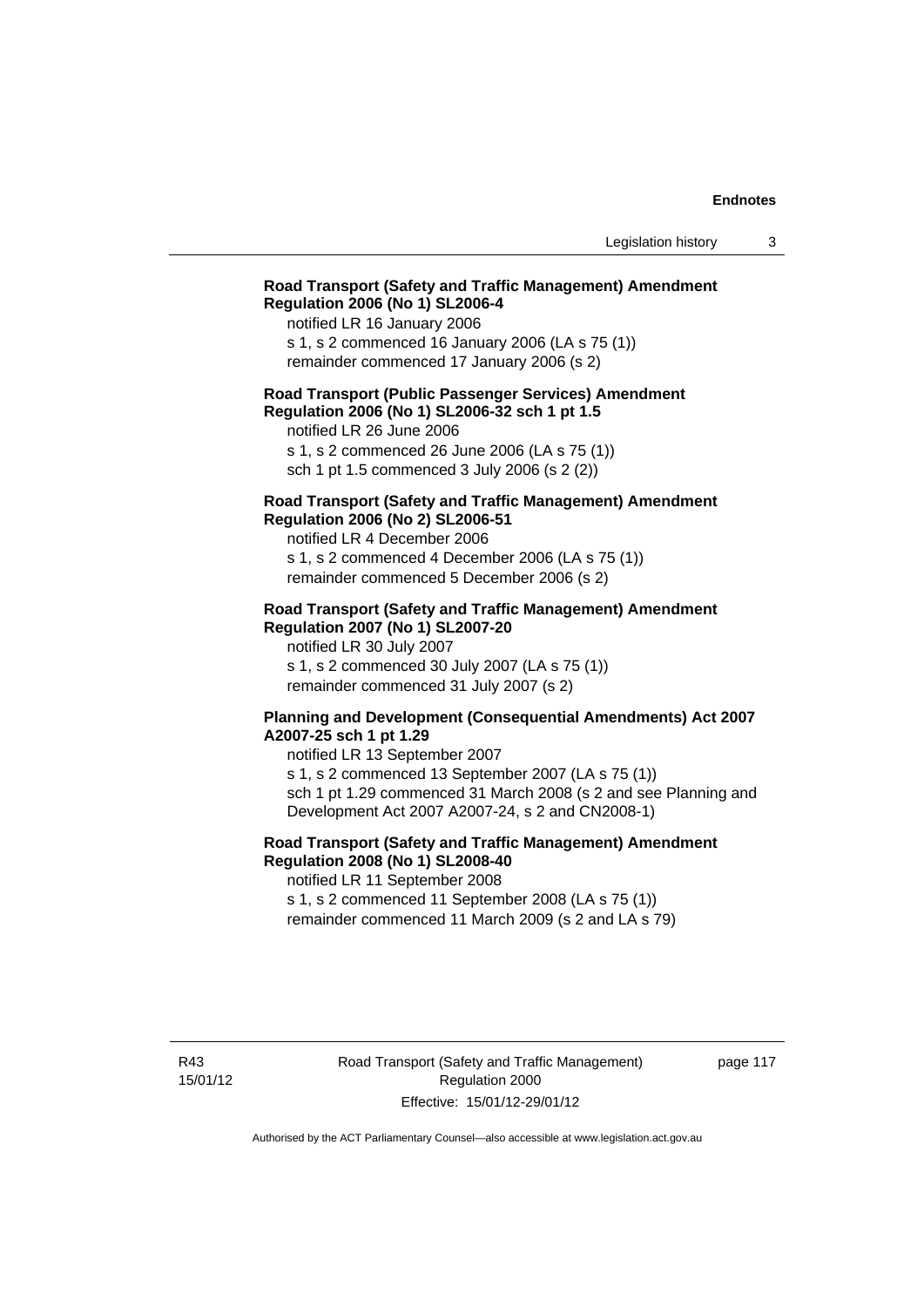**Road Transport (Safety and Traffic Management) Amendment Regulation 2006 (No 1) SL2006-4**

notified LR 16 January 2006

s 1, s 2 commenced 16 January 2006 (LA s 75 (1))

remainder commenced 17 January 2006 (s 2)

**Road Transport (Public Passenger Services) Amendment Regulation 2006 (No 1) SL2006-32 sch 1 pt 1.5**

notified LR 26 June 2006

s 1, s 2 commenced 26 June 2006 (LA s 75 (1))

sch 1 pt 1.5 commenced 3 July 2006 (s 2 (2))

**Road Transport (Safety and Traffic Management) Amendment Regulation 2006 (No 2) SL2006-51**

notified LR 4 December 2006

s 1, s 2 commenced 4 December 2006 (LA s 75 (1))

remainder commenced 5 December 2006 (s 2)

**Road Transport (Safety and Traffic Management) Amendment Regulation 2007 (No 1) SL2007-20**

notified LR 30 July 2007

s 1, s 2 commenced 30 July 2007 (LA s 75 (1))

remainder commenced 31 July 2007 (s 2)

**Planning and Development (Consequential Amendments) Act 2007 A2007-25 sch 1 pt 1.29**

notified LR 13 September 2007

s 1, s 2 commenced 13 September 2007 (LA s 75 (1))

sch 1 pt 1.29 commenced 31 March 2008 (s 2 and see Planning and Development Act 2007 A2007-24, s 2 and CN2008-1)

**Road Transport (Safety and Traffic Management) Amendment Regulation 2008 (No 1) SL2008-40**

notified LR 11 September 2008

s 1, s 2 commenced 11 September 2008 (LA s 75 (1))

remainder commenced 11 March 2009 (s 2 and LA s 79)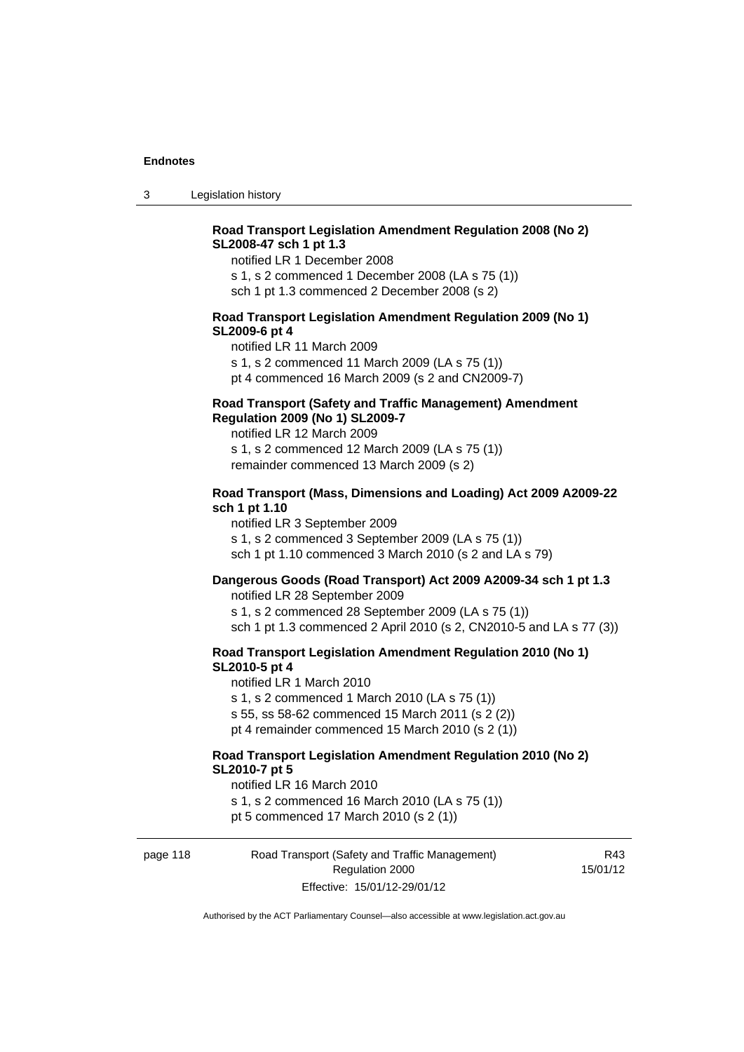**Road Transport Legislation Amendment Regulation 2008 (No 2) SL2008-47 sch 1 pt 1.3**

notified LR 1 December 2008

s 1, s 2 commenced 1 December 2008 (LA s 75 (1))

sch 1 pt 1.3 commenced 2 December 2008 (s 2)

**Road Transport Legislation Amendment Regulation 2009 (No 1) SL2009-6 pt 4**

notified LR 11 March 2009

s 1, s 2 commenced 11 March 2009 (LA s 75 (1))

pt 4 commenced 16 March 2009 (s 2 and CN2009-7)

**Road Transport (Safety and Traffic Management) Amendment Regulation 2009 (No 1) SL2009-7**

notified LR 12 March 2009

s 1, s 2 commenced 12 March 2009 (LA s 75 (1))

remainder commenced 13 March 2009 (s 2)

**Road Transport (Mass, Dimensions and Loading) Act 2009 A2009-22 sch 1 pt 1.10**

notified LR 3 September 2009

s 1, s 2 commenced 3 September 2009 (LA s 75 (1))

sch 1 pt 1.10 commenced 3 March 2010 (s 2 and LA s 79)

**Dangerous Goods (Road Transport) Act 2009 A2009-34 sch 1 pt 1.3**

notified LR 28 September 2009

s 1, s 2 commenced 28 September 2009 (LA s 75 (1))

sch 1 pt 1.3 commenced 2 April 2010 (s 2, CN2010-5 and LA s 77 (3))

**Road Transport Legislation Amendment Regulation 2010 (No 1) SL2010-5 pt 4**

notified LR 1 March 2010

s 1, s 2 commenced 1 March 2010 (LA s 75 (1))

s 55, ss 58-62 commenced 15 March 2011 (s 2 (2))

pt 4 remainder commenced 15 March 2010 (s 2 (1))

**Road Transport Legislation Amendment Regulation 2010 (No 2) SL2010-7 pt 5**

notified LR 16 March 2010

s 1, s 2 commenced 16 March 2010 (LA s 75 (1))

pt 5 commenced 17 March 2010 (s 2 (1))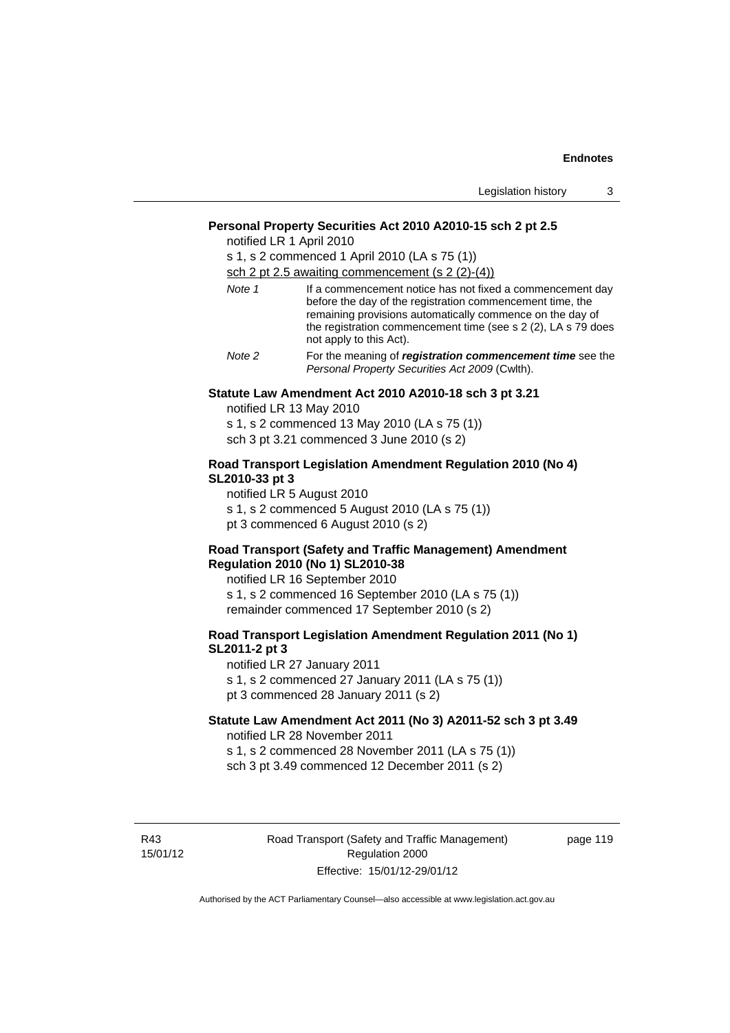**Personal Property Securities Act 2010 A2010-15 sch 2 pt 2.5**

notified LR 1 April 2010

s 1, s 2 commenced 1 April 2010 (LA s 75 (1))

sch 2 pt 2.5 awaiting commencement (s 2 (2)-(4))

*Note 1* If a commencement notice has not fixed a commencement day before the day of the registration commencement time, the remaining provisions automatically commence on the day of the registration commencement time (see s 2 (2), LA s 79 does not apply to this Act).

*Note 2* For the meaning of ***registration commencement time*** see the *Personal Property Securities Act 2009* (Cwlth).

**Statute Law Amendment Act 2010 A2010-18 sch 3 pt 3.21**

notified LR 13 May 2010

s 1, s 2 commenced 13 May 2010 (LA s 75 (1))

sch 3 pt 3.21 commenced 3 June 2010 (s 2)

**Road Transport Legislation Amendment Regulation 2010 (No 4) SL2010-33 pt 3**

notified LR 5 August 2010

s 1, s 2 commenced 5 August 2010 (LA s 75 (1))

pt 3 commenced 6 August 2010 (s 2)

**Road Transport (Safety and Traffic Management) Amendment Regulation 2010 (No 1) SL2010-38**

notified LR 16 September 2010

s 1, s 2 commenced 16 September 2010 (LA s 75 (1))

remainder commenced 17 September 2010 (s 2)

**Road Transport Legislation Amendment Regulation 2011 (No 1) SL2011-2 pt 3**

notified LR 27 January 2011

s 1, s 2 commenced 27 January 2011 (LA s 75 (1))

pt 3 commenced 28 January 2011 (s 2)

**Statute Law Amendment Act 2011 (No 3) A2011-52 sch 3 pt 3.49**

notified LR 28 November 2011

s 1, s 2 commenced 28 November 2011 (LA s 75 (1))

sch 3 pt 3.49 commenced 12 December 2011 (s 2)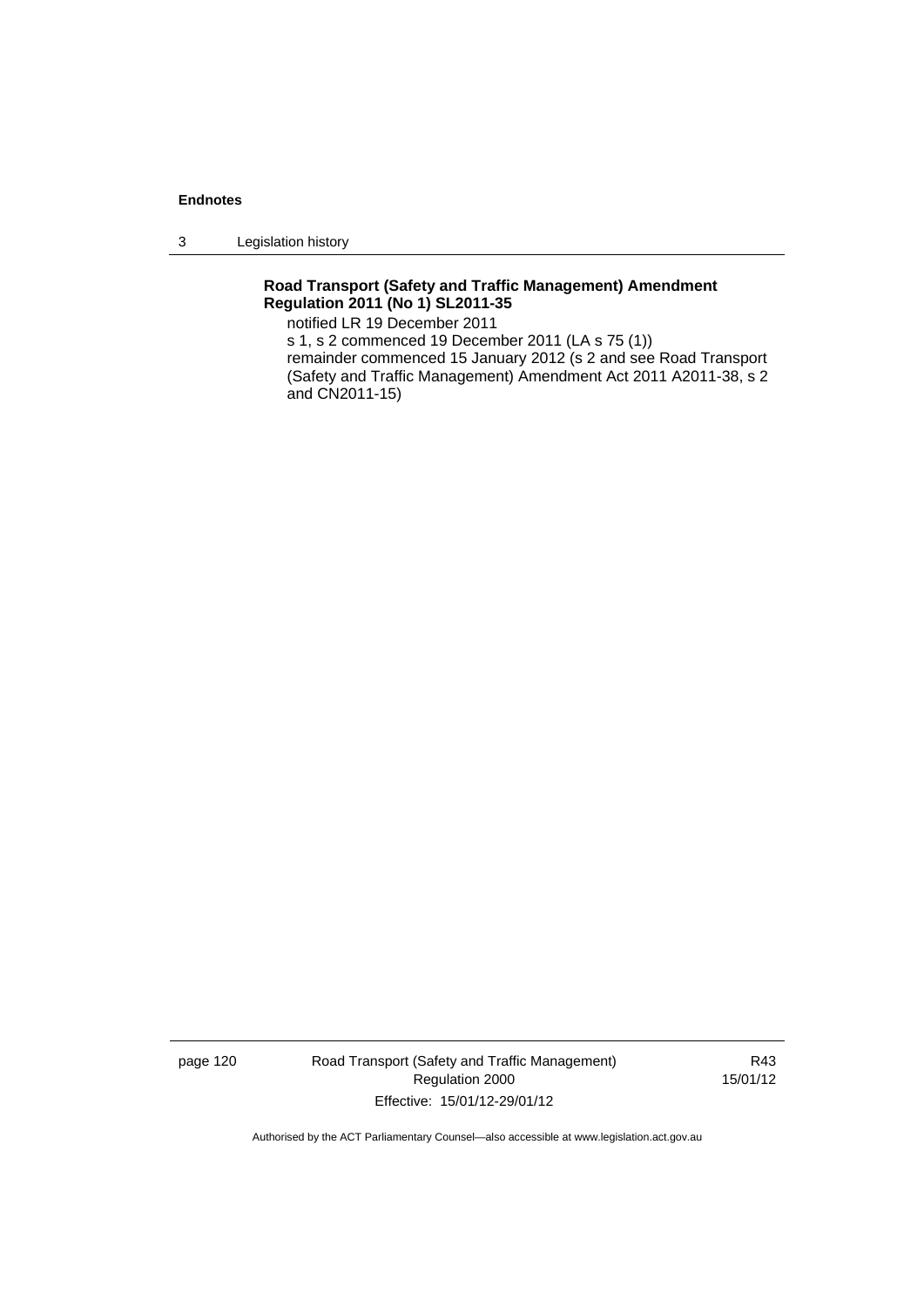**Road Transport (Safety and Traffic Management) Amendment Regulation 2011 (No 1) SL2011-35**

notified LR 19 December 2011

s 1, s 2 commenced 19 December 2011 (LA s 75 (1))

remainder commenced 15 January 2012 (s 2 and see Road Transport (Safety and Traffic Management) Amendment Act 2011 A2011-38, s 2 and CN2011-15)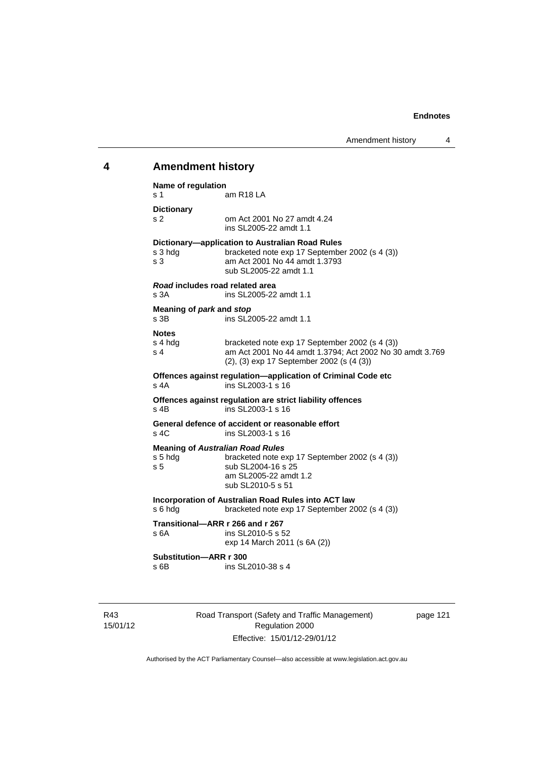## 4 Amendment history

**Name of regulation**
s 1 am R18 LA

**Dictionary**
s 2 om Act 2001 No 27 amdt 4.24
ins SL2005-22 amdt 1.1

**Dictionary—application to Australian Road Rules**
s 3 hdg bracketed note exp 17 September 2002 (s 4 (3))
s 3 am Act 2001 No 44 amdt 1.3793
sub SL2005-22 amdt 1.1

***Road* includes road related area**
s 3A ins SL2005-22 amdt 1.1

**Meaning of *park* and *stop***
s 3B ins SL2005-22 amdt 1.1

**Notes**
s 4 hdg bracketed note exp 17 September 2002 (s 4 (3))
s 4 am Act 2001 No 44 amdt 1.3794; Act 2002 No 30 amdt 3.769
(2), (3) exp 17 September 2002 (s (4 (3))

**Offences against regulation—application of Criminal Code etc**
s 4A ins SL2003-1 s 16

**Offences against regulation are strict liability offences**
s 4B ins SL2003-1 s 16

**General defence of accident or reasonable effort**
s 4C ins SL2003-1 s 16

**Meaning of *Australian Road Rules***
s 5 hdg bracketed note exp 17 September 2002 (s 4 (3))
s 5 sub SL2004-16 s 25
am SL2005-22 amdt 1.2
sub SL2010-5 s 51

**Incorporation of Australian Road Rules into ACT law**
s 6 hdg bracketed note exp 17 September 2002 (s 4 (3))

**Transitional—ARR r 266 and r 267**
s 6A ins SL2010-5 s 52
exp 14 March 2011 (s 6A (2))

**Substitution—ARR r 300**
s 6B ins SL2010-38 s 4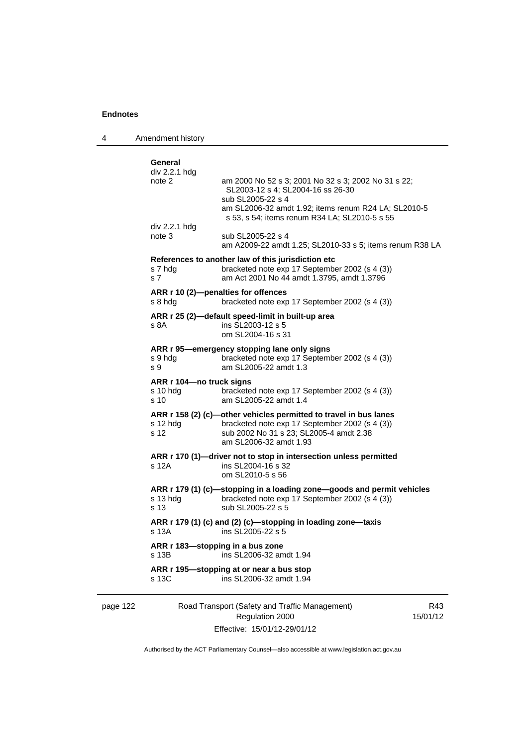**General**

| | |
|---|---|
| div 2.2.1 hdg note 2 | am 2000 No 52 s 3; 2001 No 32 s 3; 2002 No 31 s 22; SL2003-12 s 4; SL2004-16 ss 26-30<br>sub SL2005-22 s 4<br>am SL2006-32 amdt 1.92; items renum R24 LA; SL2010-5 s 53, s 54; items renum R34 LA; SL2010-5 s 55 |
| div 2.2.1 hdg note 3 | sub SL2005-22 s 4<br>am A2009-22 amdt 1.25; SL2010-33 s 5; items renum R38 LA |

**References to another law of this jurisdiction etc**

| | |
|---|---|
| s 7 hdg | bracketed note exp 17 September 2002 (s 4 (3)) |
| s 7 | am Act 2001 No 44 amdt 1.3795, amdt 1.3796 |

**ARR r 10 (2)—penalties for offences**

| | |
|---|---|
| s 8 hdg | bracketed note exp 17 September 2002 (s 4 (3)) |

**ARR r 25 (2)—default speed-limit in built-up area**

| | |
|---|---|
| s 8A | ins SL2003-12 s 5<br>om SL2004-16 s 31 |

**ARR r 95—emergency stopping lane only signs**

| | |
|---|---|
| s 9 hdg | bracketed note exp 17 September 2002 (s 4 (3)) |
| s 9 | am SL2005-22 amdt 1.3 |

**ARR r 104—no truck signs**

| | |
|---|---|
| s 10 hdg | bracketed note exp 17 September 2002 (s 4 (3)) |
| s 10 | am SL2005-22 amdt 1.4 |

**ARR r 158 (2) (c)—other vehicles permitted to travel in bus lanes**

| | |
|---|---|
| s 12 hdg | bracketed note exp 17 September 2002 (s 4 (3)) |
| s 12 | sub 2002 No 31 s 23; SL2005-4 amdt 2.38<br>am SL2006-32 amdt 1.93 |

**ARR r 170 (1)—driver not to stop in intersection unless permitted**

| | |
|---|---|
| s 12A | ins SL2004-16 s 32<br>om SL2010-5 s 56 |

**ARR r 179 (1) (c)—stopping in a loading zone—goods and permit vehicles**

| | |
|---|---|
| s 13 hdg | bracketed note exp 17 September 2002 (s 4 (3)) |
| s 13 | sub SL2005-22 s 5 |

**ARR r 179 (1) (c) and (2) (c)—stopping in loading zone—taxis**

| | |
|---|---|
| s 13A | ins SL2005-22 s 5 |

**ARR r 183—stopping in a bus zone**

| | |
|---|---|
| s 13B | ins SL2006-32 amdt 1.94 |

**ARR r 195—stopping at or near a bus stop**

| | |
|---|---|
| s 13C | ins SL2006-32 amdt 1.94 |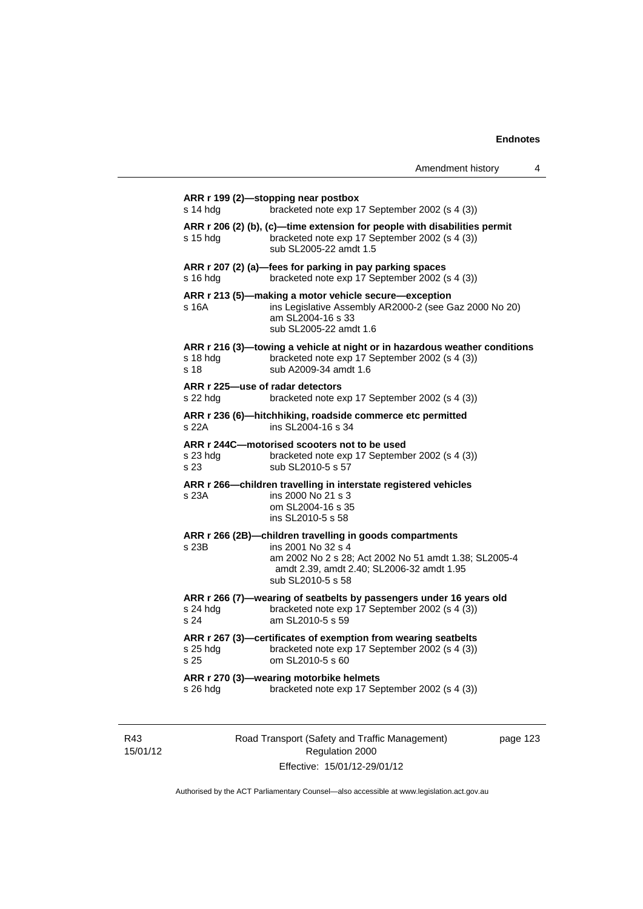**ARR r 199 (2)—stopping near postbox**

s 14 hdg bracketed note exp 17 September 2002 (s 4 (3))

**ARR r 206 (2) (b), (c)—time extension for people with disabilities permit**

s 15 hdg bracketed note exp 17 September 2002 (s 4 (3))
sub SL2005-22 amdt 1.5

**ARR r 207 (2) (a)—fees for parking in pay parking spaces**

s 16 hdg bracketed note exp 17 September 2002 (s 4 (3))

**ARR r 213 (5)—making a motor vehicle secure—exception**

s 16A ins Legislative Assembly AR2000-2 (see Gaz 2000 No 20)
am SL2004-16 s 33
sub SL2005-22 amdt 1.6

**ARR r 216 (3)—towing a vehicle at night or in hazardous weather conditions**

s 18 hdg bracketed note exp 17 September 2002 (s 4 (3))
s 18 sub A2009-34 amdt 1.6

**ARR r 225—use of radar detectors**

s 22 hdg bracketed note exp 17 September 2002 (s 4 (3))

**ARR r 236 (6)—hitchhiking, roadside commerce etc permitted**

s 22A ins SL2004-16 s 34

**ARR r 244C—motorised scooters not to be used**

s 23 hdg bracketed note exp 17 September 2002 (s 4 (3))
s 23 sub SL2010-5 s 57

**ARR r 266—children travelling in interstate registered vehicles**

s 23A ins 2000 No 21 s 3
om SL2004-16 s 35
ins SL2010-5 s 58

**ARR r 266 (2B)—children travelling in goods compartments**

s 23B ins 2001 No 32 s 4
am 2002 No 2 s 28; Act 2002 No 51 amdt 1.38; SL2005-4 amdt 2.39, amdt 2.40; SL2006-32 amdt 1.95
sub SL2010-5 s 58

**ARR r 266 (7)—wearing of seatbelts by passengers under 16 years old**

s 24 hdg bracketed note exp 17 September 2002 (s 4 (3))
s 24 am SL2010-5 s 59

**ARR r 267 (3)—certificates of exemption from wearing seatbelts**

s 25 hdg bracketed note exp 17 September 2002 (s 4 (3))
s 25 om SL2010-5 s 60

**ARR r 270 (3)—wearing motorbike helmets**

s 26 hdg bracketed note exp 17 September 2002 (s 4 (3))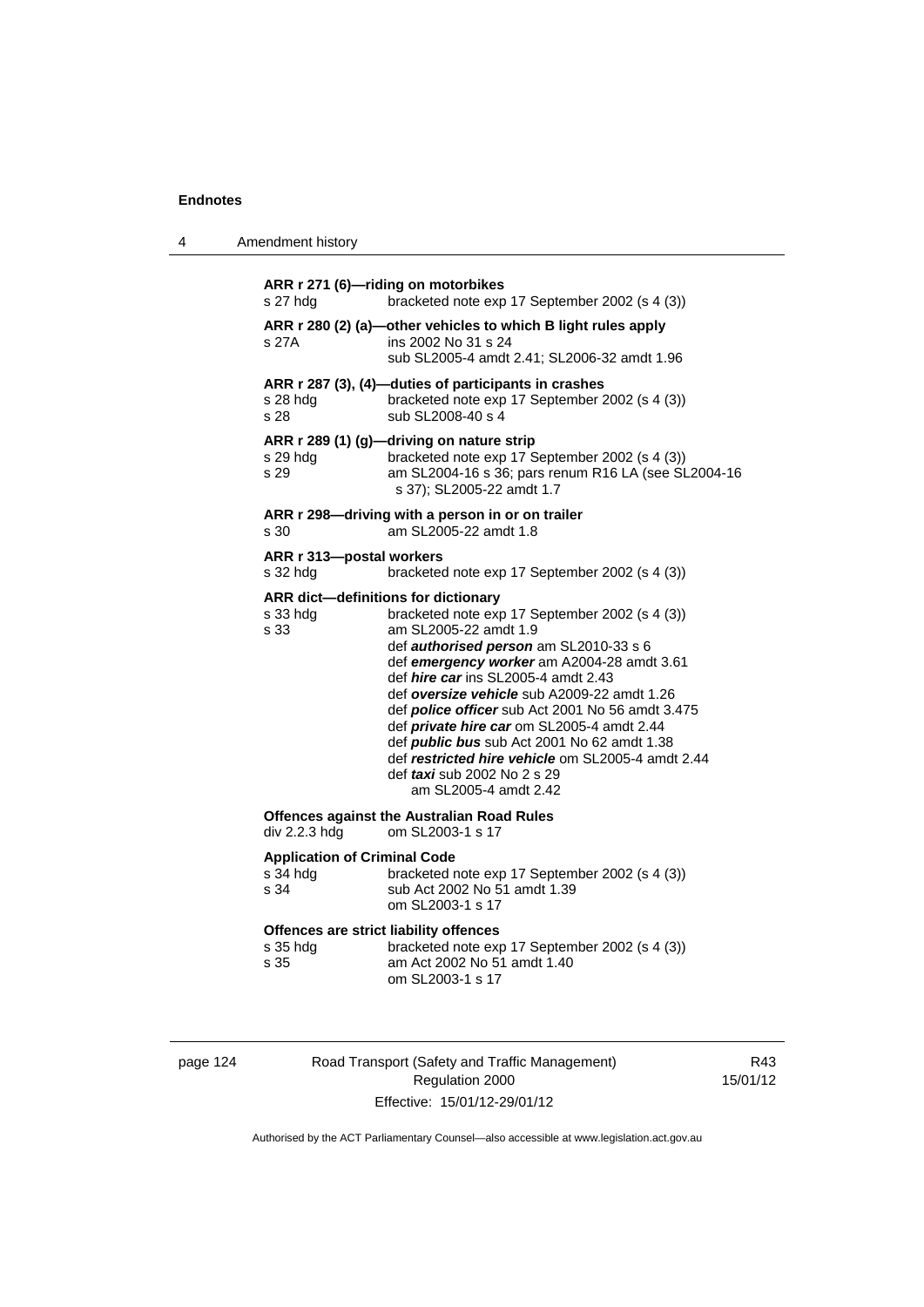**ARR r 271 (6)—riding on motorbikes**

s 27 hdg bracketed note exp 17 September 2002 (s 4 (3))

**ARR r 280 (2) (a)—other vehicles to which B light rules apply**

s 27A ins 2002 No 31 s 24
sub SL2005-4 amdt 2.41; SL2006-32 amdt 1.96

**ARR r 287 (3), (4)—duties of participants in crashes**

s 28 hdg bracketed note exp 17 September 2002 (s 4 (3))
s 28 sub SL2008-40 s 4

**ARR r 289 (1) (g)—driving on nature strip**

s 29 hdg bracketed note exp 17 September 2002 (s 4 (3))
s 29 am SL2004-16 s 36; pars renum R16 LA (see SL2004-16 s 37); SL2005-22 amdt 1.7

**ARR r 298—driving with a person in or on trailer**

s 30 am SL2005-22 amdt 1.8

**ARR r 313—postal workers**

s 32 hdg bracketed note exp 17 September 2002 (s 4 (3))

**ARR dict—definitions for dictionary**

s 33 hdg bracketed note exp 17 September 2002 (s 4 (3))
s 33 am SL2005-22 amdt 1.9
def ***authorised person*** am SL2010-33 s 6
def ***emergency worker*** am A2004-28 amdt 3.61
def ***hire car*** ins SL2005-4 amdt 2.43
def ***oversize vehicle*** sub A2009-22 amdt 1.26
def ***police officer*** sub Act 2001 No 56 amdt 3.475
def ***private hire car*** om SL2005-4 amdt 2.44
def ***public bus*** sub Act 2001 No 62 amdt 1.38
def ***restricted hire vehicle*** om SL2005-4 amdt 2.44
def ***taxi*** sub 2002 No 2 s 29
am SL2005-4 amdt 2.42

**Offences against the Australian Road Rules**

div 2.2.3 hdg om SL2003-1 s 17

**Application of Criminal Code**

s 34 hdg bracketed note exp 17 September 2002 (s 4 (3))
s 34 sub Act 2002 No 51 amdt 1.39
om SL2003-1 s 17

**Offences are strict liability offences**

s 35 hdg bracketed note exp 17 September 2002 (s 4 (3))
s 35 am Act 2002 No 51 amdt 1.40
om SL2003-1 s 17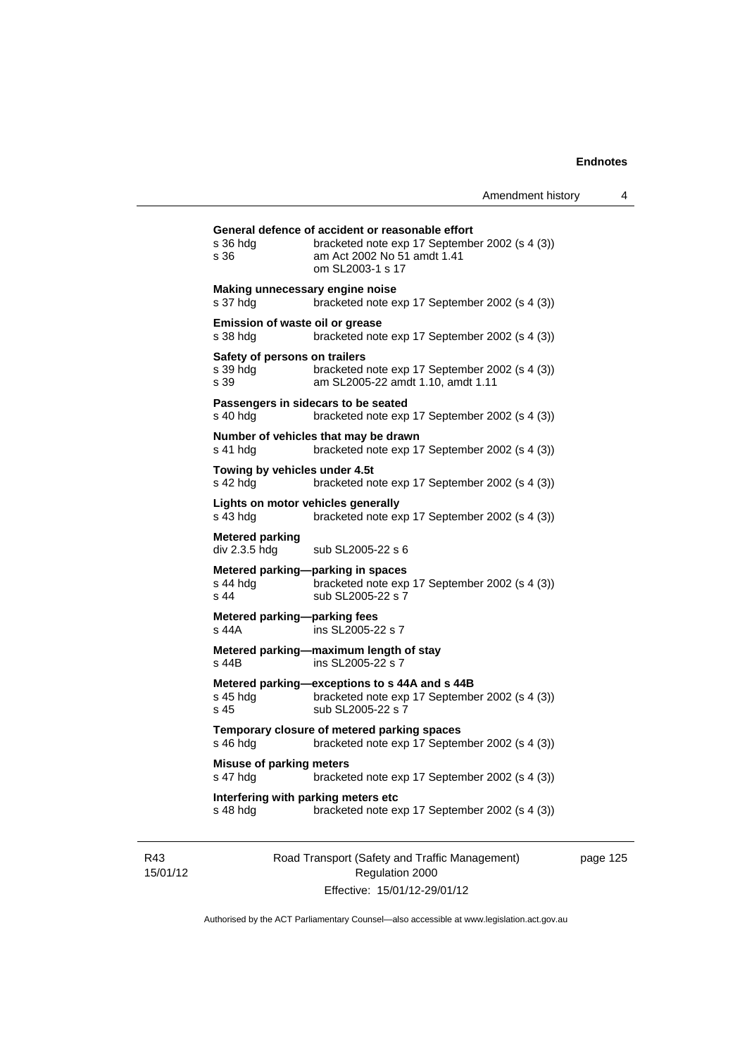**General defence of accident or reasonable effort**

| | |
|---|---|
| s 36 hdg | bracketed note exp 17 September 2002 (s 4 (3)) |
| s 36 | am Act 2002 No 51 amdt 1.41<br>om SL2003-1 s 17 |

**Making unnecessary engine noise**

| | |
|---|---|
| s 37 hdg | bracketed note exp 17 September 2002 (s 4 (3)) |

**Emission of waste oil or grease**

| | |
|---|---|
| s 38 hdg | bracketed note exp 17 September 2002 (s 4 (3)) |

**Safety of persons on trailers**

| | |
|---|---|
| s 39 hdg | bracketed note exp 17 September 2002 (s 4 (3)) |
| s 39 | am SL2005-22 amdt 1.10, amdt 1.11 |

**Passengers in sidecars to be seated**

| | |
|---|---|
| s 40 hdg | bracketed note exp 17 September 2002 (s 4 (3)) |

**Number of vehicles that may be drawn**

| | |
|---|---|
| s 41 hdg | bracketed note exp 17 September 2002 (s 4 (3)) |

**Towing by vehicles under 4.5t**

| | |
|---|---|
| s 42 hdg | bracketed note exp 17 September 2002 (s 4 (3)) |

**Lights on motor vehicles generally**

| | |
|---|---|
| s 43 hdg | bracketed note exp 17 September 2002 (s 4 (3)) |

**Metered parking**

| | |
|---|---|
| div 2.3.5 hdg | sub SL2005-22 s 6 |

**Metered parking—parking in spaces**

| | |
|---|---|
| s 44 hdg | bracketed note exp 17 September 2002 (s 4 (3)) |
| s 44 | sub SL2005-22 s 7 |

**Metered parking—parking fees**

| | |
|---|---|
| s 44A | ins SL2005-22 s 7 |

**Metered parking—maximum length of stay**

| | |
|---|---|
| s 44B | ins SL2005-22 s 7 |

**Metered parking—exceptions to s 44A and s 44B**

| | |
|---|---|
| s 45 hdg | bracketed note exp 17 September 2002 (s 4 (3)) |
| s 45 | sub SL2005-22 s 7 |

**Temporary closure of metered parking spaces**

| | |
|---|---|
| s 46 hdg | bracketed note exp 17 September 2002 (s 4 (3)) |

**Misuse of parking meters**

| | |
|---|---|
| s 47 hdg | bracketed note exp 17 September 2002 (s 4 (3)) |

**Interfering with parking meters etc**

| | |
|---|---|
| s 48 hdg | bracketed note exp 17 September 2002 (s 4 (3)) |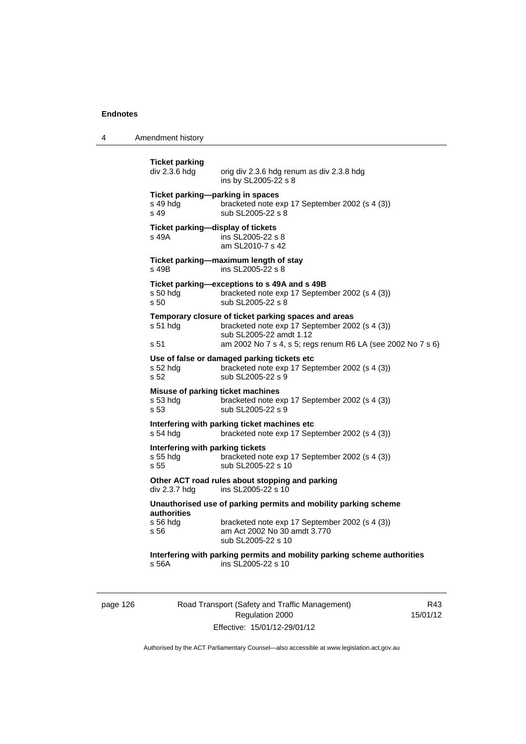**Ticket parking**

| | |
|---|---|
| div 2.3.6 hdg | orig div 2.3.6 hdg renum as div 2.3.8 hdg<br>ins by SL2005-22 s 8 |

**Ticket parking—parking in spaces**

| | |
|---|---|
| s 49 hdg | bracketed note exp 17 September 2002 (s 4 (3)) |
| s 49 | sub SL2005-22 s 8 |

**Ticket parking—display of tickets**

| | |
|---|---|
| s 49A | ins SL2005-22 s 8<br>am SL2010-7 s 42 |

**Ticket parking—maximum length of stay**

| | |
|---|---|
| s 49B | ins SL2005-22 s 8 |

**Ticket parking—exceptions to s 49A and s 49B**

| | |
|---|---|
| s 50 hdg | bracketed note exp 17 September 2002 (s 4 (3)) |
| s 50 | sub SL2005-22 s 8 |

**Temporary closure of ticket parking spaces and areas**

| | |
|---|---|
| s 51 hdg | bracketed note exp 17 September 2002 (s 4 (3))<br>sub SL2005-22 amdt 1.12 |
| s 51 | am 2002 No 7 s 4, s 5; regs renum R6 LA (see 2002 No 7 s 6) |

**Use of false or damaged parking tickets etc**

| | |
|---|---|
| s 52 hdg | bracketed note exp 17 September 2002 (s 4 (3)) |
| s 52 | sub SL2005-22 s 9 |

**Misuse of parking ticket machines**

| | |
|---|---|
| s 53 hdg | bracketed note exp 17 September 2002 (s 4 (3)) |
| s 53 | sub SL2005-22 s 9 |

**Interfering with parking ticket machines etc**

| | |
|---|---|
| s 54 hdg | bracketed note exp 17 September 2002 (s 4 (3)) |

**Interfering with parking tickets**

| | |
|---|---|
| s 55 hdg | bracketed note exp 17 September 2002 (s 4 (3)) |
| s 55 | sub SL2005-22 s 10 |

**Other ACT road rules about stopping and parking**

| | |
|---|---|
| div 2.3.7 hdg | ins SL2005-22 s 10 |

**Unauthorised use of parking permits and mobility parking scheme authorities**

| | |
|---|---|
| s 56 hdg | bracketed note exp 17 September 2002 (s 4 (3)) |
| s 56 | am Act 2002 No 30 amdt 3.770<br>sub SL2005-22 s 10 |

**Interfering with parking permits and mobility parking scheme authorities**

| | |
|---|---|
| s 56A | ins SL2005-22 s 10 |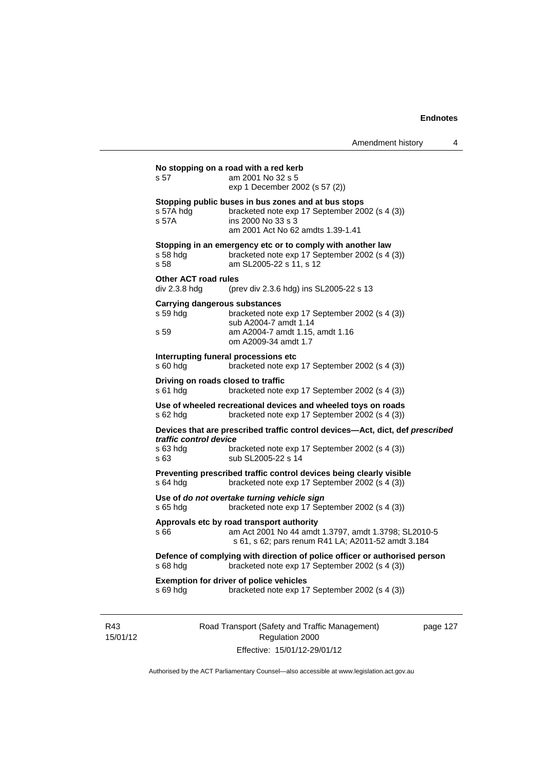**No stopping on a road with a red kerb**

s 57 am 2001 No 32 s 5
exp 1 December 2002 (s 57 (2))

**Stopping public buses in bus zones and at bus stops**

s 57A hdg bracketed note exp 17 September 2002 (s 4 (3))
s 57A ins 2000 No 33 s 3
am 2001 Act No 62 amdts 1.39-1.41

**Stopping in an emergency etc or to comply with another law**

s 58 hdg bracketed note exp 17 September 2002 (s 4 (3))
s 58 am SL2005-22 s 11, s 12

**Other ACT road rules**

div 2.3.8 hdg (prev div 2.3.6 hdg) ins SL2005-22 s 13

**Carrying dangerous substances**

s 59 hdg bracketed note exp 17 September 2002 (s 4 (3))
sub A2004-7 amdt 1.14
s 59 am A2004-7 amdt 1.15, amdt 1.16
om A2009-34 amdt 1.7

**Interrupting funeral processions etc**

s 60 hdg bracketed note exp 17 September 2002 (s 4 (3))

**Driving on roads closed to traffic**

s 61 hdg bracketed note exp 17 September 2002 (s 4 (3))

**Use of wheeled recreational devices and wheeled toys on roads**

s 62 hdg bracketed note exp 17 September 2002 (s 4 (3))

**Devices that are prescribed traffic control devices—Act, dict, def *prescribed traffic control device***

s 63 hdg bracketed note exp 17 September 2002 (s 4 (3))
s 63 sub SL2005-22 s 14

**Preventing prescribed traffic control devices being clearly visible**

s 64 hdg bracketed note exp 17 September 2002 (s 4 (3))

**Use of *do not overtake turning vehicle sign***

s 65 hdg bracketed note exp 17 September 2002 (s 4 (3))

**Approvals etc by road transport authority**

s 66 am Act 2001 No 44 amdt 1.3797, amdt 1.3798; SL2010-5 s 61, s 62; pars renum R41 LA; A2011-52 amdt 3.184

**Defence of complying with direction of police officer or authorised person**

s 68 hdg bracketed note exp 17 September 2002 (s 4 (3))

**Exemption for driver of police vehicles**

s 69 hdg bracketed note exp 17 September 2002 (s 4 (3))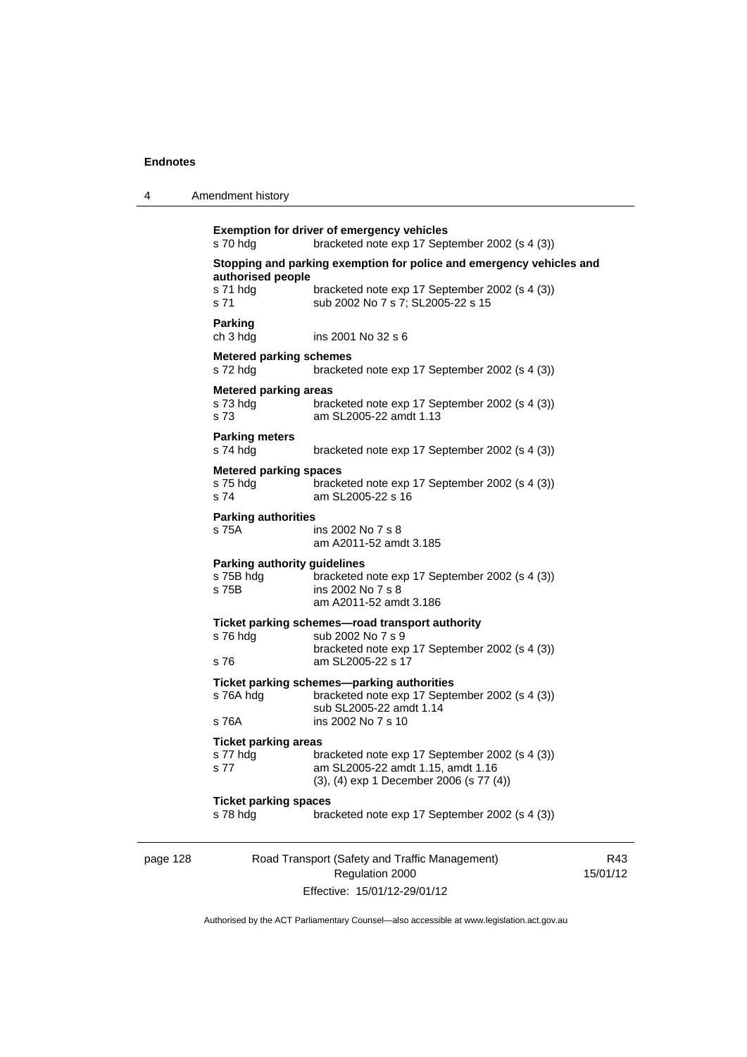**Exemption for driver of emergency vehicles**

s 70 hdg bracketed note exp 17 September 2002 (s 4 (3))

**Stopping and parking exemption for police and emergency vehicles and authorised people**

s 71 hdg bracketed note exp 17 September 2002 (s 4 (3))
s 71 sub 2002 No 7 s 7; SL2005-22 s 15

**Parking**

ch 3 hdg ins 2001 No 32 s 6

**Metered parking schemes**

s 72 hdg bracketed note exp 17 September 2002 (s 4 (3))

**Metered parking areas**

s 73 hdg bracketed note exp 17 September 2002 (s 4 (3))
s 73 am SL2005-22 amdt 1.13

**Parking meters**

s 74 hdg bracketed note exp 17 September 2002 (s 4 (3))

**Metered parking spaces**

s 75 hdg bracketed note exp 17 September 2002 (s 4 (3))
s 74 am SL2005-22 s 16

**Parking authorities**

s 75A ins 2002 No 7 s 8
am A2011-52 amdt 3.185

**Parking authority guidelines**

s 75B hdg bracketed note exp 17 September 2002 (s 4 (3))
s 75B ins 2002 No 7 s 8
am A2011-52 amdt 3.186

**Ticket parking schemes—road transport authority**

s 76 hdg sub 2002 No 7 s 9
bracketed note exp 17 September 2002 (s 4 (3))
s 76 am SL2005-22 s 17

**Ticket parking schemes—parking authorities**

s 76A hdg bracketed note exp 17 September 2002 (s 4 (3))
sub SL2005-22 amdt 1.14
s 76A ins 2002 No 7 s 10

**Ticket parking areas**

s 77 hdg bracketed note exp 17 September 2002 (s 4 (3))
s 77 am SL2005-22 amdt 1.15, amdt 1.16
(3), (4) exp 1 December 2006 (s 77 (4))

**Ticket parking spaces**

s 78 hdg bracketed note exp 17 September 2002 (s 4 (3))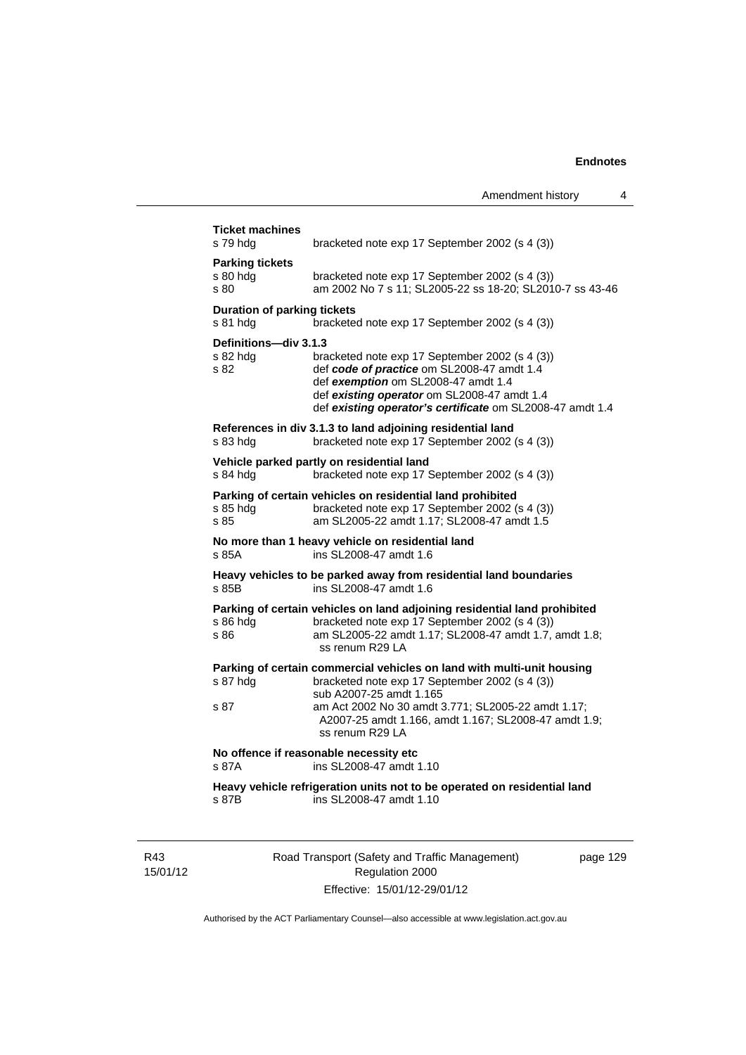**Ticket machines**

s 79 hdg — bracketed note exp 17 September 2002 (s 4 (3))

**Parking tickets**

s 80 hdg — bracketed note exp 17 September 2002 (s 4 (3))
s 80 — am 2002 No 7 s 11; SL2005-22 ss 18-20; SL2010-7 ss 43-46

**Duration of parking tickets**

s 81 hdg — bracketed note exp 17 September 2002 (s 4 (3))

**Definitions—div 3.1.3**

s 82 hdg — bracketed note exp 17 September 2002 (s 4 (3))
s 82 — def ***code of practice*** om SL2008-47 amdt 1.4
def ***exemption*** om SL2008-47 amdt 1.4
def ***existing operator*** om SL2008-47 amdt 1.4
def ***existing operator's certificate*** om SL2008-47 amdt 1.4

**References in div 3.1.3 to land adjoining residential land**

s 83 hdg — bracketed note exp 17 September 2002 (s 4 (3))

**Vehicle parked partly on residential land**

s 84 hdg — bracketed note exp 17 September 2002 (s 4 (3))

**Parking of certain vehicles on residential land prohibited**

s 85 hdg — bracketed note exp 17 September 2002 (s 4 (3))
s 85 — am SL2005-22 amdt 1.17; SL2008-47 amdt 1.5

**No more than 1 heavy vehicle on residential land**

s 85A — ins SL2008-47 amdt 1.6

**Heavy vehicles to be parked away from residential land boundaries**

s 85B — ins SL2008-47 amdt 1.6

**Parking of certain vehicles on land adjoining residential land prohibited**

s 86 hdg — bracketed note exp 17 September 2002 (s 4 (3))
s 86 — am SL2005-22 amdt 1.17; SL2008-47 amdt 1.7, amdt 1.8; ss renum R29 LA

**Parking of certain commercial vehicles on land with multi-unit housing**

s 87 hdg — bracketed note exp 17 September 2002 (s 4 (3))
sub A2007-25 amdt 1.165
s 87 — am Act 2002 No 30 amdt 3.771; SL2005-22 amdt 1.17; A2007-25 amdt 1.166, amdt 1.167; SL2008-47 amdt 1.9; ss renum R29 LA

**No offence if reasonable necessity etc**

s 87A — ins SL2008-47 amdt 1.10

**Heavy vehicle refrigeration units not to be operated on residential land**

s 87B — ins SL2008-47 amdt 1.10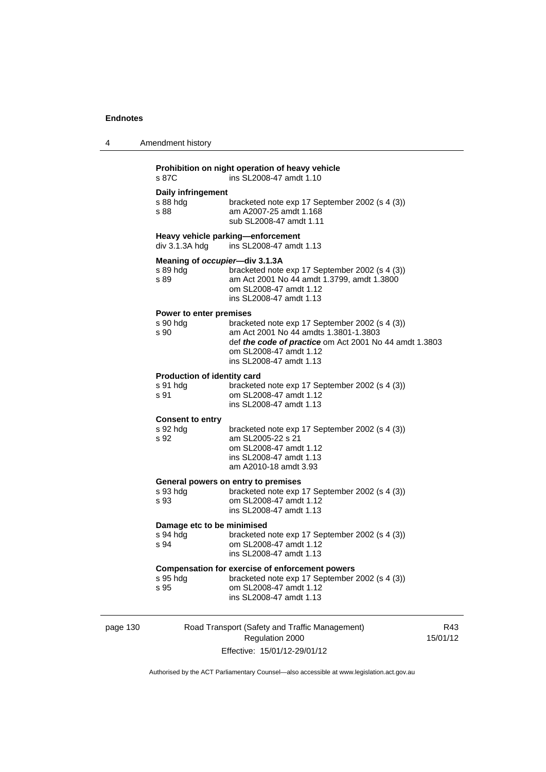**Prohibition on night operation of heavy vehicle**

s 87C ins SL2008-47 amdt 1.10

**Daily infringement**

s 88 hdg bracketed note exp 17 September 2002 (s 4 (3))
s 88 am A2007-25 amdt 1.168
sub SL2008-47 amdt 1.11

**Heavy vehicle parking—enforcement**

div 3.1.3A hdg ins SL2008-47 amdt 1.13

**Meaning of *occupier*—div 3.1.3A**

s 89 hdg bracketed note exp 17 September 2002 (s 4 (3))
s 89 am Act 2001 No 44 amdt 1.3799, amdt 1.3800
om SL2008-47 amdt 1.12
ins SL2008-47 amdt 1.13

**Power to enter premises**

s 90 hdg bracketed note exp 17 September 2002 (s 4 (3))
s 90 am Act 2001 No 44 amdts 1.3801-1.3803
def ***the code of practice*** om Act 2001 No 44 amdt 1.3803
om SL2008-47 amdt 1.12
ins SL2008-47 amdt 1.13

**Production of identity card**

s 91 hdg bracketed note exp 17 September 2002 (s 4 (3))
s 91 om SL2008-47 amdt 1.12
ins SL2008-47 amdt 1.13

**Consent to entry**

s 92 hdg bracketed note exp 17 September 2002 (s 4 (3))
s 92 am SL2005-22 s 21
om SL2008-47 amdt 1.12
ins SL2008-47 amdt 1.13
am A2010-18 amdt 3.93

**General powers on entry to premises**

s 93 hdg bracketed note exp 17 September 2002 (s 4 (3))
s 93 om SL2008-47 amdt 1.12
ins SL2008-47 amdt 1.13

**Damage etc to be minimised**

s 94 hdg bracketed note exp 17 September 2002 (s 4 (3))
s 94 om SL2008-47 amdt 1.12
ins SL2008-47 amdt 1.13

**Compensation for exercise of enforcement powers**

s 95 hdg bracketed note exp 17 September 2002 (s 4 (3))
s 95 om SL2008-47 amdt 1.12
ins SL2008-47 amdt 1.13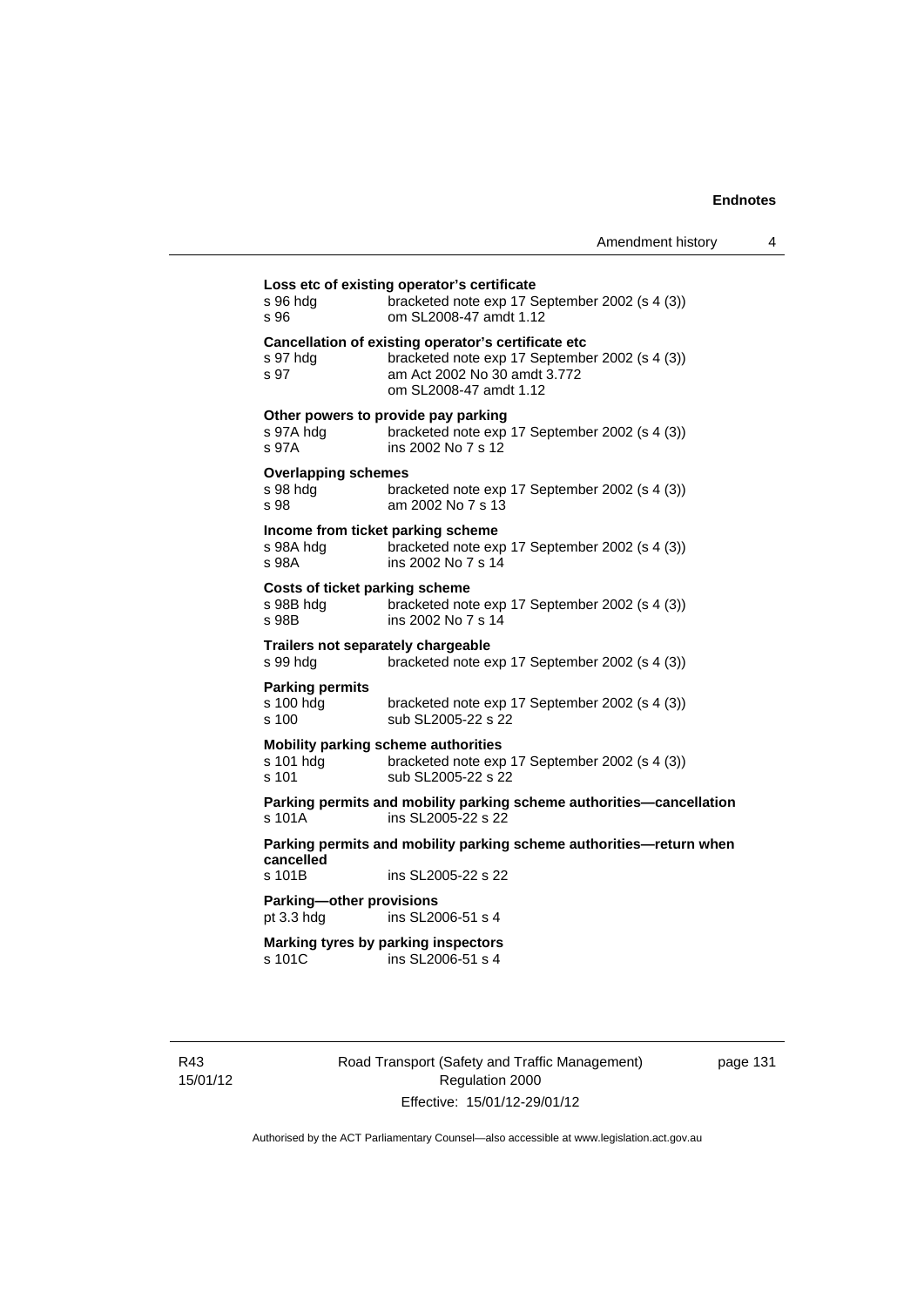**Loss etc of existing operator's certificate**

s 96 hdg bracketed note exp 17 September 2002 (s 4 (3))
s 96 om SL2008-47 amdt 1.12

**Cancellation of existing operator's certificate etc**

s 97 hdg bracketed note exp 17 September 2002 (s 4 (3))
s 97 am Act 2002 No 30 amdt 3.772
om SL2008-47 amdt 1.12

**Other powers to provide pay parking**

s 97A hdg bracketed note exp 17 September 2002 (s 4 (3))
s 97A ins 2002 No 7 s 12

**Overlapping schemes**

s 98 hdg bracketed note exp 17 September 2002 (s 4 (3))
s 98 am 2002 No 7 s 13

**Income from ticket parking scheme**

s 98A hdg bracketed note exp 17 September 2002 (s 4 (3))
s 98A ins 2002 No 7 s 14

**Costs of ticket parking scheme**

s 98B hdg bracketed note exp 17 September 2002 (s 4 (3))
s 98B ins 2002 No 7 s 14

**Trailers not separately chargeable**

s 99 hdg bracketed note exp 17 September 2002 (s 4 (3))

**Parking permits**

s 100 hdg bracketed note exp 17 September 2002 (s 4 (3))
s 100 sub SL2005-22 s 22

**Mobility parking scheme authorities**

s 101 hdg bracketed note exp 17 September 2002 (s 4 (3))
s 101 sub SL2005-22 s 22

**Parking permits and mobility parking scheme authorities—cancellation**

s 101A ins SL2005-22 s 22

**Parking permits and mobility parking scheme authorities—return when cancelled**

s 101B ins SL2005-22 s 22

**Parking—other provisions**

pt 3.3 hdg ins SL2006-51 s 4

**Marking tyres by parking inspectors**

s 101C ins SL2006-51 s 4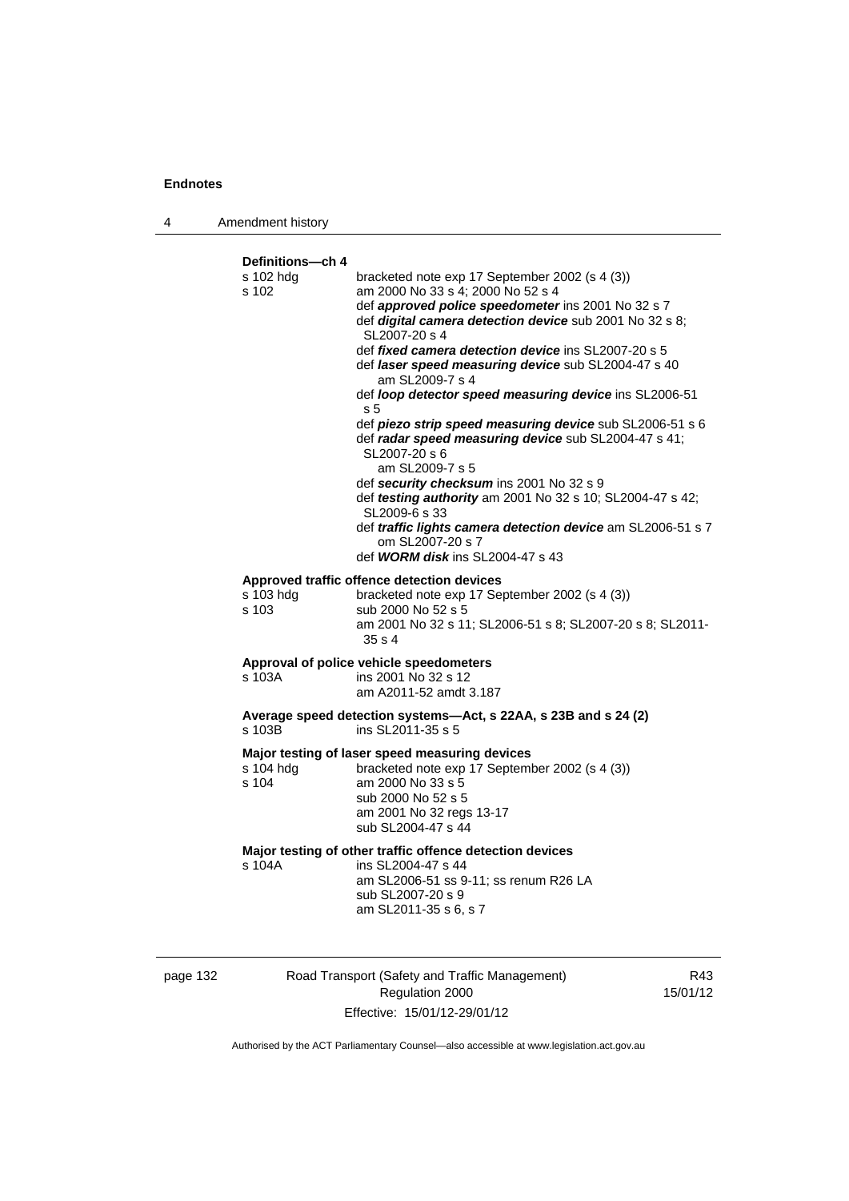**Definitions—ch 4**

s 102 hdg — bracketed note exp 17 September 2002 (s 4 (3))

s 102 — am 2000 No 33 s 4; 2000 No 52 s 4

def ***approved police speedometer*** ins 2001 No 32 s 7

def ***digital camera detection device*** sub 2001 No 32 s 8; SL2007-20 s 4

def ***fixed camera detection device*** ins SL2007-20 s 5

def ***laser speed measuring device*** sub SL2004-47 s 40
  am SL2009-7 s 4

def ***loop detector speed measuring device*** ins SL2006-51 s 5

def ***piezo strip speed measuring device*** sub SL2006-51 s 6

def ***radar speed measuring device*** sub SL2004-47 s 41; SL2007-20 s 6
  am SL2009-7 s 5

def ***security checksum*** ins 2001 No 32 s 9

def ***testing authority*** am 2001 No 32 s 10; SL2004-47 s 42; SL2009-6 s 33

def ***traffic lights camera detection device*** am SL2006-51 s 7
  om SL2007-20 s 7

def ***WORM disk*** ins SL2004-47 s 43

**Approved traffic offence detection devices**

s 103 hdg — bracketed note exp 17 September 2002 (s 4 (3))

s 103 — sub 2000 No 52 s 5
am 2001 No 32 s 11; SL2006-51 s 8; SL2007-20 s 8; SL2011-35 s 4

**Approval of police vehicle speedometers**

s 103A — ins 2001 No 32 s 12
am A2011-52 amdt 3.187

**Average speed detection systems—Act, s 22AA, s 23B and s 24 (2)**

s 103B — ins SL2011-35 s 5

**Major testing of laser speed measuring devices**

s 104 hdg — bracketed note exp 17 September 2002 (s 4 (3))

s 104 — am 2000 No 33 s 5
sub 2000 No 52 s 5
am 2001 No 32 regs 13-17
sub SL2004-47 s 44

**Major testing of other traffic offence detection devices**

s 104A — ins SL2004-47 s 44
am SL2006-51 ss 9-11; ss renum R26 LA
sub SL2007-20 s 9
am SL2011-35 s 6, s 7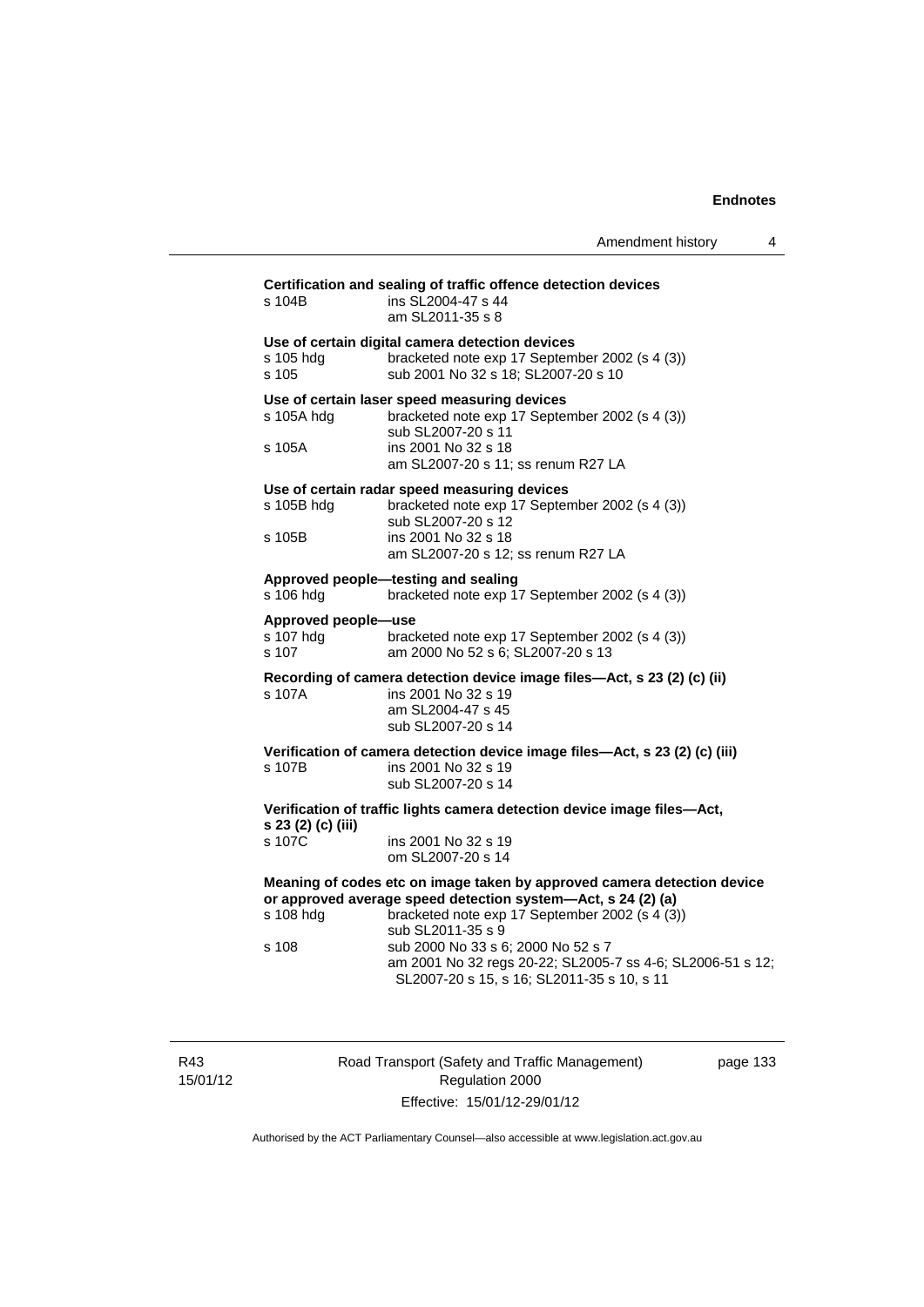**Certification and sealing of traffic offence detection devices**

s 104B ins SL2004-47 s 44
am SL2011-35 s 8

**Use of certain digital camera detection devices**

s 105 hdg bracketed note exp 17 September 2002 (s 4 (3))
s 105 sub 2001 No 32 s 18; SL2007-20 s 10

**Use of certain laser speed measuring devices**

s 105A hdg bracketed note exp 17 September 2002 (s 4 (3))
sub SL2007-20 s 11
s 105A ins 2001 No 32 s 18
am SL2007-20 s 11; ss renum R27 LA

**Use of certain radar speed measuring devices**

s 105B hdg bracketed note exp 17 September 2002 (s 4 (3))
sub SL2007-20 s 12
s 105B ins 2001 No 32 s 18
am SL2007-20 s 12; ss renum R27 LA

**Approved people—testing and sealing**

s 106 hdg bracketed note exp 17 September 2002 (s 4 (3))

**Approved people—use**

s 107 hdg bracketed note exp 17 September 2002 (s 4 (3))
s 107 am 2000 No 52 s 6; SL2007-20 s 13

**Recording of camera detection device image files—Act, s 23 (2) (c) (ii)**

s 107A ins 2001 No 32 s 19
am SL2004-47 s 45
sub SL2007-20 s 14

**Verification of camera detection device image files—Act, s 23 (2) (c) (iii)**

s 107B ins 2001 No 32 s 19
sub SL2007-20 s 14

**Verification of traffic lights camera detection device image files—Act, s 23 (2) (c) (iii)**

s 107C ins 2001 No 32 s 19
om SL2007-20 s 14

**Meaning of codes etc on image taken by approved camera detection device or approved average speed detection system—Act, s 24 (2) (a)**

s 108 hdg bracketed note exp 17 September 2002 (s 4 (3))
sub SL2011-35 s 9
s 108 sub 2000 No 33 s 6; 2000 No 52 s 7
am 2001 No 32 regs 20-22; SL2005-7 ss 4-6; SL2006-51 s 12; SL2007-20 s 15, s 16; SL2011-35 s 10, s 11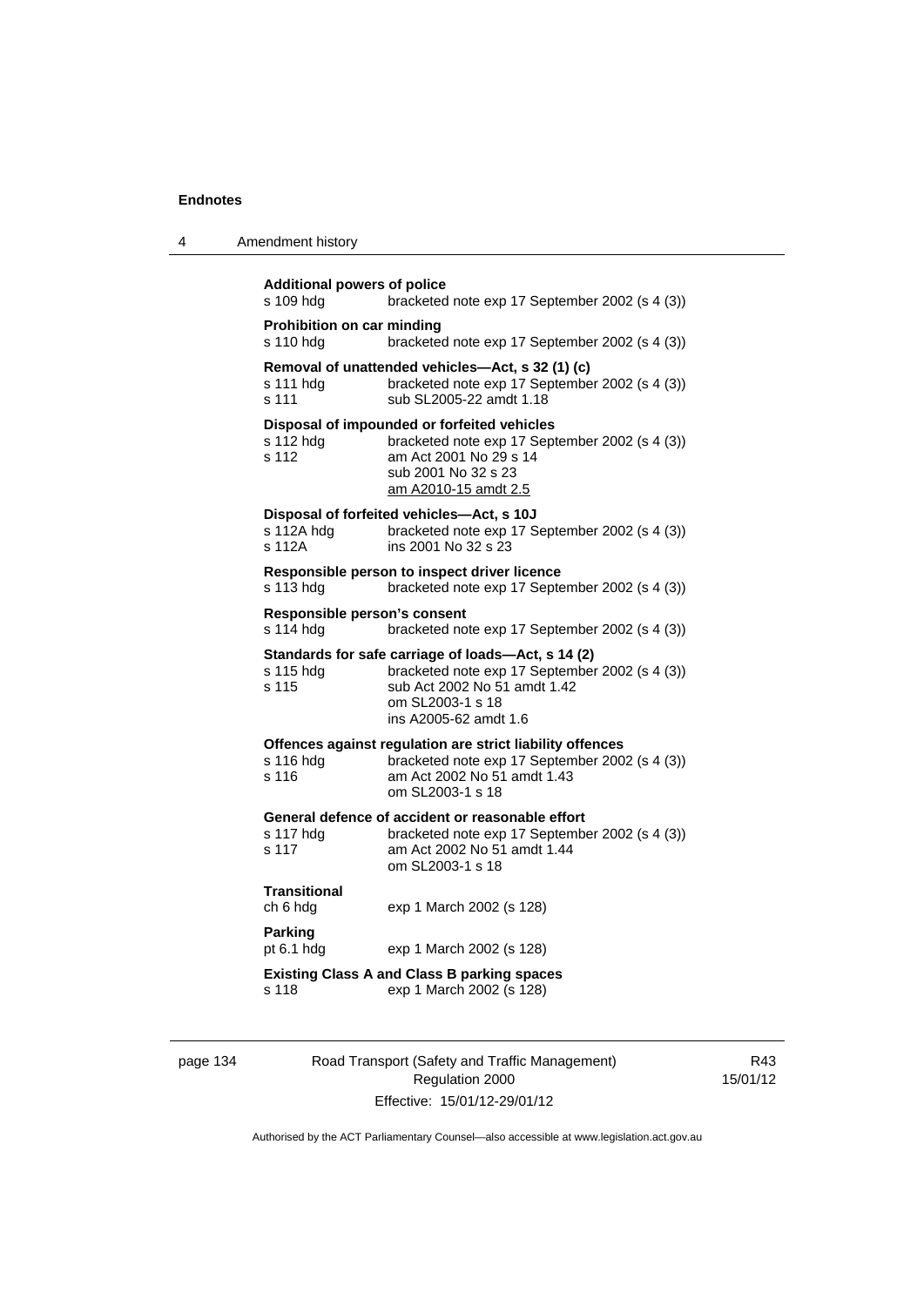**Additional powers of police**
s 109 hdg bracketed note exp 17 September 2002 (s 4 (3))

**Prohibition on car minding**
s 110 hdg bracketed note exp 17 September 2002 (s 4 (3))

**Removal of unattended vehicles—Act, s 32 (1) (c)**
s 111 hdg bracketed note exp 17 September 2002 (s 4 (3))
s 111 sub SL2005-22 amdt 1.18

**Disposal of impounded or forfeited vehicles**
s 112 hdg bracketed note exp 17 September 2002 (s 4 (3))
s 112 am Act 2001 No 29 s 14
sub 2001 No 32 s 23
am A2010-15 amdt 2.5

**Disposal of forfeited vehicles—Act, s 10J**
s 112A hdg bracketed note exp 17 September 2002 (s 4 (3))
s 112A ins 2001 No 32 s 23

**Responsible person to inspect driver licence**
s 113 hdg bracketed note exp 17 September 2002 (s 4 (3))

**Responsible person's consent**
s 114 hdg bracketed note exp 17 September 2002 (s 4 (3))

**Standards for safe carriage of loads—Act, s 14 (2)**
s 115 hdg bracketed note exp 17 September 2002 (s 4 (3))
s 115 sub Act 2002 No 51 amdt 1.42
om SL2003-1 s 18
ins A2005-62 amdt 1.6

**Offences against regulation are strict liability offences**
s 116 hdg bracketed note exp 17 September 2002 (s 4 (3))
s 116 am Act 2002 No 51 amdt 1.43
om SL2003-1 s 18

**General defence of accident or reasonable effort**
s 117 hdg bracketed note exp 17 September 2002 (s 4 (3))
s 117 am Act 2002 No 51 amdt 1.44
om SL2003-1 s 18

**Transitional**
ch 6 hdg exp 1 March 2002 (s 128)

**Parking**
pt 6.1 hdg exp 1 March 2002 (s 128)

**Existing Class A and Class B parking spaces**
s 118 exp 1 March 2002 (s 128)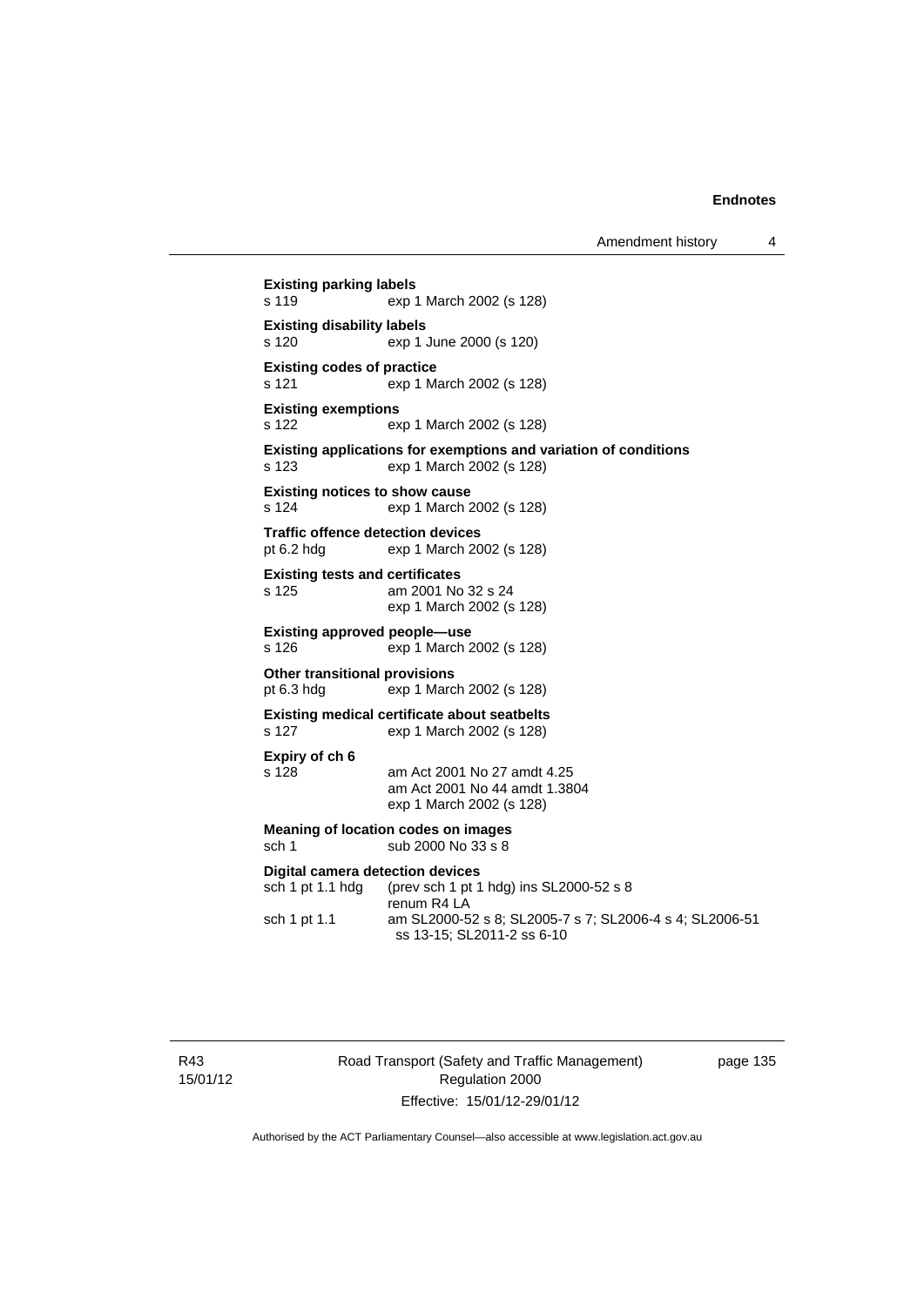**Existing parking labels**
s 119 exp 1 March 2002 (s 128)

**Existing disability labels**
s 120 exp 1 June 2000 (s 120)

**Existing codes of practice**
s 121 exp 1 March 2002 (s 128)

**Existing exemptions**
s 122 exp 1 March 2002 (s 128)

**Existing applications for exemptions and variation of conditions**
s 123 exp 1 March 2002 (s 128)

**Existing notices to show cause**
s 124 exp 1 March 2002 (s 128)

**Traffic offence detection devices**
pt 6.2 hdg exp 1 March 2002 (s 128)

**Existing tests and certificates**
s 125 am 2001 No 32 s 24
exp 1 March 2002 (s 128)

**Existing approved people—use**
s 126 exp 1 March 2002 (s 128)

**Other transitional provisions**
pt 6.3 hdg exp 1 March 2002 (s 128)

**Existing medical certificate about seatbelts**
s 127 exp 1 March 2002 (s 128)

**Expiry of ch 6**
s 128 am Act 2001 No 27 amdt 4.25
am Act 2001 No 44 amdt 1.3804
exp 1 March 2002 (s 128)

**Meaning of location codes on images**
sch 1 sub 2000 No 33 s 8

**Digital camera detection devices**
sch 1 pt 1.1 hdg (prev sch 1 pt 1 hdg) ins SL2000-52 s 8
renum R4 LA
sch 1 pt 1.1 am SL2000-52 s 8; SL2005-7 s 7; SL2006-4 s 4; SL2006-51 ss 13-15; SL2011-2 ss 6-10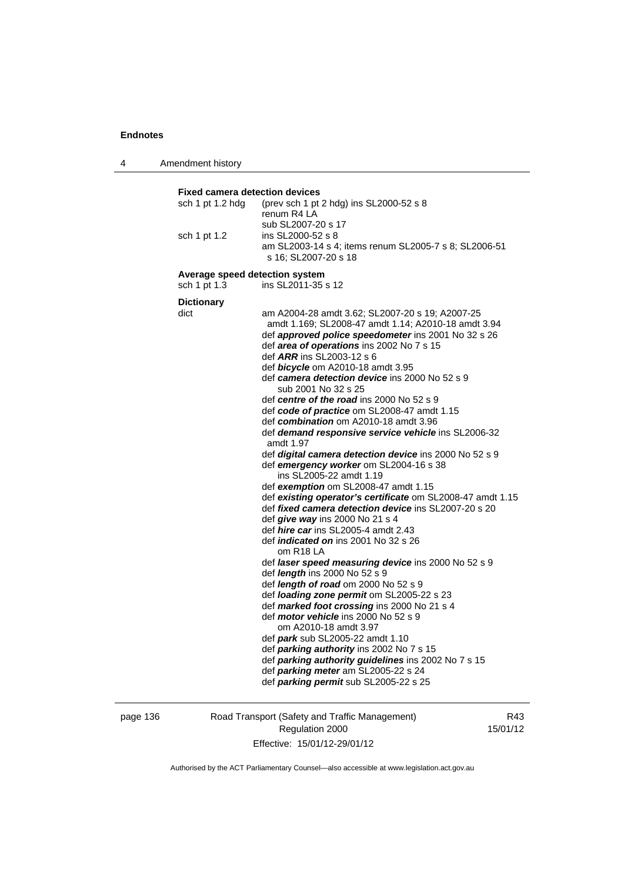**Fixed camera detection devices**

sch 1 pt 1.2 hdg (prev sch 1 pt 2 hdg) ins SL2000-52 s 8
renum R4 LA
sub SL2007-20 s 17

sch 1 pt 1.2 ins SL2000-52 s 8
am SL2003-14 s 4; items renum SL2005-7 s 8; SL2006-51 s 16; SL2007-20 s 18

**Average speed detection system**

sch 1 pt 1.3 ins SL2011-35 s 12

**Dictionary**

dict am A2004-28 amdt 3.62; SL2007-20 s 19; A2007-25 amdt 1.169; SL2008-47 amdt 1.14; A2010-18 amdt 3.94

def ***approved police speedometer*** ins 2001 No 32 s 26
def ***area of operations*** ins 2002 No 7 s 15
def ***ARR*** ins SL2003-12 s 6
def ***bicycle*** om A2010-18 amdt 3.95
def ***camera detection device*** ins 2000 No 52 s 9
sub 2001 No 32 s 25
def ***centre of the road*** ins 2000 No 52 s 9
def ***code of practice*** om SL2008-47 amdt 1.15
def ***combination*** om A2010-18 amdt 3.96
def ***demand responsive service vehicle*** ins SL2006-32 amdt 1.97
def ***digital camera detection device*** ins 2000 No 52 s 9
def ***emergency worker*** om SL2004-16 s 38
ins SL2005-22 amdt 1.19
def ***exemption*** om SL2008-47 amdt 1.15
def ***existing operator's certificate*** om SL2008-47 amdt 1.15
def ***fixed camera detection device*** ins SL2007-20 s 20
def ***give way*** ins 2000 No 21 s 4
def ***hire car*** ins SL2005-4 amdt 2.43
def ***indicated on*** ins 2001 No 32 s 26
om R18 LA
def ***laser speed measuring device*** ins 2000 No 52 s 9
def ***length*** ins 2000 No 52 s 9
def ***length of road*** om 2000 No 52 s 9
def ***loading zone permit*** om SL2005-22 s 23
def ***marked foot crossing*** ins 2000 No 21 s 4
def ***motor vehicle*** ins 2000 No 52 s 9
om A2010-18 amdt 3.97
def ***park*** sub SL2005-22 amdt 1.10
def ***parking authority*** ins 2002 No 7 s 15
def ***parking authority guidelines*** ins 2002 No 7 s 15
def ***parking meter*** am SL2005-22 s 24
def ***parking permit*** sub SL2005-22 s 25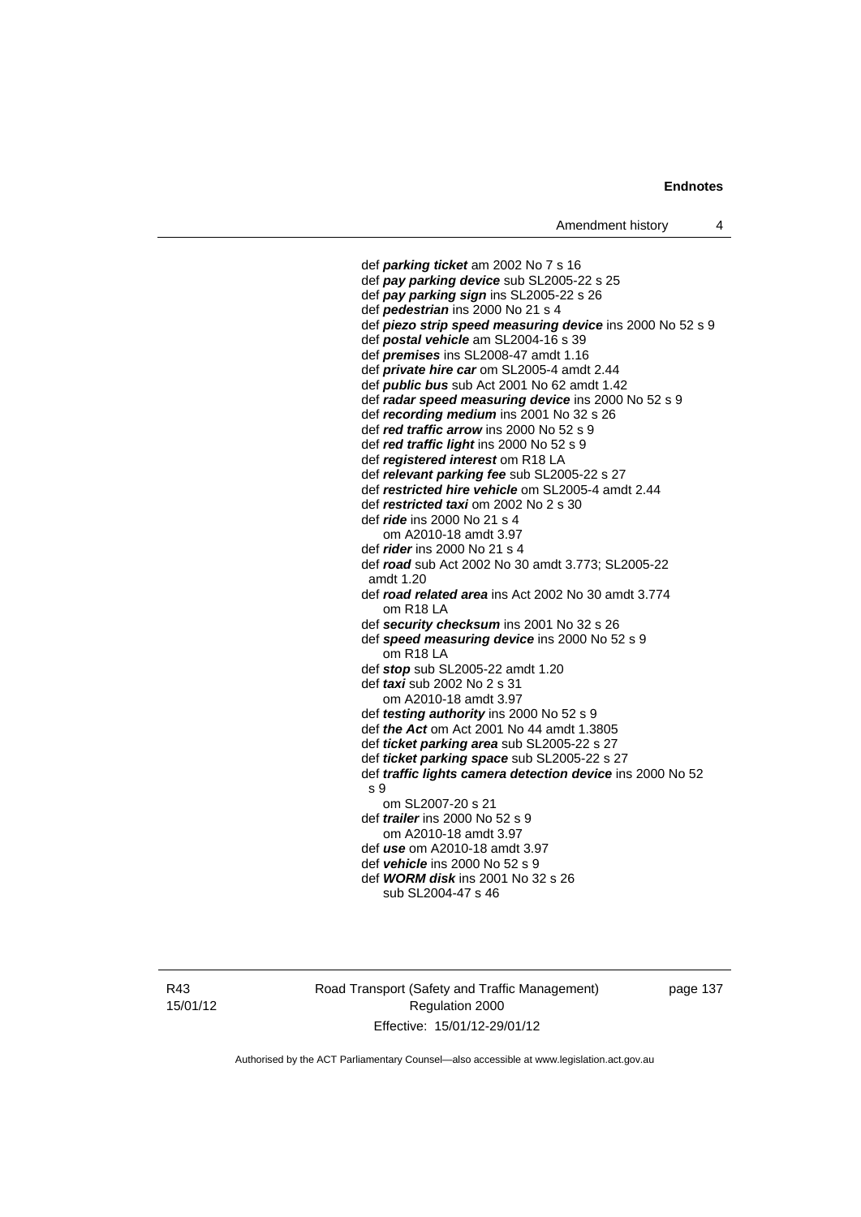def ***parking ticket*** am 2002 No 7 s 16
def ***pay parking device*** sub SL2005-22 s 25
def ***pay parking sign*** ins SL2005-22 s 26
def ***pedestrian*** ins 2000 No 21 s 4
def ***piezo strip speed measuring device*** ins 2000 No 52 s 9
def ***postal vehicle*** am SL2004-16 s 39
def ***premises*** ins SL2008-47 amdt 1.16
def ***private hire car*** om SL2005-4 amdt 2.44
def ***public bus*** sub Act 2001 No 62 amdt 1.42
def ***radar speed measuring device*** ins 2000 No 52 s 9
def ***recording medium*** ins 2001 No 32 s 26
def ***red traffic arrow*** ins 2000 No 52 s 9
def ***red traffic light*** ins 2000 No 52 s 9
def ***registered interest*** om R18 LA
def ***relevant parking fee*** sub SL2005-22 s 27
def ***restricted hire vehicle*** om SL2005-4 amdt 2.44
def ***restricted taxi*** om 2002 No 2 s 30
def ***ride*** ins 2000 No 21 s 4
om A2010-18 amdt 3.97
def ***rider*** ins 2000 No 21 s 4
def ***road*** sub Act 2002 No 30 amdt 3.773; SL2005-22 amdt 1.20
def ***road related area*** ins Act 2002 No 30 amdt 3.774
om R18 LA
def ***security checksum*** ins 2001 No 32 s 26
def ***speed measuring device*** ins 2000 No 52 s 9
om R18 LA
def ***stop*** sub SL2005-22 amdt 1.20
def ***taxi*** sub 2002 No 2 s 31
om A2010-18 amdt 3.97
def ***testing authority*** ins 2000 No 52 s 9
def ***the Act*** om Act 2001 No 44 amdt 1.3805
def ***ticket parking area*** sub SL2005-22 s 27
def ***ticket parking space*** sub SL2005-22 s 27
def ***traffic lights camera detection device*** ins 2000 No 52 s 9
om SL2007-20 s 21
def ***trailer*** ins 2000 No 52 s 9
om A2010-18 amdt 3.97
def ***use*** om A2010-18 amdt 3.97
def ***vehicle*** ins 2000 No 52 s 9
def ***WORM disk*** ins 2001 No 32 s 26
sub SL2004-47 s 46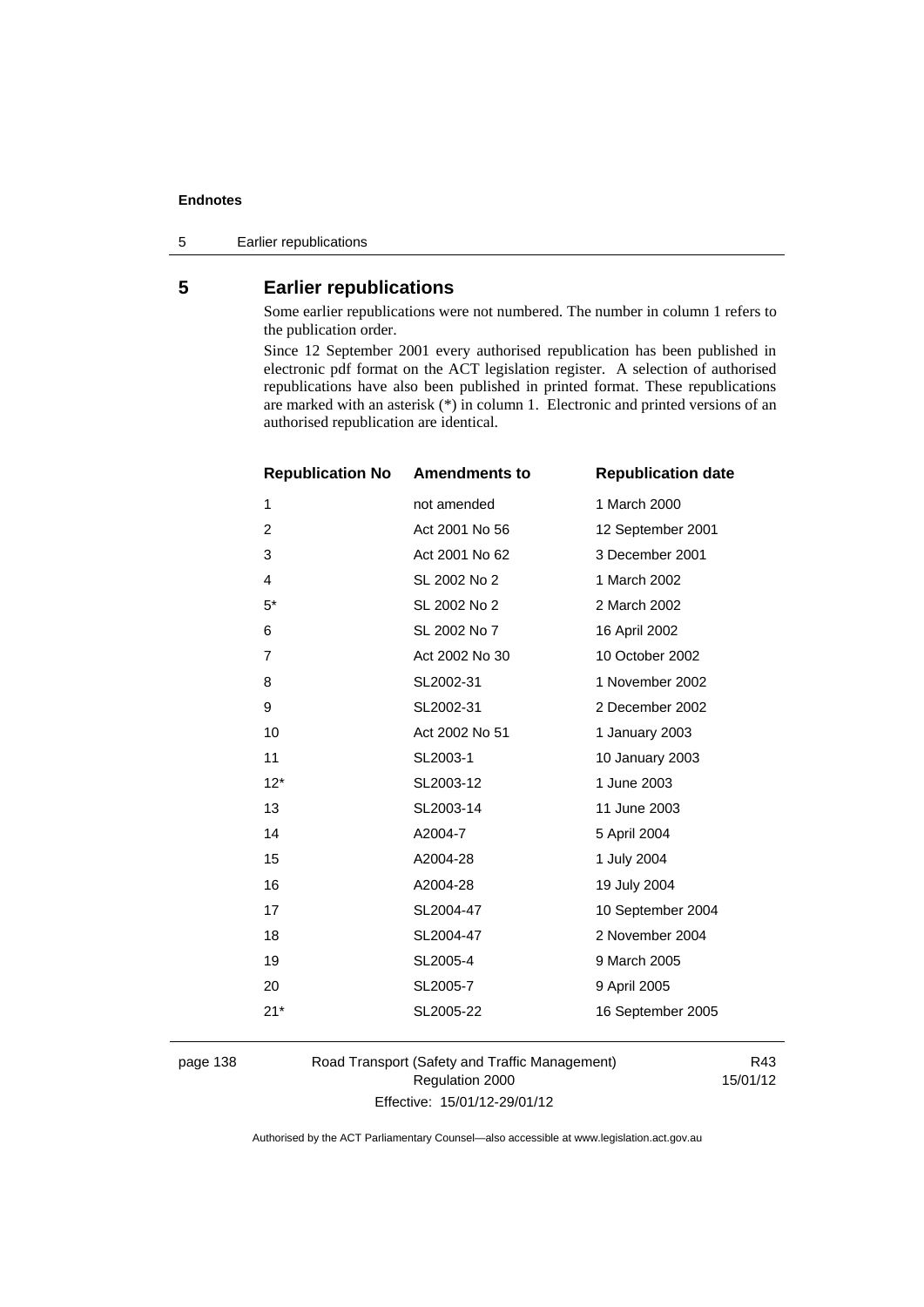## 5 Earlier republications

Some earlier republications were not numbered. The number in column 1 refers to the publication order.

Since 12 September 2001 every authorised republication has been published in electronic pdf format on the ACT legislation register. A selection of authorised republications have also been published in printed format. These republications are marked with an asterisk (*) in column 1. Electronic and printed versions of an authorised republication are identical.

| Republication No | Amendments to | Republication date |
|---|---|---|
| 1 | not amended | 1 March 2000 |
| 2 | Act 2001 No 56 | 12 September 2001 |
| 3 | Act 2001 No 62 | 3 December 2001 |
| 4 | SL 2002 No 2 | 1 March 2002 |
| 5* | SL 2002 No 2 | 2 March 2002 |
| 6 | SL 2002 No 7 | 16 April 2002 |
| 7 | Act 2002 No 30 | 10 October 2002 |
| 8 | SL2002-31 | 1 November 2002 |
| 9 | SL2002-31 | 2 December 2002 |
| 10 | Act 2002 No 51 | 1 January 2003 |
| 11 | SL2003-1 | 10 January 2003 |
| 12* | SL2003-12 | 1 June 2003 |
| 13 | SL2003-14 | 11 June 2003 |
| 14 | A2004-7 | 5 April 2004 |
| 15 | A2004-28 | 1 July 2004 |
| 16 | A2004-28 | 19 July 2004 |
| 17 | SL2004-47 | 10 September 2004 |
| 18 | SL2004-47 | 2 November 2004 |
| 19 | SL2005-4 | 9 March 2005 |
| 20 | SL2005-7 | 9 April 2005 |
| 21* | SL2005-22 | 16 September 2005 |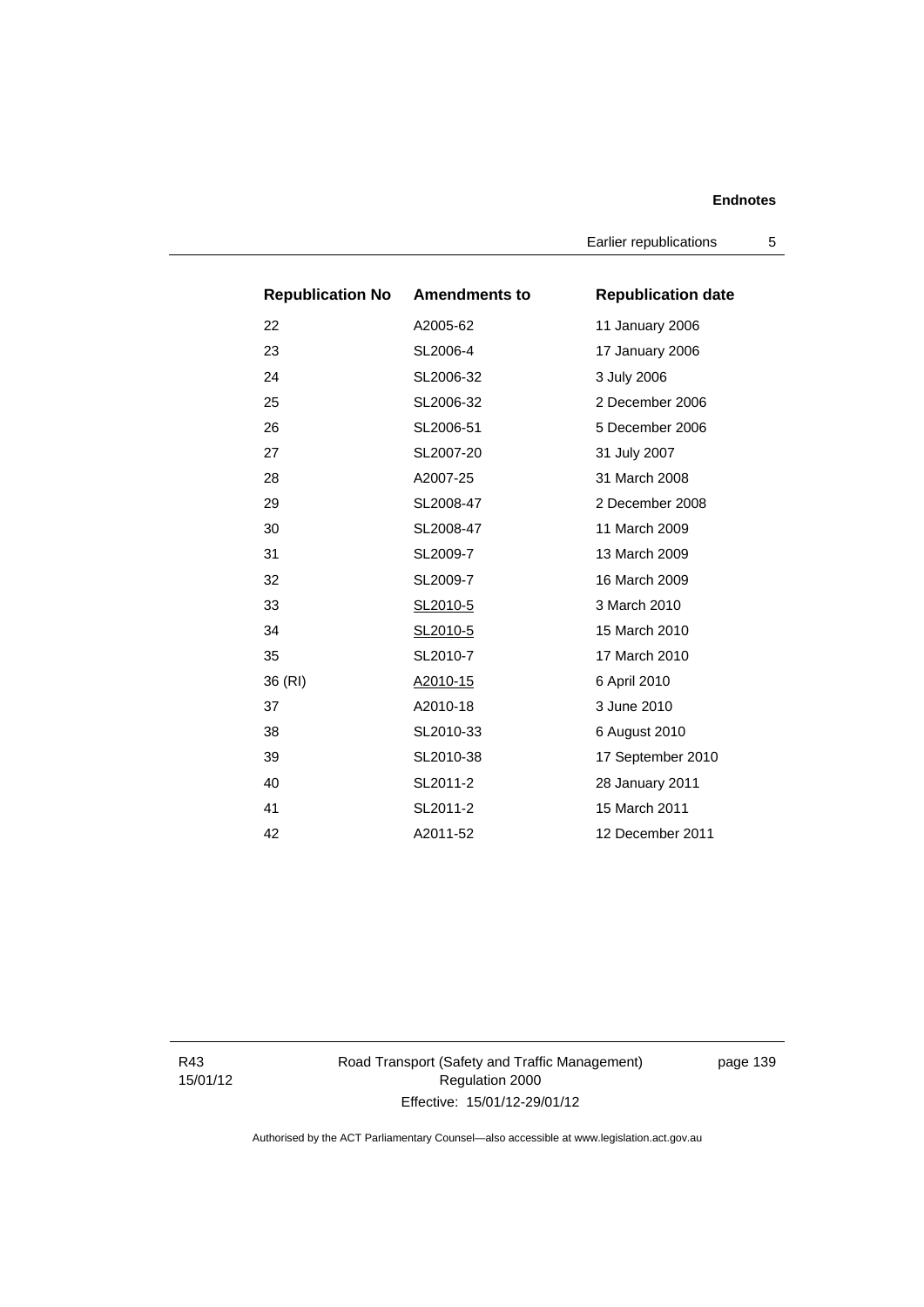| Republication No | Amendments to | Republication date |
|---|---|---|
| 22 | A2005-62 | 11 January 2006 |
| 23 | SL2006-4 | 17 January 2006 |
| 24 | SL2006-32 | 3 July 2006 |
| 25 | SL2006-32 | 2 December 2006 |
| 26 | SL2006-51 | 5 December 2006 |
| 27 | SL2007-20 | 31 July 2007 |
| 28 | A2007-25 | 31 March 2008 |
| 29 | SL2008-47 | 2 December 2008 |
| 30 | SL2008-47 | 11 March 2009 |
| 31 | SL2009-7 | 13 March 2009 |
| 32 | SL2009-7 | 16 March 2009 |
| 33 | SL2010-5 | 3 March 2010 |
| 34 | SL2010-5 | 15 March 2010 |
| 35 | SL2010-7 | 17 March 2010 |
| 36 (RI) | A2010-15 | 6 April 2010 |
| 37 | A2010-18 | 3 June 2010 |
| 38 | SL2010-33 | 6 August 2010 |
| 39 | SL2010-38 | 17 September 2010 |
| 40 | SL2011-2 | 28 January 2011 |
| 41 | SL2011-2 | 15 March 2011 |
| 42 | A2011-52 | 12 December 2011 |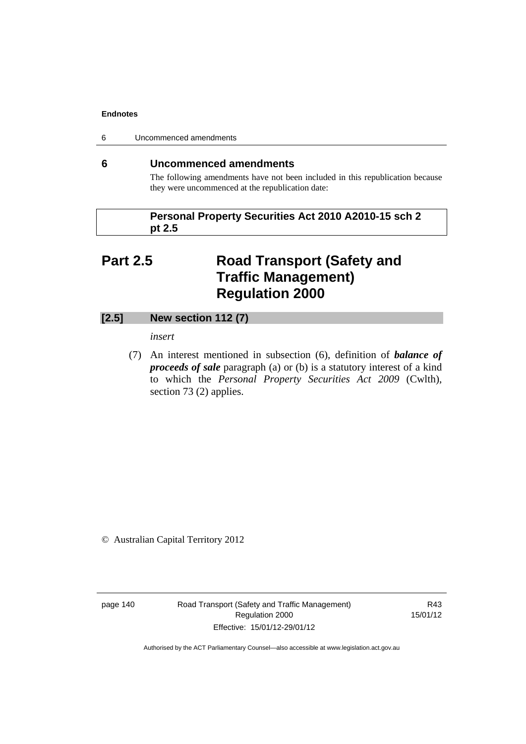## 6 Uncommenced amendments

The following amendments have not been included in this republication because they were uncommenced at the republication date:

**Personal Property Securities Act 2010 A2010-15 sch 2 pt 2.5**

# Part 2.5 Road Transport (Safety and Traffic Management) Regulation 2000

### [2.5] New section 112 (7)

*insert*

(7) An interest mentioned in subsection (6), definition of ***balance of proceeds of sale*** paragraph (a) or (b) is a statutory interest of a kind to which the *Personal Property Securities Act 2009* (Cwlth), section 73 (2) applies.

© Australian Capital Territory 2012